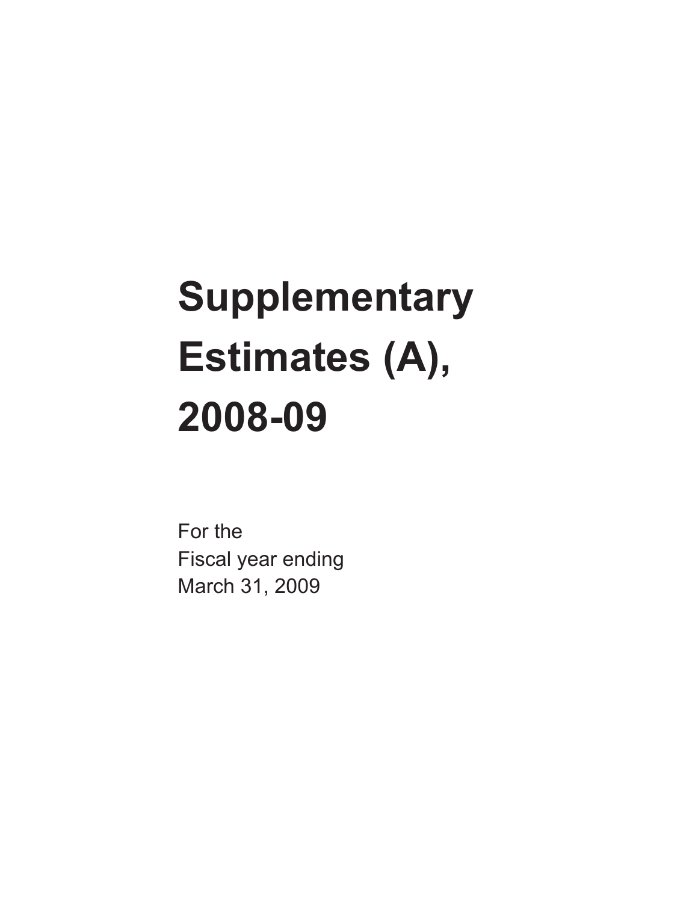# Supplementary Estimates (A), 2008-09

For the
Fiscal year ending
March 31, 2009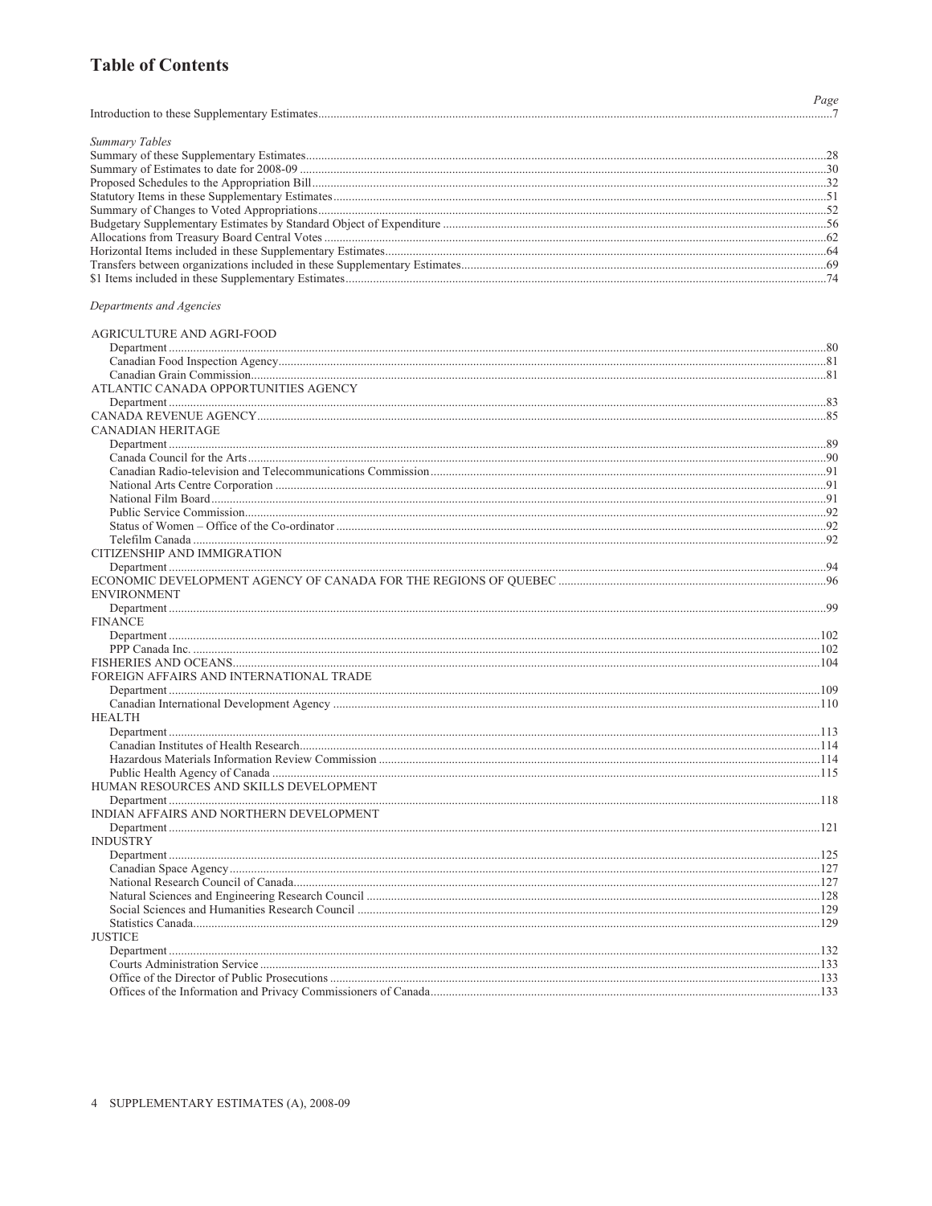# Table of Contents

| | Page |
|---|---|
| Introduction to these Supplementary Estimates | 7 |
| *Summary Tables* | |
| Summary of these Supplementary Estimates | 28 |
| Summary of Estimates to date for 2008-09 | 30 |
| Proposed Schedules to the Appropriation Bill | 32 |
| Statutory Items in these Supplementary Estimates | 51 |
| Summary of Changes to Voted Appropriations | 52 |
| Budgetary Supplementary Estimates by Standard Object of Expenditure | 56 |
| Allocations from Treasury Board Central Votes | 62 |
| Horizontal Items included in these Supplementary Estimates | 64 |
| Transfers between organizations included in these Supplementary Estimates | 69 |
| $1 Items included in these Supplementary Estimates | 74 |
| *Departments and Agencies* | |
| AGRICULTURE AND AGRI-FOOD | |
| Department | 80 |
| Canadian Food Inspection Agency | 81 |
| Canadian Grain Commission | 81 |
| ATLANTIC CANADA OPPORTUNITIES AGENCY | |
| Department | 83 |
| CANADA REVENUE AGENCY | 85 |
| CANADIAN HERITAGE | |
| Department | 89 |
| Canada Council for the Arts | 90 |
| Canadian Radio-television and Telecommunications Commission | 91 |
| National Arts Centre Corporation | 91 |
| National Film Board | 91 |
| Public Service Commission | 92 |
| Status of Women – Office of the Co-ordinator | 92 |
| Telefilm Canada | 92 |
| CITIZENSHIP AND IMMIGRATION | |
| Department | 94 |
| ECONOMIC DEVELOPMENT AGENCY OF CANADA FOR THE REGIONS OF QUEBEC | 96 |
| ENVIRONMENT | |
| Department | 99 |
| FINANCE | |
| Department | 102 |
| PPP Canada Inc. | 102 |
| FISHERIES AND OCEANS | 104 |
| FOREIGN AFFAIRS AND INTERNATIONAL TRADE | |
| Department | 109 |
| Canadian International Development Agency | 110 |
| HEALTH | |
| Department | 113 |
| Canadian Institutes of Health Research | 114 |
| Hazardous Materials Information Review Commission | 114 |
| Public Health Agency of Canada | 115 |
| HUMAN RESOURCES AND SKILLS DEVELOPMENT | |
| Department | 118 |
| INDIAN AFFAIRS AND NORTHERN DEVELOPMENT | |
| Department | 121 |
| INDUSTRY | |
| Department | 125 |
| Canadian Space Agency | 127 |
| National Research Council of Canada | 127 |
| Natural Sciences and Engineering Research Council | 128 |
| Social Sciences and Humanities Research Council | 129 |
| Statistics Canada | 129 |
| JUSTICE | |
| Department | 132 |
| Courts Administration Service | 133 |
| Office of the Director of Public Prosecutions | 133 |
| Offices of the Information and Privacy Commissioners of Canada | 133 |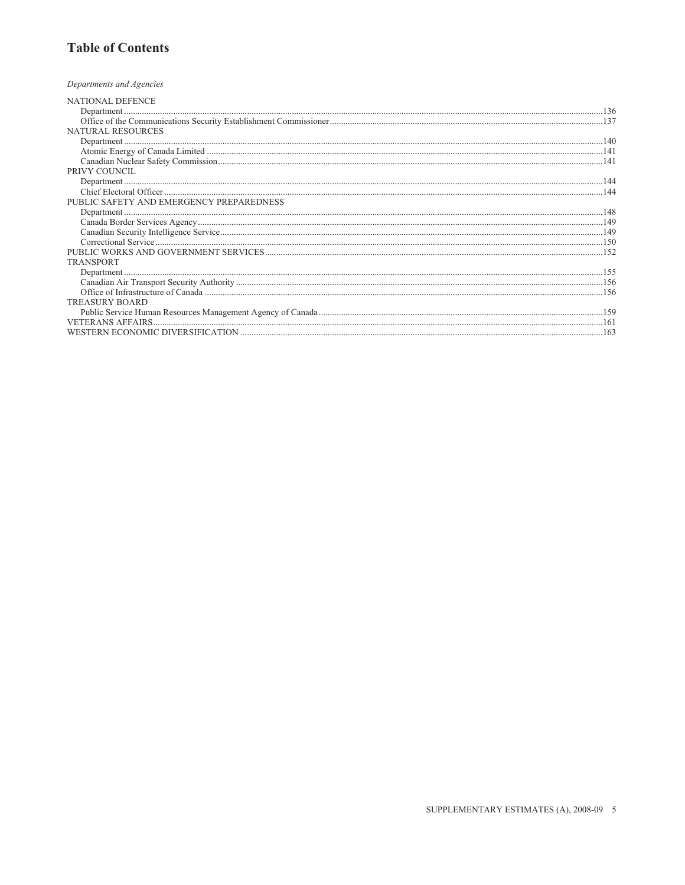# Table of Contents

*Departments and Agencies*

NATIONAL DEFENCE
- Department ....................................................................................................................................136
- Office of the Communications Security Establishment Commissioner ..........................................137

NATURAL RESOURCES
- Department ....................................................................................................................................140
- Atomic Energy of Canada Limited ................................................................................................141
- Canadian Nuclear Safety Commission ..........................................................................................141

PRIVY COUNCIL
- Department ....................................................................................................................................144
- Chief Electoral Officer ..................................................................................................................144

PUBLIC SAFETY AND EMERGENCY PREPAREDNESS
- Department ....................................................................................................................................148
- Canada Border Services Agency ...................................................................................................149
- Canadian Security Intelligence Service ..........................................................................................149
- Correctional Service ......................................................................................................................150

PUBLIC WORKS AND GOVERNMENT SERVICES ...............................................................................152

TRANSPORT
- Department ....................................................................................................................................155
- Canadian Air Transport Security Authority ...................................................................................156
- Office of Infrastructure of Canada .................................................................................................156

TREASURY BOARD
- Public Service Human Resources Management Agency of Canada ..............................................159

VETERANS AFFAIRS ..............................................................................................................................161

WESTERN ECONOMIC DIVERSIFICATION .........................................................................................163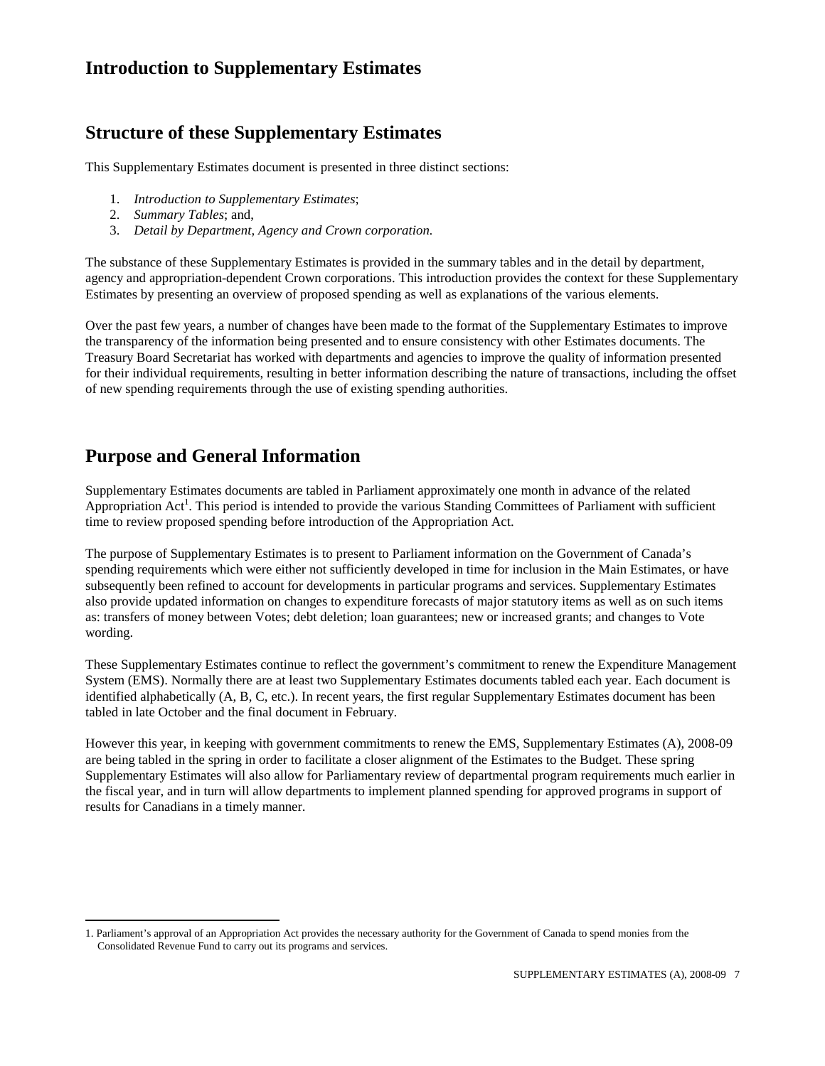# Introduction to Supplementary Estimates

## Structure of these Supplementary Estimates

This Supplementary Estimates document is presented in three distinct sections:

1. *Introduction to Supplementary Estimates*;
2. *Summary Tables*; and,
3. *Detail by Department, Agency and Crown corporation.*

The substance of these Supplementary Estimates is provided in the summary tables and in the detail by department, agency and appropriation-dependent Crown corporations. This introduction provides the context for these Supplementary Estimates by presenting an overview of proposed spending as well as explanations of the various elements.

Over the past few years, a number of changes have been made to the format of the Supplementary Estimates to improve the transparency of the information being presented and to ensure consistency with other Estimates documents. The Treasury Board Secretariat has worked with departments and agencies to improve the quality of information presented for their individual requirements, resulting in better information describing the nature of transactions, including the offset of new spending requirements through the use of existing spending authorities.

## Purpose and General Information

Supplementary Estimates documents are tabled in Parliament approximately one month in advance of the related Appropriation Act[1]. This period is intended to provide the various Standing Committees of Parliament with sufficient time to review proposed spending before introduction of the Appropriation Act.

The purpose of Supplementary Estimates is to present to Parliament information on the Government of Canada's spending requirements which were either not sufficiently developed in time for inclusion in the Main Estimates, or have subsequently been refined to account for developments in particular programs and services. Supplementary Estimates also provide updated information on changes to expenditure forecasts of major statutory items as well as on such items as: transfers of money between Votes; debt deletion; loan guarantees; new or increased grants; and changes to Vote wording.

These Supplementary Estimates continue to reflect the government's commitment to renew the Expenditure Management System (EMS). Normally there are at least two Supplementary Estimates documents tabled each year. Each document is identified alphabetically (A, B, C, etc.). In recent years, the first regular Supplementary Estimates document has been tabled in late October and the final document in February.

However this year, in keeping with government commitments to renew the EMS, Supplementary Estimates (A), 2008-09 are being tabled in the spring in order to facilitate a closer alignment of the Estimates to the Budget. These spring Supplementary Estimates will also allow for Parliamentary review of departmental program requirements much earlier in the fiscal year, and in turn will allow departments to implement planned spending for approved programs in support of results for Canadians in a timely manner.

---

1. Parliament's approval of an Appropriation Act provides the necessary authority for the Government of Canada to spend monies from the Consolidated Revenue Fund to carry out its programs and services.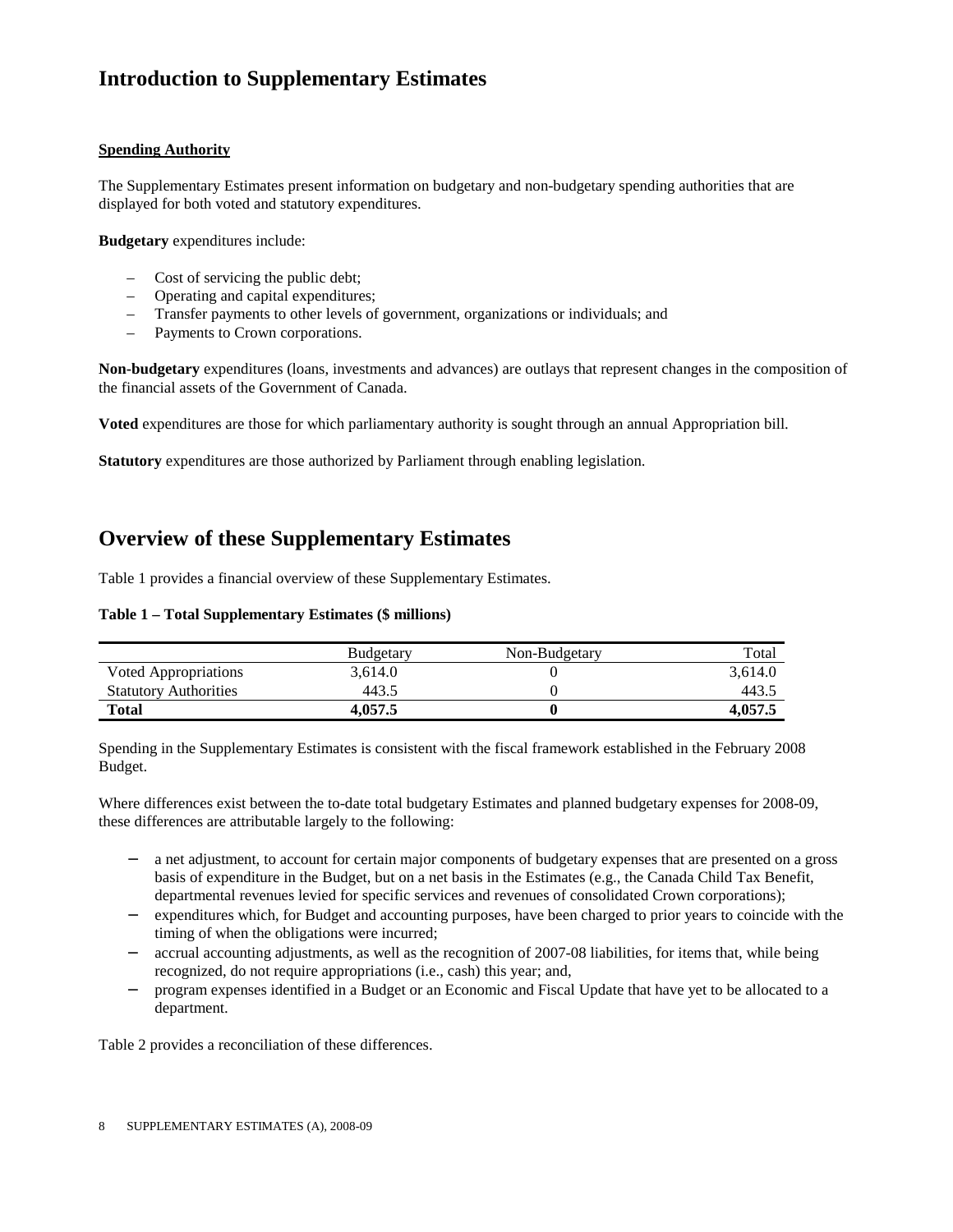# Introduction to Supplementary Estimates

**Spending Authority**

The Supplementary Estimates present information on budgetary and non-budgetary spending authorities that are displayed for both voted and statutory expenditures.

**Budgetary** expenditures include:

- Cost of servicing the public debt;
- Operating and capital expenditures;
- Transfer payments to other levels of government, organizations or individuals; and
- Payments to Crown corporations.

**Non-budgetary** expenditures (loans, investments and advances) are outlays that represent changes in the composition of the financial assets of the Government of Canada.

**Voted** expenditures are those for which parliamentary authority is sought through an annual Appropriation bill.

**Statutory** expenditures are those authorized by Parliament through enabling legislation.

# Overview of these Supplementary Estimates

Table 1 provides a financial overview of these Supplementary Estimates.

**Table 1 – Total Supplementary Estimates ($ millions)**

| | Budgetary | Non-Budgetary | Total |
|---|---|---|---|
| Voted Appropriations | 3,614.0 | 0 | 3,614.0 |
| Statutory Authorities | 443.5 | 0 | 443.5 |
| **Total** | **4,057.5** | **0** | **4,057.5** |

Spending in the Supplementary Estimates is consistent with the fiscal framework established in the February 2008 Budget.

Where differences exist between the to-date total budgetary Estimates and planned budgetary expenses for 2008-09, these differences are attributable largely to the following:

- a net adjustment, to account for certain major components of budgetary expenses that are presented on a gross basis of expenditure in the Budget, but on a net basis in the Estimates (e.g., the Canada Child Tax Benefit, departmental revenues levied for specific services and revenues of consolidated Crown corporations);
- expenditures which, for Budget and accounting purposes, have been charged to prior years to coincide with the timing of when the obligations were incurred;
- accrual accounting adjustments, as well as the recognition of 2007-08 liabilities, for items that, while being recognized, do not require appropriations (i.e., cash) this year; and,
- program expenses identified in a Budget or an Economic and Fiscal Update that have yet to be allocated to a department.

Table 2 provides a reconciliation of these differences.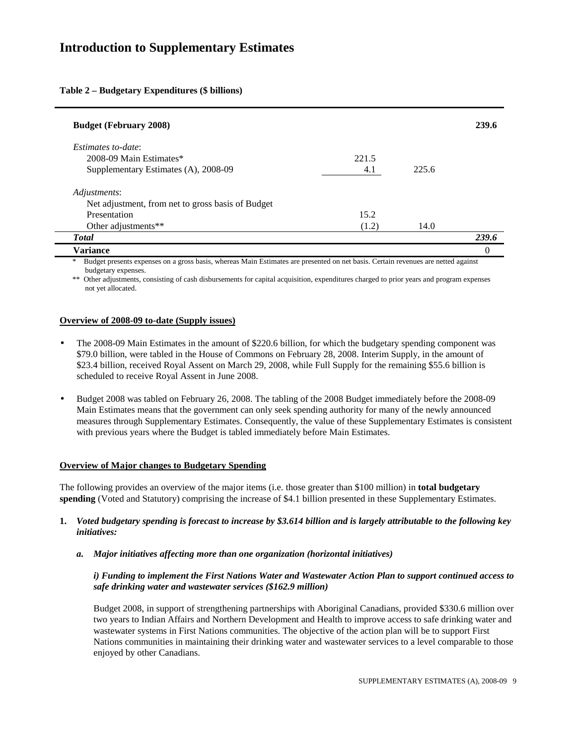# Introduction to Supplementary Estimates

**Table 2 – Budgetary Expenditures ($ billions)**

| | | | |
|---|---|---|---|
| **Budget (February 2008)** | | | **239.6** |
| *Estimates to-date*: | | | |
| 2008-09 Main Estimates* | 221.5 | | |
| Supplementary Estimates (A), 2008-09 | 4.1 | 225.6 | |
| *Adjustments*: | | | |
| Net adjustment, from net to gross basis of Budget Presentation | 15.2 | | |
| Other adjustments** | (1.2) | 14.0 | |
| ***Total*** | | | ***239.6*** |
| **Variance** | | | 0 |

\* Budget presents expenses on a gross basis, whereas Main Estimates are presented on net basis. Certain revenues are netted against budgetary expenses.

\*\* Other adjustments, consisting of cash disbursements for capital acquisition, expenditures charged to prior years and program expenses not yet allocated.

**Overview of 2008-09 to-date (Supply issues)**

- The 2008-09 Main Estimates in the amount of $220.6 billion, for which the budgetary spending component was $79.0 billion, were tabled in the House of Commons on February 28, 2008. Interim Supply, in the amount of $23.4 billion, received Royal Assent on March 29, 2008, while Full Supply for the remaining $55.6 billion is scheduled to receive Royal Assent in June 2008.
- Budget 2008 was tabled on February 26, 2008. The tabling of the 2008 Budget immediately before the 2008-09 Main Estimates means that the government can only seek spending authority for many of the newly announced measures through Supplementary Estimates. Consequently, the value of these Supplementary Estimates is consistent with previous years where the Budget is tabled immediately before Main Estimates.

**Overview of Major changes to Budgetary Spending**

The following provides an overview of the major items (i.e. those greater than $100 million) in **total budgetary spending** (Voted and Statutory) comprising the increase of $4.1 billion presented in these Supplementary Estimates.

1. ***Voted budgetary spending is forecast to increase by $3.614 billion and is largely attributable to the following key initiatives:***

   a. ***Major initiatives affecting more than one organization (horizontal initiatives)***

   ***i) Funding to implement the First Nations Water and Wastewater Action Plan to support continued access to safe drinking water and wastewater services ($162.9 million)***

   Budget 2008, in support of strengthening partnerships with Aboriginal Canadians, provided $330.6 million over two years to Indian Affairs and Northern Development and Health to improve access to safe drinking water and wastewater systems in First Nations communities. The objective of the action plan will be to support First Nations communities in maintaining their drinking water and wastewater services to a level comparable to those enjoyed by other Canadians.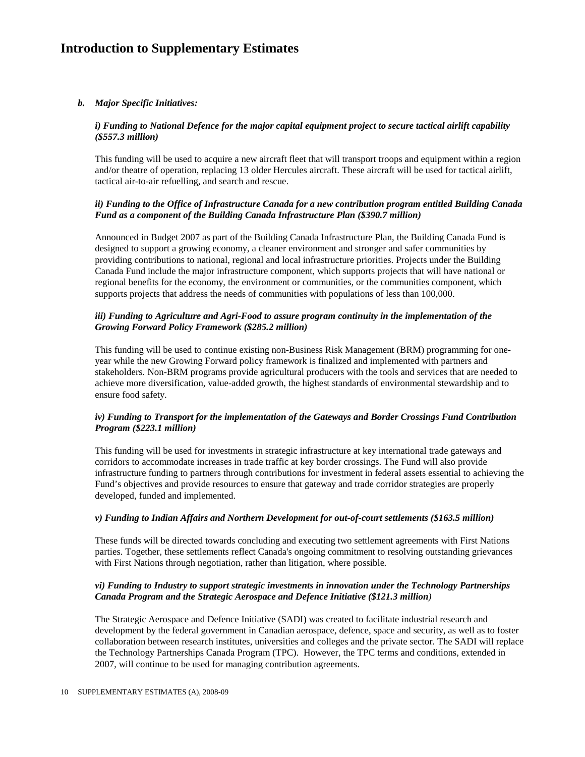# Introduction to Supplementary Estimates

***b. Major Specific Initiatives:***

***i) Funding to National Defence for the major capital equipment project to secure tactical airlift capability ($557.3 million)***

This funding will be used to acquire a new aircraft fleet that will transport troops and equipment within a region and/or theatre of operation, replacing 13 older Hercules aircraft. These aircraft will be used for tactical airlift, tactical air-to-air refuelling, and search and rescue.

***ii) Funding to the Office of Infrastructure Canada for a new contribution program entitled Building Canada Fund as a component of the Building Canada Infrastructure Plan ($390.7 million)***

Announced in Budget 2007 as part of the Building Canada Infrastructure Plan, the Building Canada Fund is designed to support a growing economy, a cleaner environment and stronger and safer communities by providing contributions to national, regional and local infrastructure priorities. Projects under the Building Canada Fund include the major infrastructure component, which supports projects that will have national or regional benefits for the economy, the environment or communities, or the communities component, which supports projects that address the needs of communities with populations of less than 100,000.

***iii) Funding to Agriculture and Agri-Food to assure program continuity in the implementation of the Growing Forward Policy Framework ($285.2 million)***

This funding will be used to continue existing non-Business Risk Management (BRM) programming for one-year while the new Growing Forward policy framework is finalized and implemented with partners and stakeholders. Non-BRM programs provide agricultural producers with the tools and services that are needed to achieve more diversification, value-added growth, the highest standards of environmental stewardship and to ensure food safety.

***iv) Funding to Transport for the implementation of the Gateways and Border Crossings Fund Contribution Program ($223.1 million)***

This funding will be used for investments in strategic infrastructure at key international trade gateways and corridors to accommodate increases in trade traffic at key border crossings. The Fund will also provide infrastructure funding to partners through contributions for investment in federal assets essential to achieving the Fund's objectives and provide resources to ensure that gateway and trade corridor strategies are properly developed, funded and implemented.

***v) Funding to Indian Affairs and Northern Development for out-of-court settlements ($163.5 million)***

These funds will be directed towards concluding and executing two settlement agreements with First Nations parties. Together, these settlements reflect Canada's ongoing commitment to resolving outstanding grievances with First Nations through negotiation, rather than litigation, where possible.

***vi) Funding to Industry to support strategic investments in innovation under the Technology Partnerships Canada Program and the Strategic Aerospace and Defence Initiative ($121.3 million)***

The Strategic Aerospace and Defence Initiative (SADI) was created to facilitate industrial research and development by the federal government in Canadian aerospace, defence, space and security, as well as to foster collaboration between research institutes, universities and colleges and the private sector. The SADI will replace the Technology Partnerships Canada Program (TPC). However, the TPC terms and conditions, extended in 2007, will continue to be used for managing contribution agreements.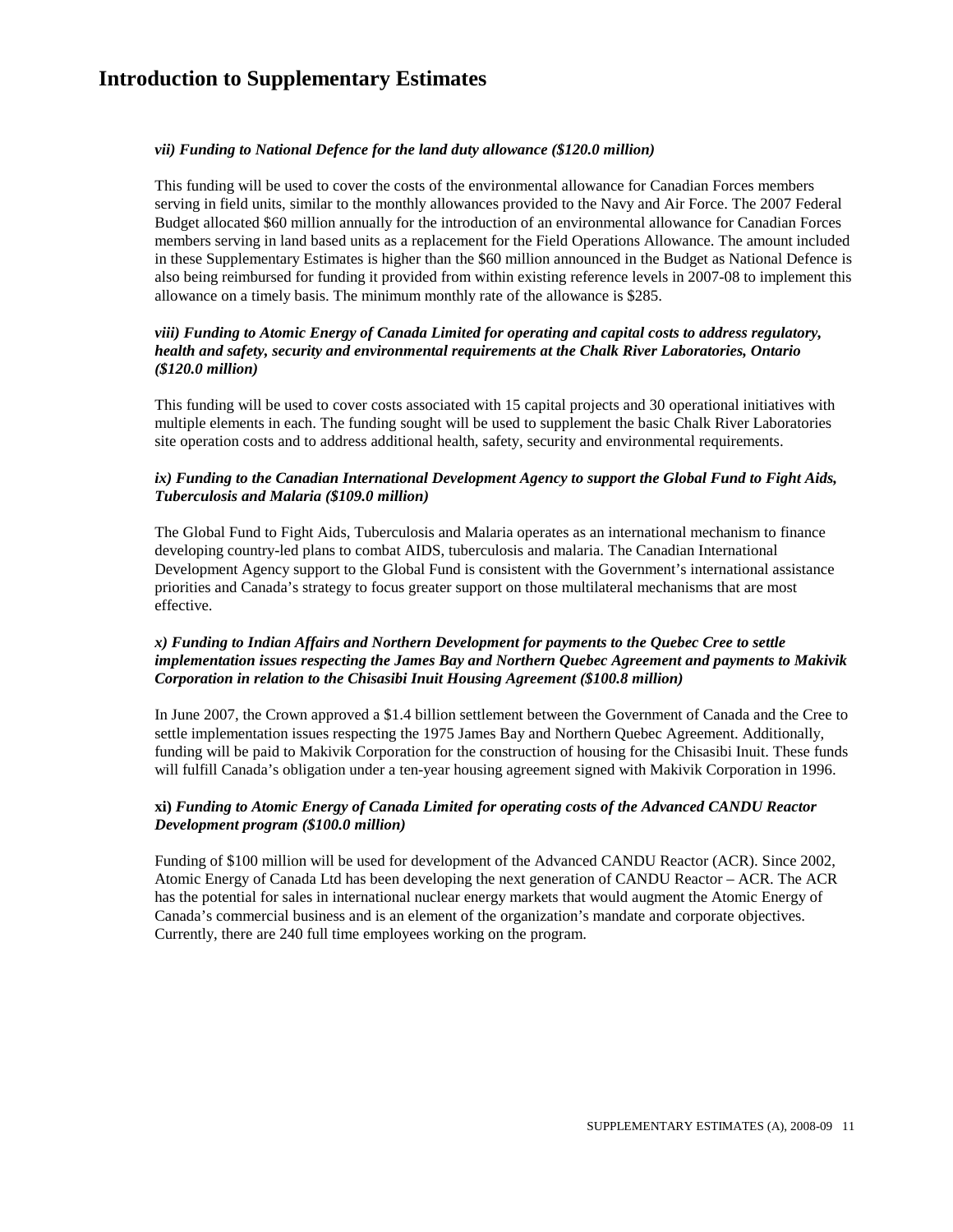# Introduction to Supplementary Estimates

***vii) Funding to National Defence for the land duty allowance ($120.0 million)***

This funding will be used to cover the costs of the environmental allowance for Canadian Forces members serving in field units, similar to the monthly allowances provided to the Navy and Air Force. The 2007 Federal Budget allocated $60 million annually for the introduction of an environmental allowance for Canadian Forces members serving in land based units as a replacement for the Field Operations Allowance. The amount included in these Supplementary Estimates is higher than the $60 million announced in the Budget as National Defence is also being reimbursed for funding it provided from within existing reference levels in 2007-08 to implement this allowance on a timely basis. The minimum monthly rate of the allowance is $285.

***viii) Funding to Atomic Energy of Canada Limited for operating and capital costs to address regulatory, health and safety, security and environmental requirements at the Chalk River Laboratories, Ontario ($120.0 million)***

This funding will be used to cover costs associated with 15 capital projects and 30 operational initiatives with multiple elements in each. The funding sought will be used to supplement the basic Chalk River Laboratories site operation costs and to address additional health, safety, security and environmental requirements.

***ix) Funding to the Canadian International Development Agency to support the Global Fund to Fight Aids, Tuberculosis and Malaria ($109.0 million)***

The Global Fund to Fight Aids, Tuberculosis and Malaria operates as an international mechanism to finance developing country-led plans to combat AIDS, tuberculosis and malaria. The Canadian International Development Agency support to the Global Fund is consistent with the Government's international assistance priorities and Canada's strategy to focus greater support on those multilateral mechanisms that are most effective.

***x) Funding to Indian Affairs and Northern Development for payments to the Quebec Cree to settle implementation issues respecting the James Bay and Northern Quebec Agreement and payments to Makivik Corporation in relation to the Chisasibi Inuit Housing Agreement ($100.8 million)***

In June 2007, the Crown approved a $1.4 billion settlement between the Government of Canada and the Cree to settle implementation issues respecting the 1975 James Bay and Northern Quebec Agreement. Additionally, funding will be paid to Makivik Corporation for the construction of housing for the Chisasibi Inuit. These funds will fulfill Canada's obligation under a ten-year housing agreement signed with Makivik Corporation in 1996.

**xi)** ***Funding to Atomic Energy of Canada Limited for operating costs of the Advanced CANDU Reactor Development program ($100.0 million)***

Funding of $100 million will be used for development of the Advanced CANDU Reactor (ACR). Since 2002, Atomic Energy of Canada Ltd has been developing the next generation of CANDU Reactor – ACR. The ACR has the potential for sales in international nuclear energy markets that would augment the Atomic Energy of Canada's commercial business and is an element of the organization's mandate and corporate objectives. Currently, there are 240 full time employees working on the program.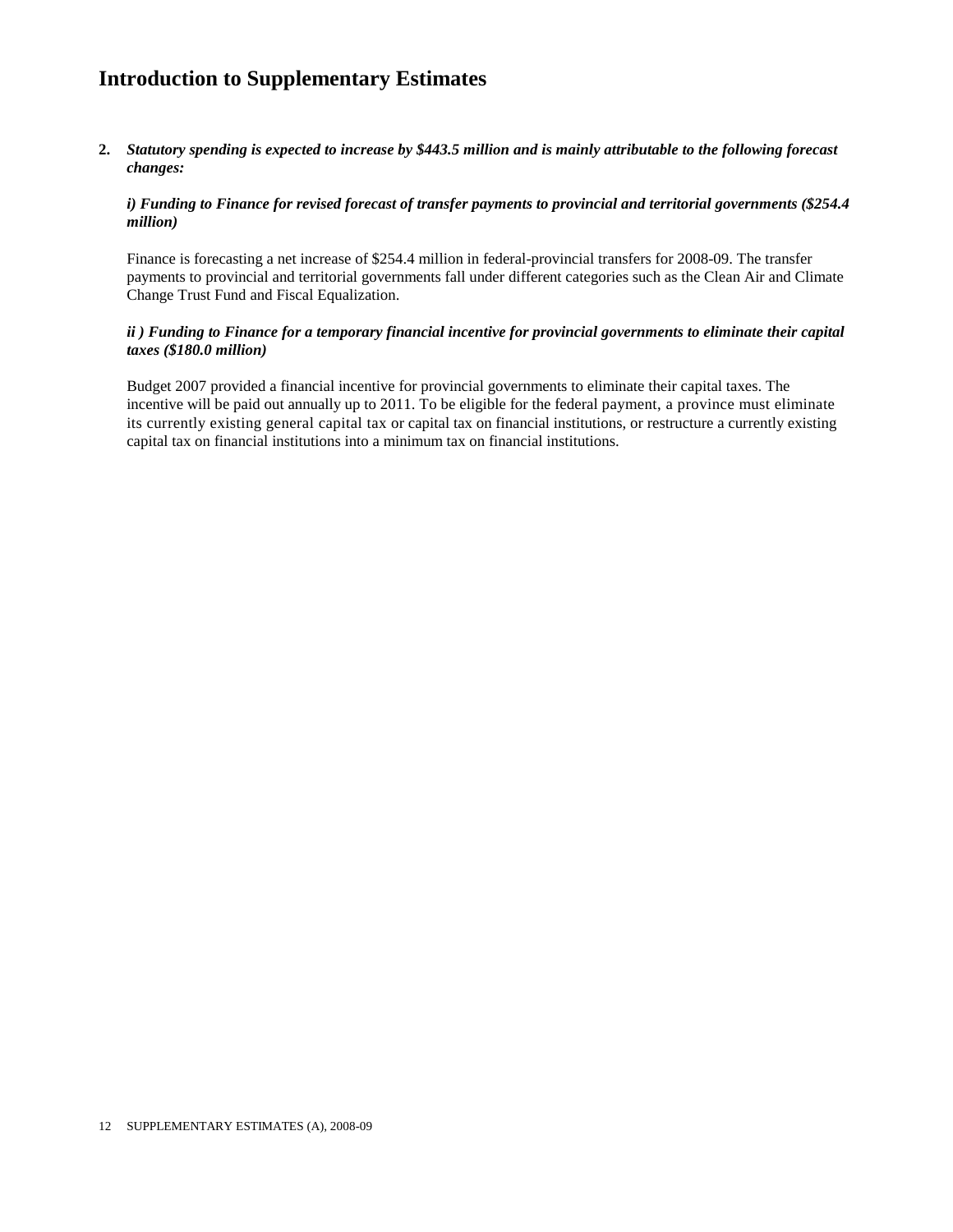# Introduction to Supplementary Estimates

**2.** ***Statutory spending is expected to increase by $443.5 million and is mainly attributable to the following forecast changes:***

***i) Funding to Finance for revised forecast of transfer payments to provincial and territorial governments ($254.4 million)***

Finance is forecasting a net increase of $254.4 million in federal-provincial transfers for 2008-09. The transfer payments to provincial and territorial governments fall under different categories such as the Clean Air and Climate Change Trust Fund and Fiscal Equalization.

***ii ) Funding to Finance for a temporary financial incentive for provincial governments to eliminate their capital taxes ($180.0 million)***

Budget 2007 provided a financial incentive for provincial governments to eliminate their capital taxes. The incentive will be paid out annually up to 2011. To be eligible for the federal payment, a province must eliminate its currently existing general capital tax or capital tax on financial institutions, or restructure a currently existing capital tax on financial institutions into a minimum tax on financial institutions.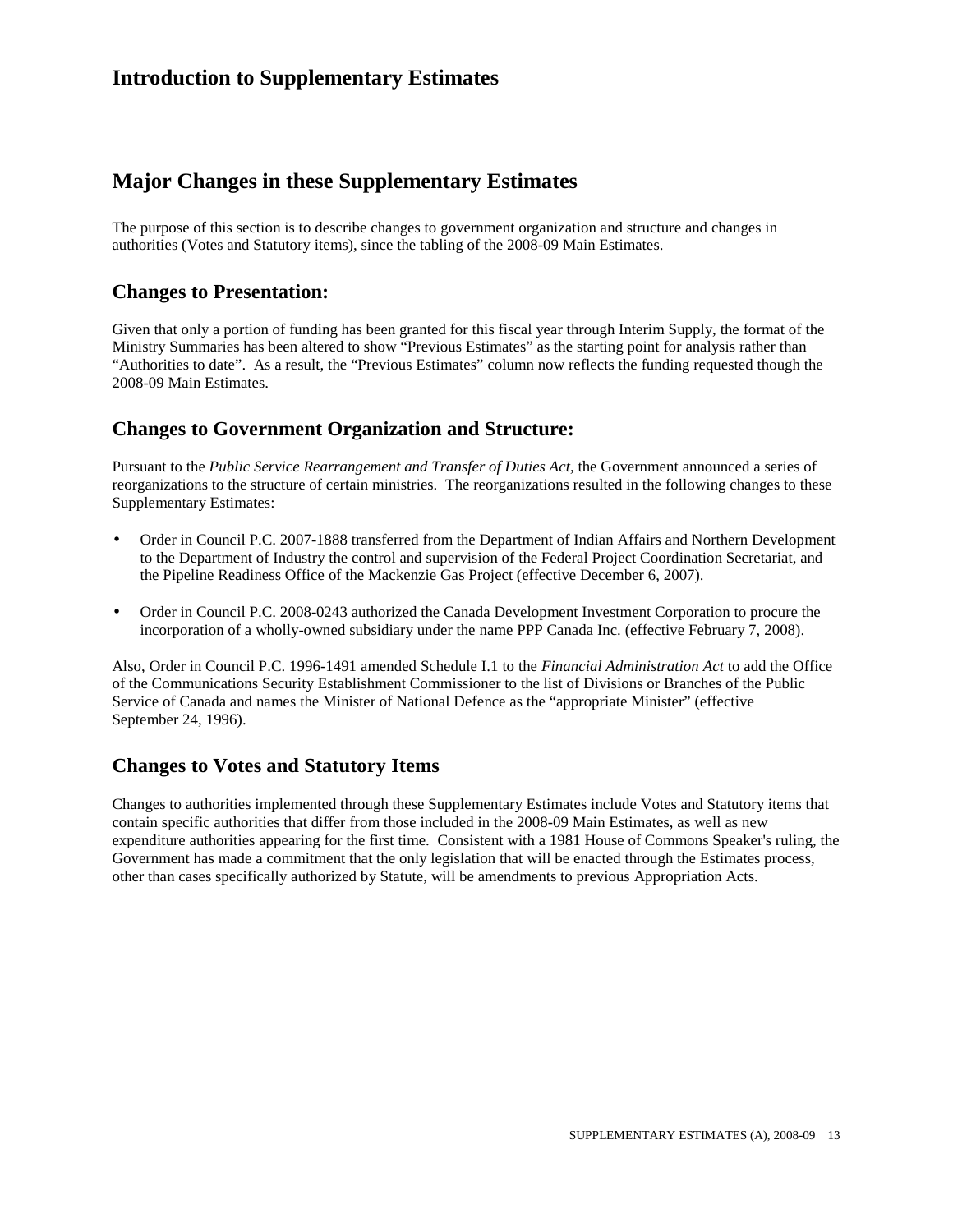# Introduction to Supplementary Estimates

## Major Changes in these Supplementary Estimates

The purpose of this section is to describe changes to government organization and structure and changes in authorities (Votes and Statutory items), since the tabling of the 2008-09 Main Estimates.

### Changes to Presentation:

Given that only a portion of funding has been granted for this fiscal year through Interim Supply, the format of the Ministry Summaries has been altered to show "Previous Estimates" as the starting point for analysis rather than "Authorities to date". As a result, the "Previous Estimates" column now reflects the funding requested though the 2008-09 Main Estimates.

### Changes to Government Organization and Structure:

Pursuant to the *Public Service Rearrangement and Transfer of Duties Act*, the Government announced a series of reorganizations to the structure of certain ministries. The reorganizations resulted in the following changes to these Supplementary Estimates:

- Order in Council P.C. 2007-1888 transferred from the Department of Indian Affairs and Northern Development to the Department of Industry the control and supervision of the Federal Project Coordination Secretariat, and the Pipeline Readiness Office of the Mackenzie Gas Project (effective December 6, 2007).
- Order in Council P.C. 2008-0243 authorized the Canada Development Investment Corporation to procure the incorporation of a wholly-owned subsidiary under the name PPP Canada Inc. (effective February 7, 2008).

Also, Order in Council P.C. 1996-1491 amended Schedule I.1 to the *Financial Administration Act* to add the Office of the Communications Security Establishment Commissioner to the list of Divisions or Branches of the Public Service of Canada and names the Minister of National Defence as the "appropriate Minister" (effective September 24, 1996).

### Changes to Votes and Statutory Items

Changes to authorities implemented through these Supplementary Estimates include Votes and Statutory items that contain specific authorities that differ from those included in the 2008-09 Main Estimates, as well as new expenditure authorities appearing for the first time. Consistent with a 1981 House of Commons Speaker's ruling, the Government has made a commitment that the only legislation that will be enacted through the Estimates process, other than cases specifically authorized by Statute, will be amendments to previous Appropriation Acts.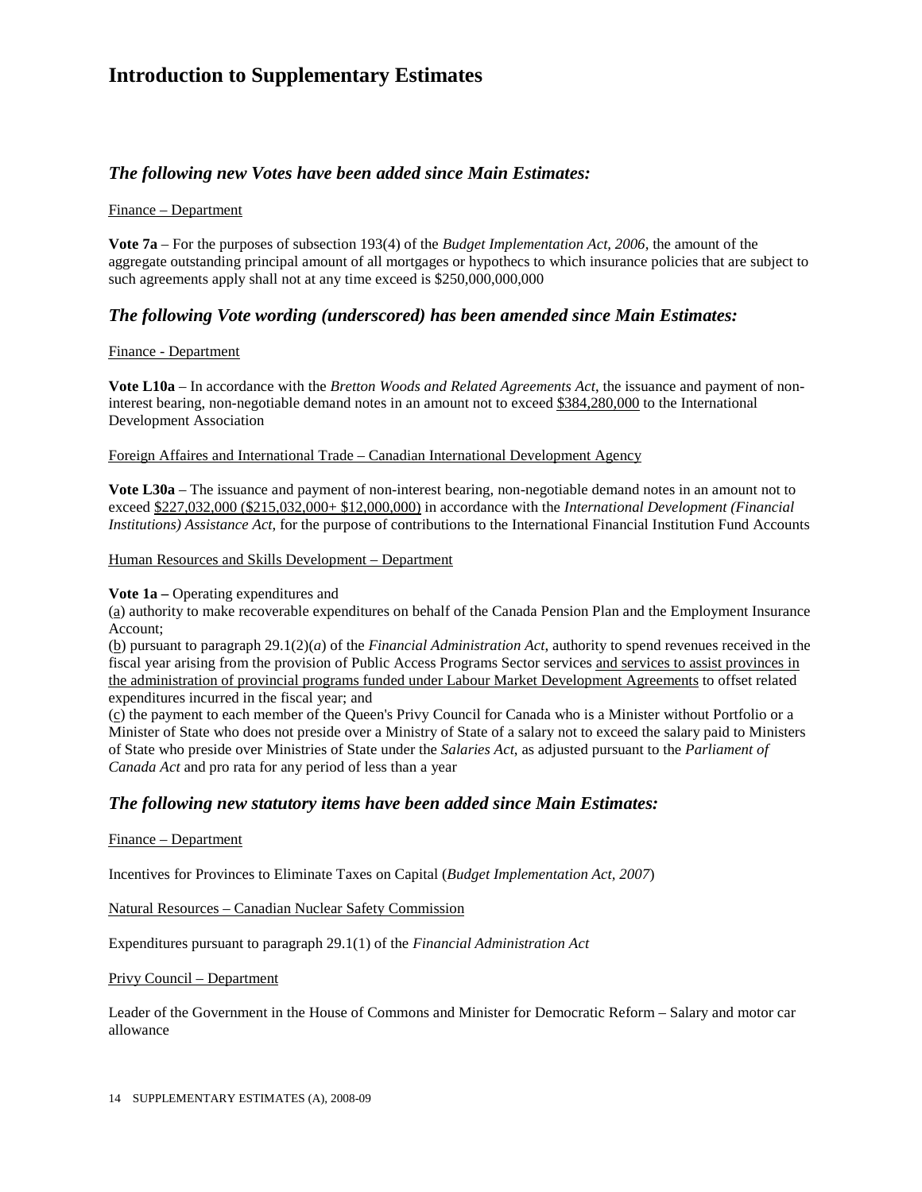# Introduction to Supplementary Estimates

## *The following new Votes have been added since Main Estimates:*

<u>Finance – Department</u>

**Vote 7a** – For the purposes of subsection 193(4) of the *Budget Implementation Act, 2006*, the amount of the aggregate outstanding principal amount of all mortgages or hypothecs to which insurance policies that are subject to such agreements apply shall not at any time exceed is $250,000,000,000

## *The following Vote wording (underscored) has been amended since Main Estimates:*

<u>Finance - Department</u>

**Vote L10a** – In accordance with the *Bretton Woods and Related Agreements Act*, the issuance and payment of non-interest bearing, non-negotiable demand notes in an amount not to exceed <u>$384,280,000</u> to the International Development Association

<u>Foreign Affaires and International Trade – Canadian International Development Agency</u>

**Vote L30a** – The issuance and payment of non-interest bearing, non-negotiable demand notes in an amount not to exceed <u>$227,032,000 ($215,032,000+ $12,000,000)</u> in accordance with the *International Development (Financial Institutions) Assistance Act*, for the purpose of contributions to the International Financial Institution Fund Accounts

<u>Human Resources and Skills Development – Department</u>

**Vote 1a –** Operating expenditures and
(<u>a</u>) authority to make recoverable expenditures on behalf of the Canada Pension Plan and the Employment Insurance Account;
(<u>b</u>) pursuant to paragraph 29.1(2)(*a*) of the *Financial Administration Act*, authority to spend revenues received in the fiscal year arising from the provision of Public Access Programs Sector services <u>and services to assist provinces in the administration of provincial programs funded under Labour Market Development Agreements</u> to offset related expenditures incurred in the fiscal year; and
(<u>c</u>) the payment to each member of the Queen's Privy Council for Canada who is a Minister without Portfolio or a Minister of State who does not preside over a Ministry of State of a salary not to exceed the salary paid to Ministers of State who preside over Ministries of State under the *Salaries Act*, as adjusted pursuant to the *Parliament of Canada Act* and pro rata for any period of less than a year

## *The following new statutory items have been added since Main Estimates:*

<u>Finance – Department</u>

Incentives for Provinces to Eliminate Taxes on Capital (*Budget Implementation Act, 2007*)

<u>Natural Resources – Canadian Nuclear Safety Commission</u>

Expenditures pursuant to paragraph 29.1(1) of the *Financial Administration Act*

<u>Privy Council – Department</u>

Leader of the Government in the House of Commons and Minister for Democratic Reform – Salary and motor car allowance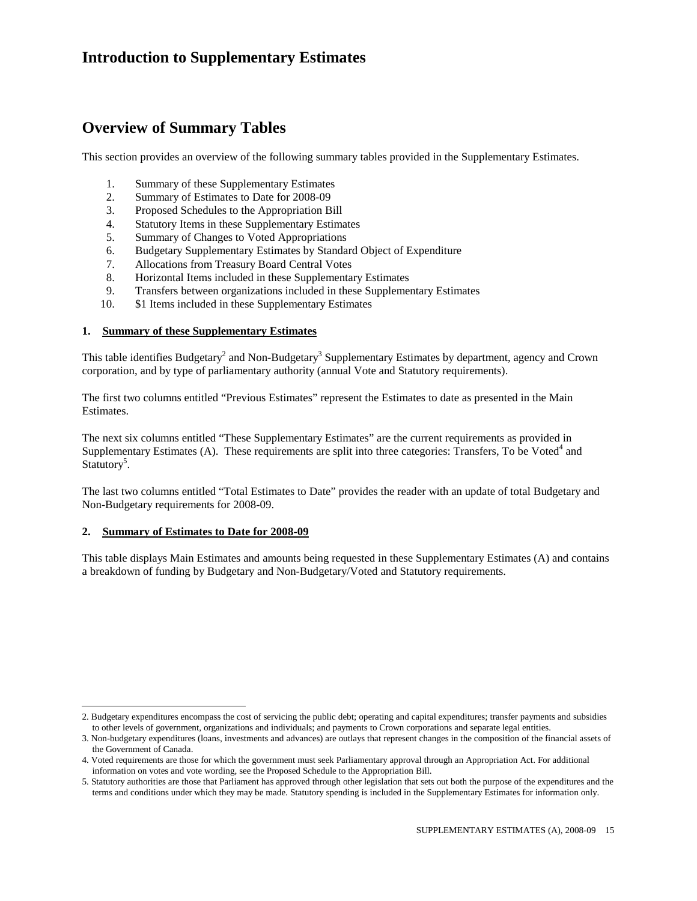# Introduction to Supplementary Estimates

# Overview of Summary Tables

This section provides an overview of the following summary tables provided in the Supplementary Estimates.

1. Summary of these Supplementary Estimates
2. Summary of Estimates to Date for 2008-09
3. Proposed Schedules to the Appropriation Bill
4. Statutory Items in these Supplementary Estimates
5. Summary of Changes to Voted Appropriations
6. Budgetary Supplementary Estimates by Standard Object of Expenditure
7. Allocations from Treasury Board Central Votes
8. Horizontal Items included in these Supplementary Estimates
9. Transfers between organizations included in these Supplementary Estimates
10. $1 Items included in these Supplementary Estimates

**1. Summary of these Supplementary Estimates**

This table identifies Budgetary[2] and Non-Budgetary[3] Supplementary Estimates by department, agency and Crown corporation, and by type of parliamentary authority (annual Vote and Statutory requirements).

The first two columns entitled "Previous Estimates" represent the Estimates to date as presented in the Main Estimates.

The next six columns entitled "These Supplementary Estimates" are the current requirements as provided in Supplementary Estimates (A). These requirements are split into three categories: Transfers, To be Voted[4] and Statutory[5].

The last two columns entitled "Total Estimates to Date" provides the reader with an update of total Budgetary and Non-Budgetary requirements for 2008-09.

**2. Summary of Estimates to Date for 2008-09**

This table displays Main Estimates and amounts being requested in these Supplementary Estimates (A) and contains a breakdown of funding by Budgetary and Non-Budgetary/Voted and Statutory requirements.

---

2. Budgetary expenditures encompass the cost of servicing the public debt; operating and capital expenditures; transfer payments and subsidies to other levels of government, organizations and individuals; and payments to Crown corporations and separate legal entities.

3. Non-budgetary expenditures (loans, investments and advances) are outlays that represent changes in the composition of the financial assets of the Government of Canada.

4. Voted requirements are those for which the government must seek Parliamentary approval through an Appropriation Act. For additional information on votes and vote wording, see the Proposed Schedule to the Appropriation Bill.

5. Statutory authorities are those that Parliament has approved through other legislation that sets out both the purpose of the expenditures and the terms and conditions under which they may be made. Statutory spending is included in the Supplementary Estimates for information only.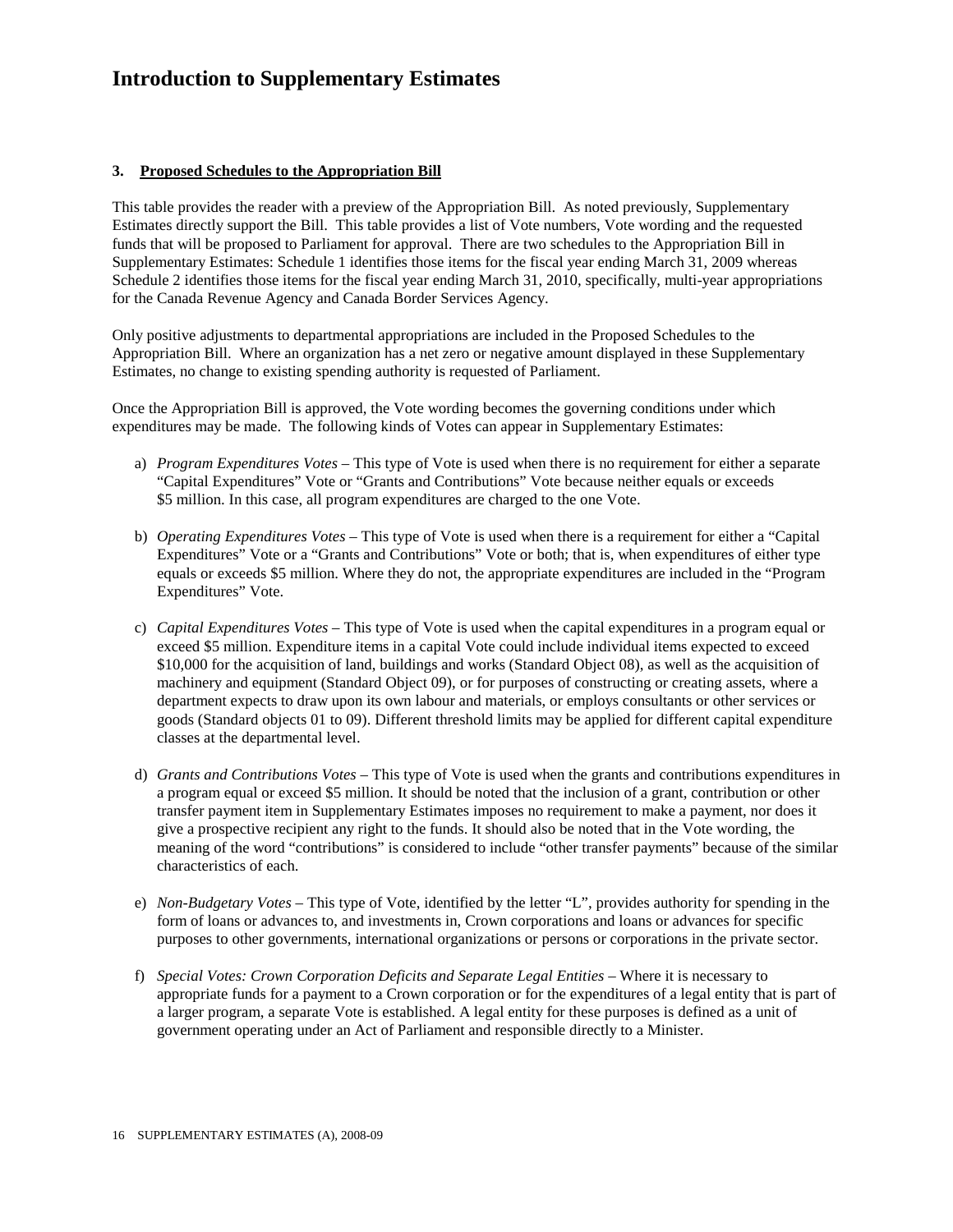# Introduction to Supplementary Estimates

**3. Proposed Schedules to the Appropriation Bill**

This table provides the reader with a preview of the Appropriation Bill. As noted previously, Supplementary Estimates directly support the Bill. This table provides a list of Vote numbers, Vote wording and the requested funds that will be proposed to Parliament for approval. There are two schedules to the Appropriation Bill in Supplementary Estimates: Schedule 1 identifies those items for the fiscal year ending March 31, 2009 whereas Schedule 2 identifies those items for the fiscal year ending March 31, 2010, specifically, multi-year appropriations for the Canada Revenue Agency and Canada Border Services Agency.

Only positive adjustments to departmental appropriations are included in the Proposed Schedules to the Appropriation Bill. Where an organization has a net zero or negative amount displayed in these Supplementary Estimates, no change to existing spending authority is requested of Parliament.

Once the Appropriation Bill is approved, the Vote wording becomes the governing conditions under which expenditures may be made. The following kinds of Votes can appear in Supplementary Estimates:

a) *Program Expenditures Votes* – This type of Vote is used when there is no requirement for either a separate "Capital Expenditures" Vote or "Grants and Contributions" Vote because neither equals or exceeds $5 million. In this case, all program expenditures are charged to the one Vote.

b) *Operating Expenditures Votes* – This type of Vote is used when there is a requirement for either a "Capital Expenditures" Vote or a "Grants and Contributions" Vote or both; that is, when expenditures of either type equals or exceeds $5 million. Where they do not, the appropriate expenditures are included in the "Program Expenditures" Vote.

c) *Capital Expenditures Votes* – This type of Vote is used when the capital expenditures in a program equal or exceed $5 million. Expenditure items in a capital Vote could include individual items expected to exceed $10,000 for the acquisition of land, buildings and works (Standard Object 08), as well as the acquisition of machinery and equipment (Standard Object 09), or for purposes of constructing or creating assets, where a department expects to draw upon its own labour and materials, or employs consultants or other services or goods (Standard objects 01 to 09). Different threshold limits may be applied for different capital expenditure classes at the departmental level.

d) *Grants and Contributions Votes* – This type of Vote is used when the grants and contributions expenditures in a program equal or exceed $5 million. It should be noted that the inclusion of a grant, contribution or other transfer payment item in Supplementary Estimates imposes no requirement to make a payment, nor does it give a prospective recipient any right to the funds. It should also be noted that in the Vote wording, the meaning of the word "contributions" is considered to include "other transfer payments" because of the similar characteristics of each.

e) *Non-Budgetary Votes* – This type of Vote, identified by the letter "L", provides authority for spending in the form of loans or advances to, and investments in, Crown corporations and loans or advances for specific purposes to other governments, international organizations or persons or corporations in the private sector.

f) *Special Votes: Crown Corporation Deficits and Separate Legal Entities* – Where it is necessary to appropriate funds for a payment to a Crown corporation or for the expenditures of a legal entity that is part of a larger program, a separate Vote is established. A legal entity for these purposes is defined as a unit of government operating under an Act of Parliament and responsible directly to a Minister.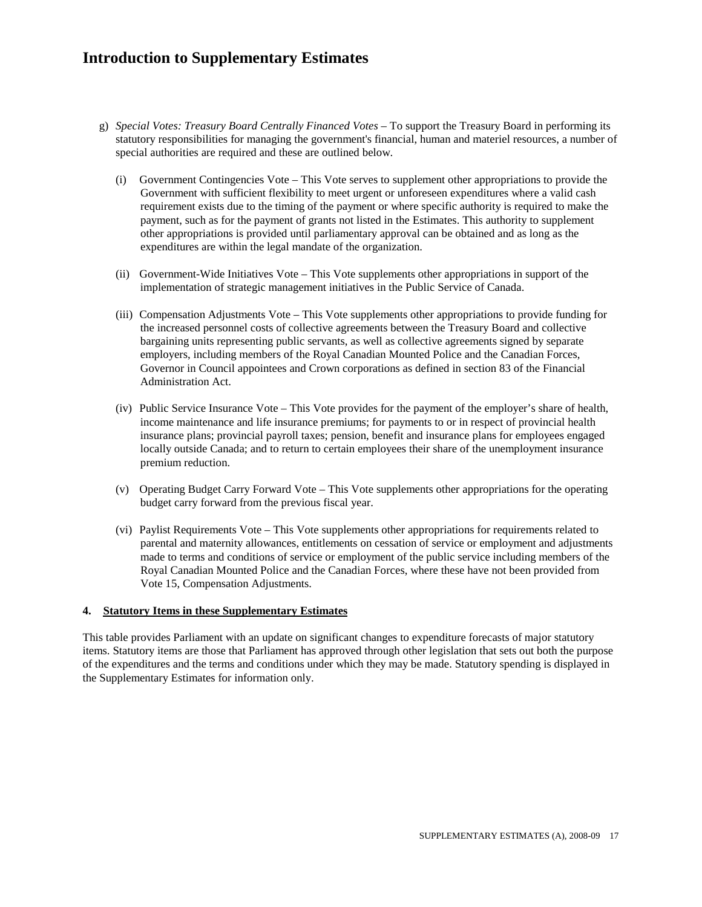# Introduction to Supplementary Estimates

g) *Special Votes: Treasury Board Centrally Financed Votes* – To support the Treasury Board in performing its statutory responsibilities for managing the government's financial, human and materiel resources, a number of special authorities are required and these are outlined below.

(i) Government Contingencies Vote – This Vote serves to supplement other appropriations to provide the Government with sufficient flexibility to meet urgent or unforeseen expenditures where a valid cash requirement exists due to the timing of the payment or where specific authority is required to make the payment, such as for the payment of grants not listed in the Estimates. This authority to supplement other appropriations is provided until parliamentary approval can be obtained and as long as the expenditures are within the legal mandate of the organization.

(ii) Government-Wide Initiatives Vote – This Vote supplements other appropriations in support of the implementation of strategic management initiatives in the Public Service of Canada.

(iii) Compensation Adjustments Vote – This Vote supplements other appropriations to provide funding for the increased personnel costs of collective agreements between the Treasury Board and collective bargaining units representing public servants, as well as collective agreements signed by separate employers, including members of the Royal Canadian Mounted Police and the Canadian Forces, Governor in Council appointees and Crown corporations as defined in section 83 of the Financial Administration Act.

(iv) Public Service Insurance Vote – This Vote provides for the payment of the employer's share of health, income maintenance and life insurance premiums; for payments to or in respect of provincial health insurance plans; provincial payroll taxes; pension, benefit and insurance plans for employees engaged locally outside Canada; and to return to certain employees their share of the unemployment insurance premium reduction.

(v) Operating Budget Carry Forward Vote – This Vote supplements other appropriations for the operating budget carry forward from the previous fiscal year.

(vi) Paylist Requirements Vote – This Vote supplements other appropriations for requirements related to parental and maternity allowances, entitlements on cessation of service or employment and adjustments made to terms and conditions of service or employment of the public service including members of the Royal Canadian Mounted Police and the Canadian Forces, where these have not been provided from Vote 15, Compensation Adjustments.

**4. Statutory Items in these Supplementary Estimates**

This table provides Parliament with an update on significant changes to expenditure forecasts of major statutory items. Statutory items are those that Parliament has approved through other legislation that sets out both the purpose of the expenditures and the terms and conditions under which they may be made. Statutory spending is displayed in the Supplementary Estimates for information only.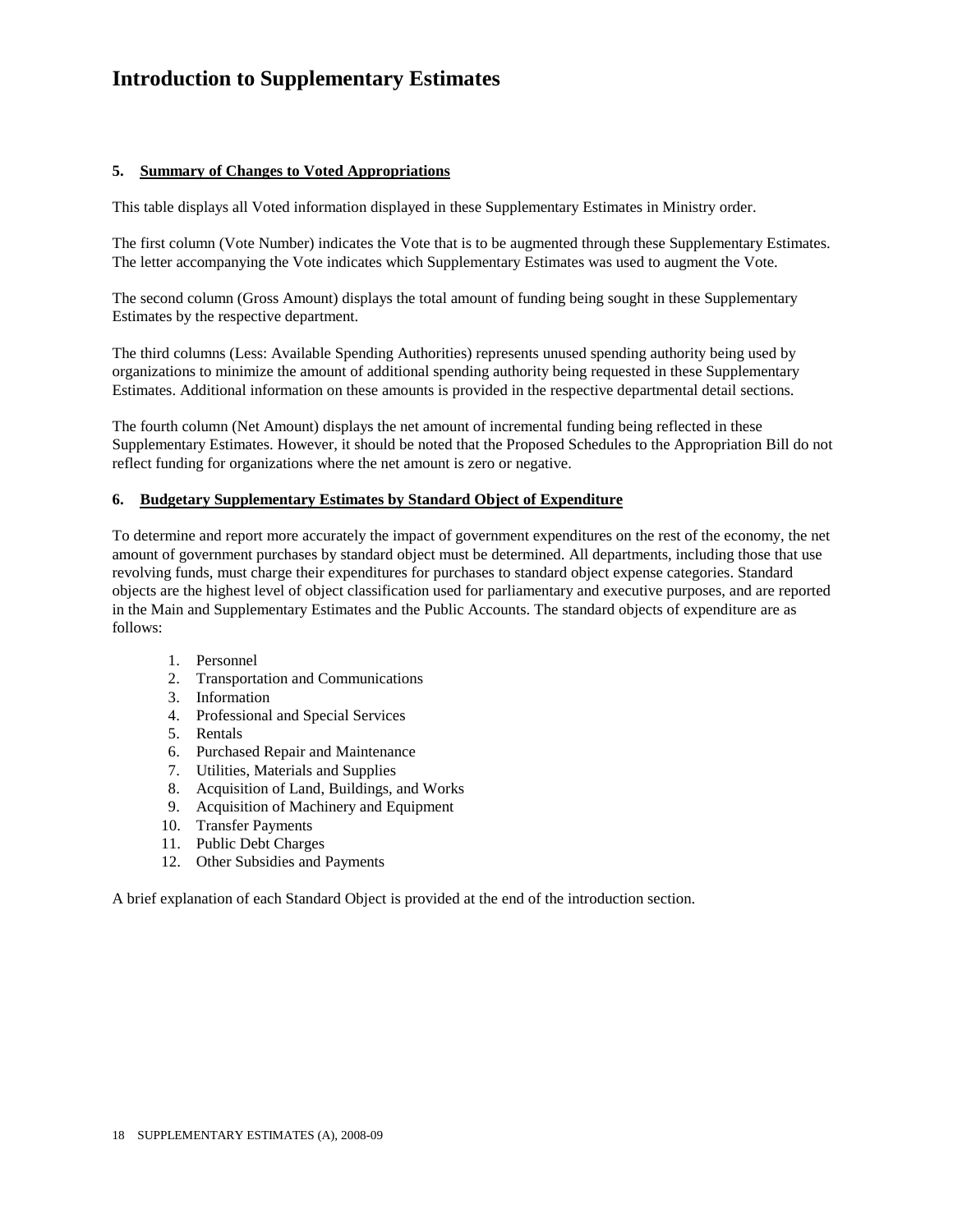# Introduction to Supplementary Estimates

## 5. Summary of Changes to Voted Appropriations

This table displays all Voted information displayed in these Supplementary Estimates in Ministry order.

The first column (Vote Number) indicates the Vote that is to be augmented through these Supplementary Estimates. The letter accompanying the Vote indicates which Supplementary Estimates was used to augment the Vote.

The second column (Gross Amount) displays the total amount of funding being sought in these Supplementary Estimates by the respective department.

The third columns (Less: Available Spending Authorities) represents unused spending authority being used by organizations to minimize the amount of additional spending authority being requested in these Supplementary Estimates. Additional information on these amounts is provided in the respective departmental detail sections.

The fourth column (Net Amount) displays the net amount of incremental funding being reflected in these Supplementary Estimates. However, it should be noted that the Proposed Schedules to the Appropriation Bill do not reflect funding for organizations where the net amount is zero or negative.

## 6. Budgetary Supplementary Estimates by Standard Object of Expenditure

To determine and report more accurately the impact of government expenditures on the rest of the economy, the net amount of government purchases by standard object must be determined. All departments, including those that use revolving funds, must charge their expenditures for purchases to standard object expense categories. Standard objects are the highest level of object classification used for parliamentary and executive purposes, and are reported in the Main and Supplementary Estimates and the Public Accounts. The standard objects of expenditure are as follows:

1. Personnel
2. Transportation and Communications
3. Information
4. Professional and Special Services
5. Rentals
6. Purchased Repair and Maintenance
7. Utilities, Materials and Supplies
8. Acquisition of Land, Buildings, and Works
9. Acquisition of Machinery and Equipment
10. Transfer Payments
11. Public Debt Charges
12. Other Subsidies and Payments

A brief explanation of each Standard Object is provided at the end of the introduction section.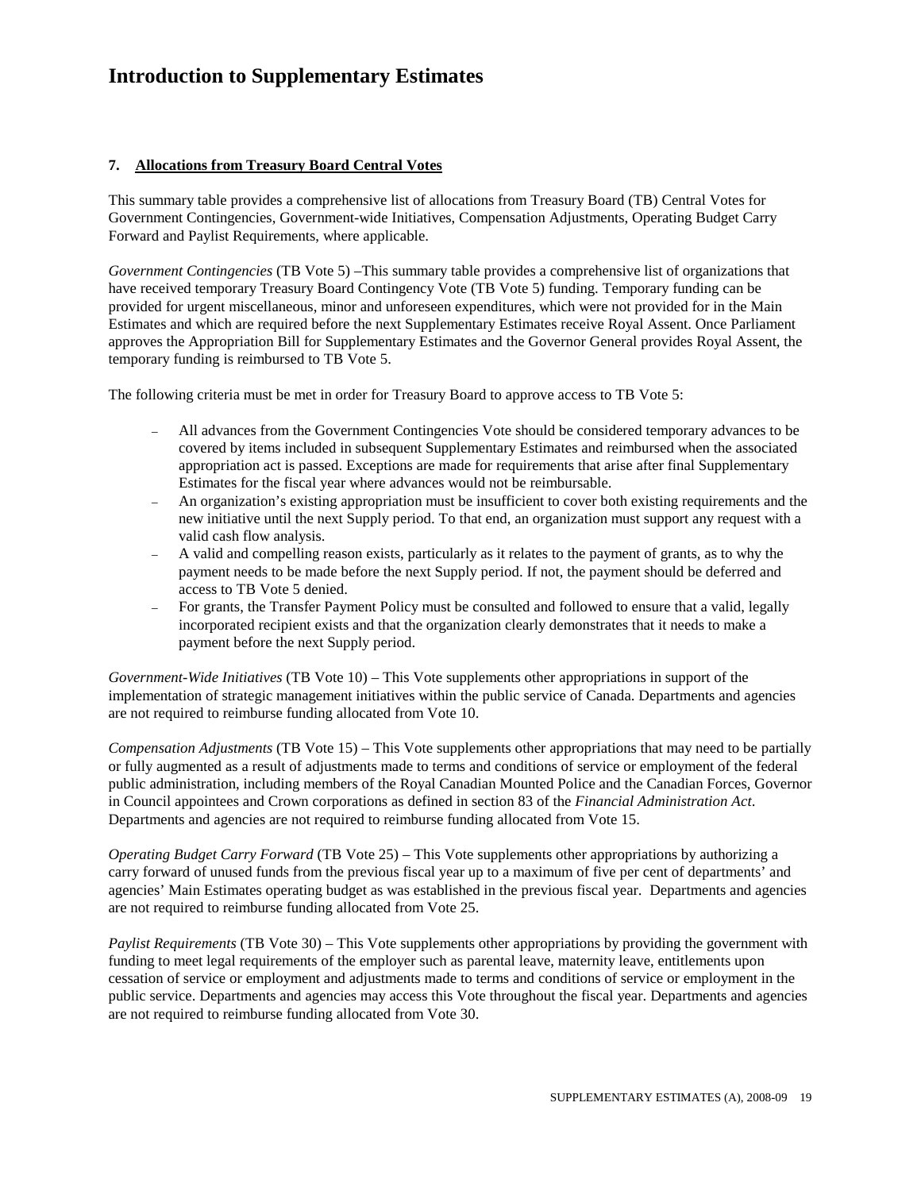# Introduction to Supplementary Estimates

## 7. Allocations from Treasury Board Central Votes

This summary table provides a comprehensive list of allocations from Treasury Board (TB) Central Votes for Government Contingencies, Government-wide Initiatives, Compensation Adjustments, Operating Budget Carry Forward and Paylist Requirements, where applicable.

*Government Contingencies* (TB Vote 5) –This summary table provides a comprehensive list of organizations that have received temporary Treasury Board Contingency Vote (TB Vote 5) funding. Temporary funding can be provided for urgent miscellaneous, minor and unforeseen expenditures, which were not provided for in the Main Estimates and which are required before the next Supplementary Estimates receive Royal Assent. Once Parliament approves the Appropriation Bill for Supplementary Estimates and the Governor General provides Royal Assent, the temporary funding is reimbursed to TB Vote 5.

The following criteria must be met in order for Treasury Board to approve access to TB Vote 5:

- All advances from the Government Contingencies Vote should be considered temporary advances to be covered by items included in subsequent Supplementary Estimates and reimbursed when the associated appropriation act is passed. Exceptions are made for requirements that arise after final Supplementary Estimates for the fiscal year where advances would not be reimbursable.
- An organization's existing appropriation must be insufficient to cover both existing requirements and the new initiative until the next Supply period. To that end, an organization must support any request with a valid cash flow analysis.
- A valid and compelling reason exists, particularly as it relates to the payment of grants, as to why the payment needs to be made before the next Supply period. If not, the payment should be deferred and access to TB Vote 5 denied.
- For grants, the Transfer Payment Policy must be consulted and followed to ensure that a valid, legally incorporated recipient exists and that the organization clearly demonstrates that it needs to make a payment before the next Supply period.

*Government-Wide Initiatives* (TB Vote 10) – This Vote supplements other appropriations in support of the implementation of strategic management initiatives within the public service of Canada. Departments and agencies are not required to reimburse funding allocated from Vote 10.

*Compensation Adjustments* (TB Vote 15) – This Vote supplements other appropriations that may need to be partially or fully augmented as a result of adjustments made to terms and conditions of service or employment of the federal public administration, including members of the Royal Canadian Mounted Police and the Canadian Forces, Governor in Council appointees and Crown corporations as defined in section 83 of the *Financial Administration Act*. Departments and agencies are not required to reimburse funding allocated from Vote 15.

*Operating Budget Carry Forward* (TB Vote 25) – This Vote supplements other appropriations by authorizing a carry forward of unused funds from the previous fiscal year up to a maximum of five per cent of departments' and agencies' Main Estimates operating budget as was established in the previous fiscal year. Departments and agencies are not required to reimburse funding allocated from Vote 25.

*Paylist Requirements* (TB Vote 30) – This Vote supplements other appropriations by providing the government with funding to meet legal requirements of the employer such as parental leave, maternity leave, entitlements upon cessation of service or employment and adjustments made to terms and conditions of service or employment in the public service. Departments and agencies may access this Vote throughout the fiscal year. Departments and agencies are not required to reimburse funding allocated from Vote 30.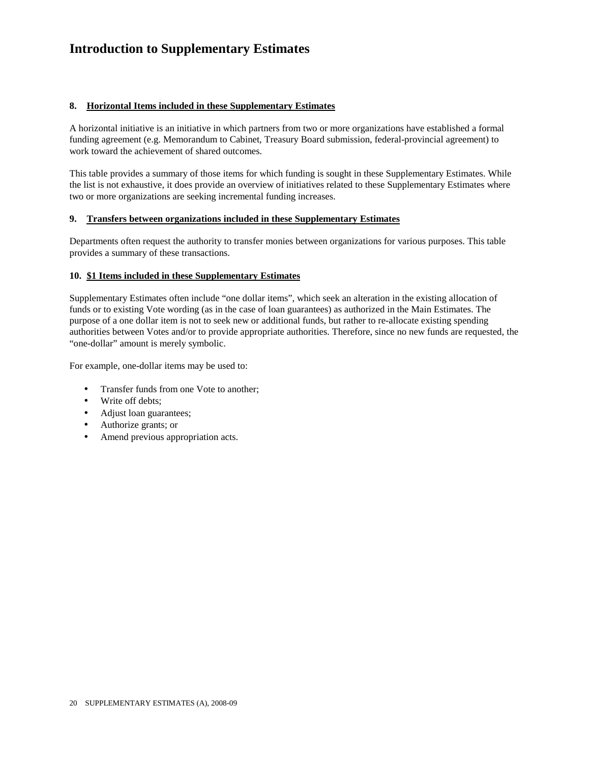# Introduction to Supplementary Estimates

**8. Horizontal Items included in these Supplementary Estimates**

A horizontal initiative is an initiative in which partners from two or more organizations have established a formal funding agreement (e.g. Memorandum to Cabinet, Treasury Board submission, federal-provincial agreement) to work toward the achievement of shared outcomes.

This table provides a summary of those items for which funding is sought in these Supplementary Estimates. While the list is not exhaustive, it does provide an overview of initiatives related to these Supplementary Estimates where two or more organizations are seeking incremental funding increases.

**9. Transfers between organizations included in these Supplementary Estimates**

Departments often request the authority to transfer monies between organizations for various purposes. This table provides a summary of these transactions.

**10. $1 Items included in these Supplementary Estimates**

Supplementary Estimates often include "one dollar items", which seek an alteration in the existing allocation of funds or to existing Vote wording (as in the case of loan guarantees) as authorized in the Main Estimates. The purpose of a one dollar item is not to seek new or additional funds, but rather to re-allocate existing spending authorities between Votes and/or to provide appropriate authorities. Therefore, since no new funds are requested, the "one-dollar" amount is merely symbolic.

For example, one-dollar items may be used to:

- Transfer funds from one Vote to another;
- Write off debts;
- Adjust loan guarantees;
- Authorize grants; or
- Amend previous appropriation acts.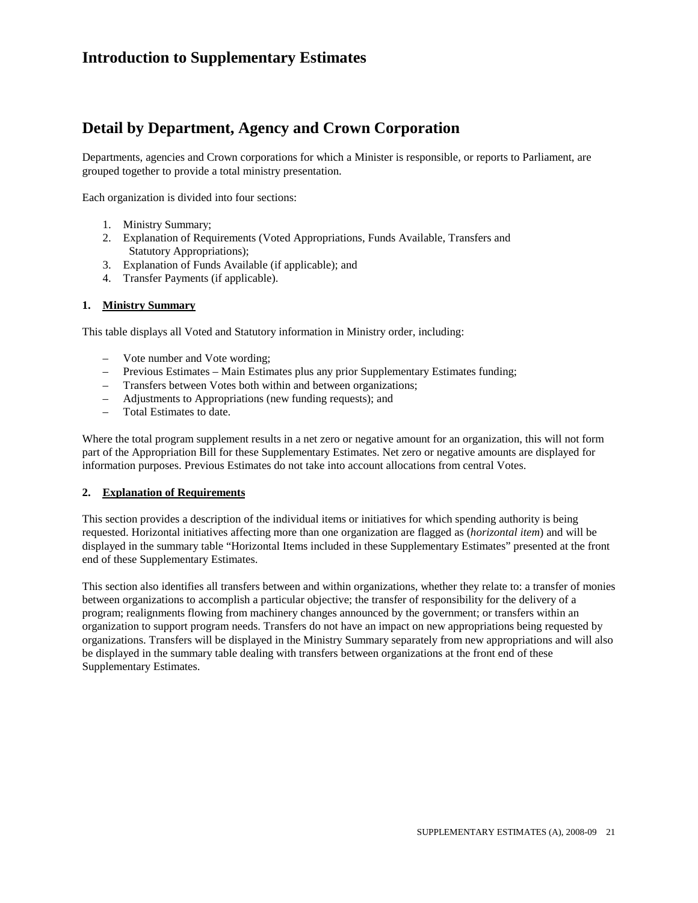# Introduction to Supplementary Estimates

## Detail by Department, Agency and Crown Corporation

Departments, agencies and Crown corporations for which a Minister is responsible, or reports to Parliament, are grouped together to provide a total ministry presentation.

Each organization is divided into four sections:

1. Ministry Summary;
2. Explanation of Requirements (Voted Appropriations, Funds Available, Transfers and Statutory Appropriations);
3. Explanation of Funds Available (if applicable); and
4. Transfer Payments (if applicable).

### 1. Ministry Summary

This table displays all Voted and Statutory information in Ministry order, including:

- Vote number and Vote wording;
- Previous Estimates – Main Estimates plus any prior Supplementary Estimates funding;
- Transfers between Votes both within and between organizations;
- Adjustments to Appropriations (new funding requests); and
- Total Estimates to date.

Where the total program supplement results in a net zero or negative amount for an organization, this will not form part of the Appropriation Bill for these Supplementary Estimates. Net zero or negative amounts are displayed for information purposes. Previous Estimates do not take into account allocations from central Votes.

### 2. Explanation of Requirements

This section provides a description of the individual items or initiatives for which spending authority is being requested. Horizontal initiatives affecting more than one organization are flagged as (*horizontal item*) and will be displayed in the summary table "Horizontal Items included in these Supplementary Estimates" presented at the front end of these Supplementary Estimates.

This section also identifies all transfers between and within organizations, whether they relate to: a transfer of monies between organizations to accomplish a particular objective; the transfer of responsibility for the delivery of a program; realignments flowing from machinery changes announced by the government; or transfers within an organization to support program needs. Transfers do not have an impact on new appropriations being requested by organizations. Transfers will be displayed in the Ministry Summary separately from new appropriations and will also be displayed in the summary table dealing with transfers between organizations at the front end of these Supplementary Estimates.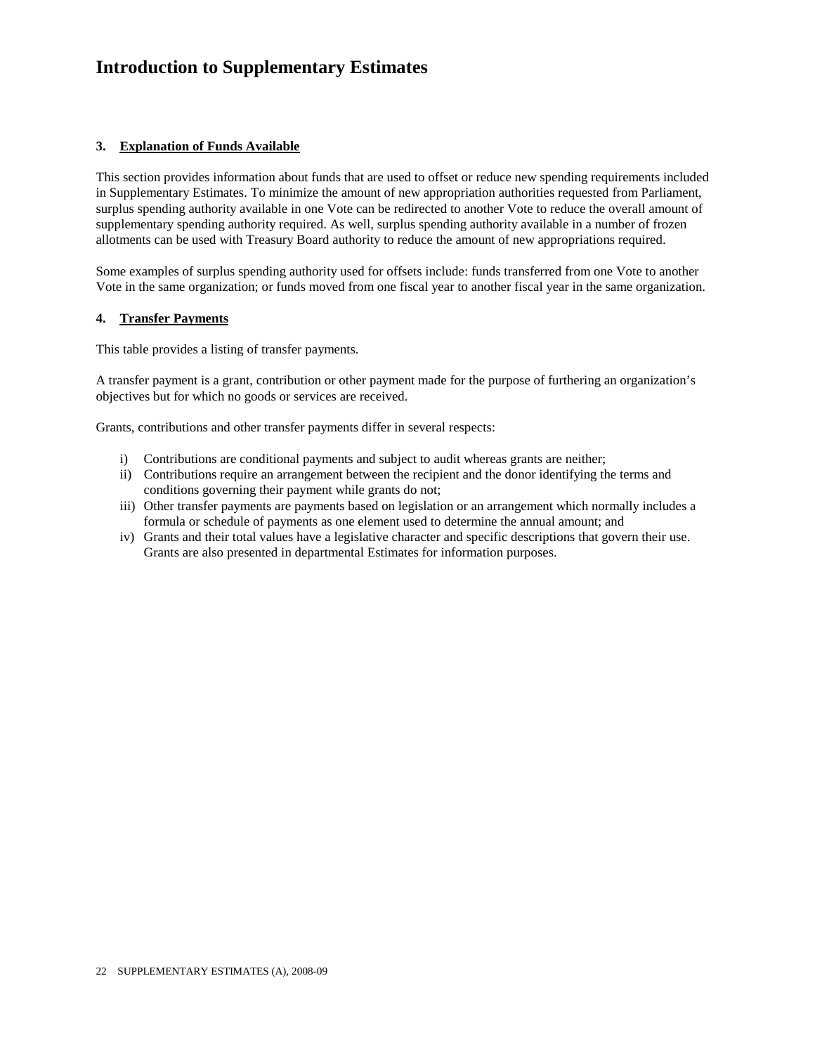# Introduction to Supplementary Estimates

### 3. Explanation of Funds Available

This section provides information about funds that are used to offset or reduce new spending requirements included in Supplementary Estimates. To minimize the amount of new appropriation authorities requested from Parliament, surplus spending authority available in one Vote can be redirected to another Vote to reduce the overall amount of supplementary spending authority required. As well, surplus spending authority available in a number of frozen allotments can be used with Treasury Board authority to reduce the amount of new appropriations required.

Some examples of surplus spending authority used for offsets include: funds transferred from one Vote to another Vote in the same organization; or funds moved from one fiscal year to another fiscal year in the same organization.

### 4. Transfer Payments

This table provides a listing of transfer payments.

A transfer payment is a grant, contribution or other payment made for the purpose of furthering an organization's objectives but for which no goods or services are received.

Grants, contributions and other transfer payments differ in several respects:

i) Contributions are conditional payments and subject to audit whereas grants are neither;
ii) Contributions require an arrangement between the recipient and the donor identifying the terms and conditions governing their payment while grants do not;
iii) Other transfer payments are payments based on legislation or an arrangement which normally includes a formula or schedule of payments as one element used to determine the annual amount; and
iv) Grants and their total values have a legislative character and specific descriptions that govern their use. Grants are also presented in departmental Estimates for information purposes.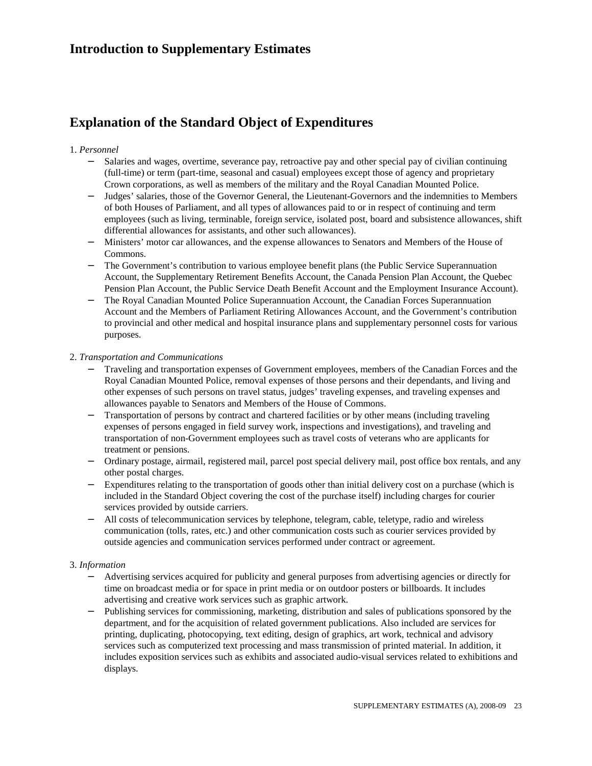## Introduction to Supplementary Estimates

## Explanation of the Standard Object of Expenditures

1. *Personnel*
   - Salaries and wages, overtime, severance pay, retroactive pay and other special pay of civilian continuing (full-time) or term (part-time, seasonal and casual) employees except those of agency and proprietary Crown corporations, as well as members of the military and the Royal Canadian Mounted Police.
   - Judges' salaries, those of the Governor General, the Lieutenant-Governors and the indemnities to Members of both Houses of Parliament, and all types of allowances paid to or in respect of continuing and term employees (such as living, terminable, foreign service, isolated post, board and subsistence allowances, shift differential allowances for assistants, and other such allowances).
   - Ministers' motor car allowances, and the expense allowances to Senators and Members of the House of Commons.
   - The Government's contribution to various employee benefit plans (the Public Service Superannuation Account, the Supplementary Retirement Benefits Account, the Canada Pension Plan Account, the Quebec Pension Plan Account, the Public Service Death Benefit Account and the Employment Insurance Account).
   - The Royal Canadian Mounted Police Superannuation Account, the Canadian Forces Superannuation Account and the Members of Parliament Retiring Allowances Account, and the Government's contribution to provincial and other medical and hospital insurance plans and supplementary personnel costs for various purposes.

2. *Transportation and Communications*
   - Traveling and transportation expenses of Government employees, members of the Canadian Forces and the Royal Canadian Mounted Police, removal expenses of those persons and their dependants, and living and other expenses of such persons on travel status, judges' traveling expenses, and traveling expenses and allowances payable to Senators and Members of the House of Commons.
   - Transportation of persons by contract and chartered facilities or by other means (including traveling expenses of persons engaged in field survey work, inspections and investigations), and traveling and transportation of non-Government employees such as travel costs of veterans who are applicants for treatment or pensions.
   - Ordinary postage, airmail, registered mail, parcel post special delivery mail, post office box rentals, and any other postal charges.
   - Expenditures relating to the transportation of goods other than initial delivery cost on a purchase (which is included in the Standard Object covering the cost of the purchase itself) including charges for courier services provided by outside carriers.
   - All costs of telecommunication services by telephone, telegram, cable, teletype, radio and wireless communication (tolls, rates, etc.) and other communication costs such as courier services provided by outside agencies and communication services performed under contract or agreement.

3. *Information*
   - Advertising services acquired for publicity and general purposes from advertising agencies or directly for time on broadcast media or for space in print media or on outdoor posters or billboards. It includes advertising and creative work services such as graphic artwork.
   - Publishing services for commissioning, marketing, distribution and sales of publications sponsored by the department, and for the acquisition of related government publications. Also included are services for printing, duplicating, photocopying, text editing, design of graphics, art work, technical and advisory services such as computerized text processing and mass transmission of printed material. In addition, it includes exposition services such as exhibits and associated audio-visual services related to exhibitions and displays.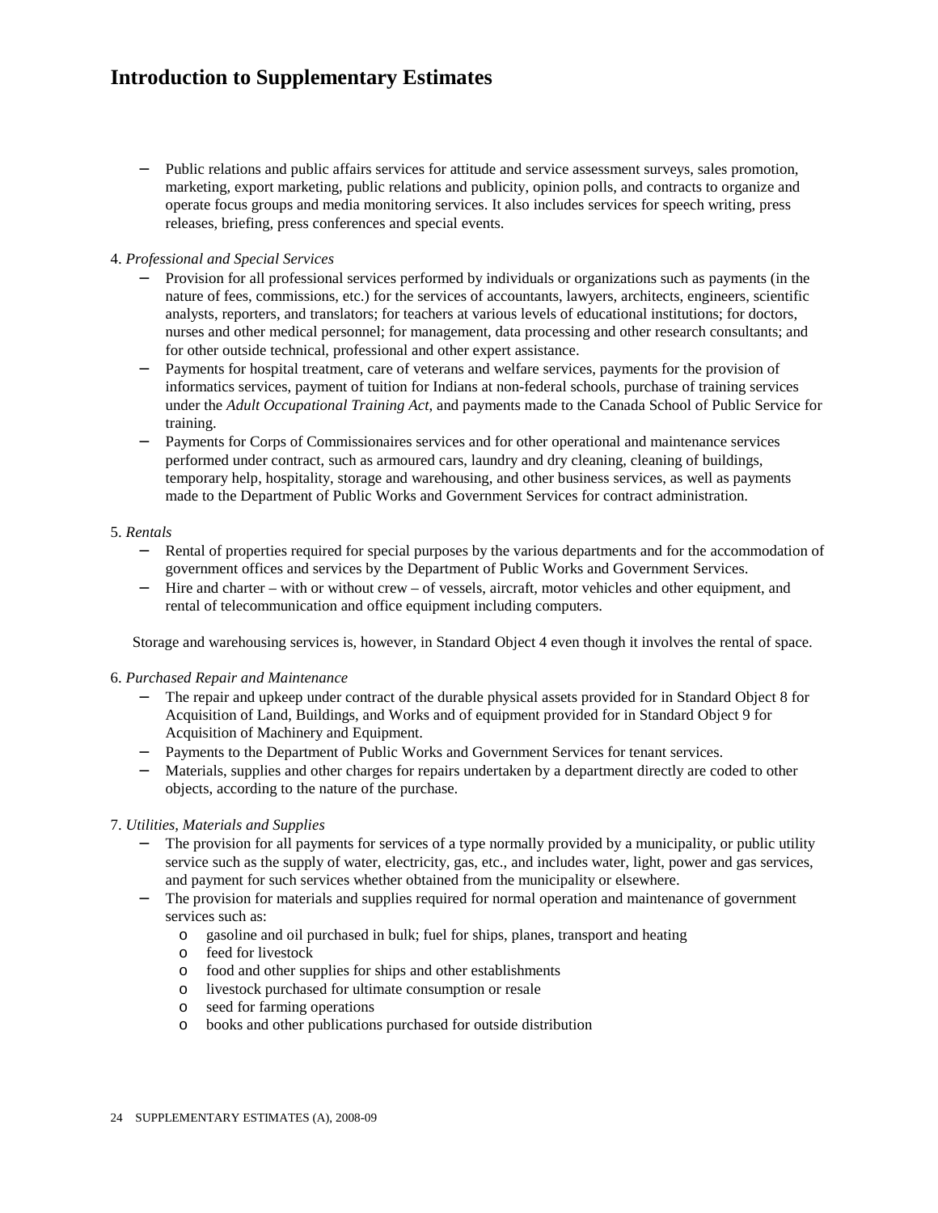- Public relations and public affairs services for attitude and service assessment surveys, sales promotion, marketing, export marketing, public relations and publicity, opinion polls, and contracts to organize and operate focus groups and media monitoring services. It also includes services for speech writing, press releases, briefing, press conferences and special events.

4. *Professional and Special Services*
   - Provision for all professional services performed by individuals or organizations such as payments (in the nature of fees, commissions, etc.) for the services of accountants, lawyers, architects, engineers, scientific analysts, reporters, and translators; for teachers at various levels of educational institutions; for doctors, nurses and other medical personnel; for management, data processing and other research consultants; and for other outside technical, professional and other expert assistance.
   - Payments for hospital treatment, care of veterans and welfare services, payments for the provision of informatics services, payment of tuition for Indians at non-federal schools, purchase of training services under the *Adult Occupational Training Act*, and payments made to the Canada School of Public Service for training.
   - Payments for Corps of Commissionaires services and for other operational and maintenance services performed under contract, such as armoured cars, laundry and dry cleaning, cleaning of buildings, temporary help, hospitality, storage and warehousing, and other business services, as well as payments made to the Department of Public Works and Government Services for contract administration.

5. *Rentals*
   - Rental of properties required for special purposes by the various departments and for the accommodation of government offices and services by the Department of Public Works and Government Services.
   - Hire and charter – with or without crew – of vessels, aircraft, motor vehicles and other equipment, and rental of telecommunication and office equipment including computers.

   Storage and warehousing services is, however, in Standard Object 4 even though it involves the rental of space.

6. *Purchased Repair and Maintenance*
   - The repair and upkeep under contract of the durable physical assets provided for in Standard Object 8 for Acquisition of Land, Buildings, and Works and of equipment provided for in Standard Object 9 for Acquisition of Machinery and Equipment.
   - Payments to the Department of Public Works and Government Services for tenant services.
   - Materials, supplies and other charges for repairs undertaken by a department directly are coded to other objects, according to the nature of the purchase.

7. *Utilities, Materials and Supplies*
   - The provision for all payments for services of a type normally provided by a municipality, or public utility service such as the supply of water, electricity, gas, etc., and includes water, light, power and gas services, and payment for such services whether obtained from the municipality or elsewhere.
   - The provision for materials and supplies required for normal operation and maintenance of government services such as:
     - gasoline and oil purchased in bulk; fuel for ships, planes, transport and heating
     - feed for livestock
     - food and other supplies for ships and other establishments
     - livestock purchased for ultimate consumption or resale
     - seed for farming operations
     - books and other publications purchased for outside distribution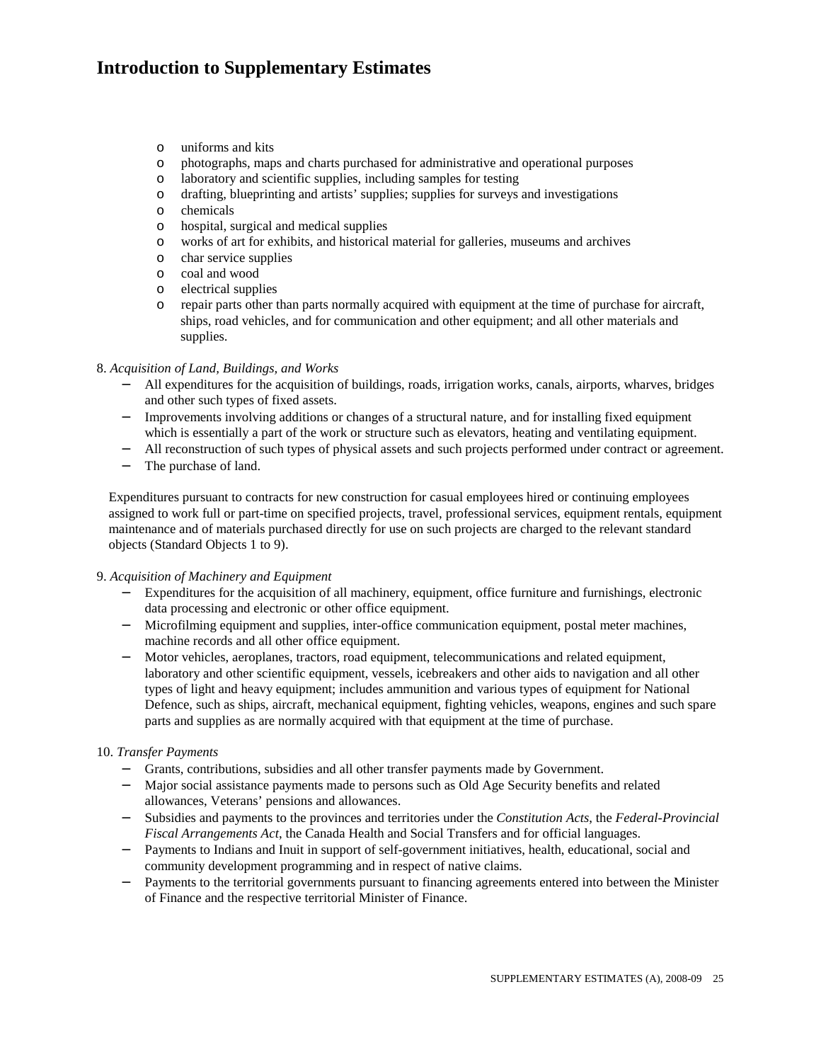# Introduction to Supplementary Estimates

- uniforms and kits
- photographs, maps and charts purchased for administrative and operational purposes
- laboratory and scientific supplies, including samples for testing
- drafting, blueprinting and artists' supplies; supplies for surveys and investigations
- chemicals
- hospital, surgical and medical supplies
- works of art for exhibits, and historical material for galleries, museums and archives
- char service supplies
- coal and wood
- electrical supplies
- repair parts other than parts normally acquired with equipment at the time of purchase for aircraft, ships, road vehicles, and for communication and other equipment; and all other materials and supplies.

8. *Acquisition of Land, Buildings, and Works*
   - All expenditures for the acquisition of buildings, roads, irrigation works, canals, airports, wharves, bridges and other such types of fixed assets.
   - Improvements involving additions or changes of a structural nature, and for installing fixed equipment which is essentially a part of the work or structure such as elevators, heating and ventilating equipment.
   - All reconstruction of such types of physical assets and such projects performed under contract or agreement.
   - The purchase of land.

   Expenditures pursuant to contracts for new construction for casual employees hired or continuing employees assigned to work full or part-time on specified projects, travel, professional services, equipment rentals, equipment maintenance and of materials purchased directly for use on such projects are charged to the relevant standard objects (Standard Objects 1 to 9).

9. *Acquisition of Machinery and Equipment*
   - Expenditures for the acquisition of all machinery, equipment, office furniture and furnishings, electronic data processing and electronic or other office equipment.
   - Microfilming equipment and supplies, inter-office communication equipment, postal meter machines, machine records and all other office equipment.
   - Motor vehicles, aeroplanes, tractors, road equipment, telecommunications and related equipment, laboratory and other scientific equipment, vessels, icebreakers and other aids to navigation and all other types of light and heavy equipment; includes ammunition and various types of equipment for National Defence, such as ships, aircraft, mechanical equipment, fighting vehicles, weapons, engines and such spare parts and supplies as are normally acquired with that equipment at the time of purchase.

10. *Transfer Payments*
    - Grants, contributions, subsidies and all other transfer payments made by Government.
    - Major social assistance payments made to persons such as Old Age Security benefits and related allowances, Veterans' pensions and allowances.
    - Subsidies and payments to the provinces and territories under the *Constitution Acts*, the *Federal-Provincial Fiscal Arrangements Act*, the Canada Health and Social Transfers and for official languages.
    - Payments to Indians and Inuit in support of self-government initiatives, health, educational, social and community development programming and in respect of native claims.
    - Payments to the territorial governments pursuant to financing agreements entered into between the Minister of Finance and the respective territorial Minister of Finance.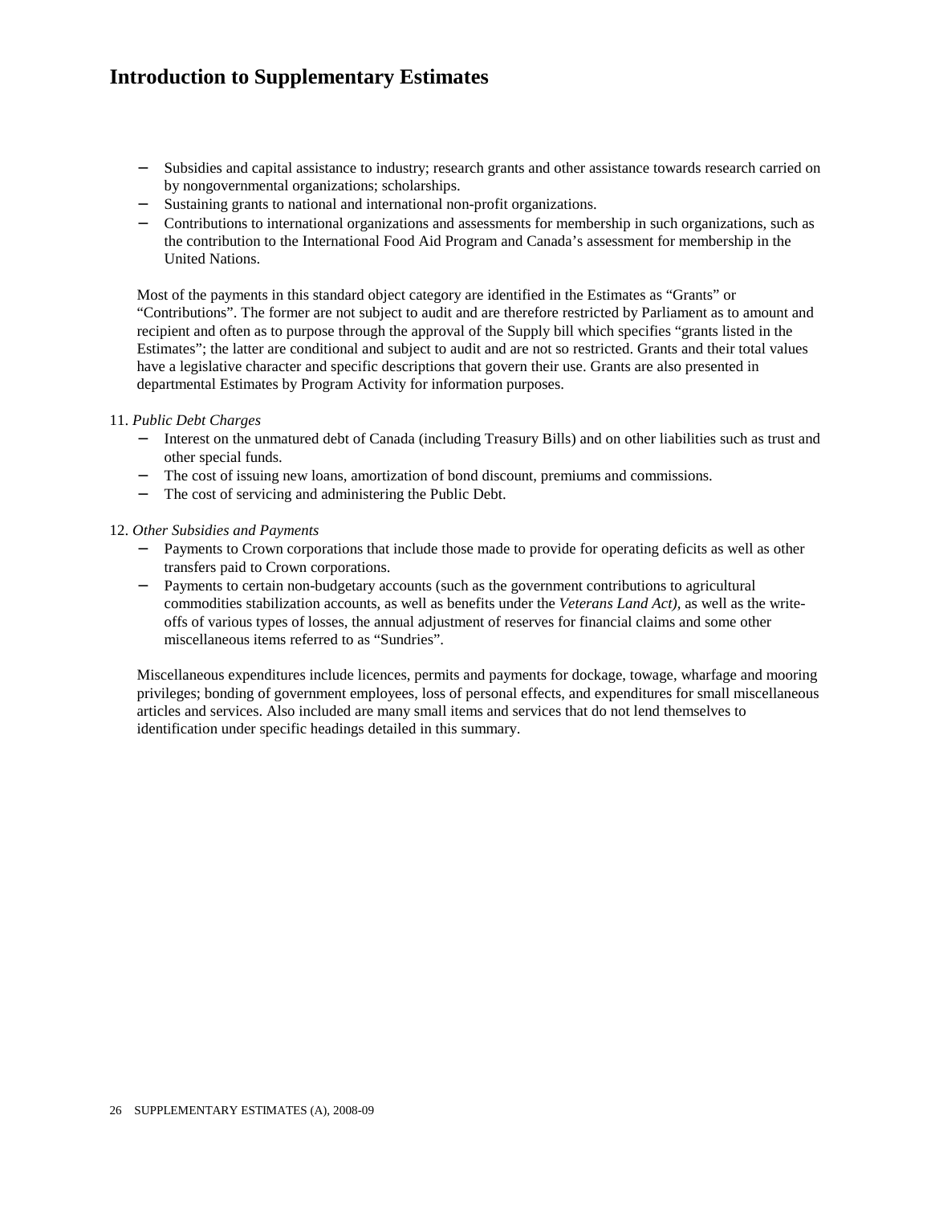- Subsidies and capital assistance to industry; research grants and other assistance towards research carried on by nongovernmental organizations; scholarships.
- Sustaining grants to national and international non-profit organizations.
- Contributions to international organizations and assessments for membership in such organizations, such as the contribution to the International Food Aid Program and Canada's assessment for membership in the United Nations.

Most of the payments in this standard object category are identified in the Estimates as "Grants" or "Contributions". The former are not subject to audit and are therefore restricted by Parliament as to amount and recipient and often as to purpose through the approval of the Supply bill which specifies "grants listed in the Estimates"; the latter are conditional and subject to audit and are not so restricted. Grants and their total values have a legislative character and specific descriptions that govern their use. Grants are also presented in departmental Estimates by Program Activity for information purposes.

11. *Public Debt Charges*

- Interest on the unmatured debt of Canada (including Treasury Bills) and on other liabilities such as trust and other special funds.
- The cost of issuing new loans, amortization of bond discount, premiums and commissions.
- The cost of servicing and administering the Public Debt.

12. *Other Subsidies and Payments*

- Payments to Crown corporations that include those made to provide for operating deficits as well as other transfers paid to Crown corporations.
- Payments to certain non-budgetary accounts (such as the government contributions to agricultural commodities stabilization accounts, as well as benefits under the *Veterans Land Act)*, as well as the write-offs of various types of losses, the annual adjustment of reserves for financial claims and some other miscellaneous items referred to as "Sundries".

Miscellaneous expenditures include licences, permits and payments for dockage, towage, wharfage and mooring privileges; bonding of government employees, loss of personal effects, and expenditures for small miscellaneous articles and services. Also included are many small items and services that do not lend themselves to identification under specific headings detailed in this summary.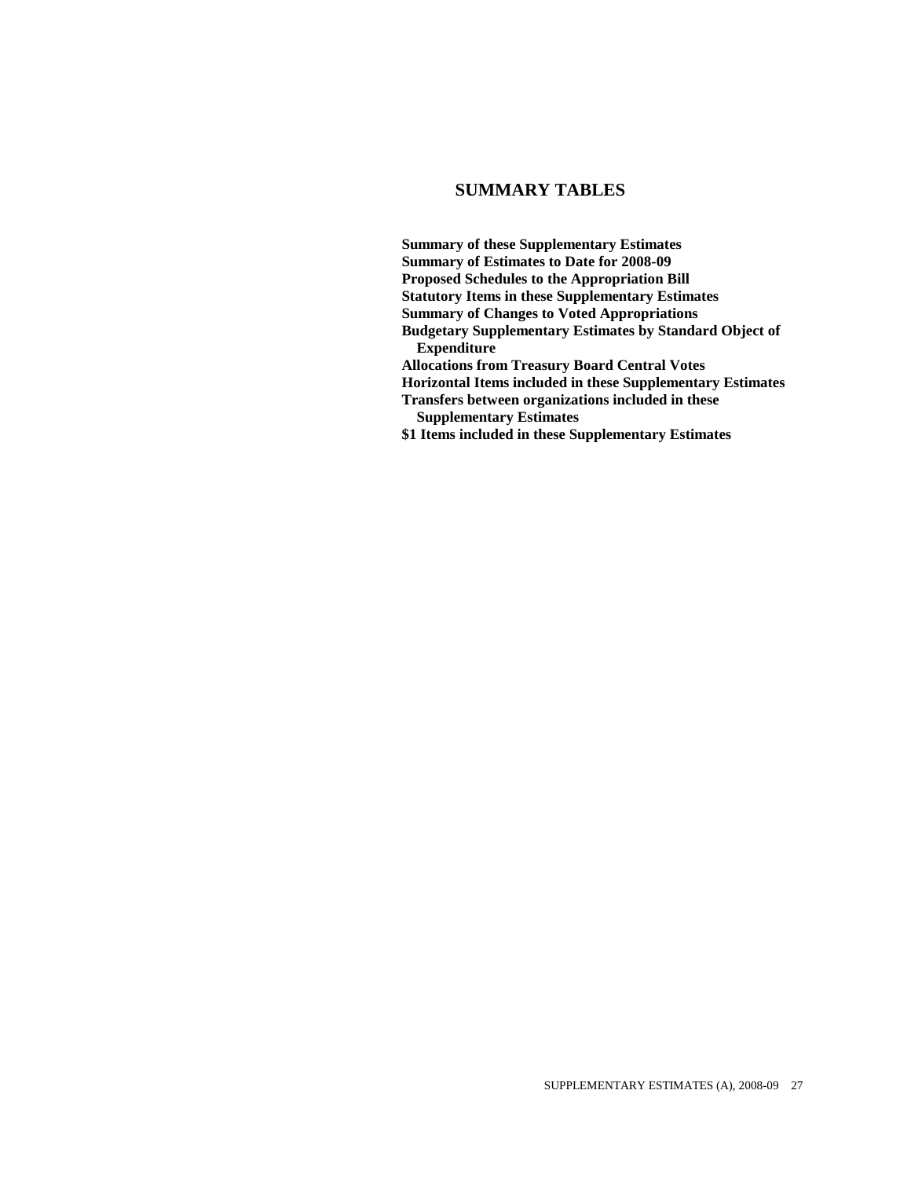# SUMMARY TABLES

**Summary of these Supplementary Estimates**
**Summary of Estimates to Date for 2008-09**
**Proposed Schedules to the Appropriation Bill**
**Statutory Items in these Supplementary Estimates**
**Summary of Changes to Voted Appropriations**
**Budgetary Supplementary Estimates by Standard Object of Expenditure**
**Allocations from Treasury Board Central Votes**
**Horizontal Items included in these Supplementary Estimates**
**Transfers between organizations included in these Supplementary Estimates**
**$1 Items included in these Supplementary Estimates**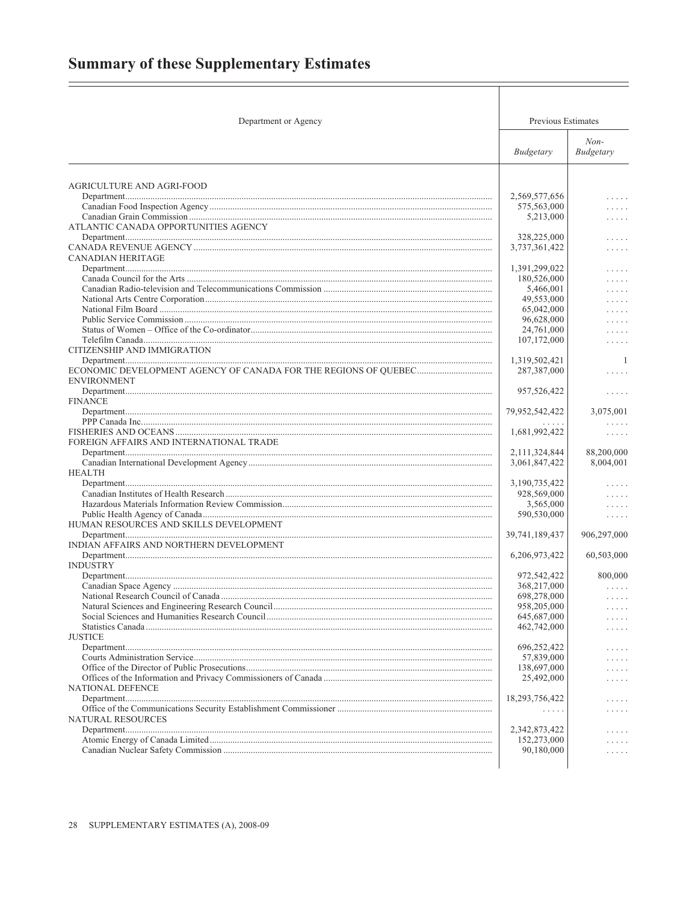# Summary of these Supplementary Estimates

| Department or Agency | Previous Estimates | |
|---|---|---|
| | *Budgetary* | *Non-Budgetary* |
| AGRICULTURE AND AGRI-FOOD | | |
| Department | 2,569,577,656 | . . . . . |
| Canadian Food Inspection Agency | 575,563,000 | . . . . . |
| Canadian Grain Commission | 5,213,000 | . . . . . |
| ATLANTIC CANADA OPPORTUNITIES AGENCY | | |
| Department | 328,225,000 | . . . . . |
| CANADA REVENUE AGENCY | 3,737,361,422 | . . . . . |
| CANADIAN HERITAGE | | |
| Department | 1,391,299,022 | . . . . . |
| Canada Council for the Arts | 180,526,000 | . . . . . |
| Canadian Radio-television and Telecommunications Commission | 5,466,001 | . . . . . |
| National Arts Centre Corporation | 49,553,000 | . . . . . |
| National Film Board | 65,042,000 | . . . . . |
| Public Service Commission | 96,628,000 | . . . . . |
| Status of Women – Office of the Co-ordinator | 24,761,000 | . . . . . |
| Telefilm Canada | 107,172,000 | . . . . . |
| CITIZENSHIP AND IMMIGRATION | | |
| Department | 1,319,502,421 | 1 |
| ECONOMIC DEVELOPMENT AGENCY OF CANADA FOR THE REGIONS OF QUEBEC | 287,387,000 | . . . . . |
| ENVIRONMENT | | |
| Department | 957,526,422 | . . . . . |
| FINANCE | | |
| Department | 79,952,542,422 | 3,075,001 |
| PPP Canada Inc. | . . . . . | . . . . . |
| FISHERIES AND OCEANS | 1,681,992,422 | . . . . . |
| FOREIGN AFFAIRS AND INTERNATIONAL TRADE | | |
| Department | 2,111,324,844 | 88,200,000 |
| Canadian International Development Agency | 3,061,847,422 | 8,004,001 |
| HEALTH | | |
| Department | 3,190,735,422 | . . . . . |
| Canadian Institutes of Health Research | 928,569,000 | . . . . . |
| Hazardous Materials Information Review Commission | 3,565,000 | . . . . . |
| Public Health Agency of Canada | 590,530,000 | . . . . . |
| HUMAN RESOURCES AND SKILLS DEVELOPMENT | | |
| Department | 39,741,189,437 | 906,297,000 |
| INDIAN AFFAIRS AND NORTHERN DEVELOPMENT | | |
| Department | 6,206,973,422 | 60,503,000 |
| INDUSTRY | | |
| Department | 972,542,422 | 800,000 |
| Canadian Space Agency | 368,217,000 | . . . . . |
| National Research Council of Canada | 698,278,000 | . . . . . |
| Natural Sciences and Engineering Research Council | 958,205,000 | . . . . . |
| Social Sciences and Humanities Research Council | 645,687,000 | . . . . . |
| Statistics Canada | 462,742,000 | . . . . . |
| JUSTICE | | |
| Department | 696,252,422 | . . . . . |
| Courts Administration Service | 57,839,000 | . . . . . |
| Office of the Director of Public Prosecutions | 138,697,000 | . . . . . |
| Offices of the Information and Privacy Commissioners of Canada | 25,492,000 | . . . . . |
| NATIONAL DEFENCE | | |
| Department | 18,293,756,422 | . . . . . |
| Office of the Communications Security Establishment Commissioner | . . . . . | . . . . . |
| NATURAL RESOURCES | | |
| Department | 2,342,873,422 | . . . . . |
| Atomic Energy of Canada Limited | 152,273,000 | . . . . . |
| Canadian Nuclear Safety Commission | 90,180,000 | . . . . . |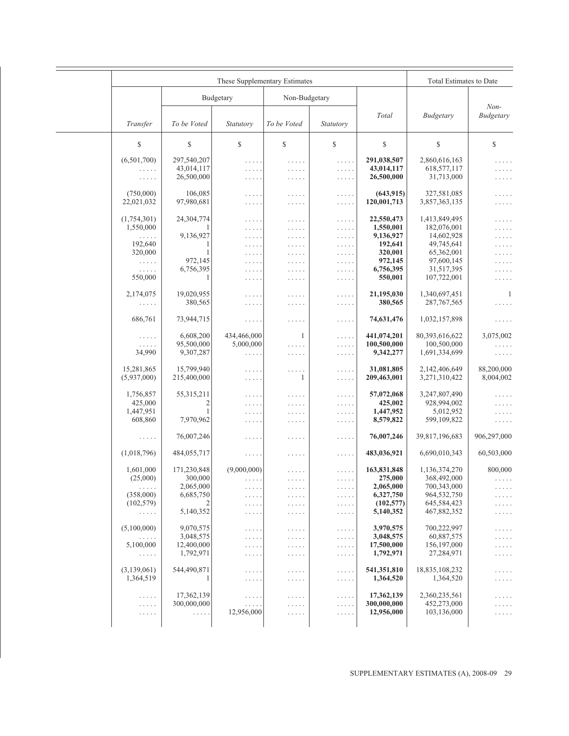| These Supplementary Estimates | | | | | | Total Estimates to Date | |
|---|---|---|---|---|---|---|---|
| | Budgetary | | Non-Budgetary | | | | |
| *Transfer* | *To be Voted* | *Statutory* | *To be Voted* | *Statutory* | *Total* | *Budgetary* | *Non-Budgetary* |
| $ | $ | $ | $ | $ | $ | $ | $ |
| (6,501,700) | 297,540,207 | . . . . . | . . . . . | . . . . . | **291,038,507** | 2,860,616,163 | . . . . . |
| . . . . . | 43,014,117 | . . . . . | . . . . . | . . . . . | **43,014,117** | 618,577,117 | . . . . . |
| . . . . . | 26,500,000 | . . . . . | . . . . . | . . . . . | **26,500,000** | 31,713,000 | . . . . . |
| (750,000) | 106,085 | . . . . . | . . . . . | . . . . . | **(643,915)** | 327,581,085 | . . . . . |
| 22,021,032 | 97,980,681 | . . . . . | . . . . . | . . . . . | **120,001,713** | 3,857,363,135 | . . . . . |
| (1,754,301) | 24,304,774 | . . . . . | . . . . . | . . . . . | **22,550,473** | 1,413,849,495 | . . . . . |
| 1,550,000 | 1 | . . . . . | . . . . . | . . . . . | **1,550,001** | 182,076,001 | . . . . . |
| . . . . . | 9,136,927 | . . . . . | . . . . . | . . . . . | **9,136,927** | 14,602,928 | . . . . . |
| 192,640 | 1 | . . . . . | . . . . . | . . . . . | **192,641** | 49,745,641 | . . . . . |
| 320,000 | 1 | . . . . . | . . . . . | . . . . . | **320,001** | 65,362,001 | . . . . . |
| . . . . . | 972,145 | . . . . . | . . . . . | . . . . . | **972,145** | 97,600,145 | . . . . . |
| . . . . . | 6,756,395 | . . . . . | . . . . . | . . . . . | **6,756,395** | 31,517,395 | . . . . . |
| 550,000 | 1 | . . . . . | . . . . . | . . . . . | **550,001** | 107,722,001 | . . . . . |
| 2,174,075 | 19,020,955 | . . . . . | . . . . . | . . . . . | **21,195,030** | 1,340,697,451 | 1 |
| . . . . . | 380,565 | . . . . . | . . . . . | . . . . . | **380,565** | 287,767,565 | . . . . . |
| 686,761 | 73,944,715 | . . . . . | . . . . . | . . . . . | **74,631,476** | 1,032,157,898 | . . . . . |
| . . . . . | 6,608,200 | 434,466,000 | 1 | . . . . . | **441,074,201** | 80,393,616,622 | 3,075,002 |
| . . . . . | 95,500,000 | 5,000,000 | . . . . . | . . . . . | **100,500,000** | 100,500,000 | . . . . . |
| 34,990 | 9,307,287 | . . . . . | . . . . . | . . . . . | **9,342,277** | 1,691,334,699 | . . . . . |
| 15,281,865 | 15,799,940 | . . . . . | . . . . . | . . . . . | **31,081,805** | 2,142,406,649 | 88,200,000 |
| (5,937,000) | 215,400,000 | . . . . . | 1 | . . . . . | **209,463,001** | 3,271,310,422 | 8,004,002 |
| 1,756,857 | 55,315,211 | . . . . . | . . . . . | . . . . . | **57,072,068** | 3,247,807,490 | . . . . . |
| 425,000 | 2 | . . . . . | . . . . . | . . . . . | **425,002** | 928,994,002 | . . . . . |
| 1,447,951 | 1 | . . . . . | . . . . . | . . . . . | **1,447,952** | 5,012,952 | . . . . . |
| 608,860 | 7,970,962 | . . . . . | . . . . . | . . . . . | **8,579,822** | 599,109,822 | . . . . . |
| . . . . . | 76,007,246 | . . . . . | . . . . . | . . . . . | **76,007,246** | 39,817,196,683 | 906,297,000 |
| (1,018,796) | 484,055,717 | . . . . . | . . . . . | . . . . . | **483,036,921** | 6,690,010,343 | 60,503,000 |
| 1,601,000 | 171,230,848 | (9,000,000) | . . . . . | . . . . . | **163,831,848** | 1,136,374,270 | 800,000 |
| (25,000) | 300,000 | . . . . . | . . . . . | . . . . . | **275,000** | 368,492,000 | . . . . . |
| . . . . . | 2,065,000 | . . . . . | . . . . . | . . . . . | **2,065,000** | 700,343,000 | . . . . . |
| (358,000) | 6,685,750 | . . . . . | . . . . . | . . . . . | **6,327,750** | 964,532,750 | . . . . . |
| (102,579) | 2 | . . . . . | . . . . . | . . . . . | **(102,577)** | 645,584,423 | . . . . . |
| . . . . . | 5,140,352 | . . . . . | . . . . . | . . . . . | **5,140,352** | 467,882,352 | . . . . . |
| (5,100,000) | 9,070,575 | . . . . . | . . . . . | . . . . . | **3,970,575** | 700,222,997 | . . . . . |
| . . . . . | 3,048,575 | . . . . . | . . . . . | . . . . . | **3,048,575** | 60,887,575 | . . . . . |
| 5,100,000 | 12,400,000 | . . . . . | . . . . . | . . . . . | **17,500,000** | 156,197,000 | . . . . . |
| . . . . . | 1,792,971 | . . . . . | . . . . . | . . . . . | **1,792,971** | 27,284,971 | . . . . . |
| (3,139,061) | 544,490,871 | . . . . . | . . . . . | . . . . . | **541,351,810** | 18,835,108,232 | . . . . . |
| 1,364,519 | 1 | . . . . . | . . . . . | . . . . . | **1,364,520** | 1,364,520 | . . . . . |
| . . . . . | 17,362,139 | . . . . . | . . . . . | . . . . . | **17,362,139** | 2,360,235,561 | . . . . . |
| . . . . . | 300,000,000 | . . . . . | . . . . . | . . . . . | **300,000,000** | 452,273,000 | . . . . . |
| . . . . . | . . . . . | 12,956,000 | . . . . . | . . . . . | **12,956,000** | 103,136,000 | . . . . . |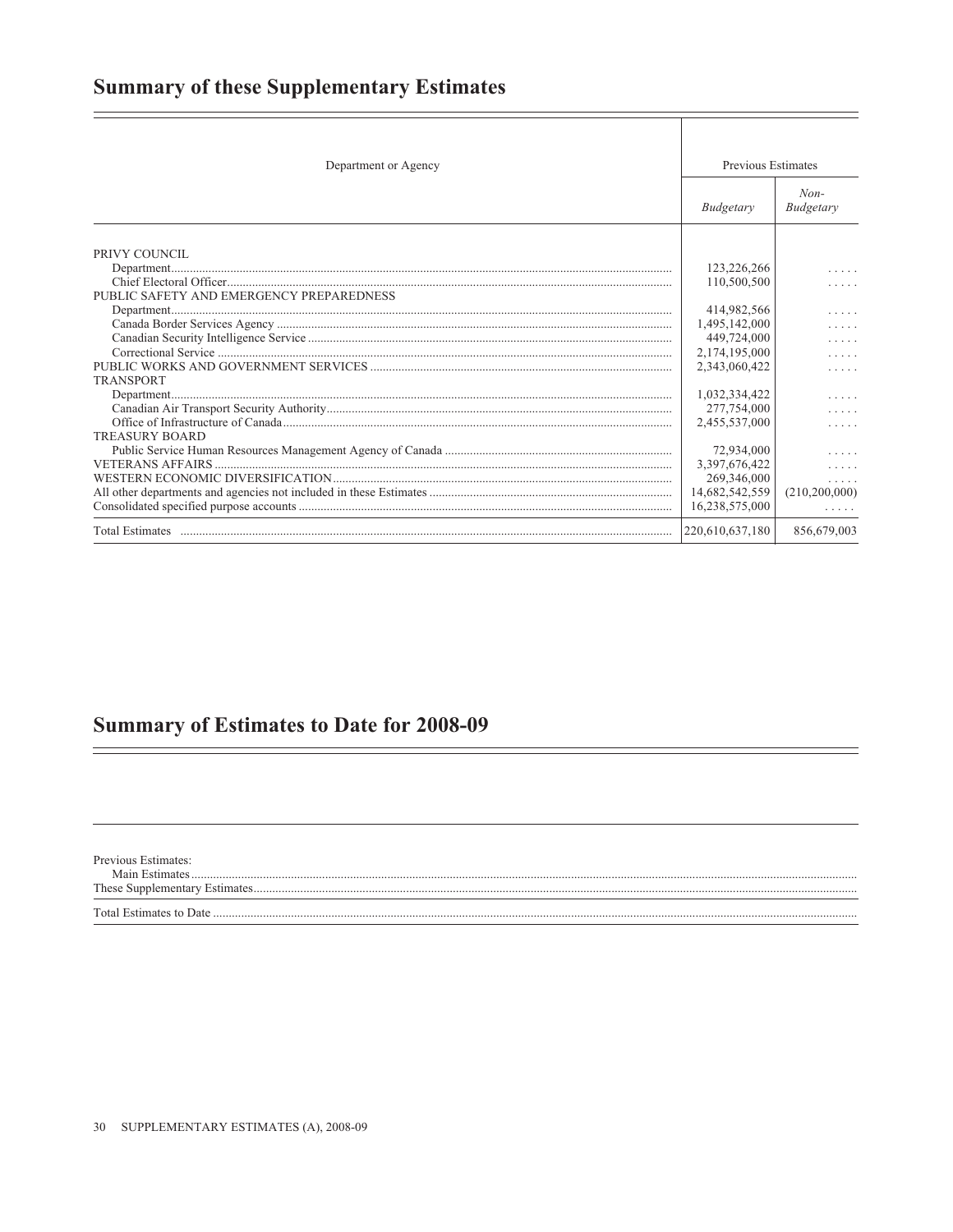## Summary of these Supplementary Estimates

| Department or Agency | Previous Estimates | |
|---|---|---|
| | *Budgetary* | *Non-Budgetary* |
| PRIVY COUNCIL | | |
| Department | 123,226,266 | . . . . . |
| Chief Electoral Officer | 110,500,500 | . . . . . |
| PUBLIC SAFETY AND EMERGENCY PREPAREDNESS | | |
| Department | 414,982,566 | . . . . . |
| Canada Border Services Agency | 1,495,142,000 | . . . . . |
| Canadian Security Intelligence Service | 449,724,000 | . . . . . |
| Correctional Service | 2,174,195,000 | . . . . . |
| PUBLIC WORKS AND GOVERNMENT SERVICES | 2,343,060,422 | . . . . . |
| TRANSPORT | | |
| Department | 1,032,334,422 | . . . . . |
| Canadian Air Transport Security Authority | 277,754,000 | . . . . . |
| Office of Infrastructure of Canada | 2,455,537,000 | . . . . . |
| TREASURY BOARD | | |
| Public Service Human Resources Management Agency of Canada | 72,934,000 | . . . . . |
| VETERANS AFFAIRS | 3,397,676,422 | . . . . . |
| WESTERN ECONOMIC DIVERSIFICATION | 269,346,000 | . . . . . |
| All other departments and agencies not included in these Estimates | 14,682,542,559 | (210,200,000) |
| Consolidated specified purpose accounts | 16,238,575,000 | . . . . . |
| Total Estimates | 220,610,637,180 | 856,679,003 |

## Summary of Estimates to Date for 2008-09

| |
|---|
| Previous Estimates: |
| Main Estimates |
| These Supplementary Estimates |
| Total Estimates to Date |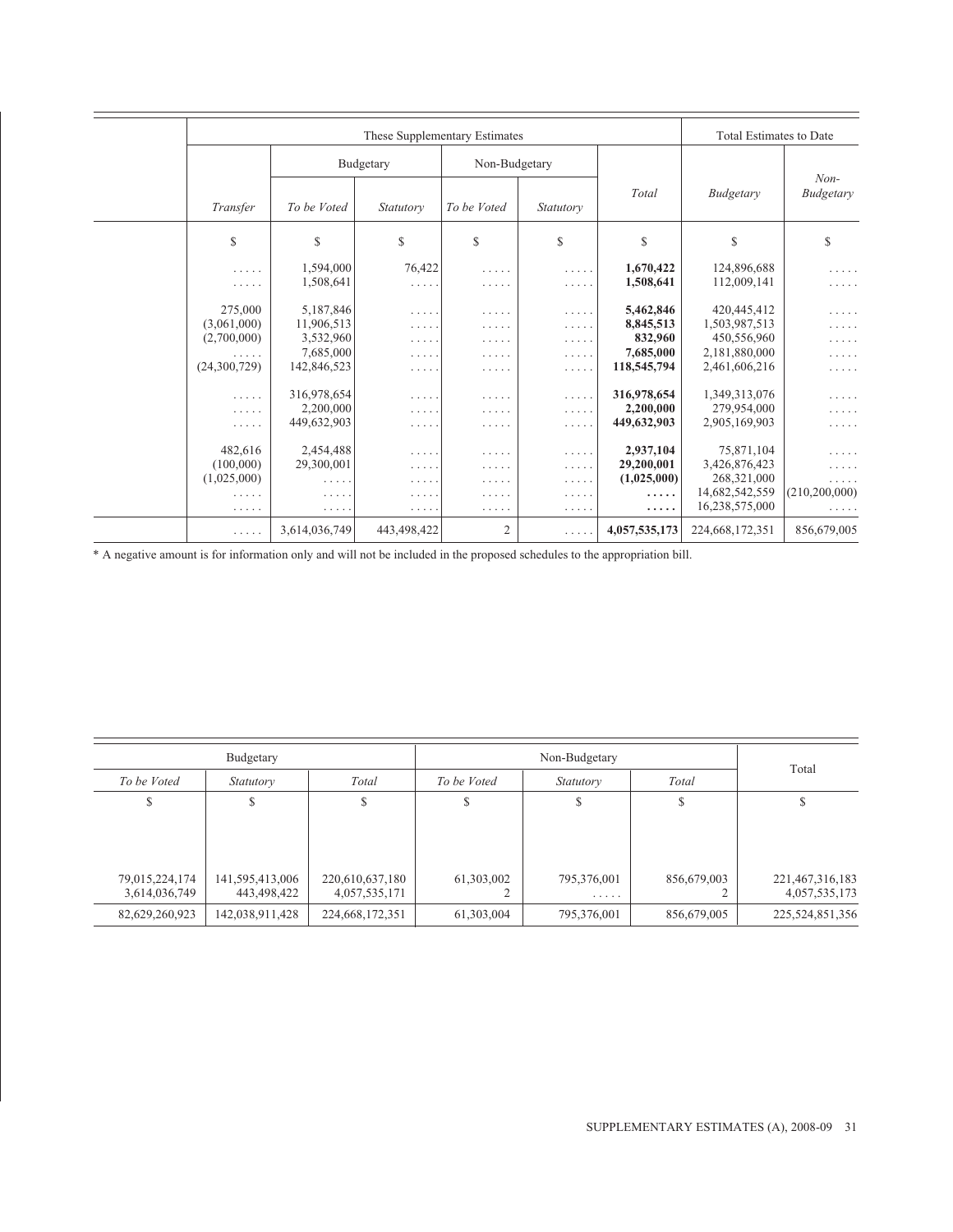| | These Supplementary Estimates | | | | | | Total Estimates to Date | |
|---|---|---|---|---|---|---|---|---|
| | | Budgetary | | Non-Budgetary | | | | |
| | *Transfer* | *To be Voted* | *Statutory* | *To be Voted* | *Statutory* | *Total* | *Budgetary* | *Non-Budgetary* |
| | $ | $ | $ | $ | $ | $ | $ | $ |
| | ..... | 1,594,000 | 76,422 | ..... | ..... | **1,670,422** | 124,896,688 | ..... |
| | ..... | 1,508,641 | ..... | ..... | ..... | **1,508,641** | 112,009,141 | ..... |
| | 275,000 | 5,187,846 | ..... | ..... | ..... | **5,462,846** | 420,445,412 | ..... |
| | (3,061,000) | 11,906,513 | ..... | ..... | ..... | **8,845,513** | 1,503,987,513 | ..... |
| | (2,700,000) | 3,532,960 | ..... | ..... | ..... | **832,960** | 450,556,960 | ..... |
| | ..... | 7,685,000 | ..... | ..... | ..... | **7,685,000** | 2,181,880,000 | ..... |
| | (24,300,729) | 142,846,523 | ..... | ..... | ..... | **118,545,794** | 2,461,606,216 | ..... |
| | ..... | 316,978,654 | ..... | ..... | ..... | **316,978,654** | 1,349,313,076 | ..... |
| | ..... | 2,200,000 | ..... | ..... | ..... | **2,200,000** | 279,954,000 | ..... |
| | ..... | 449,632,903 | ..... | ..... | ..... | **449,632,903** | 2,905,169,903 | ..... |
| | 482,616 | 2,454,488 | ..... | ..... | ..... | **2,937,104** | 75,871,104 | ..... |
| | (100,000) | 29,300,001 | ..... | ..... | ..... | **29,200,001** | 3,426,876,423 | ..... |
| | (1,025,000) | ..... | ..... | ..... | ..... | **(1,025,000)** | 268,321,000 | ..... |
| | ..... | ..... | ..... | ..... | ..... | **.....** | 14,682,542,559 | (210,200,000) |
| | ..... | ..... | ..... | ..... | ..... | **.....** | 16,238,575,000 | ..... |
| | ..... | 3,614,036,749 | 443,498,422 | 2 | ..... | **4,057,535,173** | 224,668,172,351 | 856,679,005 |

* A negative amount is for information only and will not be included in the proposed schedules to the appropriation bill.

| Budgetary | | | Non-Budgetary | | | Total |
|---|---|---|---|---|---|---|
| *To be Voted* | *Statutory* | *Total* | *To be Voted* | *Statutory* | *Total* | |
| $ | $ | $ | $ | $ | $ | $ |
| 79,015,224,174 | 141,595,413,006 | 220,610,637,180 | 61,303,002 | 795,376,001 | 856,679,003 | 221,467,316,183 |
| 3,614,036,749 | 443,498,422 | 4,057,535,171 | 2 | ..... | 2 | 4,057,535,173 |
| 82,629,260,923 | 142,038,911,428 | 224,668,172,351 | 61,303,004 | 795,376,001 | 856,679,005 | 225,524,851,356 |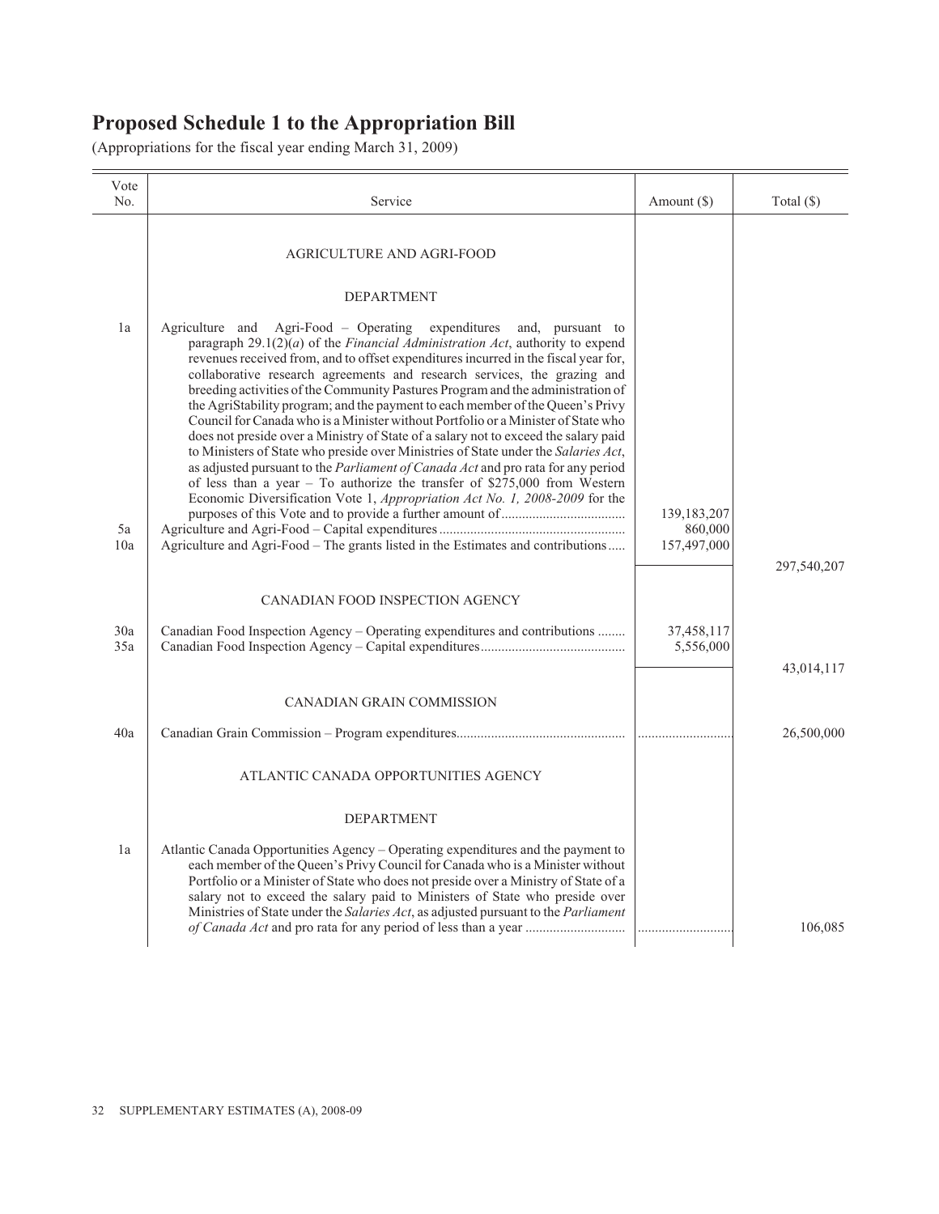# Proposed Schedule 1 to the Appropriation Bill

(Appropriations for the fiscal year ending March 31, 2009)

| Vote No. | Service | Amount ($) | Total ($) |
|---|---|---|---|
| | AGRICULTURE AND AGRI-FOOD | | |
| | DEPARTMENT | | |
| 1a | Agriculture and Agri-Food – Operating expenditures and, pursuant to paragraph 29.1(2)(*a*) of the *Financial Administration Act*, authority to expend revenues received from, and to offset expenditures incurred in the fiscal year for, collaborative research agreements and research services, the grazing and breeding activities of the Community Pastures Program and the administration of the AgriStability program; and the payment to each member of the Queen's Privy Council for Canada who is a Minister without Portfolio or a Minister of State who does not preside over a Ministry of State of a salary not to exceed the salary paid to Ministers of State who preside over Ministries of State under the *Salaries Act*, as adjusted pursuant to the *Parliament of Canada Act* and pro rata for any period of less than a year – To authorize the transfer of $275,000 from Western Economic Diversification Vote 1, *Appropriation Act No. 1, 2008-2009* for the purposes of this Vote and to provide a further amount of | 139,183,207 | |
| 5a | Agriculture and Agri-Food – Capital expenditures | 860,000 | |
| 10a | Agriculture and Agri-Food – The grants listed in the Estimates and contributions | 157,497,000 | |
| | | | 297,540,207 |
| | CANADIAN FOOD INSPECTION AGENCY | | |
| 30a | Canadian Food Inspection Agency – Operating expenditures and contributions | 37,458,117 | |
| 35a | Canadian Food Inspection Agency – Capital expenditures | 5,556,000 | |
| | | | 43,014,117 |
| | CANADIAN GRAIN COMMISSION | | |
| 40a | Canadian Grain Commission – Program expenditures | | 26,500,000 |
| | ATLANTIC CANADA OPPORTUNITIES AGENCY | | |
| | DEPARTMENT | | |
| 1a | Atlantic Canada Opportunities Agency – Operating expenditures and the payment to each member of the Queen's Privy Council for Canada who is a Minister without Portfolio or a Minister of State who does not preside over a Ministry of State of a salary not to exceed the salary paid to Ministers of State who preside over Ministries of State under the *Salaries Act*, as adjusted pursuant to the *Parliament of Canada Act* and pro rata for any period of less than a year | | 106,085 |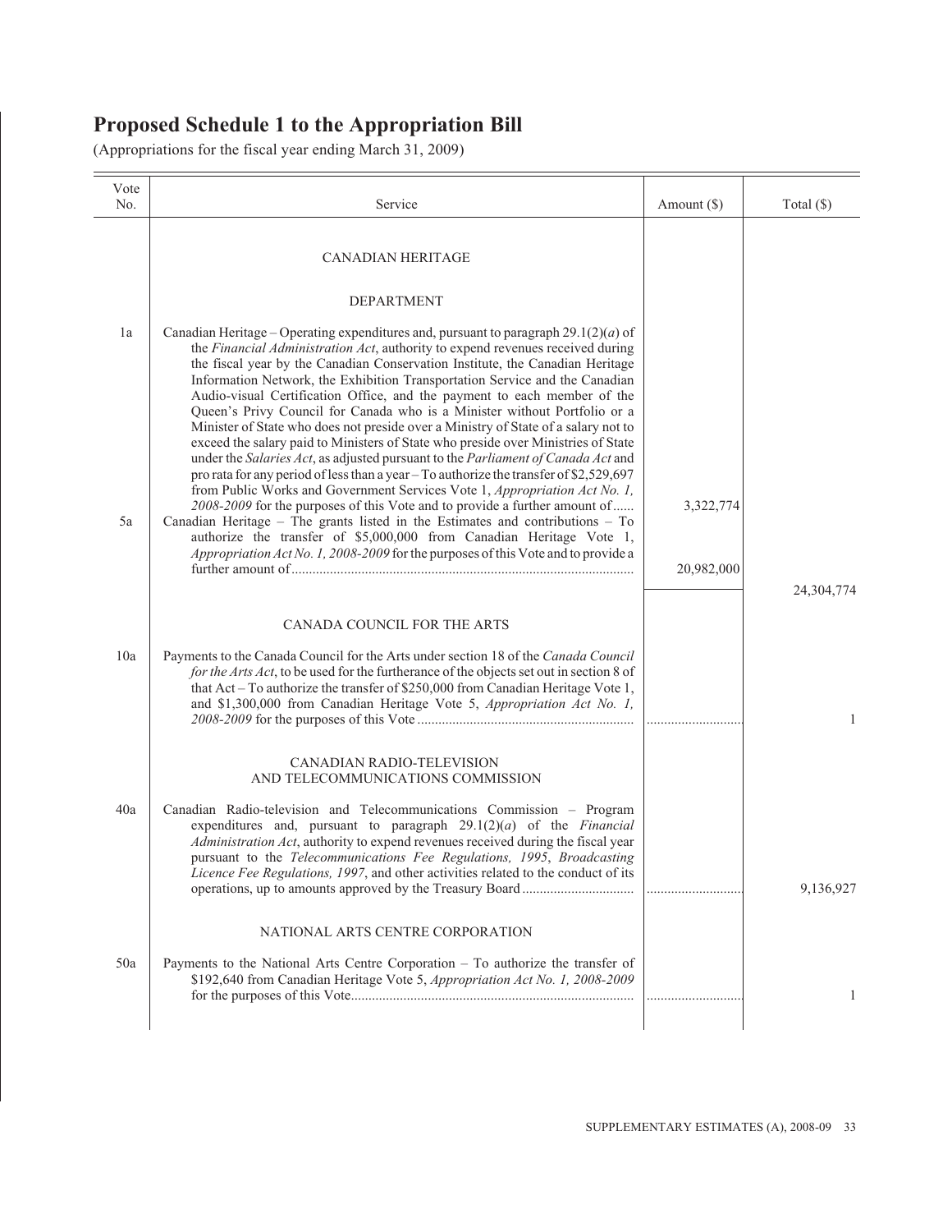# Proposed Schedule 1 to the Appropriation Bill

(Appropriations for the fiscal year ending March 31, 2009)

| Vote No. | Service | Amount ($) | Total ($) |
|---|---|---|---|
| | CANADIAN HERITAGE | | |
| | DEPARTMENT | | |
| 1a | Canadian Heritage – Operating expenditures and, pursuant to paragraph 29.1(2)(*a*) of the *Financial Administration Act*, authority to expend revenues received during the fiscal year by the Canadian Conservation Institute, the Canadian Heritage Information Network, the Exhibition Transportation Service and the Canadian Audio-visual Certification Office, and the payment to each member of the Queen's Privy Council for Canada who is a Minister without Portfolio or a Minister of State who does not preside over a Ministry of State of a salary not to exceed the salary paid to Ministers of State who preside over Ministries of State under the *Salaries Act*, as adjusted pursuant to the *Parliament of Canada Act* and pro rata for any period of less than a year – To authorize the transfer of $2,529,697 from Public Works and Government Services Vote 1, *Appropriation Act No. 1, 2008-2009* for the purposes of this Vote and to provide a further amount of...... | 3,322,774 | |
| 5a | Canadian Heritage – The grants listed in the Estimates and contributions – To authorize the transfer of $5,000,000 from Canadian Heritage Vote 1, *Appropriation Act No. 1, 2008-2009* for the purposes of this Vote and to provide a further amount of................................................................................................ | 20,982,000 | |
| | | | 24,304,774 |
| | CANADA COUNCIL FOR THE ARTS | | |
| 10a | Payments to the Canada Council for the Arts under section 18 of the *Canada Council for the Arts Act*, to be used for the furtherance of the objects set out in section 8 of that Act – To authorize the transfer of $250,000 from Canadian Heritage Vote 1, and $1,300,000 from Canadian Heritage Vote 5, *Appropriation Act No. 1, 2008-2009* for the purposes of this Vote ............................................................ | ........................... | 1 |
| | CANADIAN RADIO-TELEVISION AND TELECOMMUNICATIONS COMMISSION | | |
| 40a | Canadian Radio-television and Telecommunications Commission – Program expenditures and, pursuant to paragraph 29.1(2)(*a*) of the *Financial Administration Act*, authority to expend revenues received during the fiscal year pursuant to the *Telecommunications Fee Regulations, 1995*, *Broadcasting Licence Fee Regulations, 1997*, and other activities related to the conduct of its operations, up to amounts approved by the Treasury Board ............................... | ........................... | 9,136,927 |
| | NATIONAL ARTS CENTRE CORPORATION | | |
| 50a | Payments to the National Arts Centre Corporation – To authorize the transfer of $192,640 from Canadian Heritage Vote 5, *Appropriation Act No. 1, 2008-2009* for the purposes of this Vote................................................................................ | ........................... | 1 |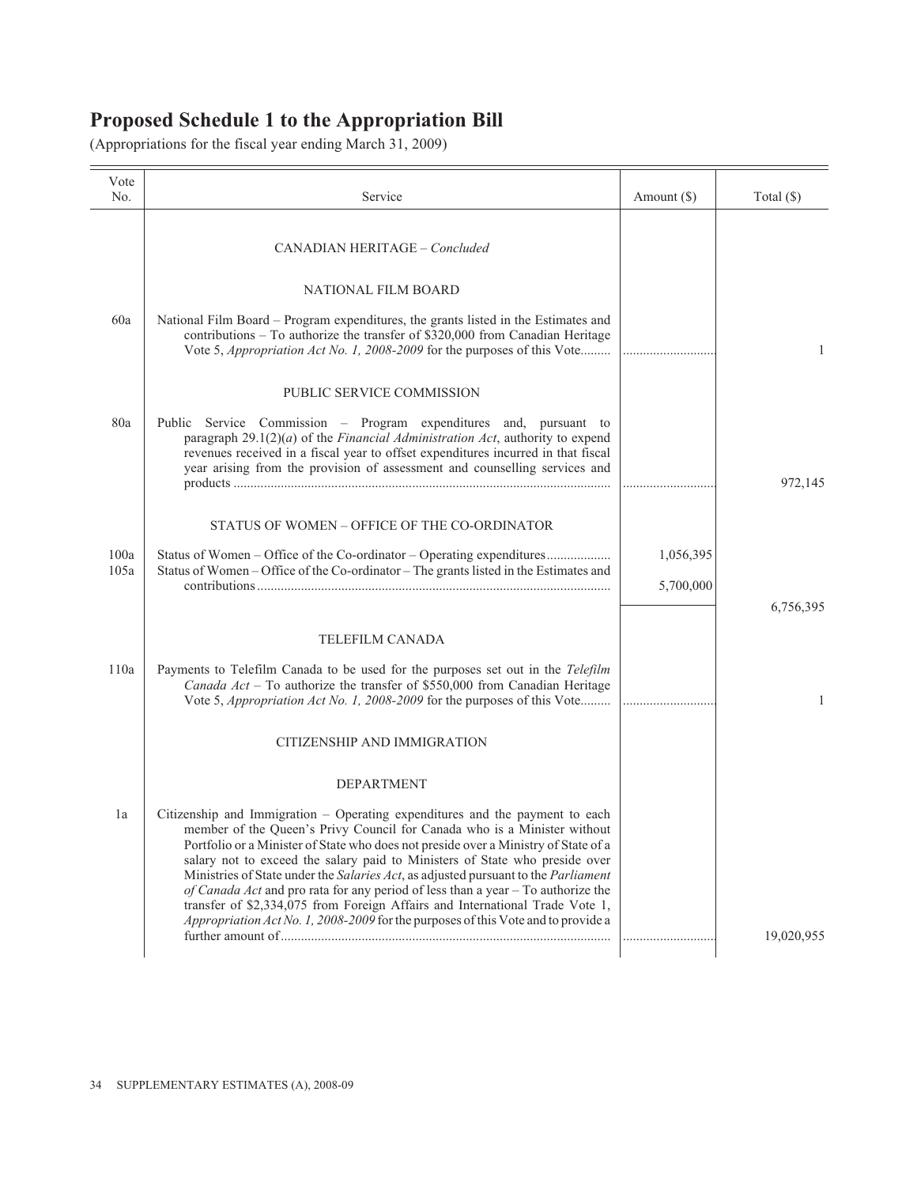# Proposed Schedule 1 to the Appropriation Bill

(Appropriations for the fiscal year ending March 31, 2009)

| Vote No. | Service | Amount ($) | Total ($) |
|---|---|---|---|
| | CANADIAN HERITAGE – *Concluded* | | |
| | NATIONAL FILM BOARD | | |
| 60a | National Film Board – Program expenditures, the grants listed in the Estimates and contributions – To authorize the transfer of $320,000 from Canadian Heritage Vote 5, *Appropriation Act No. 1, 2008-2009* for the purposes of this Vote......... | ............................ | 1 |
| | PUBLIC SERVICE COMMISSION | | |
| 80a | Public Service Commission – Program expenditures and, pursuant to paragraph 29.1(2)(*a*) of the *Financial Administration Act*, authority to expend revenues received in a fiscal year to offset expenditures incurred in that fiscal year arising from the provision of assessment and counselling services and products ............................................................................................................... | ............................ | 972,145 |
| | STATUS OF WOMEN – OFFICE OF THE CO-ORDINATOR | | |
| 100a | Status of Women – Office of the Co-ordinator – Operating expenditures................... | 1,056,395 | |
| 105a | Status of Women – Office of the Co-ordinator – The grants listed in the Estimates and contributions........................................................................................................ | 5,700,000 | |
| | | | 6,756,395 |
| | TELEFILM CANADA | | |
| 110a | Payments to Telefilm Canada to be used for the purposes set out in the *Telefilm Canada Act* – To authorize the transfer of $550,000 from Canadian Heritage Vote 5, *Appropriation Act No. 1, 2008-2009* for the purposes of this Vote......... | ............................ | 1 |
| | CITIZENSHIP AND IMMIGRATION | | |
| | DEPARTMENT | | |
| 1a | Citizenship and Immigration – Operating expenditures and the payment to each member of the Queen's Privy Council for Canada who is a Minister without Portfolio or a Minister of State who does not preside over a Ministry of State of a salary not to exceed the salary paid to Ministers of State who preside over Ministries of State under the *Salaries Act*, as adjusted pursuant to the *Parliament of Canada Act* and pro rata for any period of less than a year – To authorize the transfer of $2,334,075 from Foreign Affairs and International Trade Vote 1, *Appropriation Act No. 1, 2008-2009* for the purposes of this Vote and to provide a further amount of................................................................................................. | ............................ | 19,020,955 |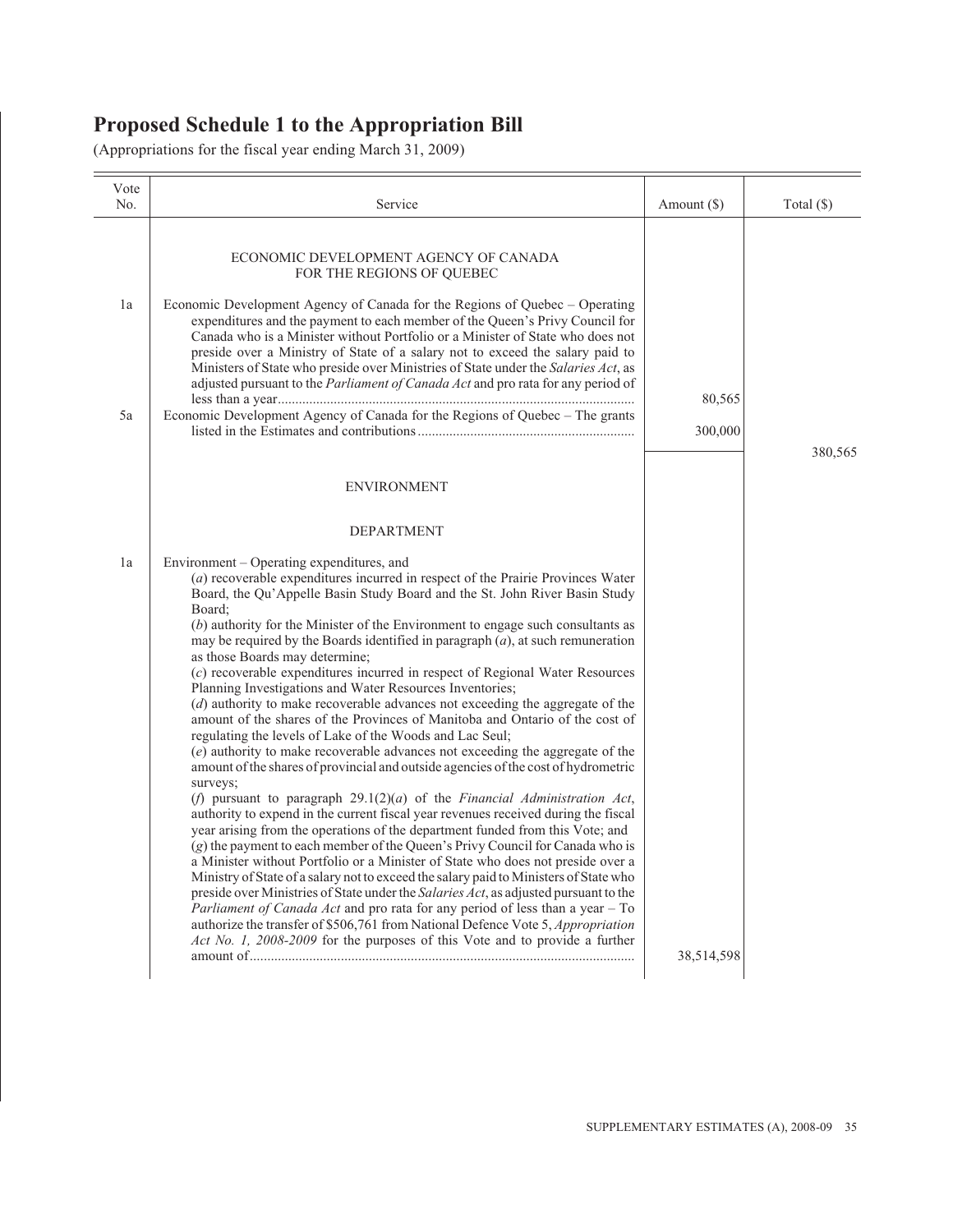# Proposed Schedule 1 to the Appropriation Bill

(Appropriations for the fiscal year ending March 31, 2009)

| Vote No. | Service | Amount ($) | Total ($) |
|---|---|---|---|
| | ECONOMIC DEVELOPMENT AGENCY OF CANADA FOR THE REGIONS OF QUEBEC | | |
| 1a | Economic Development Agency of Canada for the Regions of Quebec – Operating expenditures and the payment to each member of the Queen's Privy Council for Canada who is a Minister without Portfolio or a Minister of State who does not preside over a Ministry of State of a salary not to exceed the salary paid to Ministers of State who preside over Ministries of State under the *Salaries Act*, as adjusted pursuant to the *Parliament of Canada Act* and pro rata for any period of less than a year | 80,565 | |
| 5a | Economic Development Agency of Canada for the Regions of Quebec – The grants listed in the Estimates and contributions | 300,000 | |
| | | | 380,565 |
| | ENVIRONMENT | | |
| | DEPARTMENT | | |
| 1a | Environment – Operating expenditures, and<br>(*a*) recoverable expenditures incurred in respect of the Prairie Provinces Water Board, the Qu'Appelle Basin Study Board and the St. John River Basin Study Board;<br>(*b*) authority for the Minister of the Environment to engage such consultants as may be required by the Boards identified in paragraph (*a*), at such remuneration as those Boards may determine;<br>(*c*) recoverable expenditures incurred in respect of Regional Water Resources Planning Investigations and Water Resources Inventories;<br>(*d*) authority to make recoverable advances not exceeding the aggregate of the amount of the shares of the Provinces of Manitoba and Ontario of the cost of regulating the levels of Lake of the Woods and Lac Seul;<br>(*e*) authority to make recoverable advances not exceeding the aggregate of the amount of the shares of provincial and outside agencies of the cost of hydrometric surveys;<br>(*f*) pursuant to paragraph 29.1(2)(*a*) of the *Financial Administration Act*, authority to expend in the current fiscal year revenues received during the fiscal year arising from the operations of the department funded from this Vote; and<br>(*g*) the payment to each member of the Queen's Privy Council for Canada who is a Minister without Portfolio or a Minister of State who does not preside over a Ministry of State of a salary not to exceed the salary paid to Ministers of State who preside over Ministries of State under the *Salaries Act*, as adjusted pursuant to the *Parliament of Canada Act* and pro rata for any period of less than a year – To authorize the transfer of $506,761 from National Defence Vote 5, *Appropriation Act No. 1, 2008-2009* for the purposes of this Vote and to provide a further amount of | 38,514,598 | |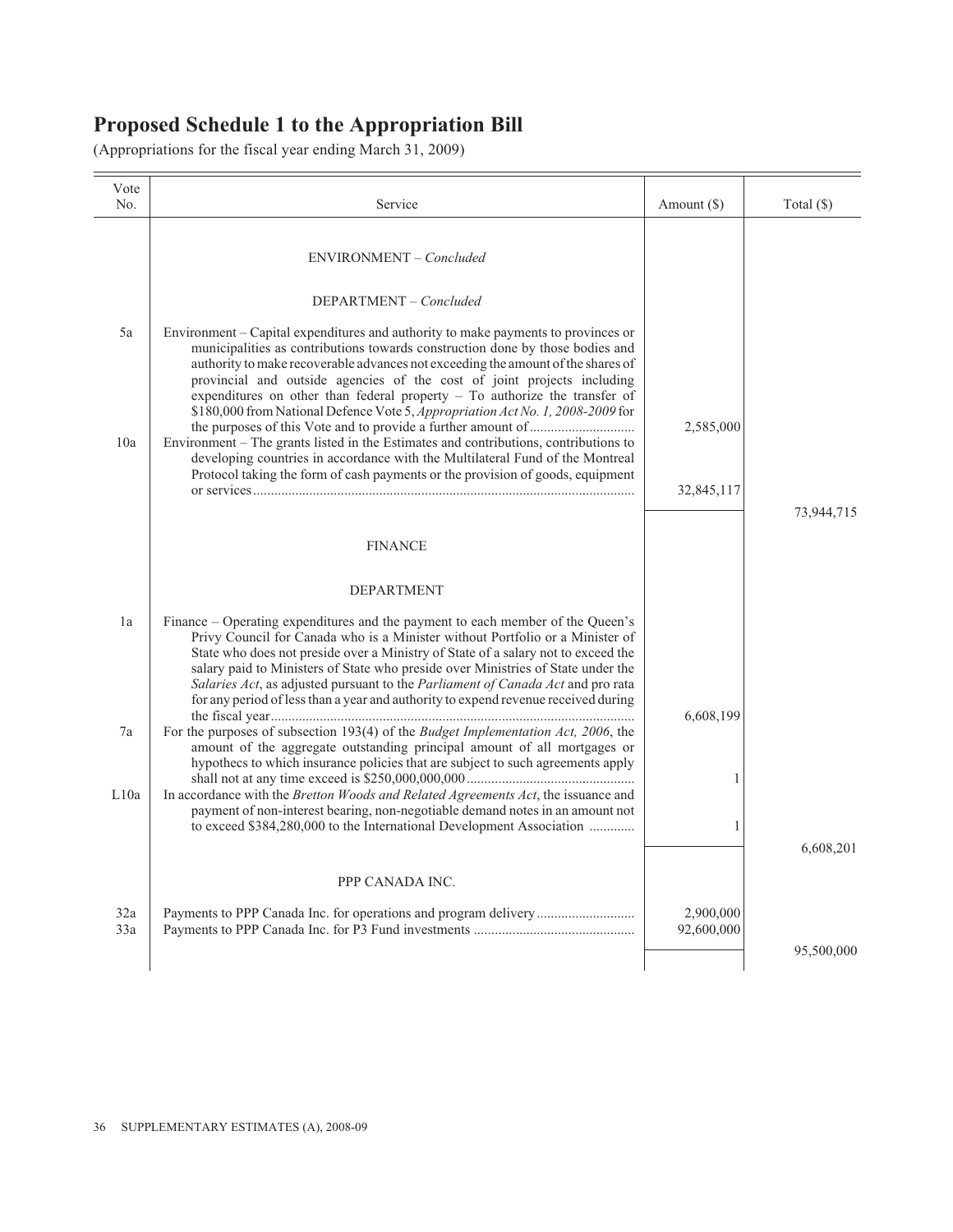# Proposed Schedule 1 to the Appropriation Bill

(Appropriations for the fiscal year ending March 31, 2009)

| Vote No. | Service | Amount ($) | Total ($) |
|---|---|---|---|
| | ENVIRONMENT – *Concluded* | | |
| | DEPARTMENT – *Concluded* | | |
| 5a | Environment – Capital expenditures and authority to make payments to provinces or municipalities as contributions towards construction done by those bodies and authority to make recoverable advances not exceeding the amount of the shares of provincial and outside agencies of the cost of joint projects including expenditures on other than federal property – To authorize the transfer of $180,000 from National Defence Vote 5, *Appropriation Act No. 1, 2008-2009* for the purposes of this Vote and to provide a further amount of | 2,585,000 | |
| 10a | Environment – The grants listed in the Estimates and contributions, contributions to developing countries in accordance with the Multilateral Fund of the Montreal Protocol taking the form of cash payments or the provision of goods, equipment or services | 32,845,117 | |
| | | | 73,944,715 |
| | FINANCE | | |
| | DEPARTMENT | | |
| 1a | Finance – Operating expenditures and the payment to each member of the Queen's Privy Council for Canada who is a Minister without Portfolio or a Minister of State who does not preside over a Ministry of State of a salary not to exceed the salary paid to Ministers of State who preside over Ministries of State under the *Salaries Act*, as adjusted pursuant to the *Parliament of Canada Act* and pro rata for any period of less than a year and authority to expend revenue received during the fiscal year | 6,608,199 | |
| 7a | For the purposes of subsection 193(4) of the *Budget Implementation Act, 2006*, the amount of the aggregate outstanding principal amount of all mortgages or hypothecs to which insurance policies that are subject to such agreements apply shall not at any time exceed is $250,000,000,000 | 1 | |
| L10a | In accordance with the *Bretton Woods and Related Agreements Act*, the issuance and payment of non-interest bearing, non-negotiable demand notes in an amount not to exceed $384,280,000 to the International Development Association | 1 | |
| | | | 6,608,201 |
| | PPP CANADA INC. | | |
| 32a | Payments to PPP Canada Inc. for operations and program delivery | 2,900,000 | |
| 33a | Payments to PPP Canada Inc. for P3 Fund investments | 92,600,000 | |
| | | | 95,500,000 |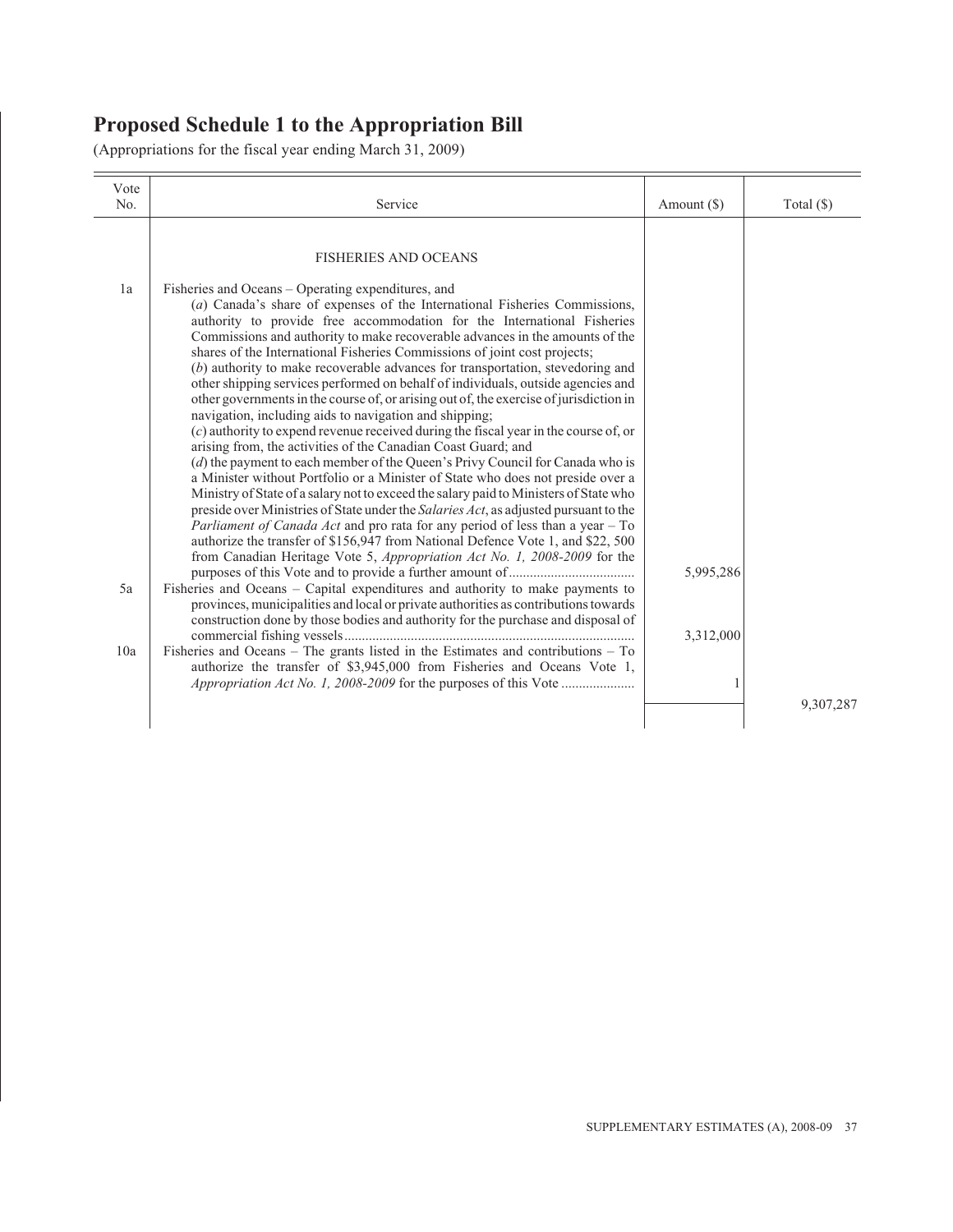# Proposed Schedule 1 to the Appropriation Bill

(Appropriations for the fiscal year ending March 31, 2009)

| Vote No. | Service | Amount ($) | Total ($) |
|---|---|---|---|
| | FISHERIES AND OCEANS | | |
| 1a | Fisheries and Oceans – Operating expenditures, and (*a*) Canada's share of expenses of the International Fisheries Commissions, authority to provide free accommodation for the International Fisheries Commissions and authority to make recoverable advances in the amounts of the shares of the International Fisheries Commissions of joint cost projects; (*b*) authority to make recoverable advances for transportation, stevedoring and other shipping services performed on behalf of individuals, outside agencies and other governments in the course of, or arising out of, the exercise of jurisdiction in navigation, including aids to navigation and shipping; (*c*) authority to expend revenue received during the fiscal year in the course of, or arising from, the activities of the Canadian Coast Guard; and (*d*) the payment to each member of the Queen's Privy Council for Canada who is a Minister without Portfolio or a Minister of State who does not preside over a Ministry of State of a salary not to exceed the salary paid to Ministers of State who preside over Ministries of State under the *Salaries Act*, as adjusted pursuant to the *Parliament of Canada Act* and pro rata for any period of less than a year – To authorize the transfer of $156,947 from National Defence Vote 1, and $22, 500 from Canadian Heritage Vote 5, *Appropriation Act No. 1, 2008-2009* for the purposes of this Vote and to provide a further amount of | 5,995,286 | |
| 5a | Fisheries and Oceans – Capital expenditures and authority to make payments to provinces, municipalities and local or private authorities as contributions towards construction done by those bodies and authority for the purchase and disposal of commercial fishing vessels | 3,312,000 | |
| 10a | Fisheries and Oceans – The grants listed in the Estimates and contributions – To authorize the transfer of $3,945,000 from Fisheries and Oceans Vote 1, *Appropriation Act No. 1, 2008-2009* for the purposes of this Vote | 1 | |
| | | | 9,307,287 |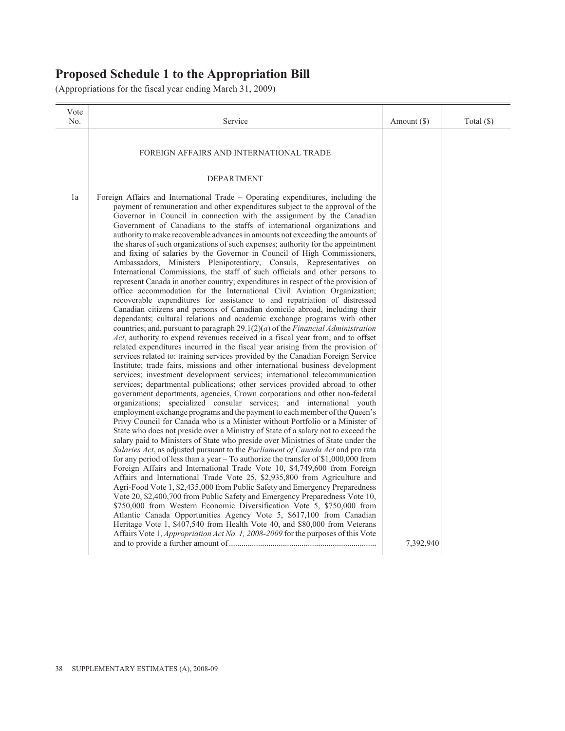# Proposed Schedule 1 to the Appropriation Bill

(Appropriations for the fiscal year ending March 31, 2009)

| Vote No. | Service | Amount ($) | Total ($) |
|---|---|---|---|
| | FOREIGN AFFAIRS AND INTERNATIONAL TRADE | | |
| | DEPARTMENT | | |
| 1a | Foreign Affairs and International Trade – Operating expenditures, including the payment of remuneration and other expenditures subject to the approval of the Governor in Council in connection with the assignment by the Canadian Government of Canadians to the staffs of international organizations and authority to make recoverable advances in amounts not exceeding the amounts of the shares of such organizations of such expenses; authority for the appointment and fixing of salaries by the Governor in Council of High Commissioners, Ambassadors, Ministers Plenipotentiary, Consuls, Representatives on International Commissions, the staff of such officials and other persons to represent Canada in another country; expenditures in respect of the provision of office accommodation for the International Civil Aviation Organization; recoverable expenditures for assistance to and repatriation of distressed Canadian citizens and persons of Canadian domicile abroad, including their dependants; cultural relations and academic exchange programs with other countries; and, pursuant to paragraph 29.1(2)(*a*) of the *Financial Administration Act*, authority to expend revenues received in a fiscal year from, and to offset related expenditures incurred in the fiscal year arising from the provision of services related to: training services provided by the Canadian Foreign Service Institute; trade fairs, missions and other international business development services; investment development services; international telecommunication services; departmental publications; other services provided abroad to other government departments, agencies, Crown corporations and other non-federal organizations; specialized consular services; and international youth employment exchange programs and the payment to each member of the Queen's Privy Council for Canada who is a Minister without Portfolio or a Minister of State who does not preside over a Ministry of State of a salary not to exceed the salary paid to Ministers of State who preside over Ministries of State under the *Salaries Act*, as adjusted pursuant to the *Parliament of Canada Act* and pro rata for any period of less than a year – To authorize the transfer of $1,000,000 from Foreign Affairs and International Trade Vote 10, $4,749,600 from Foreign Affairs and International Trade Vote 25, $2,935,800 from Agriculture and Agri-Food Vote 1, $2,435,000 from Public Safety and Emergency Preparedness Vote 20, $2,400,700 from Public Safety and Emergency Preparedness Vote 10, $750,000 from Western Economic Diversification Vote 5, $750,000 from Atlantic Canada Opportunities Agency Vote 5, $617,100 from Canadian Heritage Vote 1, $407,540 from Health Vote 40, and $80,000 from Veterans Affairs Vote 1, *Appropriation Act No. 1, 2008-2009* for the purposes of this Vote and to provide a further amount of | 7,392,940 | |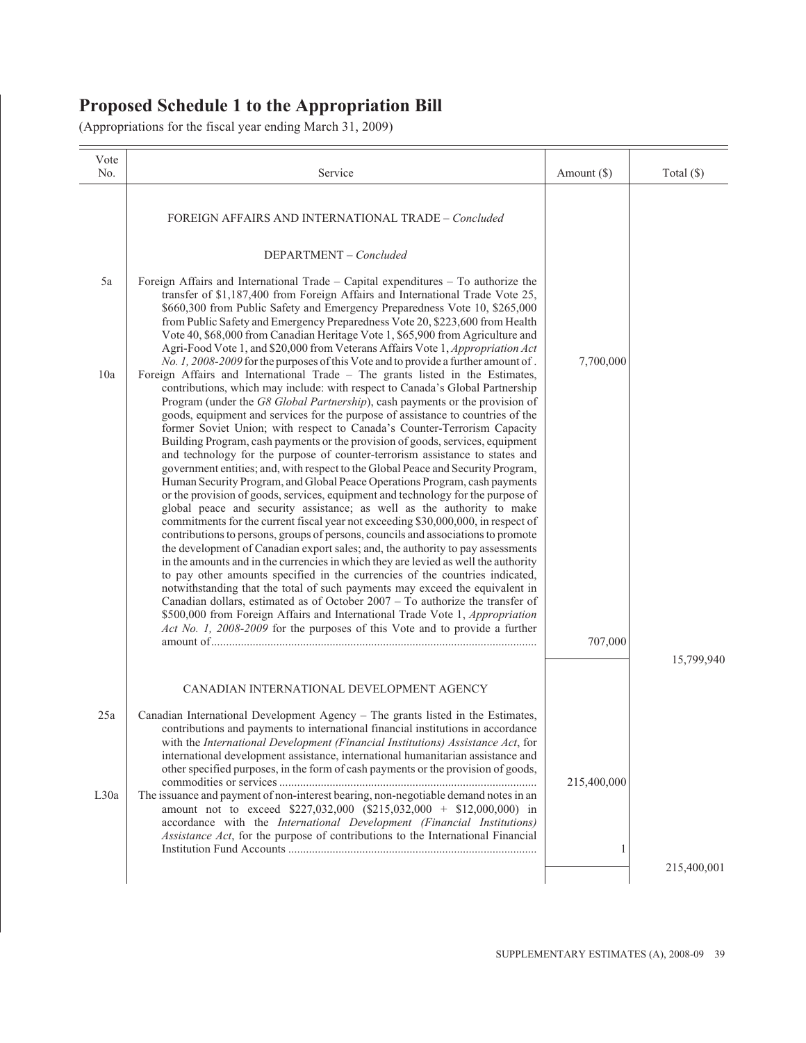# Proposed Schedule 1 to the Appropriation Bill

(Appropriations for the fiscal year ending March 31, 2009)

| Vote No. | Service | Amount ($) | Total ($) |
|---|---|---|---|
| | FOREIGN AFFAIRS AND INTERNATIONAL TRADE – *Concluded* | | |
| | DEPARTMENT – *Concluded* | | |
| 5a | Foreign Affairs and International Trade – Capital expenditures – To authorize the transfer of $1,187,400 from Foreign Affairs and International Trade Vote 25, $660,300 from Public Safety and Emergency Preparedness Vote 10, $265,000 from Public Safety and Emergency Preparedness Vote 20, $223,600 from Health Vote 40, $68,000 from Canadian Heritage Vote 1, $65,900 from Agriculture and Agri-Food Vote 1, and $20,000 from Veterans Affairs Vote 1, *Appropriation Act No. 1, 2008-2009* for the purposes of this Vote and to provide a further amount of . | 7,700,000 | |
| 10a | Foreign Affairs and International Trade – The grants listed in the Estimates, contributions, which may include: with respect to Canada's Global Partnership Program (under the *G8 Global Partnership*), cash payments or the provision of goods, equipment and services for the purpose of assistance to countries of the former Soviet Union; with respect to Canada's Counter-Terrorism Capacity Building Program, cash payments or the provision of goods, services, equipment and technology for the purpose of counter-terrorism assistance to states and government entities; and, with respect to the Global Peace and Security Program, Human Security Program, and Global Peace Operations Program, cash payments or the provision of goods, services, equipment and technology for the purpose of global peace and security assistance; as well as the authority to make commitments for the current fiscal year not exceeding $30,000,000, in respect of contributions to persons, groups of persons, councils and associations to promote the development of Canadian export sales; and, the authority to pay assessments in the amounts and in the currencies in which they are levied as well the authority to pay other amounts specified in the currencies of the countries indicated, notwithstanding that the total of such payments may exceed the equivalent in Canadian dollars, estimated as of October 2007 – To authorize the transfer of $500,000 from Foreign Affairs and International Trade Vote 1, *Appropriation Act No. 1, 2008-2009* for the purposes of this Vote and to provide a further amount of | 707,000 | |
| | | | 15,799,940 |
| | CANADIAN INTERNATIONAL DEVELOPMENT AGENCY | | |
| 25a | Canadian International Development Agency – The grants listed in the Estimates, contributions and payments to international financial institutions in accordance with the *International Development (Financial Institutions) Assistance Act*, for international development assistance, international humanitarian assistance and other specified purposes, in the form of cash payments or the provision of goods, commodities or services | 215,400,000 | |
| L30a | The issuance and payment of non-interest bearing, non-negotiable demand notes in an amount not to exceed $227,032,000 ($215,032,000 + $12,000,000) in accordance with the *International Development (Financial Institutions) Assistance Act*, for the purpose of contributions to the International Financial Institution Fund Accounts | 1 | |
| | | | 215,400,001 |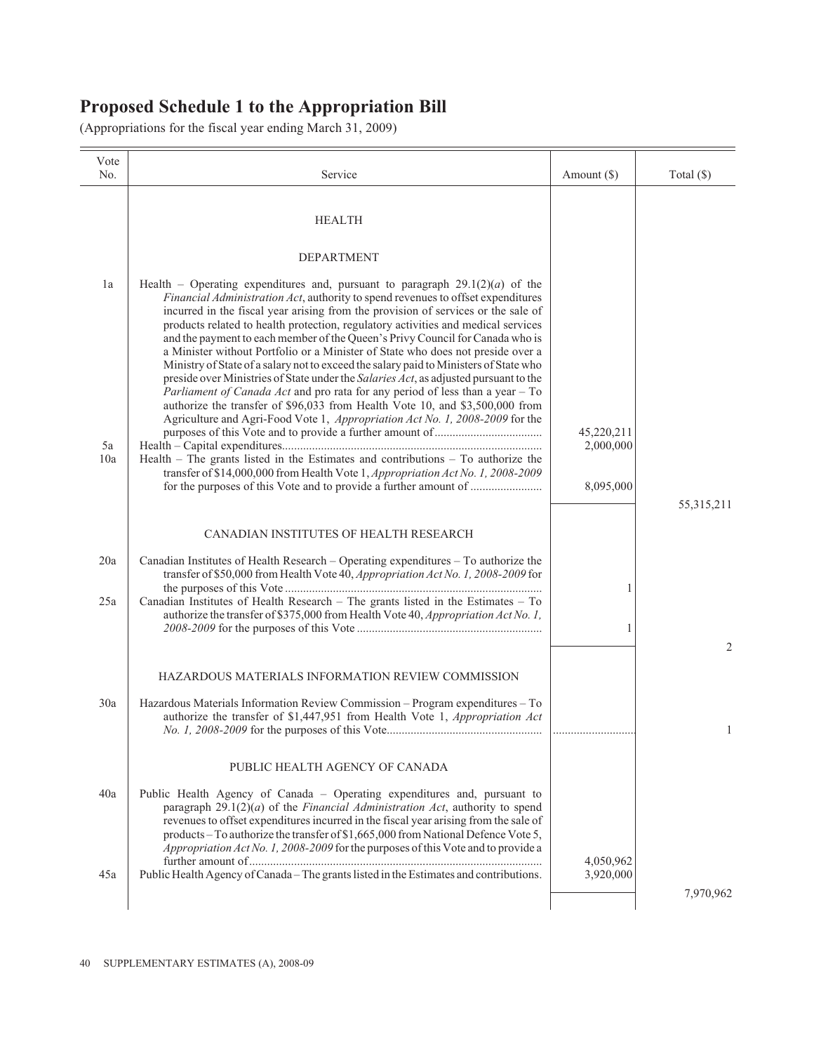# Proposed Schedule 1 to the Appropriation Bill

(Appropriations for the fiscal year ending March 31, 2009)

| Vote No. | Service | Amount ($) | Total ($) |
|---|---|---|---|
| | **HEALTH** | | |
| | **DEPARTMENT** | | |
| 1a | Health – Operating expenditures and, pursuant to paragraph 29.1(2)(*a*) of the *Financial Administration Act*, authority to spend revenues to offset expenditures incurred in the fiscal year arising from the provision of services or the sale of products related to health protection, regulatory activities and medical services and the payment to each member of the Queen's Privy Council for Canada who is a Minister without Portfolio or a Minister of State who does not preside over a Ministry of State of a salary not to exceed the salary paid to Ministers of State who preside over Ministries of State under the *Salaries Act*, as adjusted pursuant to the *Parliament of Canada Act* and pro rata for any period of less than a year – To authorize the transfer of $96,033 from Health Vote 10, and $3,500,000 from Agriculture and Agri-Food Vote 1, *Appropriation Act No. 1, 2008-2009* for the purposes of this Vote and to provide a further amount of | 45,220,211 | |
| 5a | Health – Capital expenditures | 2,000,000 | |
| 10a | Health – The grants listed in the Estimates and contributions – To authorize the transfer of $14,000,000 from Health Vote 1, *Appropriation Act No. 1, 2008-2009* for the purposes of this Vote and to provide a further amount of | 8,095,000 | |
| | | | 55,315,211 |
| | **CANADIAN INSTITUTES OF HEALTH RESEARCH** | | |
| 20a | Canadian Institutes of Health Research – Operating expenditures – To authorize the transfer of $50,000 from Health Vote 40, *Appropriation Act No. 1, 2008-2009* for the purposes of this Vote | 1 | |
| 25a | Canadian Institutes of Health Research – The grants listed in the Estimates – To authorize the transfer of $375,000 from Health Vote 40, *Appropriation Act No. 1, 2008-2009* for the purposes of this Vote | 1 | |
| | | | 2 |
| | **HAZARDOUS MATERIALS INFORMATION REVIEW COMMISSION** | | |
| 30a | Hazardous Materials Information Review Commission – Program expenditures – To authorize the transfer of $1,447,951 from Health Vote 1, *Appropriation Act No. 1, 2008-2009* for the purposes of this Vote | | 1 |
| | **PUBLIC HEALTH AGENCY OF CANADA** | | |
| 40a | Public Health Agency of Canada – Operating expenditures and, pursuant to paragraph 29.1(2)(*a*) of the *Financial Administration Act*, authority to spend revenues to offset expenditures incurred in the fiscal year arising from the sale of products – To authorize the transfer of $1,665,000 from National Defence Vote 5, *Appropriation Act No. 1, 2008-2009* for the purposes of this Vote and to provide a further amount of | 4,050,962 | |
| 45a | Public Health Agency of Canada – The grants listed in the Estimates and contributions. | 3,920,000 | |
| | | | 7,970,962 |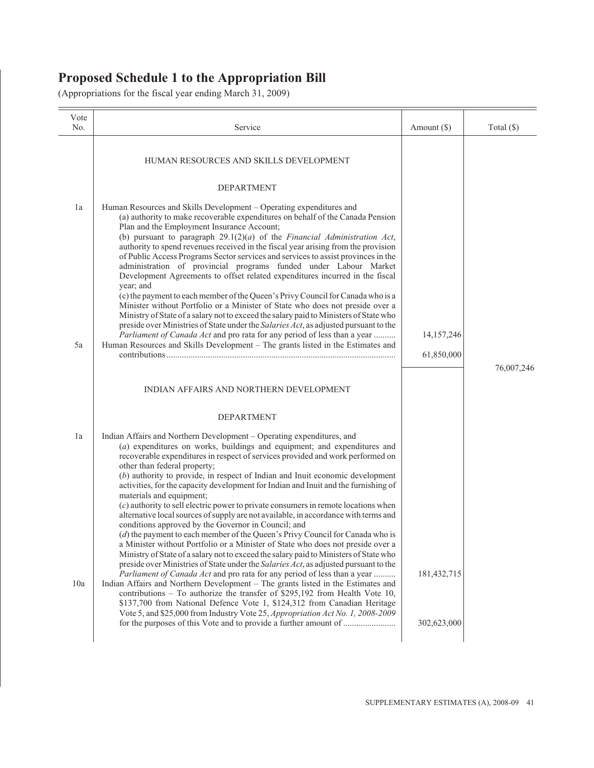# Proposed Schedule 1 to the Appropriation Bill

(Appropriations for the fiscal year ending March 31, 2009)

| Vote No. | Service | Amount ($) | Total ($) |
|---|---|---|---|
| | HUMAN RESOURCES AND SKILLS DEVELOPMENT | | |
| | DEPARTMENT | | |
| 1a | Human Resources and Skills Development – Operating expenditures and (a) authority to make recoverable expenditures on behalf of the Canada Pension Plan and the Employment Insurance Account; (b) pursuant to paragraph 29.1(2)(*a*) of the *Financial Administration Act*, authority to spend revenues received in the fiscal year arising from the provision of Public Access Programs Sector services and services to assist provinces in the administration of provincial programs funded under Labour Market Development Agreements to offset related expenditures incurred in the fiscal year; and (c) the payment to each member of the Queen's Privy Council for Canada who is a Minister without Portfolio or a Minister of State who does not preside over a Ministry of State of a salary not to exceed the salary paid to Ministers of State who preside over Ministries of State under the *Salaries Act*, as adjusted pursuant to the *Parliament of Canada Act* and pro rata for any period of less than a year .......... | 14,157,246 | |
| 5a | Human Resources and Skills Development – The grants listed in the Estimates and contributions .......... | 61,850,000 | |
| | | | 76,007,246 |
| | INDIAN AFFAIRS AND NORTHERN DEVELOPMENT | | |
| | DEPARTMENT | | |
| 1a | Indian Affairs and Northern Development – Operating expenditures, and (*a*) expenditures on works, buildings and equipment; and expenditures and recoverable expenditures in respect of services provided and work performed on other than federal property; (*b*) authority to provide, in respect of Indian and Inuit economic development activities, for the capacity development for Indian and Inuit and the furnishing of materials and equipment; (*c*) authority to sell electric power to private consumers in remote locations when alternative local sources of supply are not available, in accordance with terms and conditions approved by the Governor in Council; and (*d*) the payment to each member of the Queen's Privy Council for Canada who is a Minister without Portfolio or a Minister of State who does not preside over a Ministry of State of a salary not to exceed the salary paid to Ministers of State who preside over Ministries of State under the *Salaries Act*, as adjusted pursuant to the *Parliament of Canada Act* and pro rata for any period of less than a year .......... | 181,432,715 | |
| 10a | Indian Affairs and Northern Development – The grants listed in the Estimates and contributions – To authorize the transfer of $295,192 from Health Vote 10, $137,700 from National Defence Vote 1, $124,312 from Canadian Heritage Vote 5, and $25,000 from Industry Vote 25, *Appropriation Act No. 1, 2008-2009* for the purposes of this Vote and to provide a further amount of .......... | 302,623,000 | |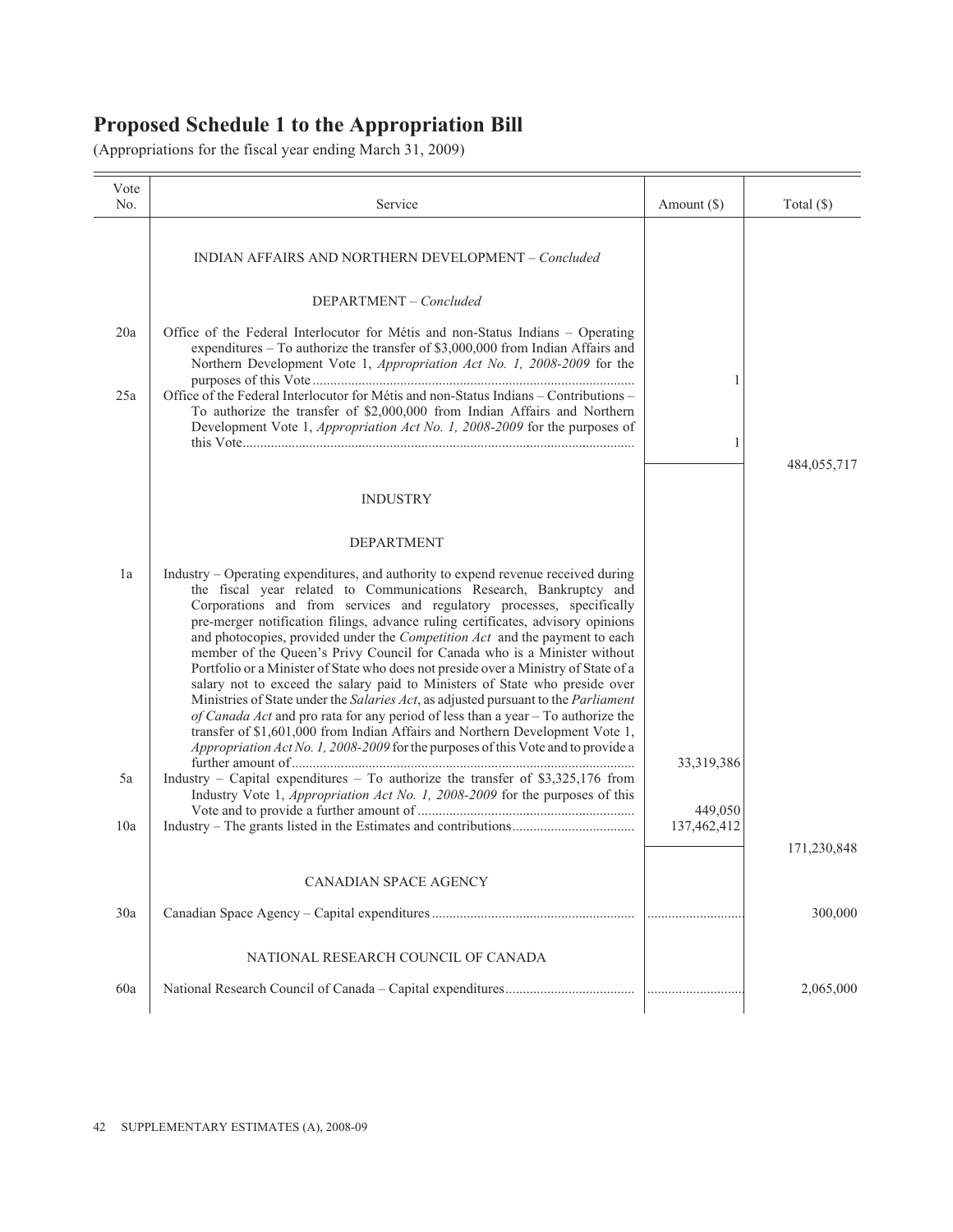# Proposed Schedule 1 to the Appropriation Bill

(Appropriations for the fiscal year ending March 31, 2009)

| Vote No. | Service | Amount ($) | Total ($) |
|---|---|---|---|
| | INDIAN AFFAIRS AND NORTHERN DEVELOPMENT – *Concluded* | | |
| | DEPARTMENT – *Concluded* | | |
| 20a | Office of the Federal Interlocutor for Métis and non-Status Indians – Operating expenditures – To authorize the transfer of $3,000,000 from Indian Affairs and Northern Development Vote 1, *Appropriation Act No. 1, 2008-2009* for the purposes of this Vote | 1 | |
| 25a | Office of the Federal Interlocutor for Métis and non-Status Indians – Contributions – To authorize the transfer of $2,000,000 from Indian Affairs and Northern Development Vote 1, *Appropriation Act No. 1, 2008-2009* for the purposes of this Vote | 1 | |
| | | | 484,055,717 |
| | INDUSTRY | | |
| | DEPARTMENT | | |
| 1a | Industry – Operating expenditures, and authority to expend revenue received during the fiscal year related to Communications Research, Bankruptcy and Corporations and from services and regulatory processes, specifically pre-merger notification filings, advance ruling certificates, advisory opinions and photocopies, provided under the *Competition Act* and the payment to each member of the Queen's Privy Council for Canada who is a Minister without Portfolio or a Minister of State who does not preside over a Ministry of State of a salary not to exceed the salary paid to Ministers of State who preside over Ministries of State under the *Salaries Act*, as adjusted pursuant to the *Parliament of Canada Act* and pro rata for any period of less than a year – To authorize the transfer of $1,601,000 from Indian Affairs and Northern Development Vote 1, *Appropriation Act No. 1, 2008-2009* for the purposes of this Vote and to provide a further amount of | 33,319,386 | |
| 5a | Industry – Capital expenditures – To authorize the transfer of $3,325,176 from Industry Vote 1, *Appropriation Act No. 1, 2008-2009* for the purposes of this Vote and to provide a further amount of | 449,050 | |
| 10a | Industry – The grants listed in the Estimates and contributions | 137,462,412 | |
| | | | 171,230,848 |
| | CANADIAN SPACE AGENCY | | |
| 30a | Canadian Space Agency – Capital expenditures | | 300,000 |
| | NATIONAL RESEARCH COUNCIL OF CANADA | | |
| 60a | National Research Council of Canada – Capital expenditures | | 2,065,000 |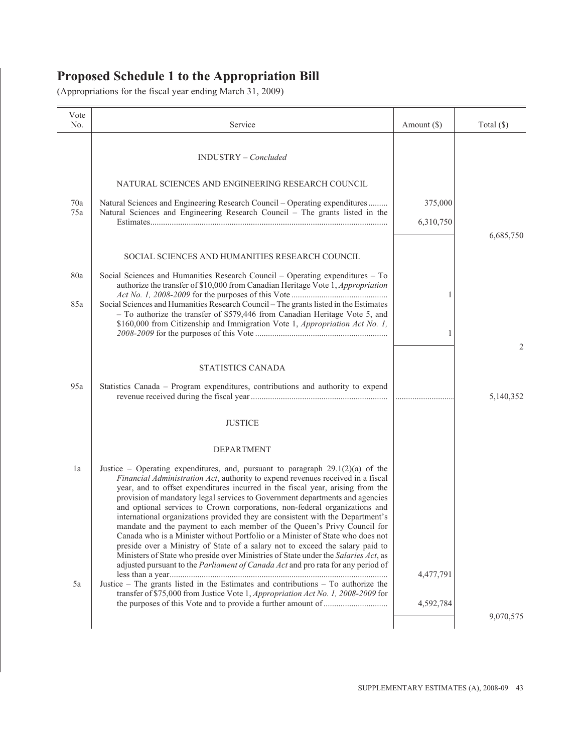# Proposed Schedule 1 to the Appropriation Bill

(Appropriations for the fiscal year ending March 31, 2009)

| Vote No. | Service | Amount ($) | Total ($) |
|---|---|---|---|
| | INDUSTRY – *Concluded* | | |
| | NATURAL SCIENCES AND ENGINEERING RESEARCH COUNCIL | | |
| 70a | Natural Sciences and Engineering Research Council – Operating expenditures | 375,000 | |
| 75a | Natural Sciences and Engineering Research Council – The grants listed in the Estimates | 6,310,750 | |
| | | | 6,685,750 |
| | SOCIAL SCIENCES AND HUMANITIES RESEARCH COUNCIL | | |
| 80a | Social Sciences and Humanities Research Council – Operating expenditures – To authorize the transfer of $10,000 from Canadian Heritage Vote 1, *Appropriation Act No. 1, 2008-2009* for the purposes of this Vote | 1 | |
| 85a | Social Sciences and Humanities Research Council – The grants listed in the Estimates – To authorize the transfer of $579,446 from Canadian Heritage Vote 5, and $160,000 from Citizenship and Immigration Vote 1, *Appropriation Act No. 1, 2008-2009* for the purposes of this Vote | 1 | |
| | | | 2 |
| | STATISTICS CANADA | | |
| 95a | Statistics Canada – Program expenditures, contributions and authority to expend revenue received during the fiscal year | | 5,140,352 |
| | JUSTICE | | |
| | DEPARTMENT | | |
| 1a | Justice – Operating expenditures, and, pursuant to paragraph 29.1(2)(a) of the *Financial Administration Act*, authority to expend revenues received in a fiscal year, and to offset expenditures incurred in the fiscal year, arising from the provision of mandatory legal services to Government departments and agencies and optional services to Crown corporations, non-federal organizations and international organizations provided they are consistent with the Department's mandate and the payment to each member of the Queen's Privy Council for Canada who is a Minister without Portfolio or a Minister of State who does not preside over a Ministry of State of a salary not to exceed the salary paid to Ministers of State who preside over Ministries of State under the *Salaries Act*, as adjusted pursuant to the *Parliament of Canada Act* and pro rata for any period of less than a year | 4,477,791 | |
| 5a | Justice – The grants listed in the Estimates and contributions – To authorize the transfer of $75,000 from Justice Vote 1, *Appropriation Act No. 1, 2008-2009* for the purposes of this Vote and to provide a further amount of | 4,592,784 | |
| | | | 9,070,575 |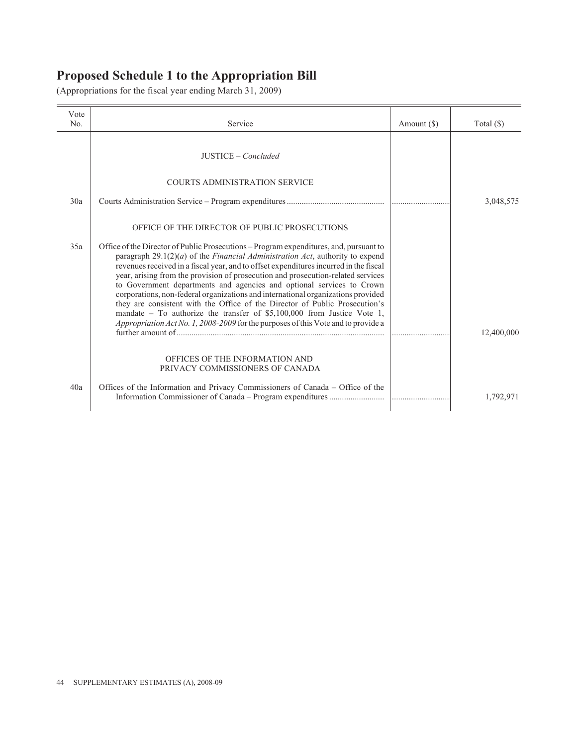## Proposed Schedule 1 to the Appropriation Bill

(Appropriations for the fiscal year ending March 31, 2009)

| Vote No. | Service | Amount ($) | Total ($) |
|---|---|---|---|
| | JUSTICE – *Concluded* | | |
| | COURTS ADMINISTRATION SERVICE | | |
| 30a | Courts Administration Service – Program expenditures | | 3,048,575 |
| | OFFICE OF THE DIRECTOR OF PUBLIC PROSECUTIONS | | |
| 35a | Office of the Director of Public Prosecutions – Program expenditures, and, pursuant to paragraph 29.1(2)(*a*) of the *Financial Administration Act*, authority to expend revenues received in a fiscal year, and to offset expenditures incurred in the fiscal year, arising from the provision of prosecution and prosecution-related services to Government departments and agencies and optional services to Crown corporations, non-federal organizations and international organizations provided they are consistent with the Office of the Director of Public Prosecution's mandate – To authorize the transfer of $5,100,000 from Justice Vote 1, *Appropriation Act No. 1, 2008-2009* for the purposes of this Vote and to provide a further amount of | | 12,400,000 |
| | OFFICES OF THE INFORMATION AND PRIVACY COMMISSIONERS OF CANADA | | |
| 40a | Offices of the Information and Privacy Commissioners of Canada – Office of the Information Commissioner of Canada – Program expenditures | | 1,792,971 |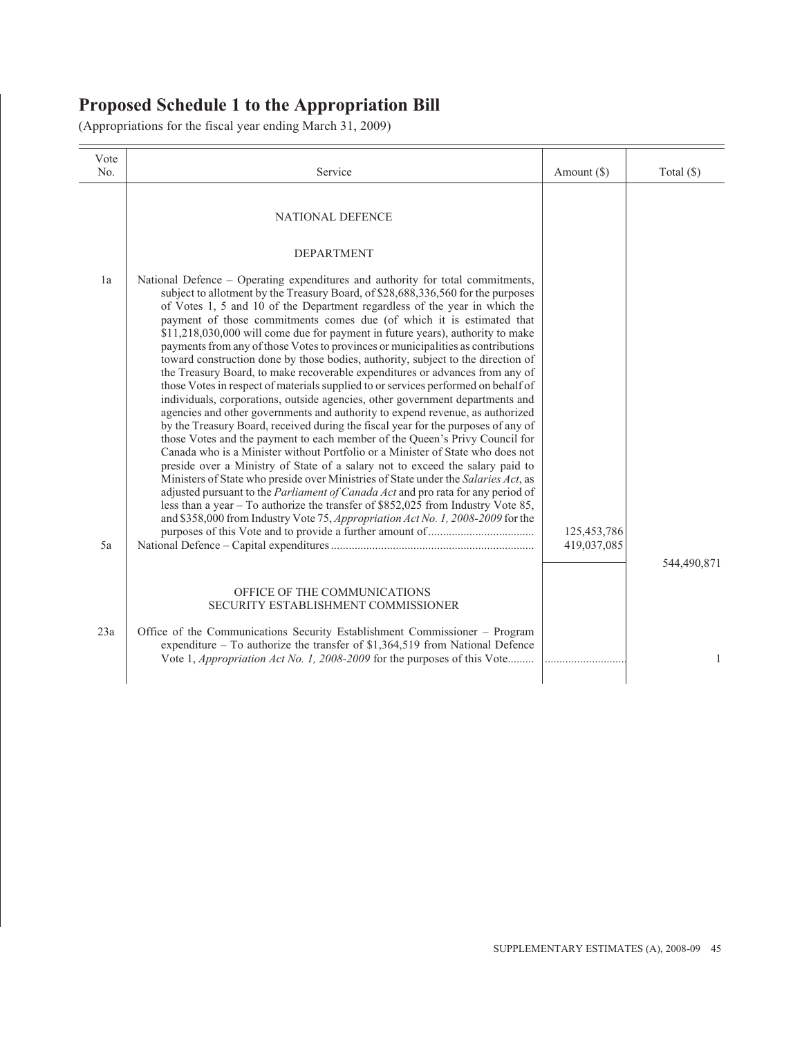# Proposed Schedule 1 to the Appropriation Bill

(Appropriations for the fiscal year ending March 31, 2009)

| Vote No. | Service | Amount ($) | Total ($) |
|---|---|---|---|
| | NATIONAL DEFENCE | | |
| | DEPARTMENT | | |
| 1a | National Defence – Operating expenditures and authority for total commitments, subject to allotment by the Treasury Board, of $28,688,336,560 for the purposes of Votes 1, 5 and 10 of the Department regardless of the year in which the payment of those commitments comes due (of which it is estimated that $11,218,030,000 will come due for payment in future years), authority to make payments from any of those Votes to provinces or municipalities as contributions toward construction done by those bodies, authority, subject to the direction of the Treasury Board, to make recoverable expenditures or advances from any of those Votes in respect of materials supplied to or services performed on behalf of individuals, corporations, outside agencies, other government departments and agencies and other governments and authority to expend revenue, as authorized by the Treasury Board, received during the fiscal year for the purposes of any of those Votes and the payment to each member of the Queen's Privy Council for Canada who is a Minister without Portfolio or a Minister of State who does not preside over a Ministry of State of a salary not to exceed the salary paid to Ministers of State who preside over Ministries of State under the *Salaries Act*, as adjusted pursuant to the *Parliament of Canada Act* and pro rata for any period of less than a year – To authorize the transfer of $852,025 from Industry Vote 85, and $358,000 from Industry Vote 75, *Appropriation Act No. 1, 2008-2009* for the purposes of this Vote and to provide a further amount of | 125,453,786 | |
| 5a | National Defence – Capital expenditures | 419,037,085 | |
| | | | 544,490,871 |
| | OFFICE OF THE COMMUNICATIONS SECURITY ESTABLISHMENT COMMISSIONER | | |
| 23a | Office of the Communications Security Establishment Commissioner – Program expenditure – To authorize the transfer of $1,364,519 from National Defence Vote 1, *Appropriation Act No. 1, 2008-2009* for the purposes of this Vote | | 1 |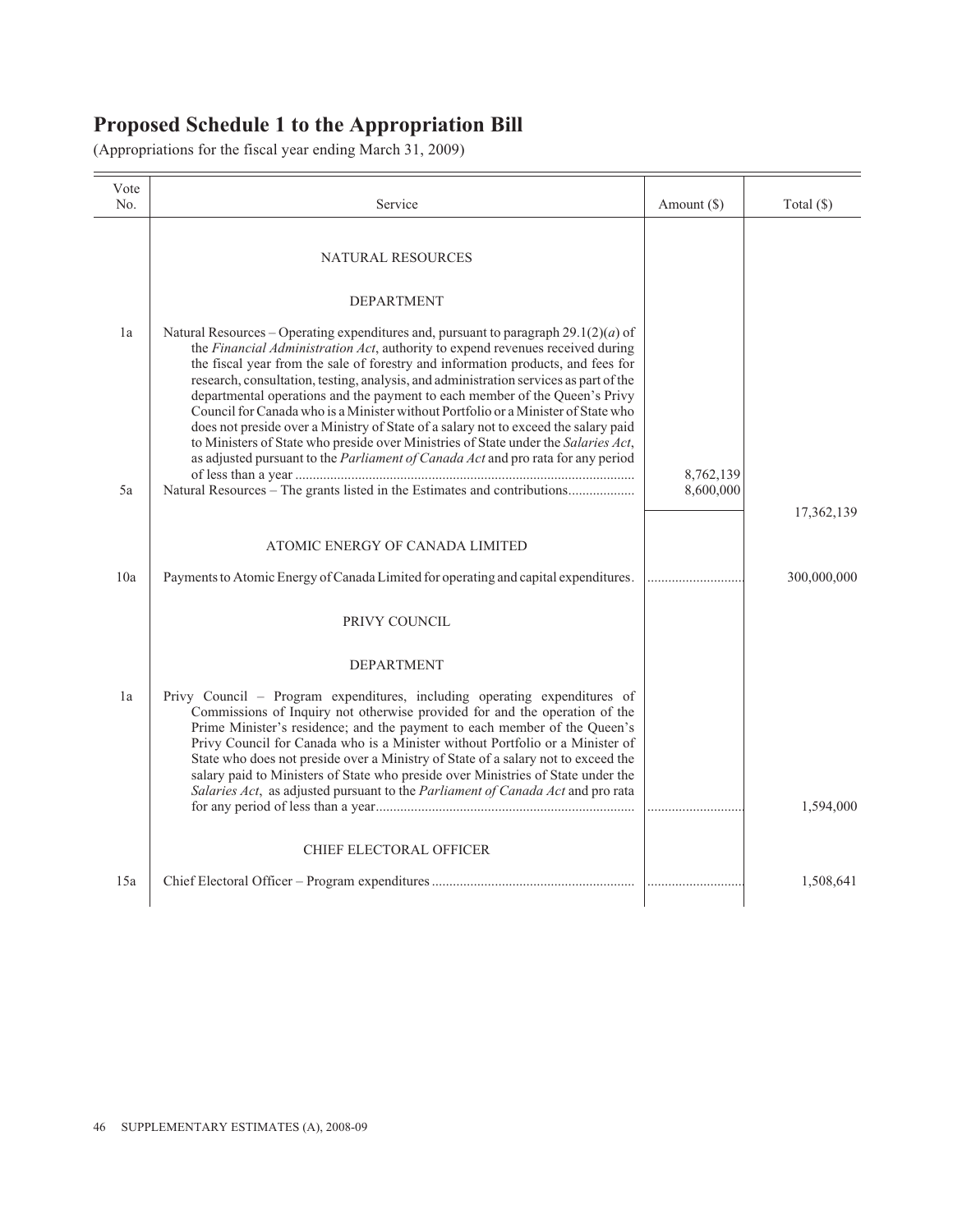# Proposed Schedule 1 to the Appropriation Bill

(Appropriations for the fiscal year ending March 31, 2009)

| Vote No. | Service | Amount ($) | Total ($) |
|---|---|---|---|
| | NATURAL RESOURCES | | |
| | DEPARTMENT | | |
| 1a | Natural Resources – Operating expenditures and, pursuant to paragraph 29.1(2)(*a*) of the *Financial Administration Act*, authority to expend revenues received during the fiscal year from the sale of forestry and information products, and fees for research, consultation, testing, analysis, and administration services as part of the departmental operations and the payment to each member of the Queen's Privy Council for Canada who is a Minister without Portfolio or a Minister of State who does not preside over a Ministry of State of a salary not to exceed the salary paid to Ministers of State who preside over Ministries of State under the *Salaries Act*, as adjusted pursuant to the *Parliament of Canada Act* and pro rata for any period of less than a year | 8,762,139 | |
| 5a | Natural Resources – The grants listed in the Estimates and contributions | 8,600,000 | |
| | | | 17,362,139 |
| | ATOMIC ENERGY OF CANADA LIMITED | | |
| 10a | Payments to Atomic Energy of Canada Limited for operating and capital expenditures | | 300,000,000 |
| | PRIVY COUNCIL | | |
| | DEPARTMENT | | |
| 1a | Privy Council – Program expenditures, including operating expenditures of Commissions of Inquiry not otherwise provided for and the operation of the Prime Minister's residence; and the payment to each member of the Queen's Privy Council for Canada who is a Minister without Portfolio or a Minister of State who does not preside over a Ministry of State of a salary not to exceed the salary paid to Ministers of State who preside over Ministries of State under the *Salaries Act*, as adjusted pursuant to the *Parliament of Canada Act* and pro rata for any period of less than a year | | 1,594,000 |
| | CHIEF ELECTORAL OFFICER | | |
| 15a | Chief Electoral Officer – Program expenditures | | 1,508,641 |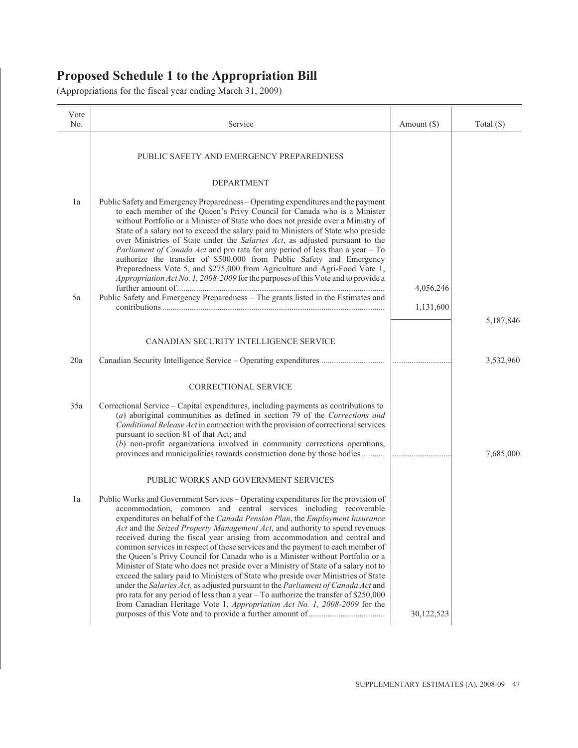# Proposed Schedule 1 to the Appropriation Bill

(Appropriations for the fiscal year ending March 31, 2009)

| Vote No. | Service | Amount ($) | Total ($) |
|---|---|---|---|
| | PUBLIC SAFETY AND EMERGENCY PREPAREDNESS | | |
| | DEPARTMENT | | |
| 1a | Public Safety and Emergency Preparedness – Operating expenditures and the payment to each member of the Queen's Privy Council for Canada who is a Minister without Portfolio or a Minister of State who does not preside over a Ministry of State of a salary not to exceed the salary paid to Ministers of State who preside over Ministries of State under the *Salaries Act*, as adjusted pursuant to the *Parliament of Canada Act* and pro rata for any period of less than a year – To authorize the transfer of $500,000 from Public Safety and Emergency Preparedness Vote 5, and $275,000 from Agriculture and Agri-Food Vote 1, *Appropriation Act No. 1, 2008-2009* for the purposes of this Vote and to provide a further amount of | 4,056,246 | |
| 5a | Public Safety and Emergency Preparedness – The grants listed in the Estimates and contributions | 1,131,600 | |
| | | | 5,187,846 |
| | CANADIAN SECURITY INTELLIGENCE SERVICE | | |
| 20a | Canadian Security Intelligence Service – Operating expenditures | | 3,532,960 |
| | CORRECTIONAL SERVICE | | |
| 35a | Correctional Service – Capital expenditures, including payments as contributions to (*a*) aboriginal communities as defined in section 79 of the *Corrections and Conditional Release Act* in connection with the provision of correctional services pursuant to section 81 of that Act; and (*b*) non-profit organizations involved in community corrections operations, provinces and municipalities towards construction done by those bodies | | 7,685,000 |
| | PUBLIC WORKS AND GOVERNMENT SERVICES | | |
| 1a | Public Works and Government Services – Operating expenditures for the provision of accommodation, common and central services including recoverable expenditures on behalf of the *Canada Pension Plan*, the *Employment Insurance Act* and the *Seized Property Management Act*, and authority to spend revenues received during the fiscal year arising from accommodation and central and common services in respect of these services and the payment to each member of the Queen's Privy Council for Canada who is a Minister without Portfolio or a Minister of State who does not preside over a Ministry of State of a salary not to exceed the salary paid to Ministers of State who preside over Ministries of State under the *Salaries Act*, as adjusted pursuant to the *Parliament of Canada Act* and pro rata for any period of less than a year – To authorize the transfer of $250,000 from Canadian Heritage Vote 1, *Appropriation Act No. 1, 2008-2009* for the purposes of this Vote and to provide a further amount of | 30,122,523 | |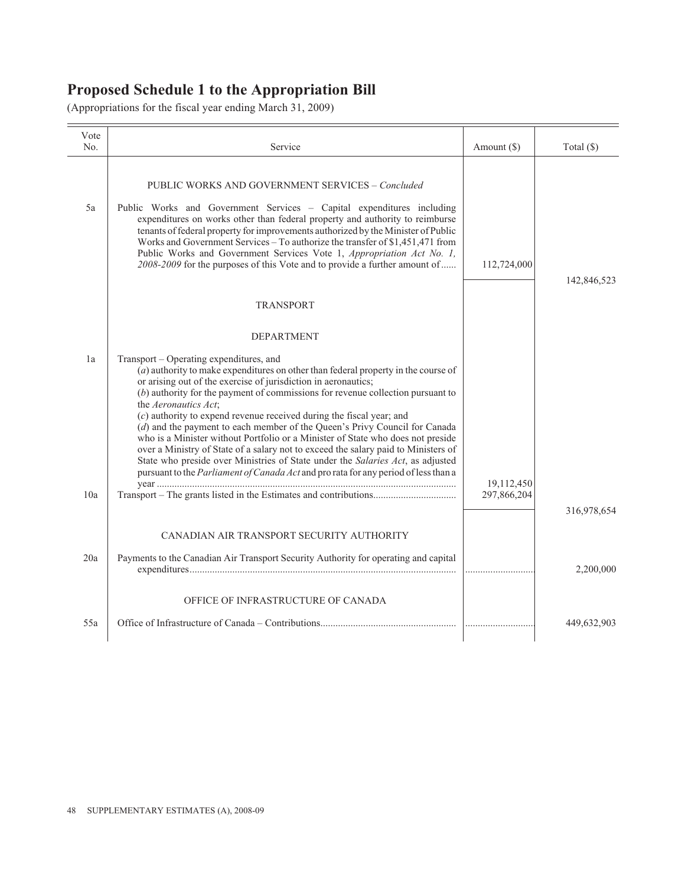# Proposed Schedule 1 to the Appropriation Bill

(Appropriations for the fiscal year ending March 31, 2009)

| Vote No. | Service | Amount ($) | Total ($) |
|---|---|---|---|
| | PUBLIC WORKS AND GOVERNMENT SERVICES – *Concluded* | | |
| 5a | Public Works and Government Services – Capital expenditures including expenditures on works other than federal property and authority to reimburse tenants of federal property for improvements authorized by the Minister of Public Works and Government Services – To authorize the transfer of $1,451,471 from Public Works and Government Services Vote 1, *Appropriation Act No. 1, 2008-2009* for the purposes of this Vote and to provide a further amount of...... | 112,724,000 | |
| | | | 142,846,523 |
| | TRANSPORT | | |
| | DEPARTMENT | | |
| 1a | Transport – Operating expenditures, and (*a*) authority to make expenditures on other than federal property in the course of or arising out of the exercise of jurisdiction in aeronautics; (*b*) authority for the payment of commissions for revenue collection pursuant to the *Aeronautics Act*; (*c*) authority to expend revenue received during the fiscal year; and (*d*) and the payment to each member of the Queen's Privy Council for Canada who is a Minister without Portfolio or a Minister of State who does not preside over a Ministry of State of a salary not to exceed the salary paid to Ministers of State who preside over Ministries of State under the *Salaries Act*, as adjusted pursuant to the *Parliament of Canada Act* and pro rata for any period of less than a year ...................................................................................................... | 19,112,450 | |
| 10a | Transport – The grants listed in the Estimates and contributions................................ | 297,866,204 | |
| | | | 316,978,654 |
| | CANADIAN AIR TRANSPORT SECURITY AUTHORITY | | |
| 20a | Payments to the Canadian Air Transport Security Authority for operating and capital expenditures.......................................................................................................... | ............................ | 2,200,000 |
| | OFFICE OF INFRASTRUCTURE OF CANADA | | |
| 55a | Office of Infrastructure of Canada – Contributions..................................................... | ............................ | 449,632,903 |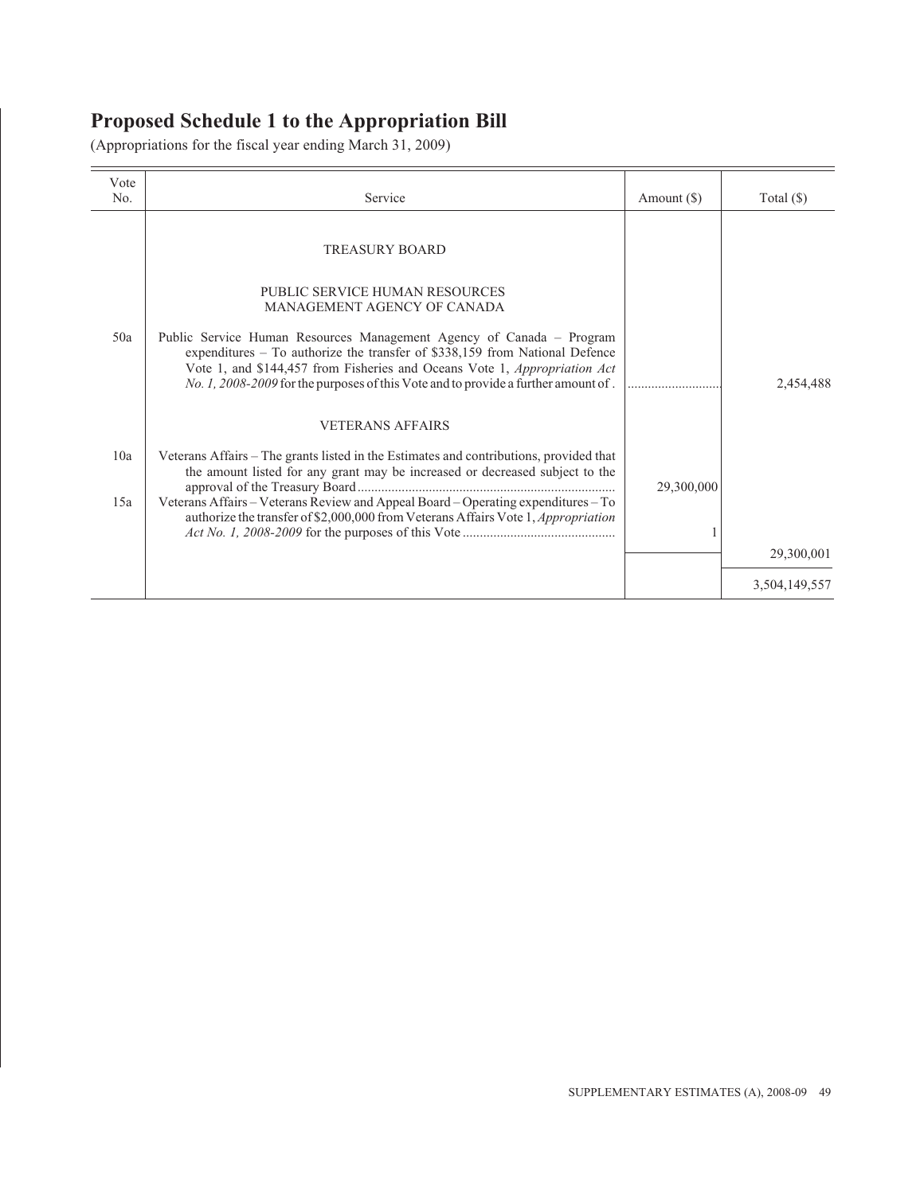## Proposed Schedule 1 to the Appropriation Bill

(Appropriations for the fiscal year ending March 31, 2009)

| Vote No. | Service | Amount ($) | Total ($) |
|---|---|---|---|
| | TREASURY BOARD | | |
| | PUBLIC SERVICE HUMAN RESOURCES MANAGEMENT AGENCY OF CANADA | | |
| 50a | Public Service Human Resources Management Agency of Canada – Program expenditures – To authorize the transfer of $338,159 from National Defence Vote 1, and $144,457 from Fisheries and Oceans Vote 1, *Appropriation Act No. 1, 2008-2009* for the purposes of this Vote and to provide a further amount of . | ............................ | 2,454,488 |
| | VETERANS AFFAIRS | | |
| 10a | Veterans Affairs – The grants listed in the Estimates and contributions, provided that the amount listed for any grant may be increased or decreased subject to the approval of the Treasury Board .......................................................................... | 29,300,000 | |
| 15a | Veterans Affairs – Veterans Review and Appeal Board – Operating expenditures – To authorize the transfer of $2,000,000 from Veterans Affairs Vote 1, *Appropriation Act No. 1, 2008-2009* for the purposes of this Vote ............................................ | 1 | |
| | | | 29,300,001 |
| | | | 3,504,149,557 |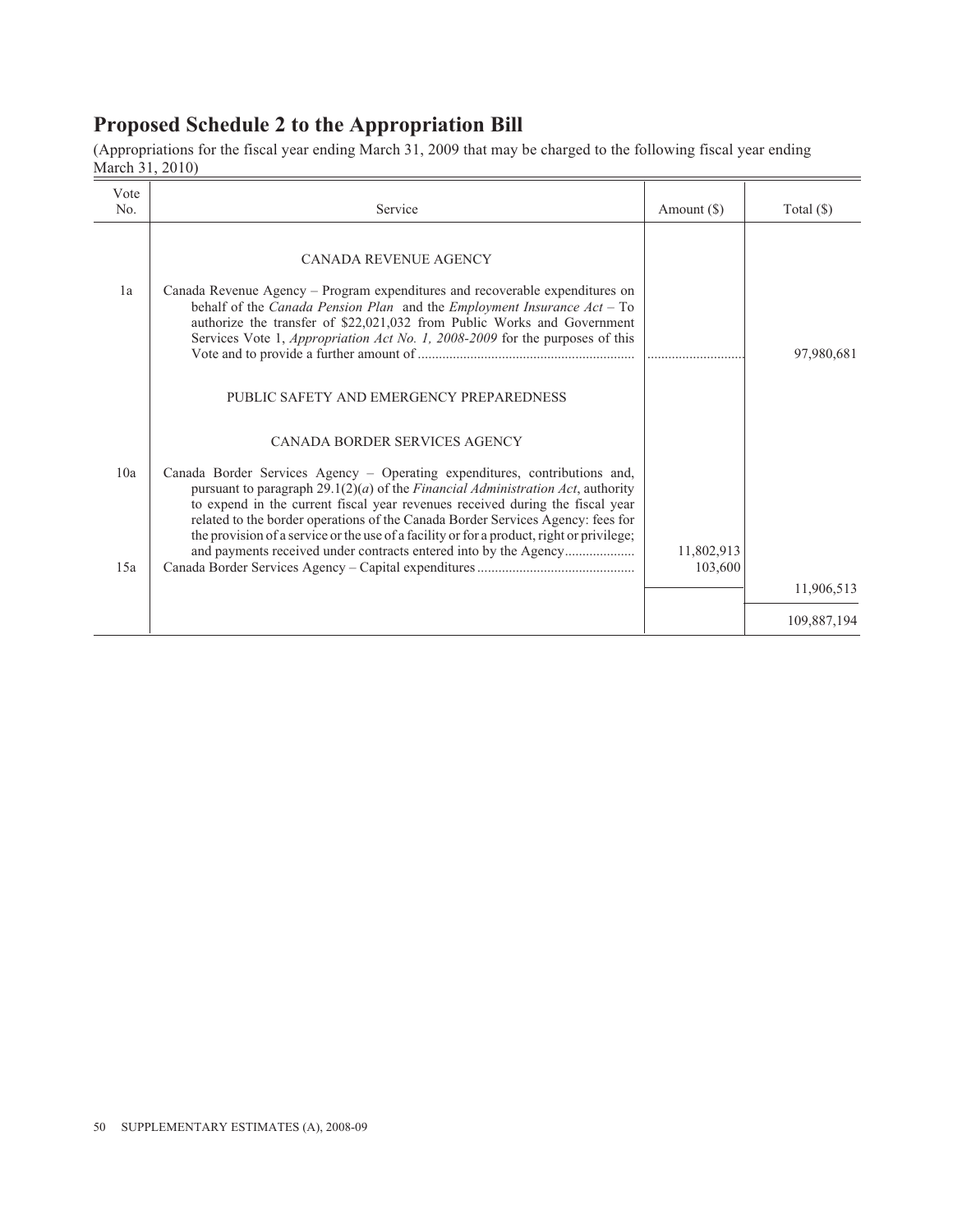## Proposed Schedule 2 to the Appropriation Bill

(Appropriations for the fiscal year ending March 31, 2009 that may be charged to the following fiscal year ending March 31, 2010)

| Vote No. | Service | Amount ($) | Total ($) |
|---|---|---|---|
| | CANADA REVENUE AGENCY | | |
| 1a | Canada Revenue Agency – Program expenditures and recoverable expenditures on behalf of the *Canada Pension Plan* and the *Employment Insurance Act* – To authorize the transfer of $22,021,032 from Public Works and Government Services Vote 1, *Appropriation Act No. 1, 2008-2009* for the purposes of this Vote and to provide a further amount of | ............................ | 97,980,681 |
| | PUBLIC SAFETY AND EMERGENCY PREPAREDNESS | | |
| | CANADA BORDER SERVICES AGENCY | | |
| 10a | Canada Border Services Agency – Operating expenditures, contributions and, pursuant to paragraph 29.1(2)(*a*) of the *Financial Administration Act*, authority to expend in the current fiscal year revenues received during the fiscal year related to the border operations of the Canada Border Services Agency: fees for the provision of a service or the use of a facility or for a product, right or privilege; and payments received under contracts entered into by the Agency | 11,802,913 | |
| 15a | Canada Border Services Agency – Capital expenditures | 103,600 | |
| | | | 11,906,513 |
| | | | 109,887,194 |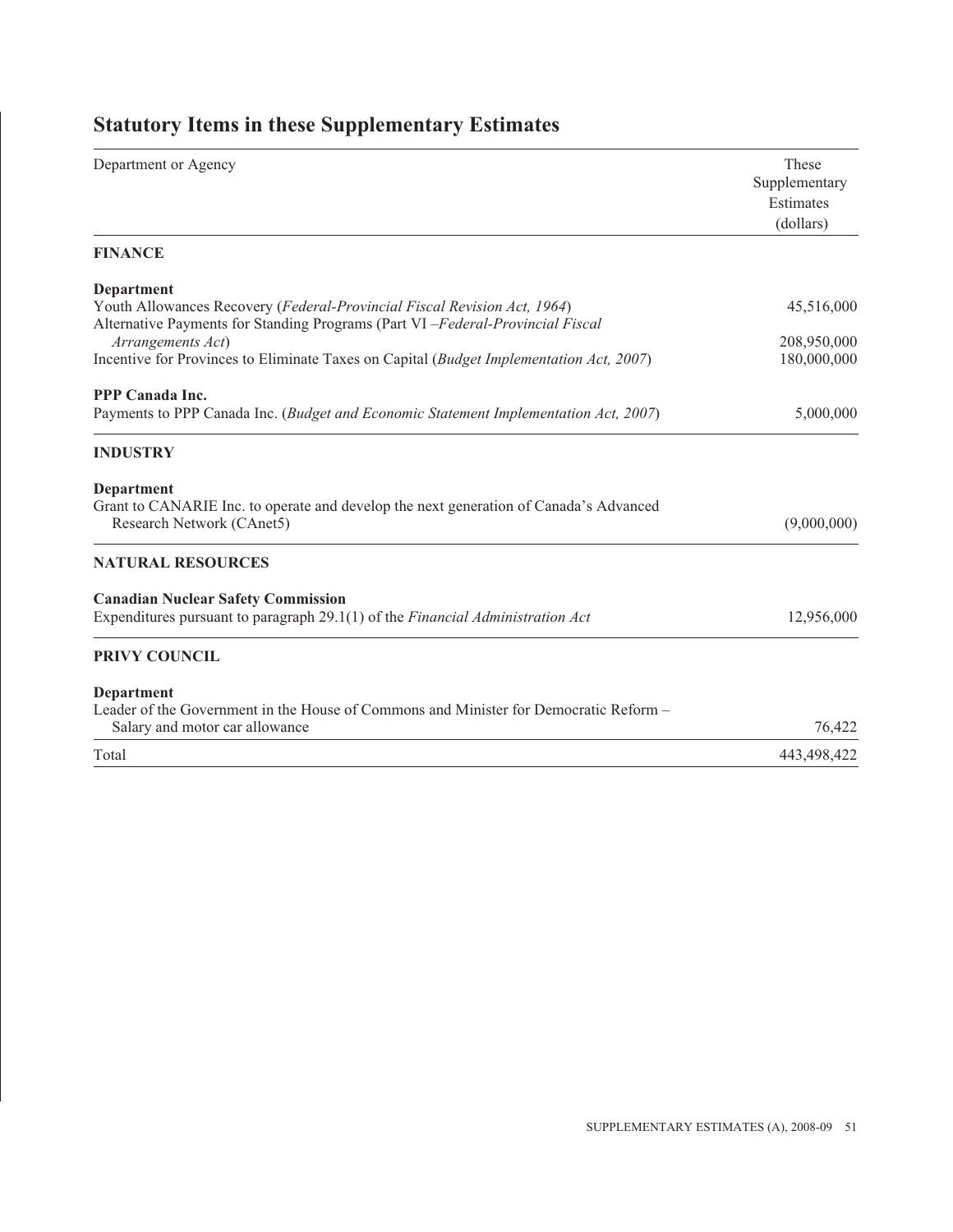## Statutory Items in these Supplementary Estimates

| Department or Agency | These Supplementary Estimates (dollars) |
| --- | --- |
| **FINANCE** | |
| **Department** | |
| Youth Allowances Recovery (*Federal-Provincial Fiscal Revision Act, 1964*) | 45,516,000 |
| Alternative Payments for Standing Programs (Part VI –*Federal-Provincial Fiscal Arrangements Act*) | 208,950,000 |
| Incentive for Provinces to Eliminate Taxes on Capital (*Budget Implementation Act, 2007*) | 180,000,000 |
| **PPP Canada Inc.** | |
| Payments to PPP Canada Inc. (*Budget and Economic Statement Implementation Act, 2007*) | 5,000,000 |
| **INDUSTRY** | |
| **Department** | |
| Grant to CANARIE Inc. to operate and develop the next generation of Canada's Advanced Research Network (CAnet5) | (9,000,000) |
| **NATURAL RESOURCES** | |
| **Canadian Nuclear Safety Commission** | |
| Expenditures pursuant to paragraph 29.1(1) of the *Financial Administration Act* | 12,956,000 |
| **PRIVY COUNCIL** | |
| **Department** | |
| Leader of the Government in the House of Commons and Minister for Democratic Reform – Salary and motor car allowance | 76,422 |
| Total | 443,498,422 |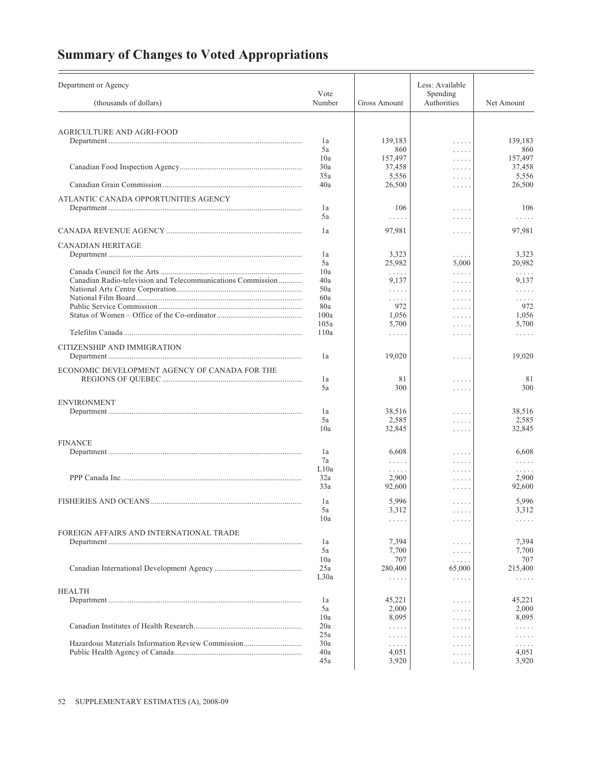# Summary of Changes to Voted Appropriations

| Department or Agency (thousands of dollars) | Vote Number | Gross Amount | Less: Available Spending Authorities | Net Amount |
|---|---|---|---|---|
| AGRICULTURE AND AGRI-FOOD | | | | |
| Department | 1a | 139,183 | ..... | 139,183 |
| | 5a | 860 | ..... | 860 |
| | 10a | 157,497 | ..... | 157,497 |
| Canadian Food Inspection Agency | 30a | 37,458 | ..... | 37,458 |
| | 35a | 5,556 | ..... | 5,556 |
| Canadian Grain Commission | 40a | 26,500 | ..... | 26,500 |
| ATLANTIC CANADA OPPORTUNITIES AGENCY | | | | |
| Department | 1a | 106 | ..... | 106 |
| | 5a | ..... | ..... | ..... |
| CANADA REVENUE AGENCY | 1a | 97,981 | ..... | 97,981 |
| CANADIAN HERITAGE | | | | |
| Department | 1a | 3,323 | ..... | 3,323 |
| | 5a | 25,982 | 5,000 | 20,982 |
| Canada Council for the Arts | 10a | ..... | ..... | ..... |
| Canadian Radio-television and Telecommunications Commission | 40a | 9,137 | ..... | 9,137 |
| National Arts Centre Corporation | 50a | ..... | ..... | ..... |
| National Film Board | 60a | ..... | ..... | ..... |
| Public Service Commission | 80a | 972 | ..... | 972 |
| Status of Women – Office of the Co-ordinator | 100a | 1,056 | ..... | 1,056 |
| | 105a | 5,700 | ..... | 5,700 |
| Telefilm Canada | 110a | ..... | ..... | ..... |
| CITIZENSHIP AND IMMIGRATION | | | | |
| Department | 1a | 19,020 | ..... | 19,020 |
| ECONOMIC DEVELOPMENT AGENCY OF CANADA FOR THE REGIONS OF QUEBEC | 1a | 81 | ..... | 81 |
| | 5a | 300 | ..... | 300 |
| ENVIRONMENT | | | | |
| Department | 1a | 38,516 | ..... | 38,516 |
| | 5a | 2,585 | ..... | 2,585 |
| | 10a | 32,845 | ..... | 32,845 |
| FINANCE | | | | |
| Department | 1a | 6,608 | ..... | 6,608 |
| | 7a | ..... | ..... | ..... |
| | L10a | ..... | ..... | ..... |
| PPP Canada Inc. | 32a | 2,900 | ..... | 2,900 |
| | 33a | 92,600 | ..... | 92,600 |
| FISHERIES AND OCEANS | 1a | 5,996 | ..... | 5,996 |
| | 5a | 3,312 | ..... | 3,312 |
| | 10a | ..... | ..... | ..... |
| FOREIGN AFFAIRS AND INTERNATIONAL TRADE | | | | |
| Department | 1a | 7,394 | ..... | 7,394 |
| | 5a | 7,700 | ..... | 7,700 |
| | 10a | 707 | ..... | 707 |
| Canadian International Development Agency | 25a | 280,400 | 65,000 | 215,400 |
| | L30a | ..... | ..... | ..... |
| HEALTH | | | | |
| Department | 1a | 45,221 | ..... | 45,221 |
| | 5a | 2,000 | ..... | 2,000 |
| | 10a | 8,095 | ..... | 8,095 |
| Canadian Institutes of Health Research | 20a | ..... | ..... | ..... |
| | 25a | ..... | ..... | ..... |
| Hazardous Materials Information Review Commission | 30a | ..... | ..... | ..... |
| Public Health Agency of Canada | 40a | 4,051 | ..... | 4,051 |
| | 45a | 3,920 | ..... | 3,920 |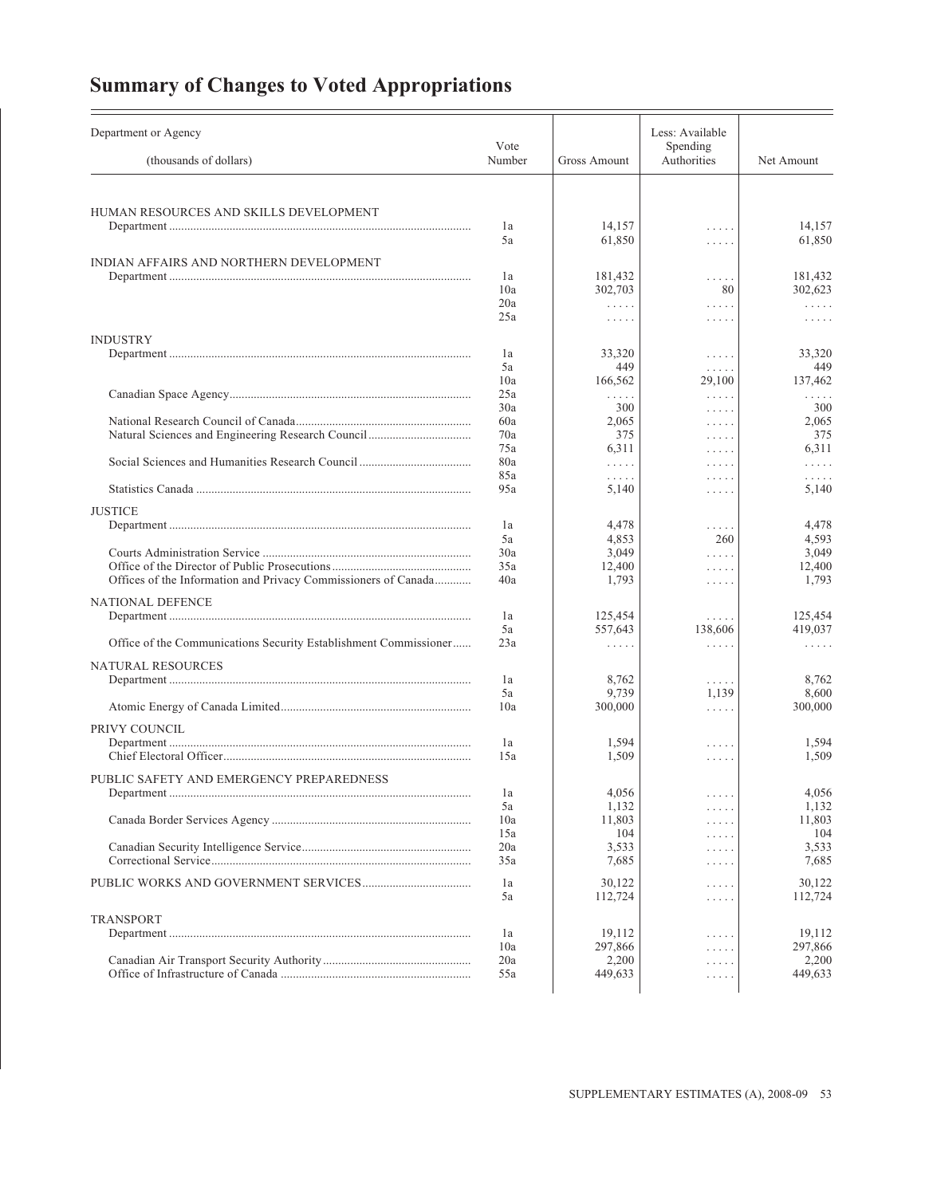# Summary of Changes to Voted Appropriations

| Department or Agency (thousands of dollars) | Vote Number | Gross Amount | Less: Available Spending Authorities | Net Amount |
|---|---|---|---|---|
| HUMAN RESOURCES AND SKILLS DEVELOPMENT | | | | |
| Department | 1a | 14,157 | ..... | 14,157 |
| | 5a | 61,850 | ..... | 61,850 |
| INDIAN AFFAIRS AND NORTHERN DEVELOPMENT | | | | |
| Department | 1a | 181,432 | ..... | 181,432 |
| | 10a | 302,703 | 80 | 302,623 |
| | 20a | ..... | ..... | ..... |
| | 25a | ..... | ..... | ..... |
| INDUSTRY | | | | |
| Department | 1a | 33,320 | ..... | 33,320 |
| | 5a | 449 | ..... | 449 |
| | 10a | 166,562 | 29,100 | 137,462 |
| Canadian Space Agency | 25a | ..... | ..... | ..... |
| | 30a | 300 | ..... | 300 |
| National Research Council of Canada | 60a | 2,065 | ..... | 2,065 |
| Natural Sciences and Engineering Research Council | 70a | 375 | ..... | 375 |
| | 75a | 6,311 | ..... | 6,311 |
| Social Sciences and Humanities Research Council | 80a | ..... | ..... | ..... |
| | 85a | ..... | ..... | ..... |
| Statistics Canada | 95a | 5,140 | ..... | 5,140 |
| JUSTICE | | | | |
| Department | 1a | 4,478 | ..... | 4,478 |
| | 5a | 4,853 | 260 | 4,593 |
| Courts Administration Service | 30a | 3,049 | ..... | 3,049 |
| Office of the Director of Public Prosecutions | 35a | 12,400 | ..... | 12,400 |
| Offices of the Information and Privacy Commissioners of Canada | 40a | 1,793 | ..... | 1,793 |
| NATIONAL DEFENCE | | | | |
| Department | 1a | 125,454 | ..... | 125,454 |
| | 5a | 557,643 | 138,606 | 419,037 |
| Office of the Communications Security Establishment Commissioner | 23a | ..... | ..... | ..... |
| NATURAL RESOURCES | | | | |
| Department | 1a | 8,762 | ..... | 8,762 |
| | 5a | 9,739 | 1,139 | 8,600 |
| Atomic Energy of Canada Limited | 10a | 300,000 | ..... | 300,000 |
| PRIVY COUNCIL | | | | |
| Department | 1a | 1,594 | ..... | 1,594 |
| Chief Electoral Officer | 15a | 1,509 | ..... | 1,509 |
| PUBLIC SAFETY AND EMERGENCY PREPAREDNESS | | | | |
| Department | 1a | 4,056 | ..... | 4,056 |
| | 5a | 1,132 | ..... | 1,132 |
| Canada Border Services Agency | 10a | 11,803 | ..... | 11,803 |
| | 15a | 104 | ..... | 104 |
| Canadian Security Intelligence Service | 20a | 3,533 | ..... | 3,533 |
| Correctional Service | 35a | 7,685 | ..... | 7,685 |
| PUBLIC WORKS AND GOVERNMENT SERVICES | 1a | 30,122 | ..... | 30,122 |
| | 5a | 112,724 | ..... | 112,724 |
| TRANSPORT | | | | |
| Department | 1a | 19,112 | ..... | 19,112 |
| | 10a | 297,866 | ..... | 297,866 |
| Canadian Air Transport Security Authority | 20a | 2,200 | ..... | 2,200 |
| Office of Infrastructure of Canada | 55a | 449,633 | ..... | 449,633 |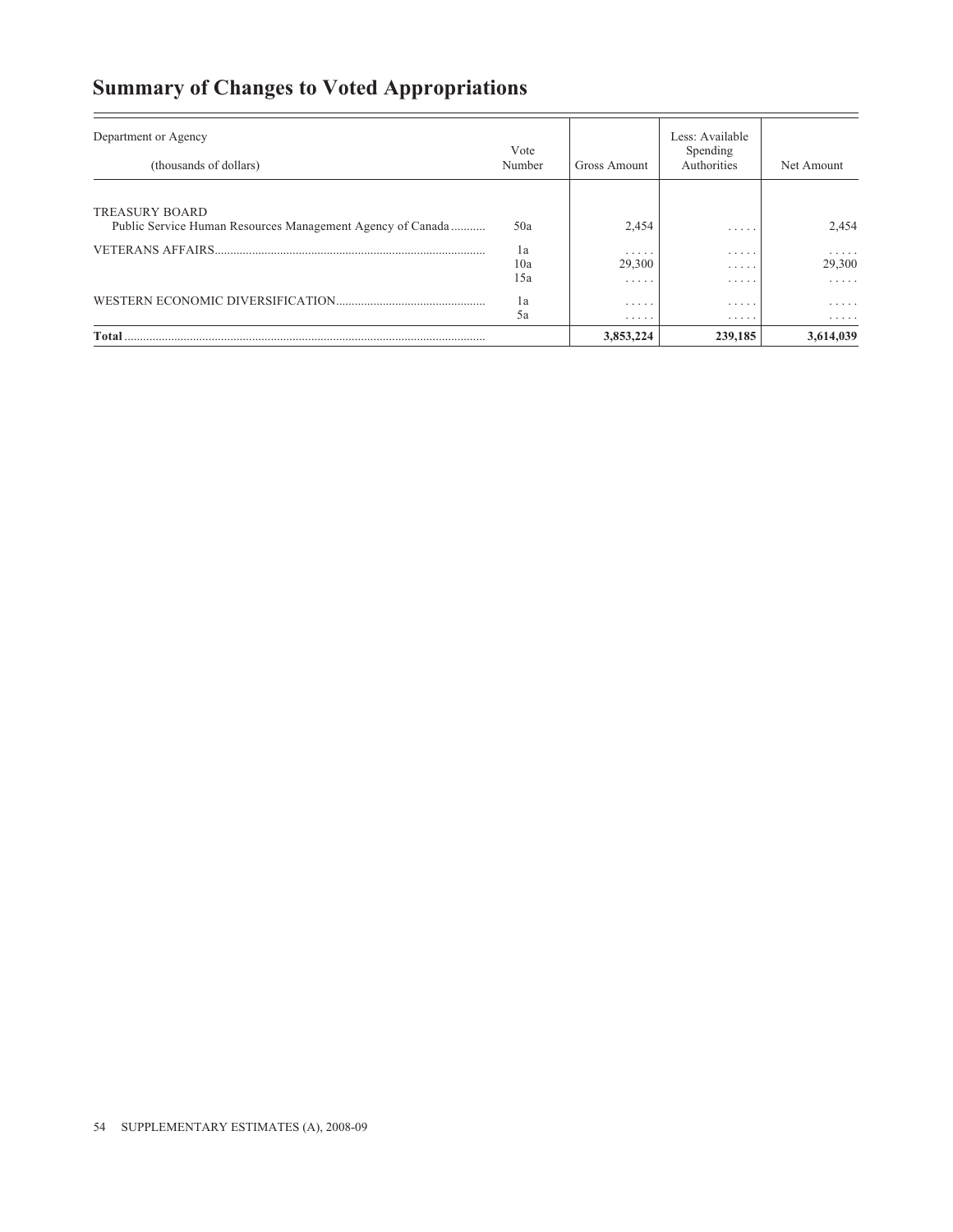## Summary of Changes to Voted Appropriations

| Department or Agency (thousands of dollars) | Vote Number | Gross Amount | Less: Available Spending Authorities | Net Amount |
|---|---|---|---|---|
| TREASURY BOARD | | | | |
| Public Service Human Resources Management Agency of Canada | 50a | 2,454 | ..... | 2,454 |
| VETERANS AFFAIRS | 1a | ..... | ..... | ..... |
| | 10a | 29,300 | ..... | 29,300 |
| | 15a | ..... | ..... | ..... |
| WESTERN ECONOMIC DIVERSIFICATION | 1a | ..... | ..... | ..... |
| | 5a | ..... | ..... | ..... |
| **Total** | | **3,853,224** | **239,185** | **3,614,039** |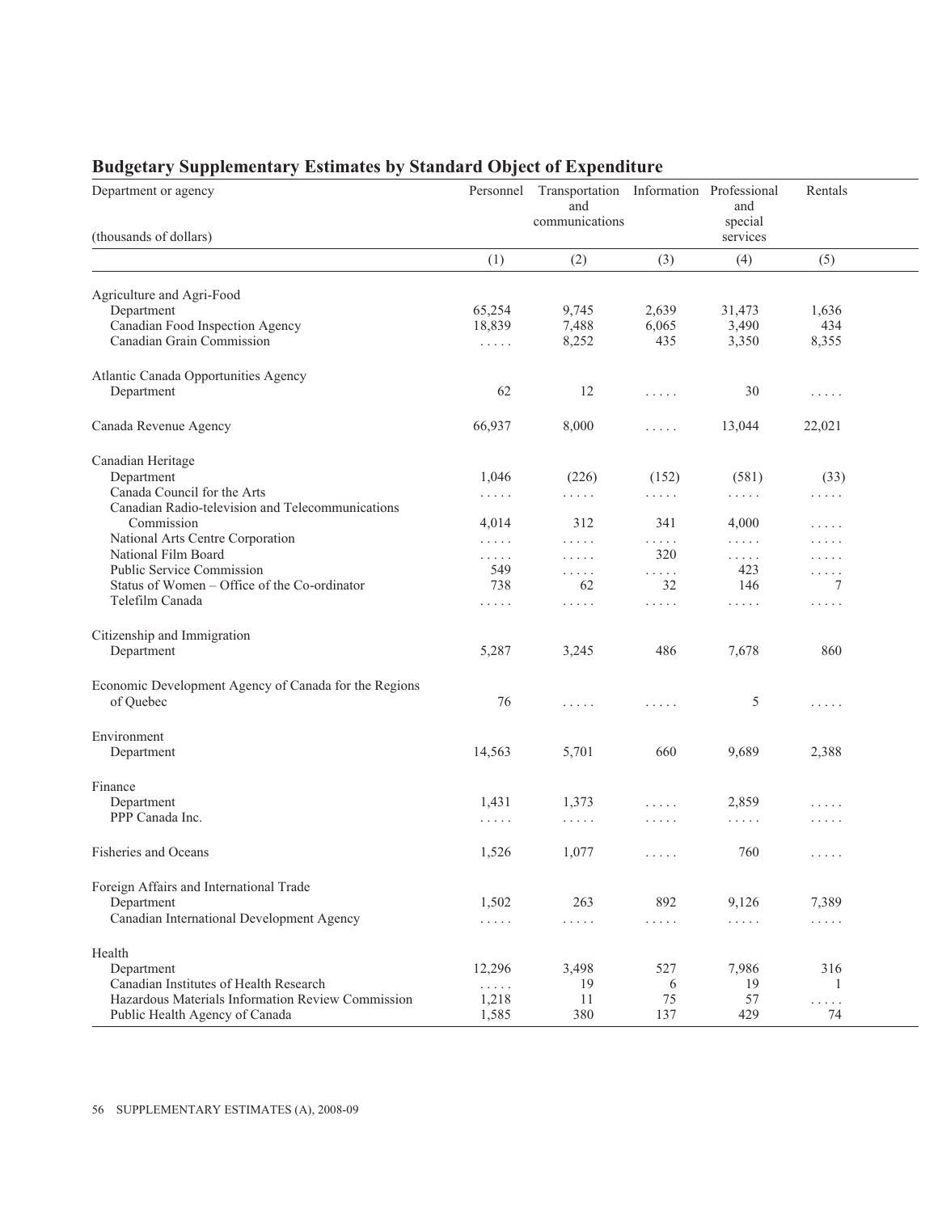## Budgetary Supplementary Estimates by Standard Object of Expenditure

| Department or agency (thousands of dollars) | Personnel | Transportation and communications | Information | Professional and special services | Rentals |
|---|---|---|---|---|---|
| | (1) | (2) | (3) | (4) | (5) |
| Agriculture and Agri-Food | | | | | |
| Department | 65,254 | 9,745 | 2,639 | 31,473 | 1,636 |
| Canadian Food Inspection Agency | 18,839 | 7,488 | 6,065 | 3,490 | 434 |
| Canadian Grain Commission | ..... | 8,252 | 435 | 3,350 | 8,355 |
| Atlantic Canada Opportunities Agency | | | | | |
| Department | 62 | 12 | ..... | 30 | ..... |
| Canada Revenue Agency | 66,937 | 8,000 | ..... | 13,044 | 22,021 |
| Canadian Heritage | | | | | |
| Department | 1,046 | (226) | (152) | (581) | (33) |
| Canada Council for the Arts | ..... | ..... | ..... | ..... | ..... |
| Canadian Radio-television and Telecommunications Commission | 4,014 | 312 | 341 | 4,000 | ..... |
| National Arts Centre Corporation | ..... | ..... | ..... | ..... | ..... |
| National Film Board | ..... | ..... | 320 | ..... | ..... |
| Public Service Commission | 549 | ..... | ..... | 423 | ..... |
| Status of Women – Office of the Co-ordinator | 738 | 62 | 32 | 146 | 7 |
| Telefilm Canada | ..... | ..... | ..... | ..... | ..... |
| Citizenship and Immigration | | | | | |
| Department | 5,287 | 3,245 | 486 | 7,678 | 860 |
| Economic Development Agency of Canada for the Regions of Quebec | 76 | ..... | ..... | 5 | ..... |
| Environment | | | | | |
| Department | 14,563 | 5,701 | 660 | 9,689 | 2,388 |
| Finance | | | | | |
| Department | 1,431 | 1,373 | ..... | 2,859 | ..... |
| PPP Canada Inc. | ..... | ..... | ..... | ..... | ..... |
| Fisheries and Oceans | 1,526 | 1,077 | ..... | 760 | ..... |
| Foreign Affairs and International Trade | | | | | |
| Department | 1,502 | 263 | 892 | 9,126 | 7,389 |
| Canadian International Development Agency | ..... | ..... | ..... | ..... | ..... |
| Health | | | | | |
| Department | 12,296 | 3,498 | 527 | 7,986 | 316 |
| Canadian Institutes of Health Research | ..... | 19 | 6 | 19 | 1 |
| Hazardous Materials Information Review Commission | 1,218 | 11 | 75 | 57 | ..... |
| Public Health Agency of Canada | 1,585 | 380 | 137 | 429 | 74 |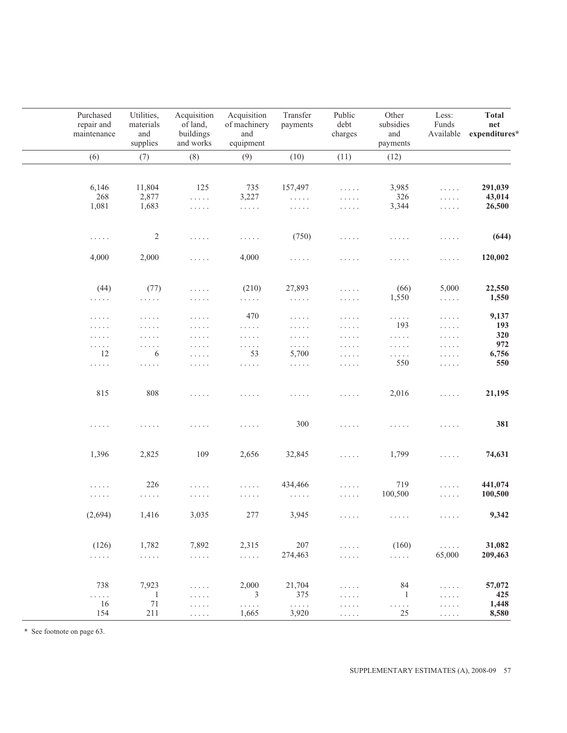| Purchased repair and maintenance | Utilities, materials and supplies | Acquisition of land, buildings and works | Acquisition of machinery and equipment | Transfer payments | Public debt charges | Other subsidies and payments | Less: Funds Available | **Total net expenditures*** |
|---|---|---|---|---|---|---|---|---|
| (6) | (7) | (8) | (9) | (10) | (11) | (12) | | |
| 6,146 | 11,804 | 125 | 735 | 157,497 | ..... | 3,985 | ..... | **291,039** |
| 268 | 2,877 | ..... | 3,227 | ..... | ..... | 326 | ..... | **43,014** |
| 1,081 | 1,683 | ..... | ..... | ..... | ..... | 3,344 | ..... | **26,500** |
| ..... | 2 | ..... | ..... | (750) | ..... | ..... | ..... | **(644)** |
| 4,000 | 2,000 | ..... | 4,000 | ..... | ..... | ..... | ..... | **120,002** |
| (44) | (77) | ..... | (210) | 27,893 | ..... | (66) | 5,000 | **22,550** |
| ..... | ..... | ..... | ..... | ..... | ..... | 1,550 | ..... | **1,550** |
| ..... | ..... | ..... | 470 | ..... | ..... | ..... | ..... | **9,137** |
| ..... | ..... | ..... | ..... | ..... | ..... | 193 | ..... | **193** |
| ..... | ..... | ..... | ..... | ..... | ..... | ..... | ..... | **320** |
| ..... | ..... | ..... | ..... | ..... | ..... | ..... | ..... | **972** |
| 12 | 6 | ..... | 53 | 5,700 | ..... | ..... | ..... | **6,756** |
| ..... | ..... | ..... | ..... | ..... | ..... | 550 | ..... | **550** |
| 815 | 808 | ..... | ..... | ..... | ..... | 2,016 | ..... | **21,195** |
| ..... | ..... | ..... | ..... | 300 | ..... | ..... | ..... | **381** |
| 1,396 | 2,825 | 109 | 2,656 | 32,845 | ..... | 1,799 | ..... | **74,631** |
| ..... | 226 | ..... | ..... | 434,466 | ..... | 719 | ..... | **441,074** |
| ..... | ..... | ..... | ..... | ..... | ..... | 100,500 | ..... | **100,500** |
| (2,694) | 1,416 | 3,035 | 277 | 3,945 | ..... | ..... | ..... | **9,342** |
| (126) | 1,782 | 7,892 | 2,315 | 207 | ..... | (160) | ..... | **31,082** |
| ..... | ..... | ..... | ..... | 274,463 | ..... | ..... | 65,000 | **209,463** |
| 738 | 7,923 | ..... | 2,000 | 21,704 | ..... | 84 | ..... | **57,072** |
| ..... | 1 | ..... | 3 | 375 | ..... | 1 | ..... | **425** |
| 16 | 71 | ..... | ..... | ..... | ..... | ..... | ..... | **1,448** |
| 154 | 211 | ..... | 1,665 | 3,920 | ..... | 25 | ..... | **8,580** |

* See footnote on page 63.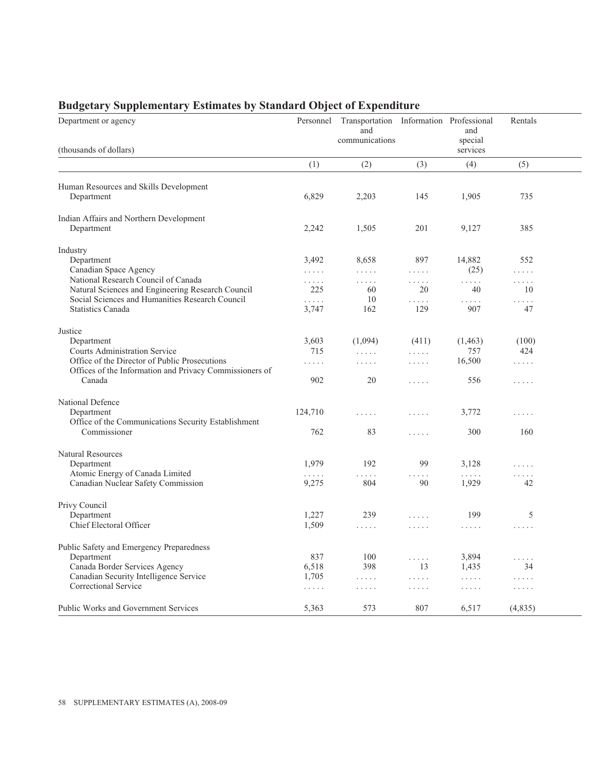## Budgetary Supplementary Estimates by Standard Object of Expenditure

| Department or agency<br>(thousands of dollars) | Personnel | Transportation and communications | Information | Professional and special services | Rentals |
|---|---|---|---|---|---|
| | (1) | (2) | (3) | (4) | (5) |
| **Human Resources and Skills Development** | | | | | |
| Department | 6,829 | 2,203 | 145 | 1,905 | 735 |
| **Indian Affairs and Northern Development** | | | | | |
| Department | 2,242 | 1,505 | 201 | 9,127 | 385 |
| **Industry** | | | | | |
| Department | 3,492 | 8,658 | 897 | 14,882 | 552 |
| Canadian Space Agency | ..... | ..... | ..... | (25) | ..... |
| National Research Council of Canada | ..... | ..... | ..... | ..... | ..... |
| Natural Sciences and Engineering Research Council | 225 | 60 | 20 | 40 | 10 |
| Social Sciences and Humanities Research Council | ..... | 10 | ..... | ..... | ..... |
| Statistics Canada | 3,747 | 162 | 129 | 907 | 47 |
| **Justice** | | | | | |
| Department | 3,603 | (1,094) | (411) | (1,463) | (100) |
| Courts Administration Service | 715 | ..... | ..... | 757 | 424 |
| Office of the Director of Public Prosecutions | ..... | ..... | ..... | 16,500 | ..... |
| Offices of the Information and Privacy Commissioners of Canada | 902 | 20 | ..... | 556 | ..... |
| **National Defence** | | | | | |
| Department | 124,710 | ..... | ..... | 3,772 | ..... |
| Office of the Communications Security Establishment Commissioner | 762 | 83 | ..... | 300 | 160 |
| **Natural Resources** | | | | | |
| Department | 1,979 | 192 | 99 | 3,128 | ..... |
| Atomic Energy of Canada Limited | ..... | ..... | ..... | ..... | ..... |
| Canadian Nuclear Safety Commission | 9,275 | 804 | 90 | 1,929 | 42 |
| **Privy Council** | | | | | |
| Department | 1,227 | 239 | ..... | 199 | 5 |
| Chief Electoral Officer | 1,509 | ..... | ..... | ..... | ..... |
| **Public Safety and Emergency Preparedness** | | | | | |
| Department | 837 | 100 | ..... | 3,894 | ..... |
| Canada Border Services Agency | 6,518 | 398 | 13 | 1,435 | 34 |
| Canadian Security Intelligence Service | 1,705 | ..... | ..... | ..... | ..... |
| Correctional Service | ..... | ..... | ..... | ..... | ..... |
| **Public Works and Government Services** | 5,363 | 573 | 807 | 6,517 | (4,835) |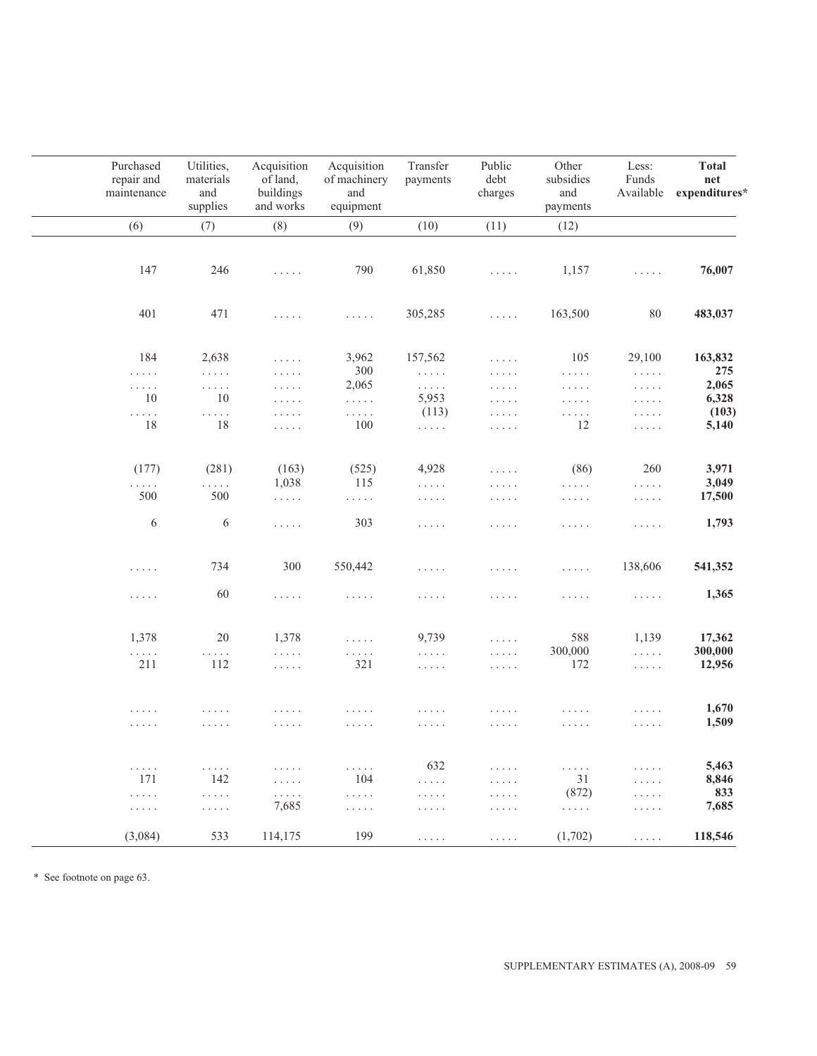| Purchased repair and maintenance | Utilities, materials and supplies | Acquisition of land, buildings and works | Acquisition of machinery and equipment | Transfer payments | Public debt charges | Other subsidies and payments | Less: Funds Available | **Total net expenditures*** |
|---|---|---|---|---|---|---|---|---|
| (6) | (7) | (8) | (9) | (10) | (11) | (12) | | |
| 147 | 246 | ..... | 790 | 61,850 | ..... | 1,157 | ..... | **76,007** |
| 401 | 471 | ..... | ..... | 305,285 | ..... | 163,500 | 80 | **483,037** |
| 184 | 2,638 | ..... | 3,962 | 157,562 | ..... | 105 | 29,100 | **163,832** |
| ..... | ..... | ..... | 300 | ..... | ..... | ..... | ..... | **275** |
| ..... | ..... | ..... | 2,065 | ..... | ..... | ..... | ..... | **2,065** |
| 10 | 10 | ..... | ..... | 5,953 | ..... | ..... | ..... | **6,328** |
| ..... | ..... | ..... | ..... | (113) | ..... | ..... | ..... | **(103)** |
| 18 | 18 | ..... | 100 | ..... | ..... | 12 | ..... | **5,140** |
| (177) | (281) | (163) | (525) | 4,928 | ..... | (86) | 260 | **3,971** |
| ..... | ..... | 1,038 | 115 | ..... | ..... | ..... | ..... | **3,049** |
| 500 | 500 | ..... | ..... | ..... | ..... | ..... | ..... | **17,500** |
| 6 | 6 | ..... | 303 | ..... | ..... | ..... | ..... | **1,793** |
| ..... | 734 | 300 | 550,442 | ..... | ..... | ..... | 138,606 | **541,352** |
| ..... | 60 | ..... | ..... | ..... | ..... | ..... | ..... | **1,365** |
| 1,378 | 20 | 1,378 | ..... | 9,739 | ..... | 588 | 1,139 | **17,362** |
| ..... | ..... | ..... | ..... | ..... | ..... | 300,000 | ..... | **300,000** |
| 211 | 112 | ..... | 321 | ..... | ..... | 172 | ..... | **12,956** |
| ..... | ..... | ..... | ..... | ..... | ..... | ..... | ..... | **1,670** |
| ..... | ..... | ..... | ..... | ..... | ..... | ..... | ..... | **1,509** |
| ..... | ..... | ..... | ..... | 632 | ..... | ..... | ..... | **5,463** |
| 171 | 142 | ..... | 104 | ..... | ..... | 31 | ..... | **8,846** |
| ..... | ..... | ..... | ..... | ..... | ..... | (872) | ..... | **833** |
| ..... | ..... | 7,685 | ..... | ..... | ..... | ..... | ..... | **7,685** |
| (3,084) | 533 | 114,175 | 199 | ..... | ..... | (1,702) | ..... | **118,546** |

\* See footnote on page 63.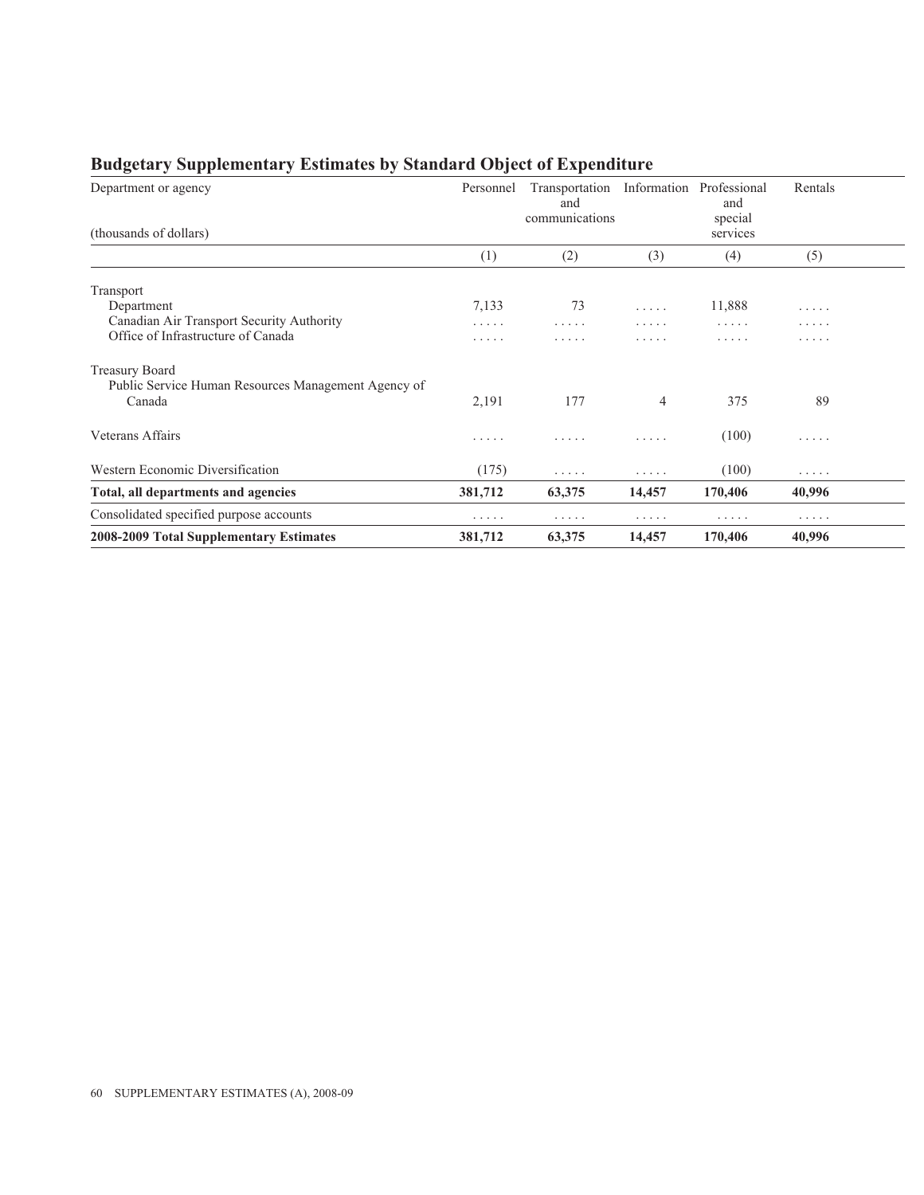## Budgetary Supplementary Estimates by Standard Object of Expenditure

| Department or agency<br><br>(thousands of dollars) | Personnel | Transportation and communications | Information | Professional and special services | Rentals |
|---|---|---|---|---|---|
| | (1) | (2) | (3) | (4) | (5) |
| **Transport** | | | | | |
| Department | 7,133 | 73 | ..... | 11,888 | ..... |
| Canadian Air Transport Security Authority | ..... | ..... | ..... | ..... | ..... |
| Office of Infrastructure of Canada | ..... | ..... | ..... | ..... | ..... |
| **Treasury Board** | | | | | |
| Public Service Human Resources Management Agency of Canada | 2,191 | 177 | 4 | 375 | 89 |
| Veterans Affairs | ..... | ..... | ..... | (100) | ..... |
| Western Economic Diversification | (175) | ..... | ..... | (100) | ..... |
| **Total, all departments and agencies** | **381,712** | **63,375** | **14,457** | **170,406** | **40,996** |
| Consolidated specified purpose accounts | ..... | ..... | ..... | ..... | ..... |
| **2008-2009 Total Supplementary Estimates** | **381,712** | **63,375** | **14,457** | **170,406** | **40,996** |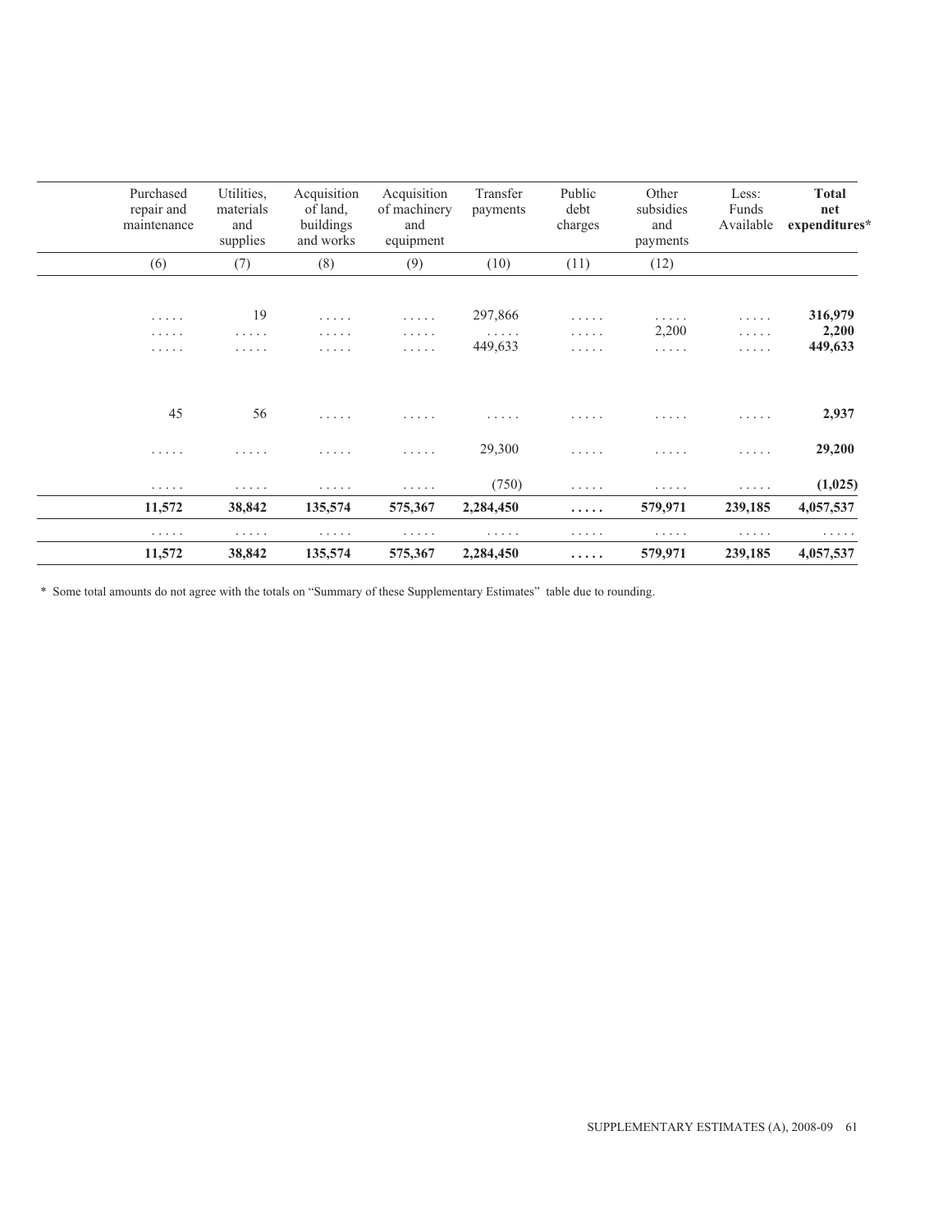| | Purchased repair and maintenance | Utilities, materials and supplies | Acquisition of land, buildings and works | Acquisition of machinery and equipment | Transfer payments | Public debt charges | Other subsidies and payments | Less: Funds Available | **Total net expenditures*** |
|---|---|---|---|---|---|---|---|---|---|
| | (6) | (7) | (8) | (9) | (10) | (11) | (12) | | |
| | . . . . . | 19 | . . . . . | . . . . . | 297,866 | . . . . . | . . . . . | . . . . . | **316,979** |
| | . . . . . | . . . . . | . . . . . | . . . . . | . . . . . | . . . . . | 2,200 | . . . . . | **2,200** |
| | . . . . . | . . . . . | . . . . . | . . . . . | 449,633 | . . . . . | . . . . . | . . . . . | **449,633** |
| | 45 | 56 | . . . . . | . . . . . | . . . . . | . . . . . | . . . . . | . . . . . | **2,937** |
| | . . . . . | . . . . . | . . . . . | . . . . . | 29,300 | . . . . . | . . . . . | . . . . . | **29,200** |
| | . . . . . | . . . . . | . . . . . | . . . . . | (750) | . . . . . | . . . . . | . . . . . | **(1,025)** |
| | **11,572** | **38,842** | **135,574** | **575,367** | **2,284,450** | **. . . . .** | **579,971** | **239,185** | **4,057,537** |
| | . . . . . | . . . . . | . . . . . | . . . . . | . . . . . | . . . . . | . . . . . | . . . . . | . . . . . |
| | **11,572** | **38,842** | **135,574** | **575,367** | **2,284,450** | **. . . . .** | **579,971** | **239,185** | **4,057,537** |

* Some total amounts do not agree with the totals on "Summary of these Supplementary Estimates" table due to rounding.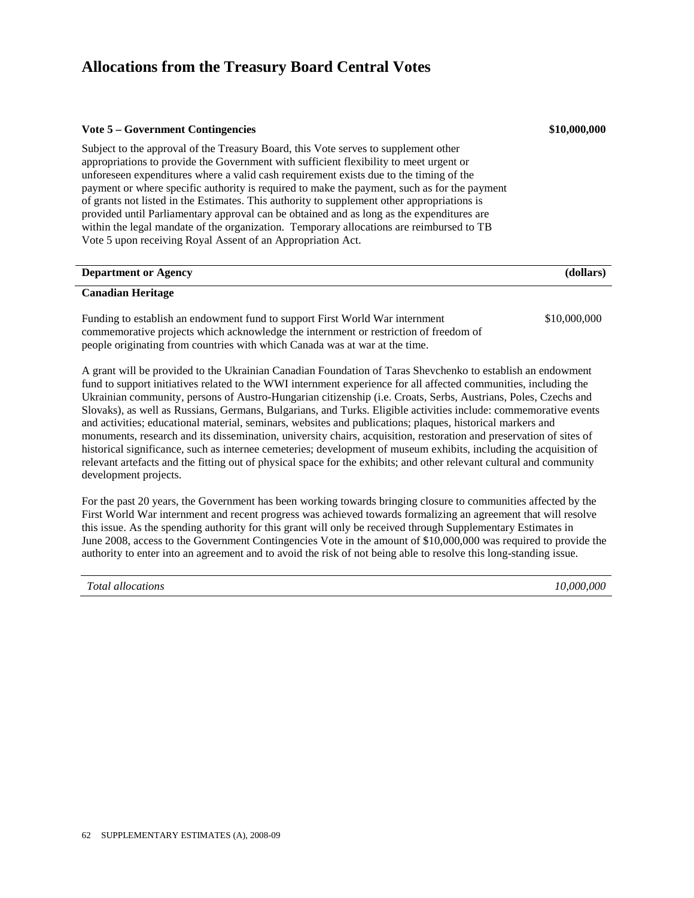# Allocations from the Treasury Board Central Votes

**Vote 5 – Government Contingencies** **$10,000,000**

Subject to the approval of the Treasury Board, this Vote serves to supplement other appropriations to provide the Government with sufficient flexibility to meet urgent or unforeseen expenditures where a valid cash requirement exists due to the timing of the payment or where specific authority is required to make the payment, such as for the payment of grants not listed in the Estimates. This authority to supplement other appropriations is provided until Parliamentary approval can be obtained and as long as the expenditures are within the legal mandate of the organization. Temporary allocations are reimbursed to TB Vote 5 upon receiving Royal Assent of an Appropriation Act.

| **Department or Agency** | **(dollars)** |
|---|---|
| **Canadian Heritage** | |
| Funding to establish an endowment fund to support First World War internment commemorative projects which acknowledge the internment or restriction of freedom of people originating from countries with which Canada was at war at the time. | $10,000,000 |

A grant will be provided to the Ukrainian Canadian Foundation of Taras Shevchenko to establish an endowment fund to support initiatives related to the WWI internment experience for all affected communities, including the Ukrainian community, persons of Austro-Hungarian citizenship (i.e. Croats, Serbs, Austrians, Poles, Czechs and Slovaks), as well as Russians, Germans, Bulgarians, and Turks. Eligible activities include: commemorative events and activities; educational material, seminars, websites and publications; plaques, historical markers and monuments, research and its dissemination, university chairs, acquisition, restoration and preservation of sites of historical significance, such as internee cemeteries; development of museum exhibits, including the acquisition of relevant artefacts and the fitting out of physical space for the exhibits; and other relevant cultural and community development projects.

For the past 20 years, the Government has been working towards bringing closure to communities affected by the First World War internment and recent progress was achieved towards formalizing an agreement that will resolve this issue. As the spending authority for this grant will only be received through Supplementary Estimates in June 2008, access to the Government Contingencies Vote in the amount of $10,000,000 was required to provide the authority to enter into an agreement and to avoid the risk of not being able to resolve this long-standing issue.

| *Total allocations* | *10,000,000* |
|---|---|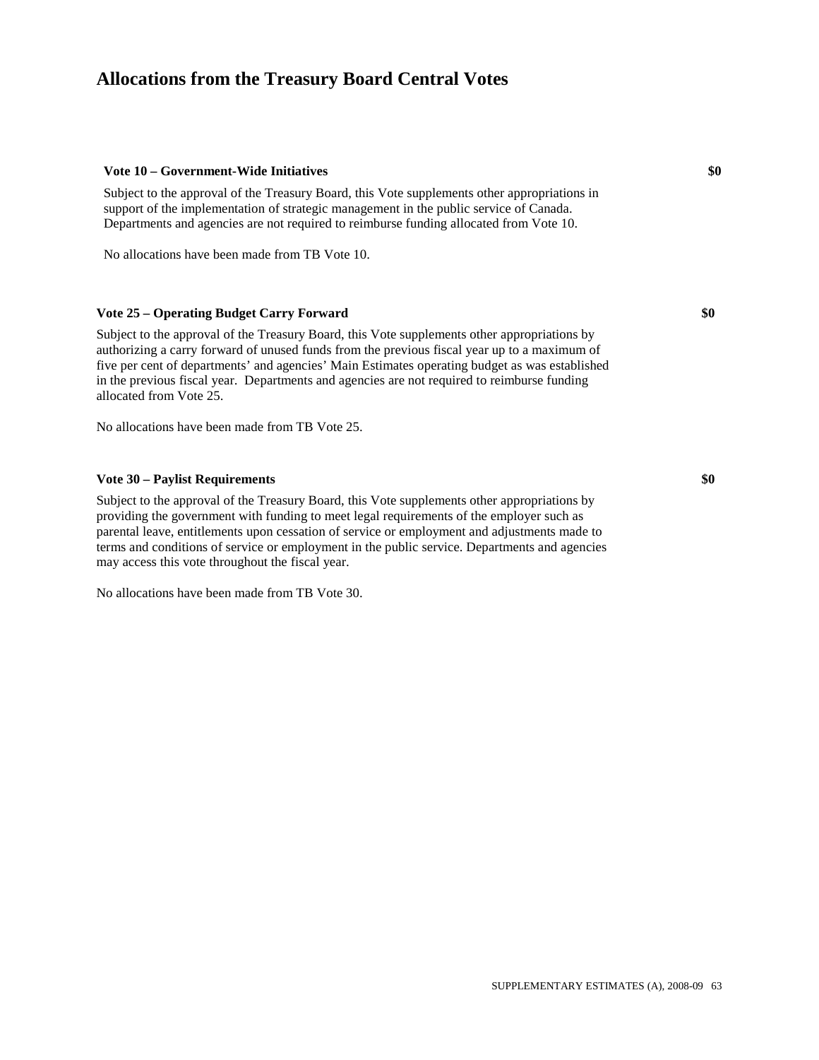# Allocations from the Treasury Board Central Votes

**Vote 10 – Government-Wide Initiatives** **$0**

Subject to the approval of the Treasury Board, this Vote supplements other appropriations in support of the implementation of strategic management in the public service of Canada. Departments and agencies are not required to reimburse funding allocated from Vote 10.

No allocations have been made from TB Vote 10.

**Vote 25 – Operating Budget Carry Forward** **$0**

Subject to the approval of the Treasury Board, this Vote supplements other appropriations by authorizing a carry forward of unused funds from the previous fiscal year up to a maximum of five per cent of departments' and agencies' Main Estimates operating budget as was established in the previous fiscal year. Departments and agencies are not required to reimburse funding allocated from Vote 25.

No allocations have been made from TB Vote 25.

**Vote 30 – Paylist Requirements** **$0**

Subject to the approval of the Treasury Board, this Vote supplements other appropriations by providing the government with funding to meet legal requirements of the employer such as parental leave, entitlements upon cessation of service or employment and adjustments made to terms and conditions of service or employment in the public service. Departments and agencies may access this vote throughout the fiscal year.

No allocations have been made from TB Vote 30.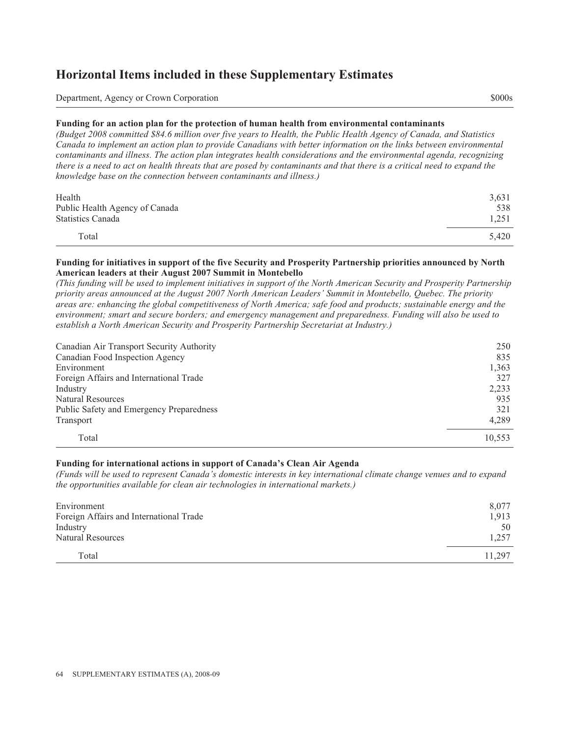## Horizontal Items included in these Supplementary Estimates

| Department, Agency or Crown Corporation | $000s |
|---|---|

**Funding for an action plan for the protection of human health from environmental contaminants**

*(Budget 2008 committed $84.6 million over five years to Health, the Public Health Agency of Canada, and Statistics Canada to implement an action plan to provide Canadians with better information on the links between environmental contaminants and illness. The action plan integrates health considerations and the environmental agenda, recognizing there is a need to act on health threats that are posed by contaminants and that there is a critical need to expand the knowledge base on the connection between contaminants and illness.)*

| | |
|---|---|
| Health | 3,631 |
| Public Health Agency of Canada | 538 |
| Statistics Canada | 1,251 |
| Total | 5,420 |

**Funding for initiatives in support of the five Security and Prosperity Partnership priorities announced by North American leaders at their August 2007 Summit in Montebello**

*(This funding will be used to implement initiatives in support of the North American Security and Prosperity Partnership priority areas announced at the August 2007 North American Leaders' Summit in Montebello, Quebec. The priority areas are: enhancing the global competitiveness of North America; safe food and products; sustainable energy and the environment; smart and secure borders; and emergency management and preparedness. Funding will also be used to establish a North American Security and Prosperity Partnership Secretariat at Industry.)*

| | |
|---|---|
| Canadian Air Transport Security Authority | 250 |
| Canadian Food Inspection Agency | 835 |
| Environment | 1,363 |
| Foreign Affairs and International Trade | 327 |
| Industry | 2,233 |
| Natural Resources | 935 |
| Public Safety and Emergency Preparedness | 321 |
| Transport | 4,289 |
| Total | 10,553 |

**Funding for international actions in support of Canada's Clean Air Agenda**

*(Funds will be used to represent Canada's domestic interests in key international climate change venues and to expand the opportunities available for clean air technologies in international markets.)*

| | |
|---|---|
| Environment | 8,077 |
| Foreign Affairs and International Trade | 1,913 |
| Industry | 50 |
| Natural Resources | 1,257 |
| Total | 11,297 |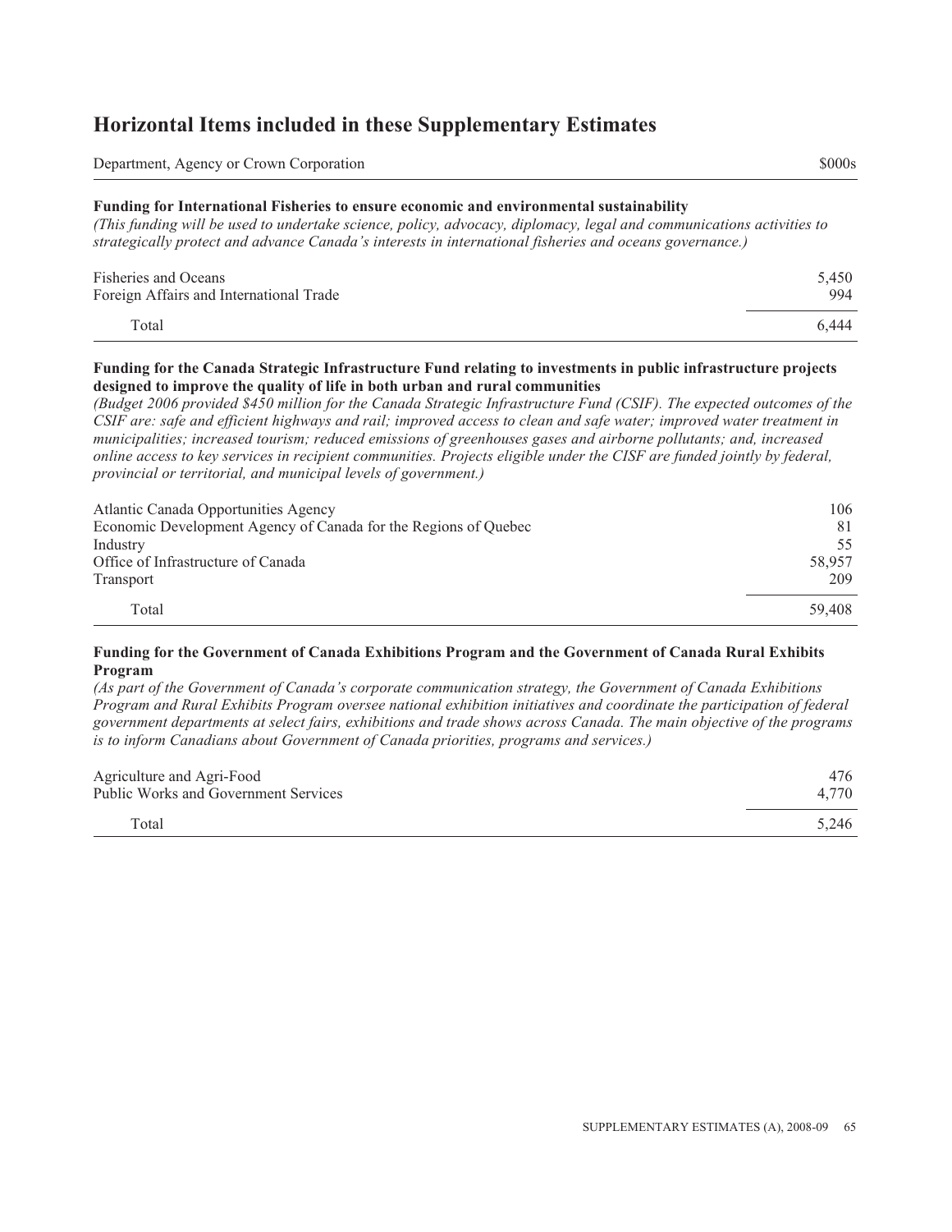# Horizontal Items included in these Supplementary Estimates

| Department, Agency or Crown Corporation | $000s |
| --- | --- |

### Funding for International Fisheries to ensure economic and environmental sustainability

*(This funding will be used to undertake science, policy, advocacy, diplomacy, legal and communications activities to strategically protect and advance Canada's interests in international fisheries and oceans governance.)*

| | |
| --- | --- |
| Fisheries and Oceans | 5,450 |
| Foreign Affairs and International Trade | 994 |
| Total | 6,444 |

### Funding for the Canada Strategic Infrastructure Fund relating to investments in public infrastructure projects designed to improve the quality of life in both urban and rural communities

*(Budget 2006 provided $450 million for the Canada Strategic Infrastructure Fund (CSIF). The expected outcomes of the CSIF are: safe and efficient highways and rail; improved access to clean and safe water; improved water treatment in municipalities; increased tourism; reduced emissions of greenhouses gases and airborne pollutants; and, increased online access to key services in recipient communities. Projects eligible under the CISF are funded jointly by federal, provincial or territorial, and municipal levels of government.)*

| | |
| --- | --- |
| Atlantic Canada Opportunities Agency | 106 |
| Economic Development Agency of Canada for the Regions of Quebec | 81 |
| Industry | 55 |
| Office of Infrastructure of Canada | 58,957 |
| Transport | 209 |
| Total | 59,408 |

### Funding for the Government of Canada Exhibitions Program and the Government of Canada Rural Exhibits Program

*(As part of the Government of Canada's corporate communication strategy, the Government of Canada Exhibitions Program and Rural Exhibits Program oversee national exhibition initiatives and coordinate the participation of federal government departments at select fairs, exhibitions and trade shows across Canada. The main objective of the programs is to inform Canadians about Government of Canada priorities, programs and services.)*

| | |
| --- | --- |
| Agriculture and Agri-Food | 476 |
| Public Works and Government Services | 4,770 |
| Total | 5,246 |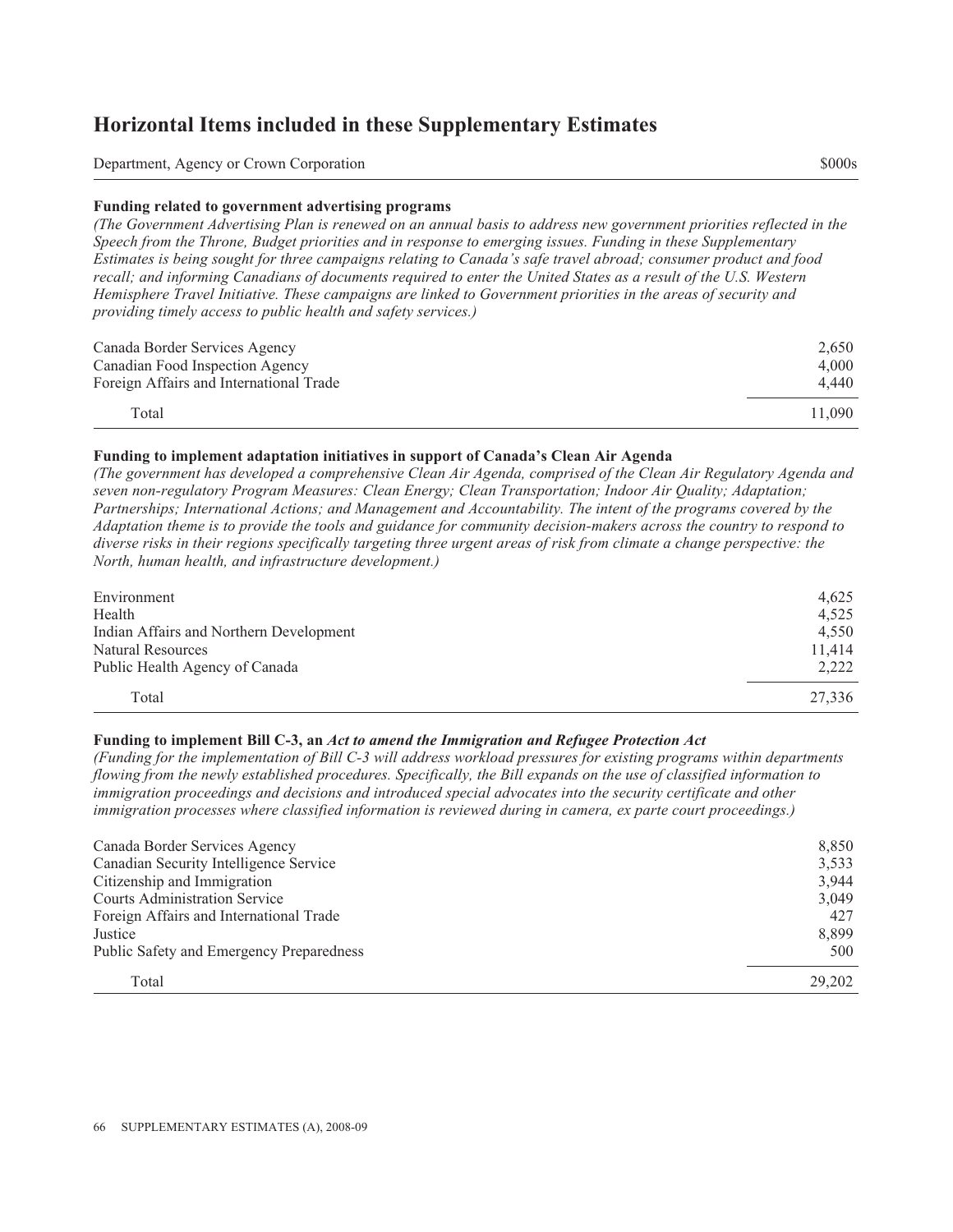# Horizontal Items included in these Supplementary Estimates

| Department, Agency or Crown Corporation | $000s |
|---|---|

**Funding related to government advertising programs**

*(The Government Advertising Plan is renewed on an annual basis to address new government priorities reflected in the Speech from the Throne, Budget priorities and in response to emerging issues. Funding in these Supplementary Estimates is being sought for three campaigns relating to Canada's safe travel abroad; consumer product and food recall; and informing Canadians of documents required to enter the United States as a result of the U.S. Western Hemisphere Travel Initiative. These campaigns are linked to Government priorities in the areas of security and providing timely access to public health and safety services.)*

| Department, Agency or Crown Corporation | $000s |
|---|---|
| Canada Border Services Agency | 2,650 |
| Canadian Food Inspection Agency | 4,000 |
| Foreign Affairs and International Trade | 4,440 |
| Total | 11,090 |

**Funding to implement adaptation initiatives in support of Canada's Clean Air Agenda**

*(The government has developed a comprehensive Clean Air Agenda, comprised of the Clean Air Regulatory Agenda and seven non-regulatory Program Measures: Clean Energy; Clean Transportation; Indoor Air Quality; Adaptation; Partnerships; International Actions; and Management and Accountability. The intent of the programs covered by the Adaptation theme is to provide the tools and guidance for community decision-makers across the country to respond to diverse risks in their regions specifically targeting three urgent areas of risk from climate a change perspective: the North, human health, and infrastructure development.)*

| Department, Agency or Crown Corporation | $000s |
|---|---|
| Environment | 4,625 |
| Health | 4,525 |
| Indian Affairs and Northern Development | 4,550 |
| Natural Resources | 11,414 |
| Public Health Agency of Canada | 2,222 |
| Total | 27,336 |

**Funding to implement Bill C-3, an *Act to amend the Immigration and Refugee Protection Act***

*(Funding for the implementation of Bill C-3 will address workload pressures for existing programs within departments flowing from the newly established procedures. Specifically, the Bill expands on the use of classified information to immigration proceedings and decisions and introduced special advocates into the security certificate and other immigration processes where classified information is reviewed during in camera, ex parte court proceedings.)*

| Department, Agency or Crown Corporation | $000s |
|---|---|
| Canada Border Services Agency | 8,850 |
| Canadian Security Intelligence Service | 3,533 |
| Citizenship and Immigration | 3,944 |
| Courts Administration Service | 3,049 |
| Foreign Affairs and International Trade | 427 |
| Justice | 8,899 |
| Public Safety and Emergency Preparedness | 500 |
| Total | 29,202 |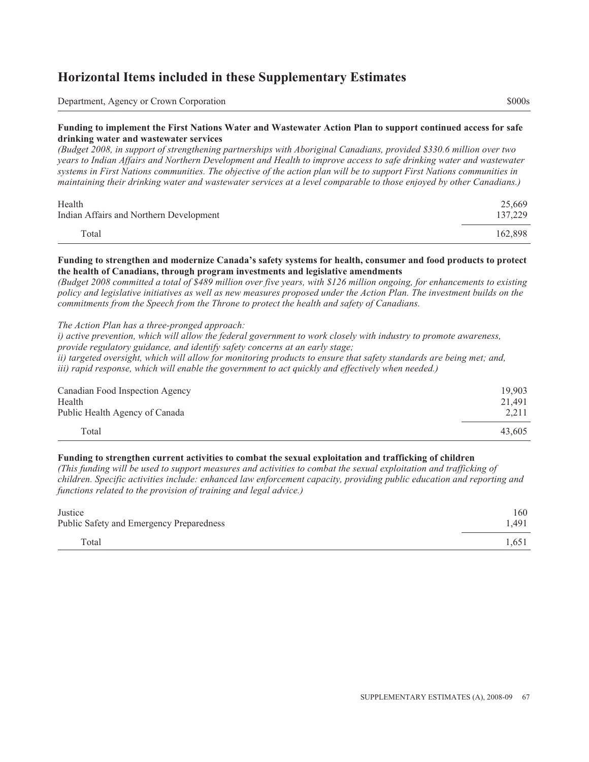# Horizontal Items included in these Supplementary Estimates

| Department, Agency or Crown Corporation | $000s |
| --- | --- |

**Funding to implement the First Nations Water and Wastewater Action Plan to support continued access for safe drinking water and wastewater services**

*(Budget 2008, in support of strengthening partnerships with Aboriginal Canadians, provided $330.6 million over two years to Indian Affairs and Northern Development and Health to improve access to safe drinking water and wastewater systems in First Nations communities. The objective of the action plan will be to support First Nations communities in maintaining their drinking water and wastewater services at a level comparable to those enjoyed by other Canadians.)*

| | |
| --- | --- |
| Health | 25,669 |
| Indian Affairs and Northern Development | 137,229 |
| Total | 162,898 |

**Funding to strengthen and modernize Canada's safety systems for health, consumer and food products to protect the health of Canadians, through program investments and legislative amendments**

*(Budget 2008 committed a total of $489 million over five years, with $126 million ongoing, for enhancements to existing policy and legislative initiatives as well as new measures proposed under the Action Plan. The investment builds on the commitments from the Speech from the Throne to protect the health and safety of Canadians.*

*The Action Plan has a three-pronged approach:*
*i) active prevention, which will allow the federal government to work closely with industry to promote awareness, provide regulatory guidance, and identify safety concerns at an early stage;*
*ii) targeted oversight, which will allow for monitoring products to ensure that safety standards are being met; and,*
*iii) rapid response, which will enable the government to act quickly and effectively when needed.)*

| | |
| --- | --- |
| Canadian Food Inspection Agency | 19,903 |
| Health | 21,491 |
| Public Health Agency of Canada | 2,211 |
| Total | 43,605 |

**Funding to strengthen current activities to combat the sexual exploitation and trafficking of children**

*(This funding will be used to support measures and activities to combat the sexual exploitation and trafficking of children. Specific activities include: enhanced law enforcement capacity, providing public education and reporting and functions related to the provision of training and legal advice.)*

| | |
| --- | --- |
| Justice | 160 |
| Public Safety and Emergency Preparedness | 1,491 |
| Total | 1,651 |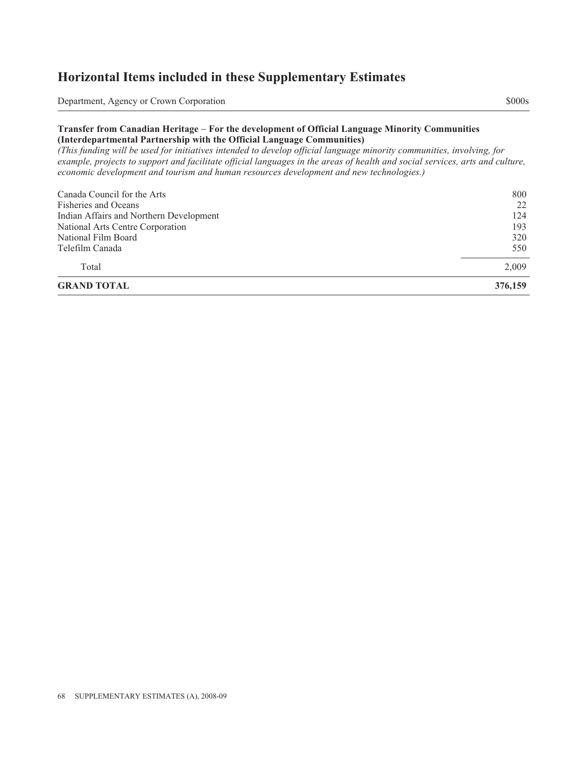## Horizontal Items included in these Supplementary Estimates

| Department, Agency or Crown Corporation | $000s |
| --- | --- |
| **Transfer from Canadian Heritage – For the development of Official Language Minority Communities (Interdepartmental Partnership with the Official Language Communities)** *(This funding will be used for initiatives intended to develop official language minority communities, involving, for example, projects to support and facilitate official languages in the areas of health and social services, arts and culture, economic development and tourism and human resources development and new technologies.)* | |
| Canada Council for the Arts | 800 |
| Fisheries and Oceans | 22 |
| Indian Affairs and Northern Development | 124 |
| National Arts Centre Corporation | 193 |
| National Film Board | 320 |
| Telefilm Canada | 550 |
| Total | 2,009 |
| **GRAND TOTAL** | **376,159** |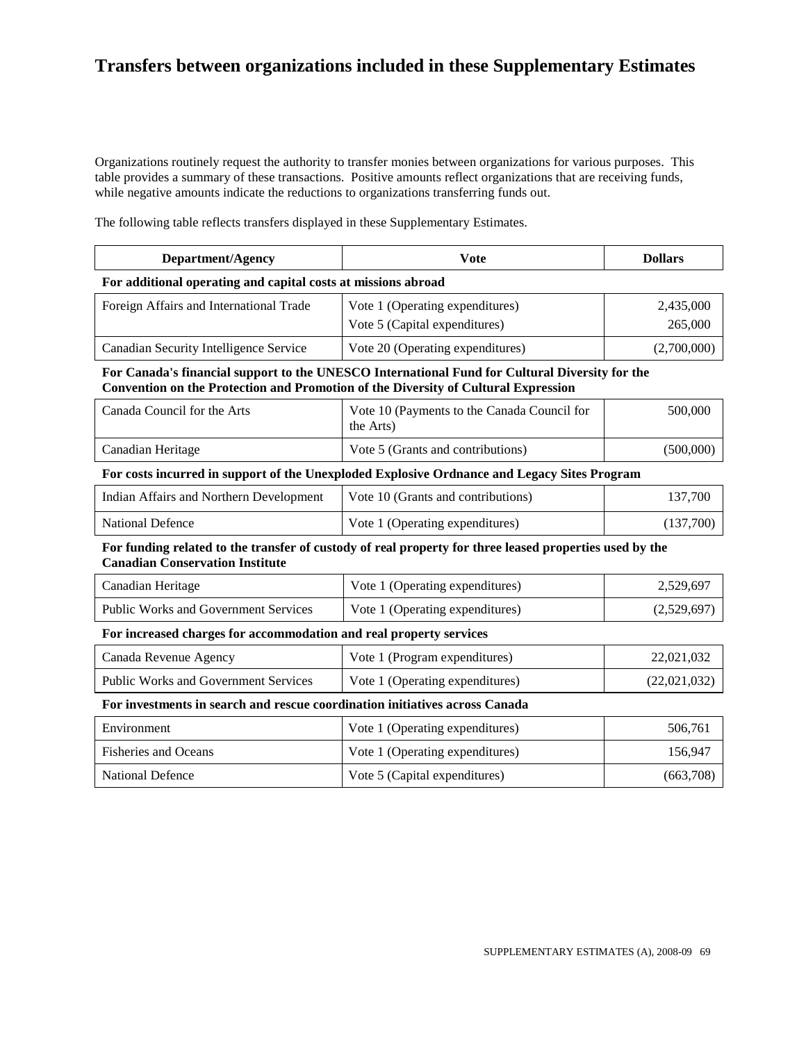# Transfers between organizations included in these Supplementary Estimates

Organizations routinely request the authority to transfer monies between organizations for various purposes. This table provides a summary of these transactions. Positive amounts reflect organizations that are receiving funds, while negative amounts indicate the reductions to organizations transferring funds out.

The following table reflects transfers displayed in these Supplementary Estimates.

| Department/Agency | Vote | Dollars |
|---|---|---|
| **For additional operating and capital costs at missions abroad** | | |
| Foreign Affairs and International Trade | Vote 1 (Operating expenditures) | 2,435,000 |
| | Vote 5 (Capital expenditures) | 265,000 |
| Canadian Security Intelligence Service | Vote 20 (Operating expenditures) | (2,700,000) |
| **For Canada's financial support to the UNESCO International Fund for Cultural Diversity for the Convention on the Protection and Promotion of the Diversity of Cultural Expression** | | |
| Canada Council for the Arts | Vote 10 (Payments to the Canada Council for the Arts) | 500,000 |
| Canadian Heritage | Vote 5 (Grants and contributions) | (500,000) |
| **For costs incurred in support of the Unexploded Explosive Ordnance and Legacy Sites Program** | | |
| Indian Affairs and Northern Development | Vote 10 (Grants and contributions) | 137,700 |
| National Defence | Vote 1 (Operating expenditures) | (137,700) |
| **For funding related to the transfer of custody of real property for three leased properties used by the Canadian Conservation Institute** | | |
| Canadian Heritage | Vote 1 (Operating expenditures) | 2,529,697 |
| Public Works and Government Services | Vote 1 (Operating expenditures) | (2,529,697) |
| **For increased charges for accommodation and real property services** | | |
| Canada Revenue Agency | Vote 1 (Program expenditures) | 22,021,032 |
| Public Works and Government Services | Vote 1 (Operating expenditures) | (22,021,032) |
| **For investments in search and rescue coordination initiatives across Canada** | | |
| Environment | Vote 1 (Operating expenditures) | 506,761 |
| Fisheries and Oceans | Vote 1 (Operating expenditures) | 156,947 |
| National Defence | Vote 5 (Capital expenditures) | (663,708) |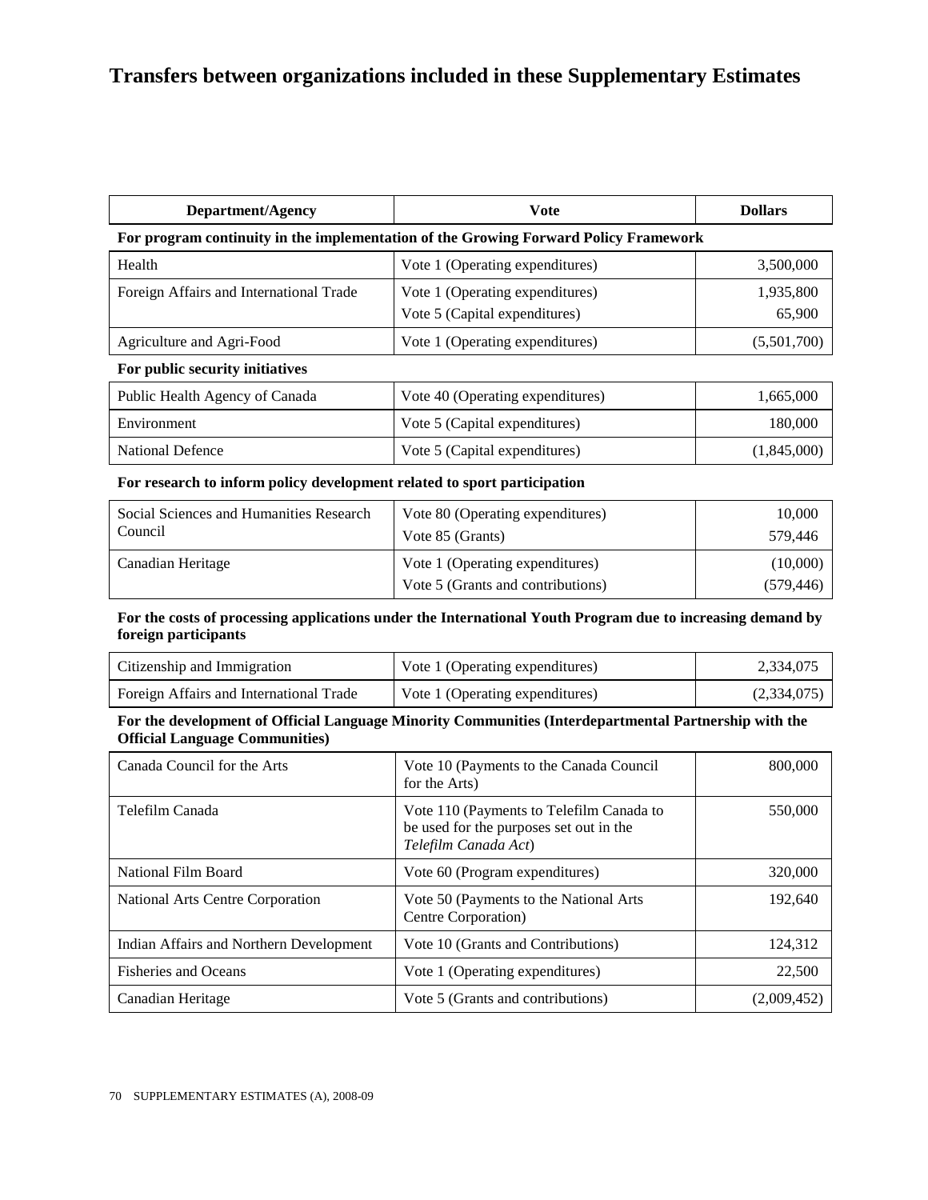# Transfers between organizations included in these Supplementary Estimates

| Department/Agency | Vote | Dollars |
| --- | --- | --- |
| **For program continuity in the implementation of the Growing Forward Policy Framework** | | |
| Health | Vote 1 (Operating expenditures) | 3,500,000 |
| Foreign Affairs and International Trade | Vote 1 (Operating expenditures)<br>Vote 5 (Capital expenditures) | 1,935,800<br>65,900 |
| Agriculture and Agri-Food | Vote 1 (Operating expenditures) | (5,501,700) |
| **For public security initiatives** | | |
| Public Health Agency of Canada | Vote 40 (Operating expenditures) | 1,665,000 |
| Environment | Vote 5 (Capital expenditures) | 180,000 |
| National Defence | Vote 5 (Capital expenditures) | (1,845,000) |
| **For research to inform policy development related to sport participation** | | |
| Social Sciences and Humanities Research Council | Vote 80 (Operating expenditures)<br>Vote 85 (Grants) | 10,000<br>579,446 |
| Canadian Heritage | Vote 1 (Operating expenditures)<br>Vote 5 (Grants and contributions) | (10,000)<br>(579,446) |
| **For the costs of processing applications under the International Youth Program due to increasing demand by foreign participants** | | |
| Citizenship and Immigration | Vote 1 (Operating expenditures) | 2,334,075 |
| Foreign Affairs and International Trade | Vote 1 (Operating expenditures) | (2,334,075) |
| **For the development of Official Language Minority Communities (Interdepartmental Partnership with the Official Language Communities)** | | |
| Canada Council for the Arts | Vote 10 (Payments to the Canada Council for the Arts) | 800,000 |
| Telefilm Canada | Vote 110 (Payments to Telefilm Canada to be used for the purposes set out in the *Telefilm Canada Act*) | 550,000 |
| National Film Board | Vote 60 (Program expenditures) | 320,000 |
| National Arts Centre Corporation | Vote 50 (Payments to the National Arts Centre Corporation) | 192,640 |
| Indian Affairs and Northern Development | Vote 10 (Grants and Contributions) | 124,312 |
| Fisheries and Oceans | Vote 1 (Operating expenditures) | 22,500 |
| Canadian Heritage | Vote 5 (Grants and contributions) | (2,009,452) |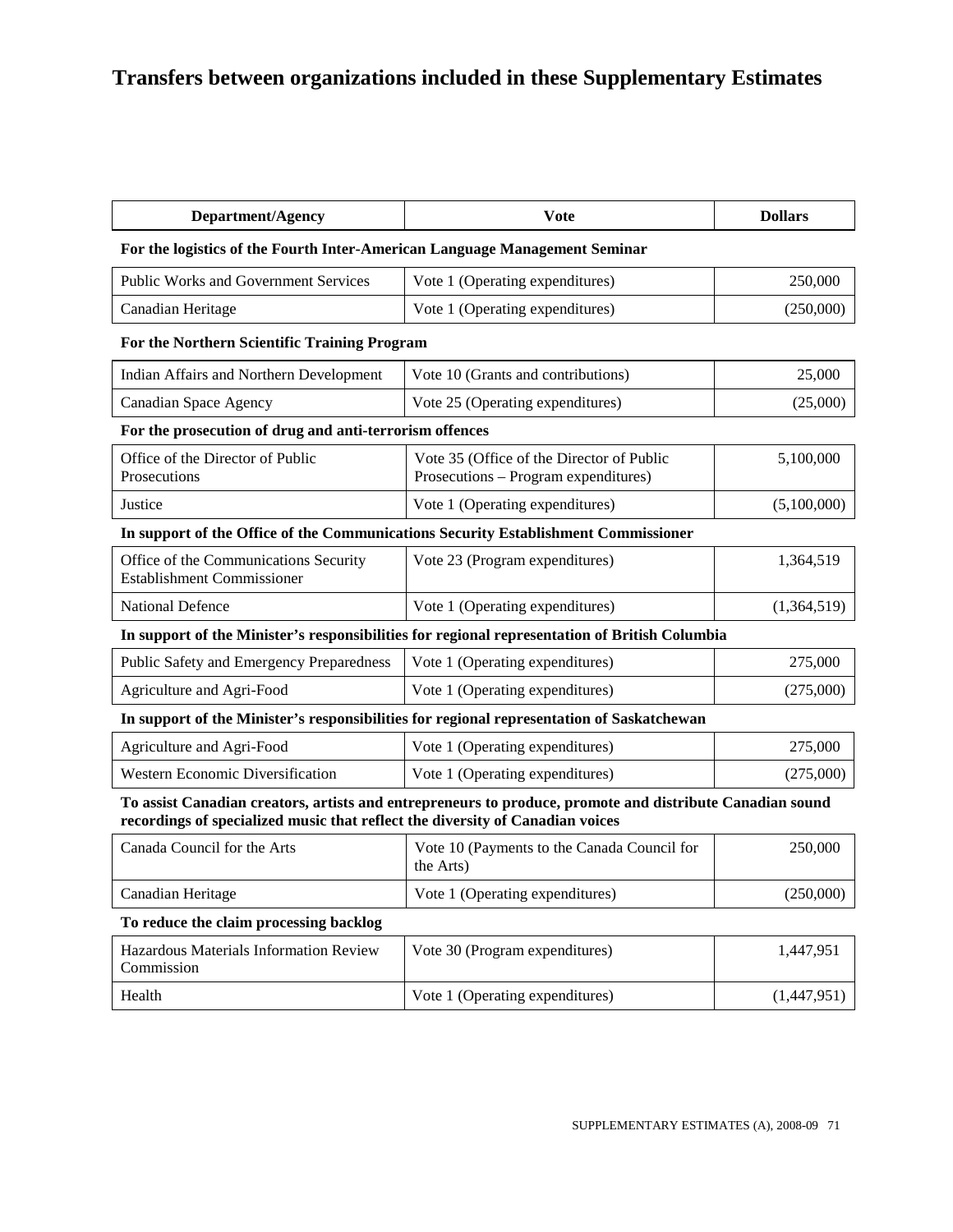# Transfers between organizations included in these Supplementary Estimates

| Department/Agency | Vote | Dollars |
|---|---|---|
| **For the logistics of the Fourth Inter-American Language Management Seminar** | | |
| Public Works and Government Services | Vote 1 (Operating expenditures) | 250,000 |
| Canadian Heritage | Vote 1 (Operating expenditures) | (250,000) |
| **For the Northern Scientific Training Program** | | |
| Indian Affairs and Northern Development | Vote 10 (Grants and contributions) | 25,000 |
| Canadian Space Agency | Vote 25 (Operating expenditures) | (25,000) |
| **For the prosecution of drug and anti-terrorism offences** | | |
| Office of the Director of Public Prosecutions | Vote 35 (Office of the Director of Public Prosecutions – Program expenditures) | 5,100,000 |
| Justice | Vote 1 (Operating expenditures) | (5,100,000) |
| **In support of the Office of the Communications Security Establishment Commissioner** | | |
| Office of the Communications Security Establishment Commissioner | Vote 23 (Program expenditures) | 1,364,519 |
| National Defence | Vote 1 (Operating expenditures) | (1,364,519) |
| **In support of the Minister's responsibilities for regional representation of British Columbia** | | |
| Public Safety and Emergency Preparedness | Vote 1 (Operating expenditures) | 275,000 |
| Agriculture and Agri-Food | Vote 1 (Operating expenditures) | (275,000) |
| **In support of the Minister's responsibilities for regional representation of Saskatchewan** | | |
| Agriculture and Agri-Food | Vote 1 (Operating expenditures) | 275,000 |
| Western Economic Diversification | Vote 1 (Operating expenditures) | (275,000) |
| **To assist Canadian creators, artists and entrepreneurs to produce, promote and distribute Canadian sound recordings of specialized music that reflect the diversity of Canadian voices** | | |
| Canada Council for the Arts | Vote 10 (Payments to the Canada Council for the Arts) | 250,000 |
| Canadian Heritage | Vote 1 (Operating expenditures) | (250,000) |
| **To reduce the claim processing backlog** | | |
| Hazardous Materials Information Review Commission | Vote 30 (Program expenditures) | 1,447,951 |
| Health | Vote 1 (Operating expenditures) | (1,447,951) |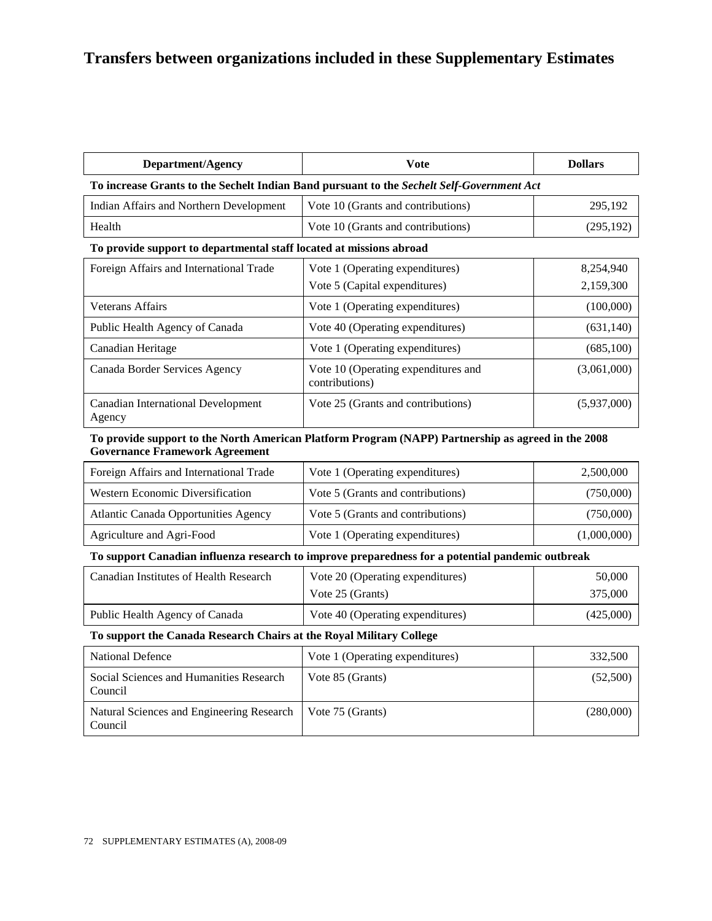# Transfers between organizations included in these Supplementary Estimates

| Department/Agency | Vote | Dollars |
|---|---|---|
| **To increase Grants to the Sechelt Indian Band pursuant to the *Sechelt Self-Government Act*** | | |
| Indian Affairs and Northern Development | Vote 10 (Grants and contributions) | 295,192 |
| Health | Vote 10 (Grants and contributions) | (295,192) |
| **To provide support to departmental staff located at missions abroad** | | |
| Foreign Affairs and International Trade | Vote 1 (Operating expenditures) | 8,254,940 |
| | Vote 5 (Capital expenditures) | 2,159,300 |
| Veterans Affairs | Vote 1 (Operating expenditures) | (100,000) |
| Public Health Agency of Canada | Vote 40 (Operating expenditures) | (631,140) |
| Canadian Heritage | Vote 1 (Operating expenditures) | (685,100) |
| Canada Border Services Agency | Vote 10 (Operating expenditures and contributions) | (3,061,000) |
| Canadian International Development Agency | Vote 25 (Grants and contributions) | (5,937,000) |
| **To provide support to the North American Platform Program (NAPP) Partnership as agreed in the 2008 Governance Framework Agreement** | | |
| Foreign Affairs and International Trade | Vote 1 (Operating expenditures) | 2,500,000 |
| Western Economic Diversification | Vote 5 (Grants and contributions) | (750,000) |
| Atlantic Canada Opportunities Agency | Vote 5 (Grants and contributions) | (750,000) |
| Agriculture and Agri-Food | Vote 1 (Operating expenditures) | (1,000,000) |
| **To support Canadian influenza research to improve preparedness for a potential pandemic outbreak** | | |
| Canadian Institutes of Health Research | Vote 20 (Operating expenditures) | 50,000 |
| | Vote 25 (Grants) | 375,000 |
| Public Health Agency of Canada | Vote 40 (Operating expenditures) | (425,000) |
| **To support the Canada Research Chairs at the Royal Military College** | | |
| National Defence | Vote 1 (Operating expenditures) | 332,500 |
| Social Sciences and Humanities Research Council | Vote 85 (Grants) | (52,500) |
| Natural Sciences and Engineering Research Council | Vote 75 (Grants) | (280,000) |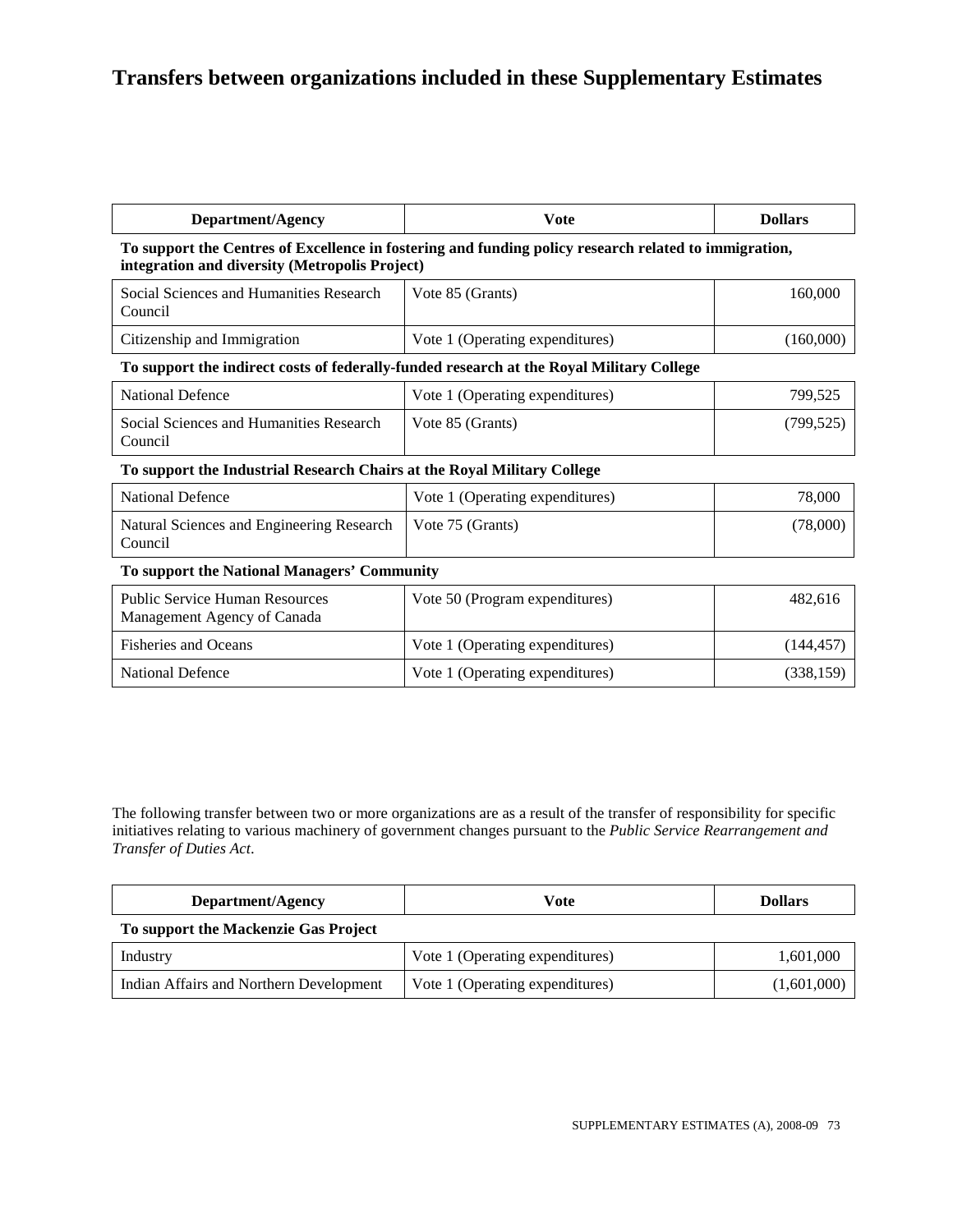# Transfers between organizations included in these Supplementary Estimates

| Department/Agency | Vote | Dollars |
|---|---|---|
| **To support the Centres of Excellence in fostering and funding policy research related to immigration, integration and diversity (Metropolis Project)** | | |
| Social Sciences and Humanities Research Council | Vote 85 (Grants) | 160,000 |
| Citizenship and Immigration | Vote 1 (Operating expenditures) | (160,000) |
| **To support the indirect costs of federally-funded research at the Royal Military College** | | |
| National Defence | Vote 1 (Operating expenditures) | 799,525 |
| Social Sciences and Humanities Research Council | Vote 85 (Grants) | (799,525) |
| **To support the Industrial Research Chairs at the Royal Military College** | | |
| National Defence | Vote 1 (Operating expenditures) | 78,000 |
| Natural Sciences and Engineering Research Council | Vote 75 (Grants) | (78,000) |
| **To support the National Managers' Community** | | |
| Public Service Human Resources Management Agency of Canada | Vote 50 (Program expenditures) | 482,616 |
| Fisheries and Oceans | Vote 1 (Operating expenditures) | (144,457) |
| National Defence | Vote 1 (Operating expenditures) | (338,159) |

The following transfer between two or more organizations are as a result of the transfer of responsibility for specific initiatives relating to various machinery of government changes pursuant to the *Public Service Rearrangement and Transfer of Duties Act*.

| Department/Agency | Vote | Dollars |
|---|---|---|
| **To support the Mackenzie Gas Project** | | |
| Industry | Vote 1 (Operating expenditures) | 1,601,000 |
| Indian Affairs and Northern Development | Vote 1 (Operating expenditures) | (1,601,000) |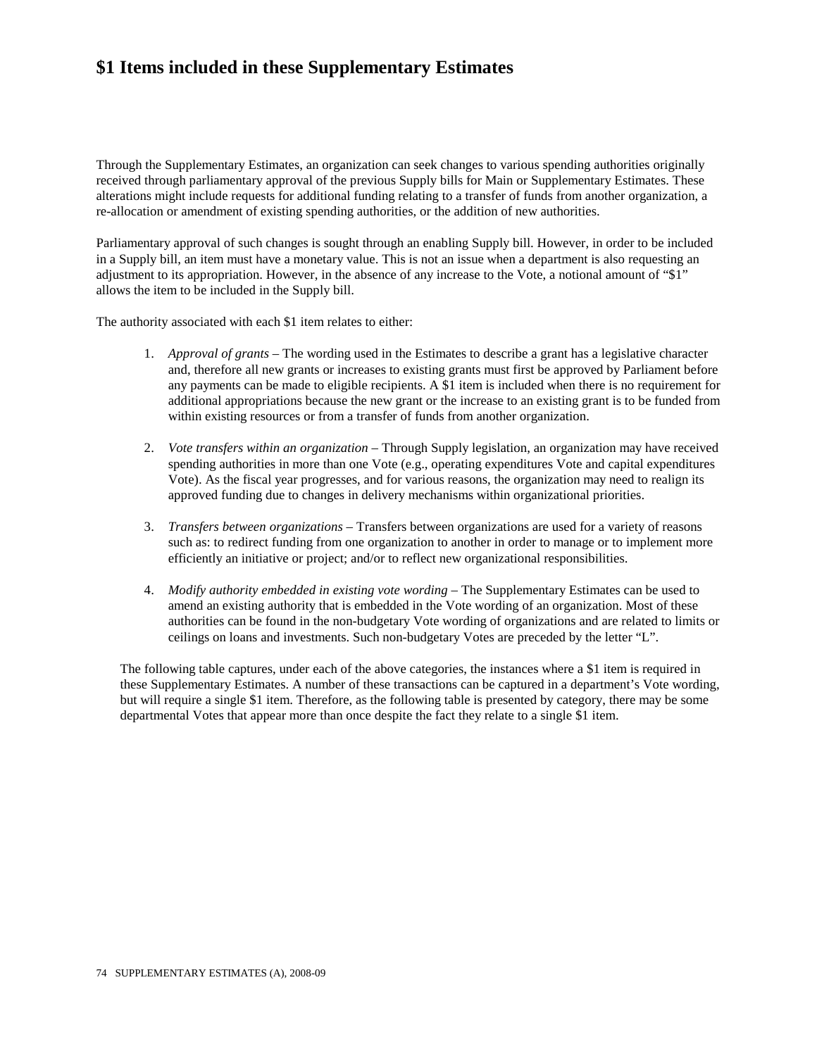# $1 Items included in these Supplementary Estimates

Through the Supplementary Estimates, an organization can seek changes to various spending authorities originally received through parliamentary approval of the previous Supply bills for Main or Supplementary Estimates. These alterations might include requests for additional funding relating to a transfer of funds from another organization, a re-allocation or amendment of existing spending authorities, or the addition of new authorities.

Parliamentary approval of such changes is sought through an enabling Supply bill. However, in order to be included in a Supply bill, an item must have a monetary value. This is not an issue when a department is also requesting an adjustment to its appropriation. However, in the absence of any increase to the Vote, a notional amount of "$1" allows the item to be included in the Supply bill.

The authority associated with each $1 item relates to either:

1. *Approval of grants* – The wording used in the Estimates to describe a grant has a legislative character and, therefore all new grants or increases to existing grants must first be approved by Parliament before any payments can be made to eligible recipients. A $1 item is included when there is no requirement for additional appropriations because the new grant or the increase to an existing grant is to be funded from within existing resources or from a transfer of funds from another organization.

2. *Vote transfers within an organization* – Through Supply legislation, an organization may have received spending authorities in more than one Vote (e.g., operating expenditures Vote and capital expenditures Vote). As the fiscal year progresses, and for various reasons, the organization may need to realign its approved funding due to changes in delivery mechanisms within organizational priorities.

3. *Transfers between organizations* – Transfers between organizations are used for a variety of reasons such as: to redirect funding from one organization to another in order to manage or to implement more efficiently an initiative or project; and/or to reflect new organizational responsibilities.

4. *Modify authority embedded in existing vote wording* – The Supplementary Estimates can be used to amend an existing authority that is embedded in the Vote wording of an organization. Most of these authorities can be found in the non-budgetary Vote wording of organizations and are related to limits or ceilings on loans and investments. Such non-budgetary Votes are preceded by the letter "L".

The following table captures, under each of the above categories, the instances where a $1 item is required in these Supplementary Estimates. A number of these transactions can be captured in a department's Vote wording, but will require a single $1 item. Therefore, as the following table is presented by category, there may be some departmental Votes that appear more than once despite the fact they relate to a single $1 item.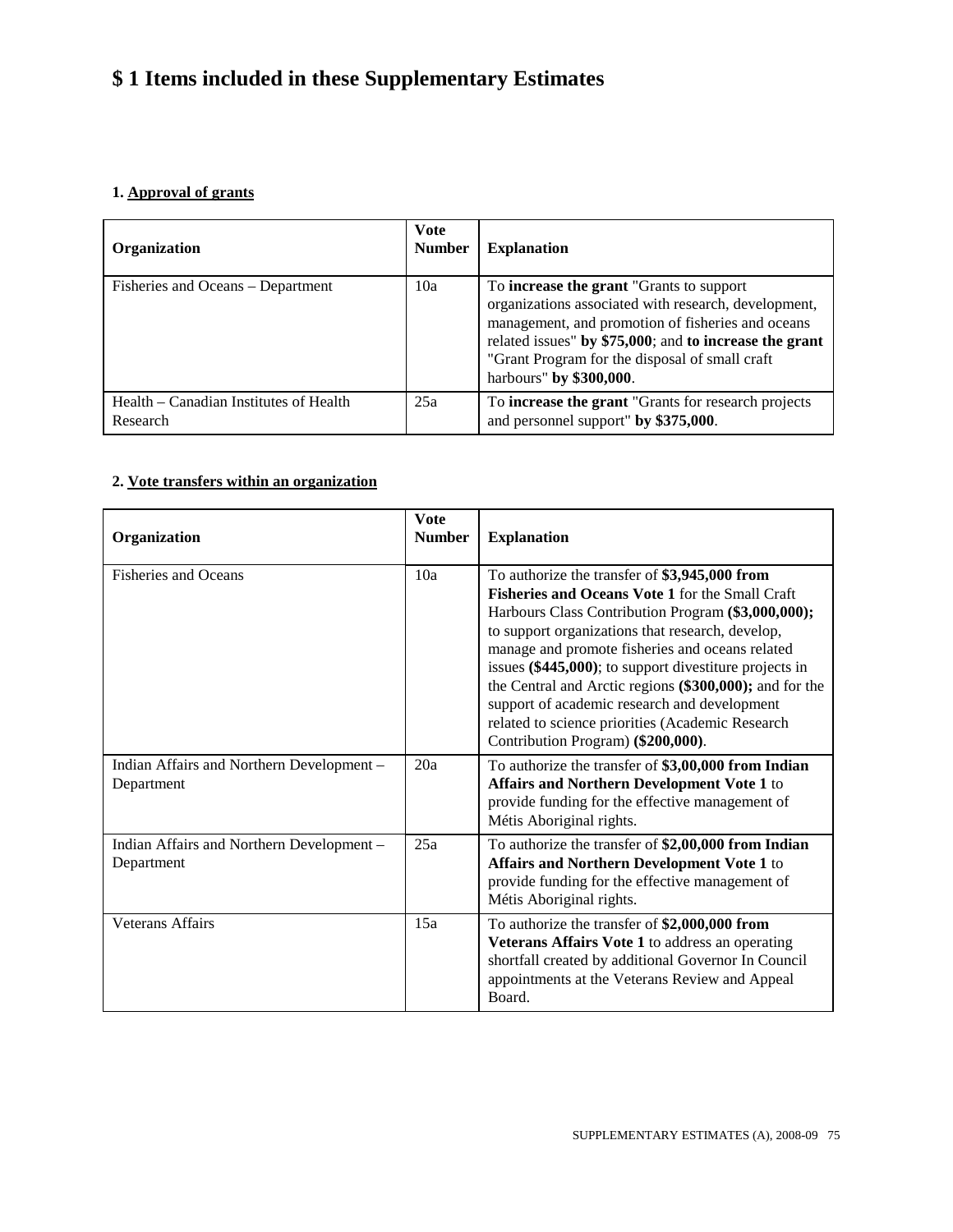# $ 1 Items included in these Supplementary Estimates

## 1. Approval of grants

| Organization | Vote Number | Explanation |
|---|---|---|
| Fisheries and Oceans – Department | 10a | To **increase the grant** "Grants to support organizations associated with research, development, management, and promotion of fisheries and oceans related issues" **by $75,000**; and **to increase the grant** "Grant Program for the disposal of small craft harbours" **by $300,000**. |
| Health – Canadian Institutes of Health Research | 25a | To **increase the grant** "Grants for research projects and personnel support" **by $375,000**. |

## 2. Vote transfers within an organization

| Organization | Vote Number | Explanation |
|---|---|---|
| Fisheries and Oceans | 10a | To authorize the transfer of **$3,945,000 from Fisheries and Oceans Vote 1** for the Small Craft Harbours Class Contribution Program **($3,000,000);** to support organizations that research, develop, manage and promote fisheries and oceans related issues **($445,000)**; to support divestiture projects in the Central and Arctic regions **($300,000);** and for the support of academic research and development related to science priorities (Academic Research Contribution Program) **($200,000)**. |
| Indian Affairs and Northern Development – Department | 20a | To authorize the transfer of **$3,00,000 from Indian Affairs and Northern Development Vote 1** to provide funding for the effective management of Métis Aboriginal rights. |
| Indian Affairs and Northern Development – Department | 25a | To authorize the transfer of **$2,00,000 from Indian Affairs and Northern Development Vote 1** to provide funding for the effective management of Métis Aboriginal rights. |
| Veterans Affairs | 15a | To authorize the transfer of **$2,000,000 from Veterans Affairs Vote 1** to address an operating shortfall created by additional Governor In Council appointments at the Veterans Review and Appeal Board. |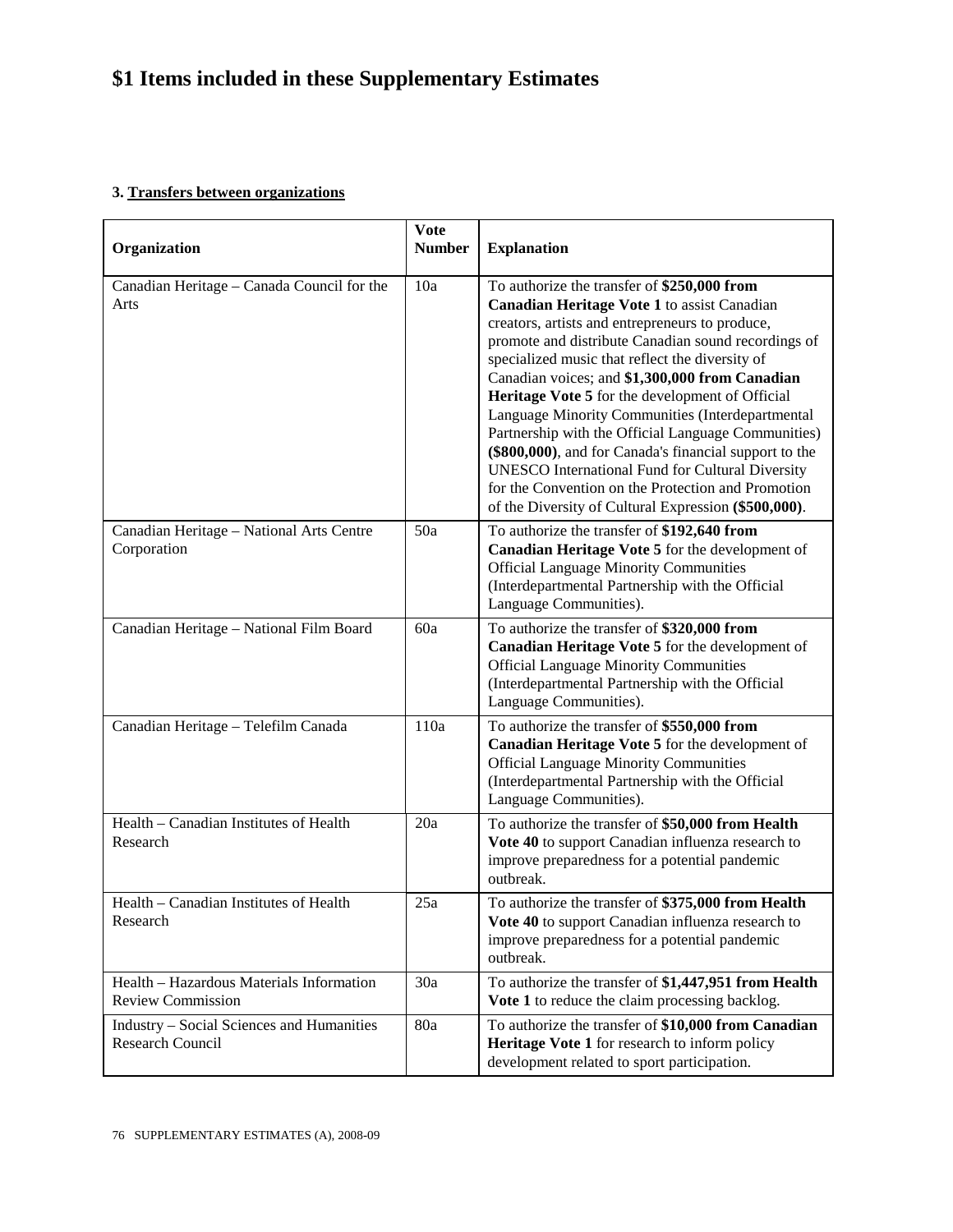# $1 Items included in these Supplementary Estimates

**3. Transfers between organizations**

| Organization | Vote Number | Explanation |
|---|---|---|
| Canadian Heritage – Canada Council for the Arts | 10a | To authorize the transfer of **$250,000 from Canadian Heritage Vote 1** to assist Canadian creators, artists and entrepreneurs to produce, promote and distribute Canadian sound recordings of specialized music that reflect the diversity of Canadian voices; and **$1,300,000 from Canadian Heritage Vote 5** for the development of Official Language Minority Communities (Interdepartmental Partnership with the Official Language Communities) **($800,000)**, and for Canada's financial support to the UNESCO International Fund for Cultural Diversity for the Convention on the Protection and Promotion of the Diversity of Cultural Expression **($500,000)**. |
| Canadian Heritage – National Arts Centre Corporation | 50a | To authorize the transfer of **$192,640 from Canadian Heritage Vote 5** for the development of Official Language Minority Communities (Interdepartmental Partnership with the Official Language Communities). |
| Canadian Heritage – National Film Board | 60a | To authorize the transfer of **$320,000 from Canadian Heritage Vote 5** for the development of Official Language Minority Communities (Interdepartmental Partnership with the Official Language Communities). |
| Canadian Heritage – Telefilm Canada | 110a | To authorize the transfer of **$550,000 from Canadian Heritage Vote 5** for the development of Official Language Minority Communities (Interdepartmental Partnership with the Official Language Communities). |
| Health – Canadian Institutes of Health Research | 20a | To authorize the transfer of **$50,000 from Health Vote 40** to support Canadian influenza research to improve preparedness for a potential pandemic outbreak. |
| Health – Canadian Institutes of Health Research | 25a | To authorize the transfer of **$375,000 from Health Vote 40** to support Canadian influenza research to improve preparedness for a potential pandemic outbreak. |
| Health – Hazardous Materials Information Review Commission | 30a | To authorize the transfer of **$1,447,951 from Health Vote 1** to reduce the claim processing backlog. |
| Industry – Social Sciences and Humanities Research Council | 80a | To authorize the transfer of **$10,000 from Canadian Heritage Vote 1** for research to inform policy development related to sport participation. |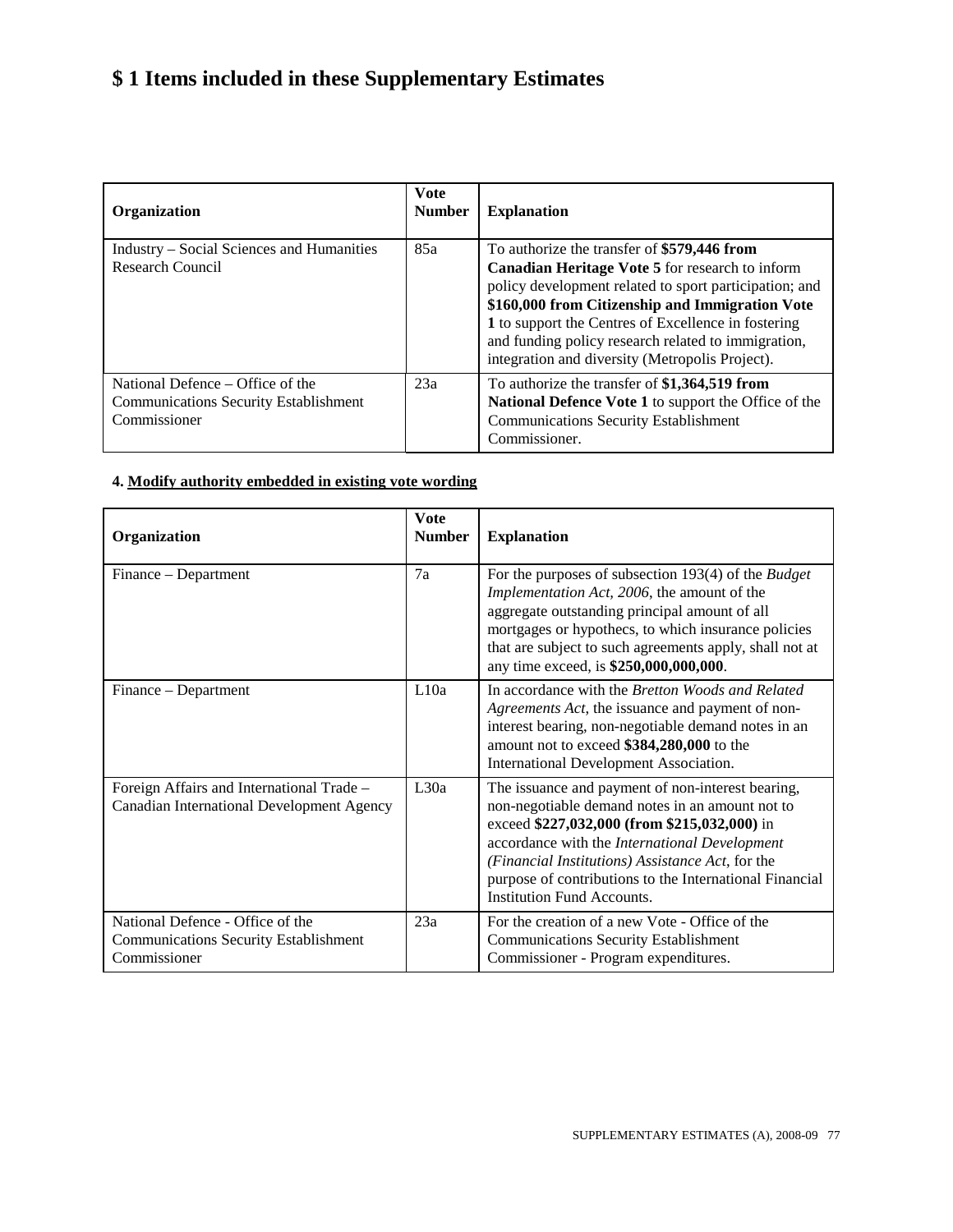# $ 1 Items included in these Supplementary Estimates

| Organization | Vote Number | Explanation |
|---|---|---|
| Industry – Social Sciences and Humanities Research Council | 85a | To authorize the transfer of **$579,446 from Canadian Heritage Vote 5** for research to inform policy development related to sport participation; and **$160,000 from Citizenship and Immigration Vote 1** to support the Centres of Excellence in fostering and funding policy research related to immigration, integration and diversity (Metropolis Project). |
| National Defence – Office of the Communications Security Establishment Commissioner | 23a | To authorize the transfer of **$1,364,519 from National Defence Vote 1** to support the Office of the Communications Security Establishment Commissioner. |

#### 4. <u>Modify authority embedded in existing vote wording</u>

| Organization | Vote Number | Explanation |
|---|---|---|
| Finance – Department | 7a | For the purposes of subsection 193(4) of the *Budget Implementation Act, 2006*, the amount of the aggregate outstanding principal amount of all mortgages or hypothecs, to which insurance policies that are subject to such agreements apply, shall not at any time exceed, is **$250,000,000,000**. |
| Finance – Department | L10a | In accordance with the *Bretton Woods and Related Agreements Act*, the issuance and payment of non-interest bearing, non-negotiable demand notes in an amount not to exceed **$384,280,000** to the International Development Association. |
| Foreign Affairs and International Trade – Canadian International Development Agency | L30a | The issuance and payment of non-interest bearing, non-negotiable demand notes in an amount not to exceed **$227,032,000 (from $215,032,000)** in accordance with the *International Development (Financial Institutions) Assistance Act*, for the purpose of contributions to the International Financial Institution Fund Accounts. |
| National Defence - Office of the Communications Security Establishment Commissioner | 23a | For the creation of a new Vote - Office of the Communications Security Establishment Commissioner - Program expenditures. |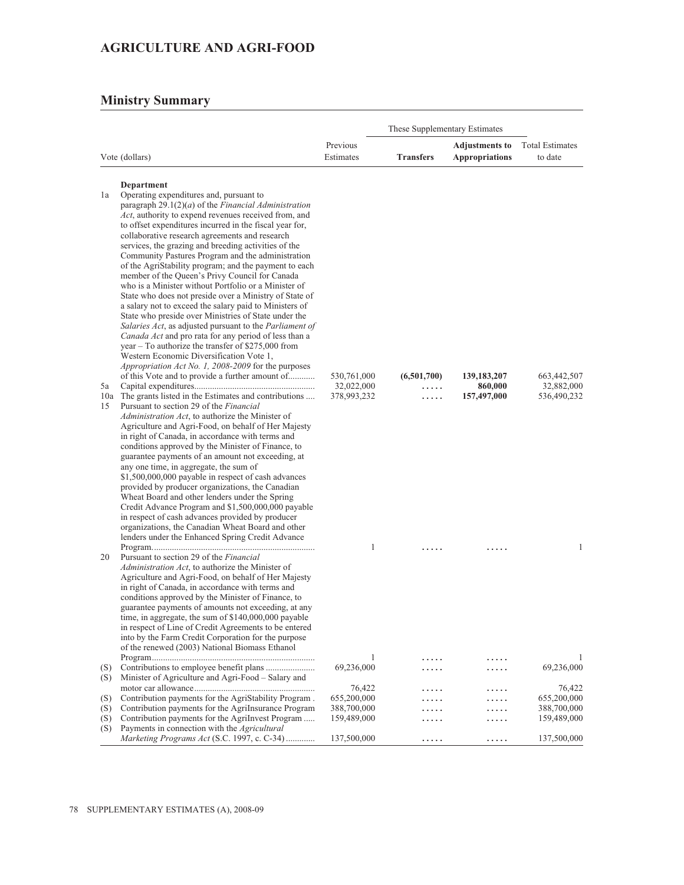# AGRICULTURE AND AGRI-FOOD

## Ministry Summary

| Vote (dollars) | | Previous Estimates | These Supplementary Estimates | | Total Estimates to date |
|---|---|---|---|---|---|
| | | | **Transfers** | **Adjustments to Appropriations** | |
| | **Department** | | | | |
| 1a | Operating expenditures and, pursuant to paragraph 29.1(2)(*a*) of the *Financial Administration Act*, authority to expend revenues received from, and to offset expenditures incurred in the fiscal year for, collaborative research agreements and research services, the grazing and breeding activities of the Community Pastures Program and the administration of the AgriStability program; and the payment to each member of the Queen's Privy Council for Canada who is a Minister without Portfolio or a Minister of State who does not preside over a Ministry of State of a salary not to exceed the salary paid to Ministers of State who preside over Ministries of State under the *Salaries Act*, as adjusted pursuant to the *Parliament of Canada Act* and pro rata for any period of less than a year – To authorize the transfer of $275,000 from Western Economic Diversification Vote 1, *Appropriation Act No. 1, 2008-2009* for the purposes of this Vote and to provide a further amount of | 530,761,000 | **(6,501,700)** | **139,183,207** | 663,442,507 |
| 5a | Capital expenditures | 32,022,000 | ..... | **860,000** | 32,882,000 |
| 10a | The grants listed in the Estimates and contributions | 378,993,232 | ..... | **157,497,000** | 536,490,232 |
| 15 | Pursuant to section 29 of the *Financial Administration Act*, to authorize the Minister of Agriculture and Agri-Food, on behalf of Her Majesty in right of Canada, in accordance with terms and conditions approved by the Minister of Finance, to guarantee payments of an amount not exceeding, at any one time, in aggregate, the sum of $1,500,000,000 payable in respect of cash advances provided by producer organizations, the Canadian Wheat Board and other lenders under the Spring Credit Advance Program and $1,500,000,000 payable in respect of cash advances provided by producer organizations, the Canadian Wheat Board and other lenders under the Enhanced Spring Credit Advance Program | 1 | ..... | ..... | 1 |
| 20 | Pursuant to section 29 of the *Financial Administration Act*, to authorize the Minister of Agriculture and Agri-Food, on behalf of Her Majesty in right of Canada, in accordance with terms and conditions approved by the Minister of Finance, to guarantee payments of amounts not exceeding, at any time, in aggregate, the sum of $140,000,000 payable in respect of Line of Credit Agreements to be entered into by the Farm Credit Corporation for the purpose of the renewed (2003) National Biomass Ethanol Program | 1 | ..... | ..... | 1 |
| (S) | Contributions to employee benefit plans | 69,236,000 | ..... | ..... | 69,236,000 |
| (S) | Minister of Agriculture and Agri-Food – Salary and motor car allowance | 76,422 | ..... | ..... | 76,422 |
| (S) | Contribution payments for the AgriStability Program | 655,200,000 | ..... | ..... | 655,200,000 |
| (S) | Contribution payments for the AgriInsurance Program | 388,700,000 | ..... | ..... | 388,700,000 |
| (S) | Contribution payments for the AgriInvest Program | 159,489,000 | ..... | ..... | 159,489,000 |
| (S) | Payments in connection with the *Agricultural Marketing Programs Act* (S.C. 1997, c. C-34) | 137,500,000 | ..... | ..... | 137,500,000 |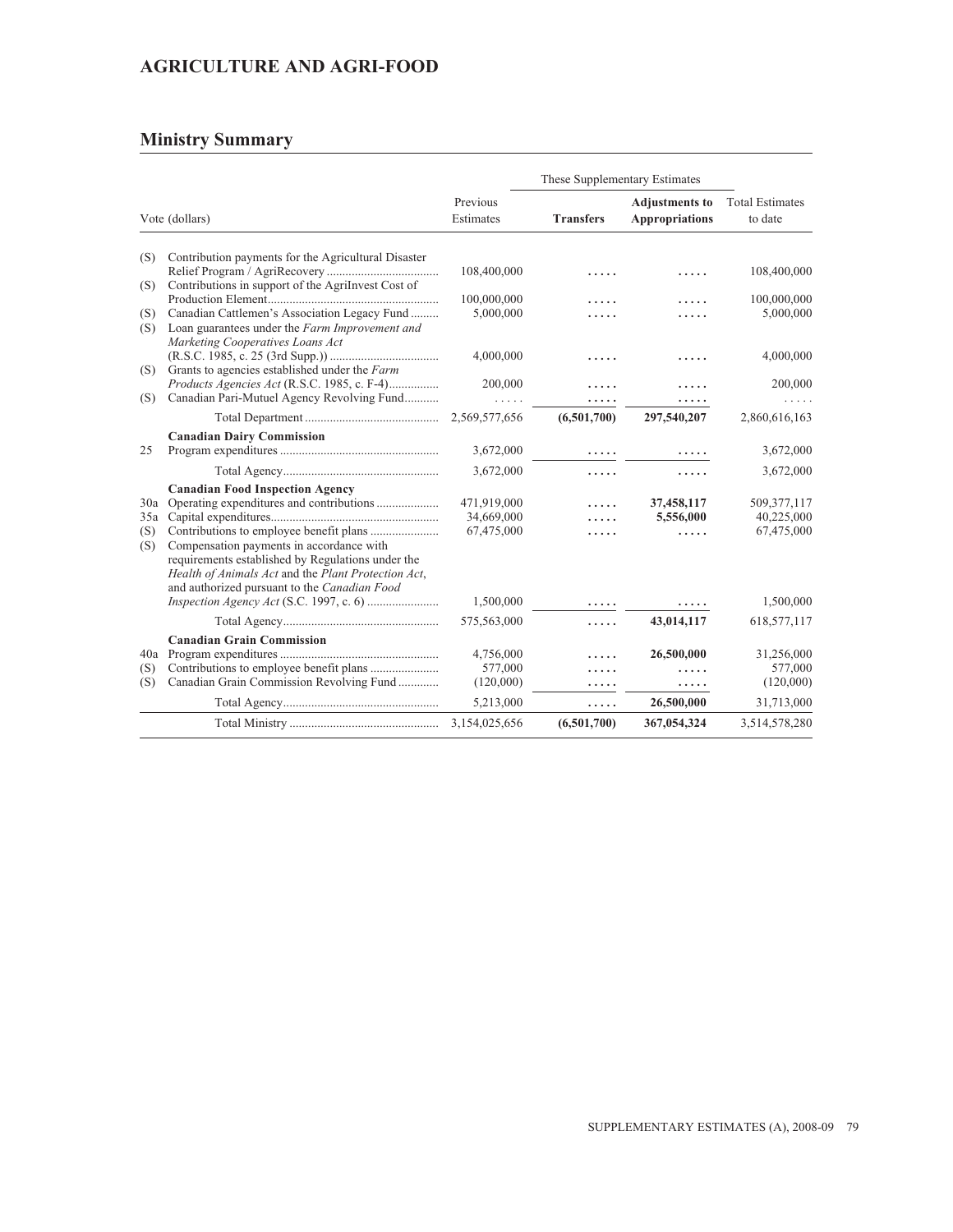## AGRICULTURE AND AGRI-FOOD

### Ministry Summary

| Vote (dollars) | | Previous Estimates | These Supplementary Estimates | | Total Estimates to date |
|---|---|---|---|---|---|
| | | | **Transfers** | **Adjustments to Appropriations** | |
| (S) | Contribution payments for the Agricultural Disaster Relief Program / AgriRecovery | 108,400,000 | ..... | ..... | 108,400,000 |
| (S) | Contributions in support of the AgriInvest Cost of Production Element | 100,000,000 | ..... | ..... | 100,000,000 |
| (S) | Canadian Cattlemen's Association Legacy Fund | 5,000,000 | ..... | ..... | 5,000,000 |
| (S) | Loan guarantees under the *Farm Improvement and Marketing Cooperatives Loans Act* (R.S.C. 1985, c. 25 (3rd Supp.)) | 4,000,000 | ..... | ..... | 4,000,000 |
| (S) | Grants to agencies established under the *Farm Products Agencies Act* (R.S.C. 1985, c. F-4) | 200,000 | ..... | ..... | 200,000 |
| (S) | Canadian Pari-Mutuel Agency Revolving Fund | ..... | ..... | ..... | ..... |
| | Total Department | 2,569,577,656 | **(6,501,700)** | **297,540,207** | 2,860,616,163 |
| | **Canadian Dairy Commission** | | | | |
| 25 | Program expenditures | 3,672,000 | ..... | ..... | 3,672,000 |
| | Total Agency | 3,672,000 | ..... | ..... | 3,672,000 |
| | **Canadian Food Inspection Agency** | | | | |
| 30a | Operating expenditures and contributions | 471,919,000 | ..... | **37,458,117** | 509,377,117 |
| 35a | Capital expenditures | 34,669,000 | ..... | **5,556,000** | 40,225,000 |
| (S) | Contributions to employee benefit plans | 67,475,000 | ..... | ..... | 67,475,000 |
| (S) | Compensation payments in accordance with requirements established by Regulations under the *Health of Animals Act* and the *Plant Protection Act*, and authorized pursuant to the *Canadian Food Inspection Agency Act* (S.C. 1997, c. 6) | 1,500,000 | ..... | ..... | 1,500,000 |
| | Total Agency | 575,563,000 | ..... | **43,014,117** | 618,577,117 |
| | **Canadian Grain Commission** | | | | |
| 40a | Program expenditures | 4,756,000 | ..... | **26,500,000** | 31,256,000 |
| (S) | Contributions to employee benefit plans | 577,000 | ..... | ..... | 577,000 |
| (S) | Canadian Grain Commission Revolving Fund | (120,000) | ..... | ..... | (120,000) |
| | Total Agency | 5,213,000 | ..... | **26,500,000** | 31,713,000 |
| | Total Ministry | 3,154,025,656 | **(6,501,700)** | **367,054,324** | 3,514,578,280 |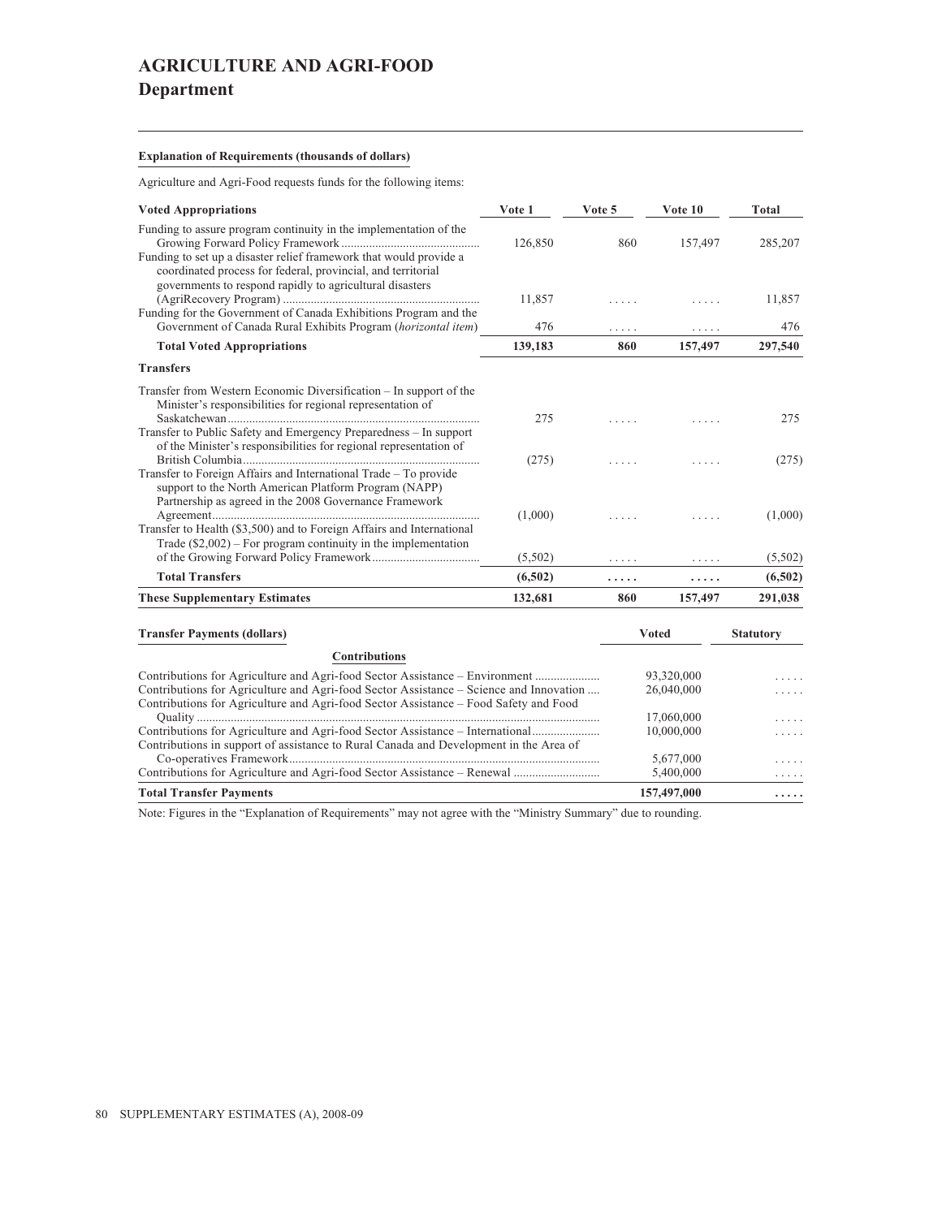# AGRICULTURE AND AGRI-FOOD
## Department

**Explanation of Requirements (thousands of dollars)**

Agriculture and Agri-Food requests funds for the following items:

| Voted Appropriations | Vote 1 | Vote 5 | Vote 10 | Total |
|---|---|---|---|---|
| Funding to assure program continuity in the implementation of the Growing Forward Policy Framework | 126,850 | 860 | 157,497 | 285,207 |
| Funding to set up a disaster relief framework that would provide a coordinated process for federal, provincial, and territorial governments to respond rapidly to agricultural disasters (AgriRecovery Program) | 11,857 | ..... | ..... | 11,857 |
| Funding for the Government of Canada Exhibitions Program and the Government of Canada Rural Exhibits Program (*horizontal item*) | 476 | ..... | ..... | 476 |
| **Total Voted Appropriations** | **139,183** | **860** | **157,497** | **297,540** |
| **Transfers** | | | | |
| Transfer from Western Economic Diversification – In support of the Minister's responsibilities for regional representation of Saskatchewan | 275 | ..... | ..... | 275 |
| Transfer to Public Safety and Emergency Preparedness – In support of the Minister's responsibilities for regional representation of British Columbia | (275) | ..... | ..... | (275) |
| Transfer to Foreign Affairs and International Trade – To provide support to the North American Platform Program (NAPP) Partnership as agreed in the 2008 Governance Framework Agreement | (1,000) | ..... | ..... | (1,000) |
| Transfer to Health ($3,500) and to Foreign Affairs and International Trade ($2,002) – For program continuity in the implementation of the Growing Forward Policy Framework | (5,502) | ..... | ..... | (5,502) |
| **Total Transfers** | **(6,502)** | **.....** | **.....** | **(6,502)** |
| **These Supplementary Estimates** | **132,681** | **860** | **157,497** | **291,038** |

| Transfer Payments (dollars) | Voted | Statutory |
|---|---|---|
| **Contributions** | | |
| Contributions for Agriculture and Agri-food Sector Assistance – Environment | 93,320,000 | ..... |
| Contributions for Agriculture and Agri-food Sector Assistance – Science and Innovation | 26,040,000 | ..... |
| Contributions for Agriculture and Agri-food Sector Assistance – Food Safety and Food Quality | 17,060,000 | ..... |
| Contributions for Agriculture and Agri-food Sector Assistance – International | 10,000,000 | ..... |
| Contributions in support of assistance to Rural Canada and Development in the Area of Co-operatives Framework | 5,677,000 | ..... |
| Contributions for Agriculture and Agri-food Sector Assistance – Renewal | 5,400,000 | ..... |
| **Total Transfer Payments** | **157,497,000** | **.....** |

Note: Figures in the "Explanation of Requirements" may not agree with the "Ministry Summary" due to rounding.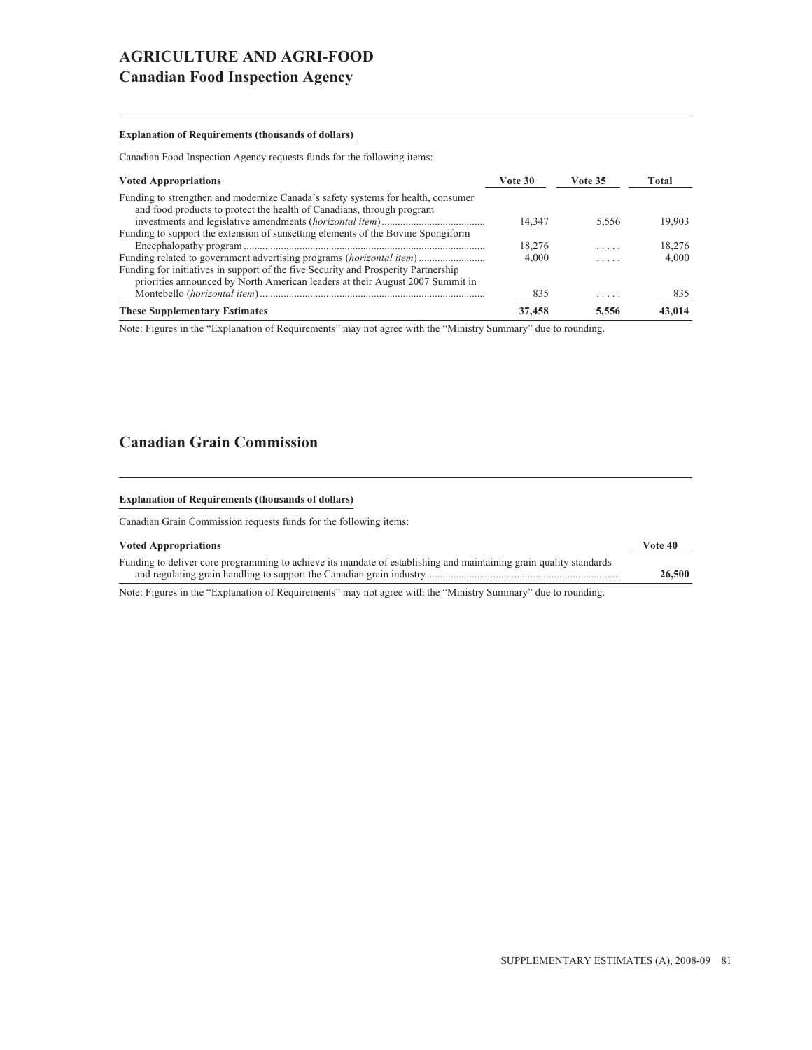# AGRICULTURE AND AGRI-FOOD

## Canadian Food Inspection Agency

**Explanation of Requirements (thousands of dollars)**

Canadian Food Inspection Agency requests funds for the following items:

| Voted Appropriations | Vote 30 | Vote 35 | Total |
|---|---|---|---|
| Funding to strengthen and modernize Canada's safety systems for health, consumer and food products to protect the health of Canadians, through program investments and legislative amendments (*horizontal item*) | 14,347 | 5,556 | 19,903 |
| Funding to support the extension of sunsetting elements of the Bovine Spongiform Encephalopathy program | 18,276 | ..... | 18,276 |
| Funding related to government advertising programs (*horizontal item*) | 4,000 | ..... | 4,000 |
| Funding for initiatives in support of the five Security and Prosperity Partnership priorities announced by North American leaders at their August 2007 Summit in Montebello (*horizontal item*) | 835 | ..... | 835 |
| **These Supplementary Estimates** | **37,458** | **5,556** | **43,014** |

Note: Figures in the "Explanation of Requirements" may not agree with the "Ministry Summary" due to rounding.

## Canadian Grain Commission

**Explanation of Requirements (thousands of dollars)**

Canadian Grain Commission requests funds for the following items:

| Voted Appropriations | Vote 40 |
|---|---|
| Funding to deliver core programming to achieve its mandate of establishing and maintaining grain quality standards and regulating grain handling to support the Canadian grain industry | **26,500** |

Note: Figures in the "Explanation of Requirements" may not agree with the "Ministry Summary" due to rounding.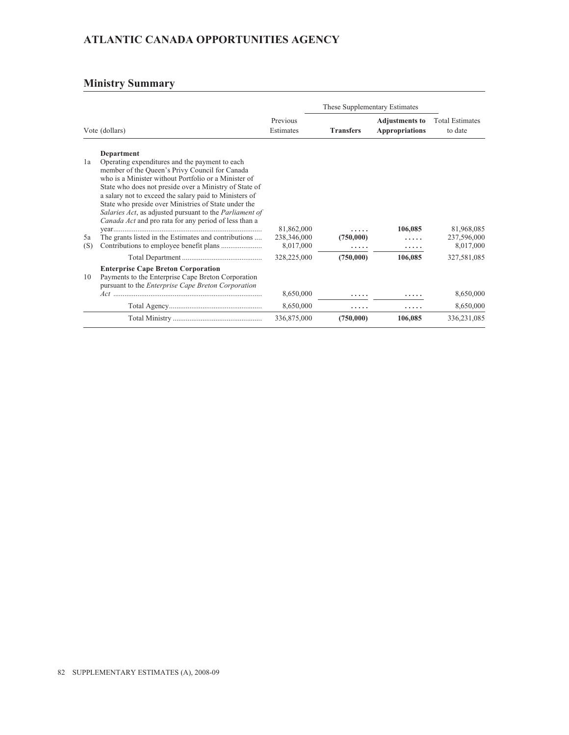# ATLANTIC CANADA OPPORTUNITIES AGENCY

## Ministry Summary

| | Vote (dollars) | Previous Estimates | These Supplementary Estimates | | Total Estimates to date |
|---|---|---|---|---|---|
| | | | **Transfers** | **Adjustments to Appropriations** | |
| | **Department** | | | | |
| 1a | Operating expenditures and the payment to each member of the Queen's Privy Council for Canada who is a Minister without Portfolio or a Minister of State who does not preside over a Ministry of State of a salary not to exceed the salary paid to Ministers of State who preside over Ministries of State under the *Salaries Act*, as adjusted pursuant to the *Parliament of Canada Act* and pro rata for any period of less than a year | 81,862,000 | ..... | **106,085** | 81,968,085 |
| 5a | The grants listed in the Estimates and contributions | 238,346,000 | **(750,000)** | ..... | 237,596,000 |
| (S) | Contributions to employee benefit plans | 8,017,000 | ..... | ..... | 8,017,000 |
| | Total Department | 328,225,000 | **(750,000)** | **106,085** | 327,581,085 |
| | **Enterprise Cape Breton Corporation** | | | | |
| 10 | Payments to the Enterprise Cape Breton Corporation pursuant to the *Enterprise Cape Breton Corporation Act* | 8,650,000 | ..... | ..... | 8,650,000 |
| | Total Agency | 8,650,000 | ..... | ..... | 8,650,000 |
| | Total Ministry | 336,875,000 | **(750,000)** | **106,085** | 336,231,085 |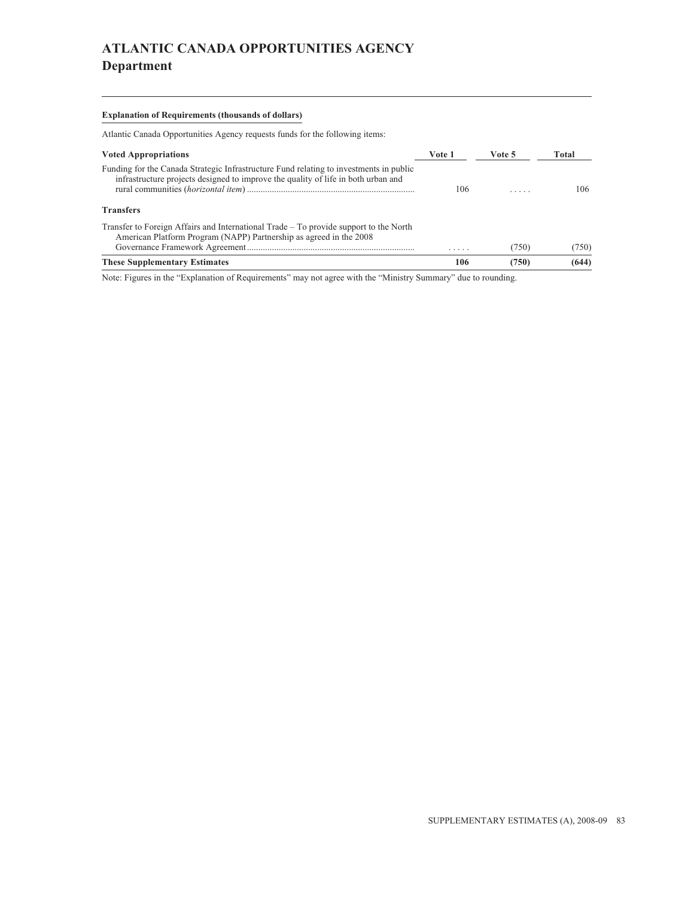# ATLANTIC CANADA OPPORTUNITIES AGENCY
## Department

**Explanation of Requirements (thousands of dollars)**

Atlantic Canada Opportunities Agency requests funds for the following items:

| Voted Appropriations | Vote 1 | Vote 5 | Total |
|---|---|---|---|
| Funding for the Canada Strategic Infrastructure Fund relating to investments in public infrastructure projects designed to improve the quality of life in both urban and rural communities (*horizontal item*) | 106 | ..... | 106 |
| **Transfers** | | | |
| Transfer to Foreign Affairs and International Trade – To provide support to the North American Platform Program (NAPP) Partnership as agreed in the 2008 Governance Framework Agreement | ..... | (750) | (750) |
| **These Supplementary Estimates** | **106** | **(750)** | **(644)** |

Note: Figures in the "Explanation of Requirements" may not agree with the "Ministry Summary" due to rounding.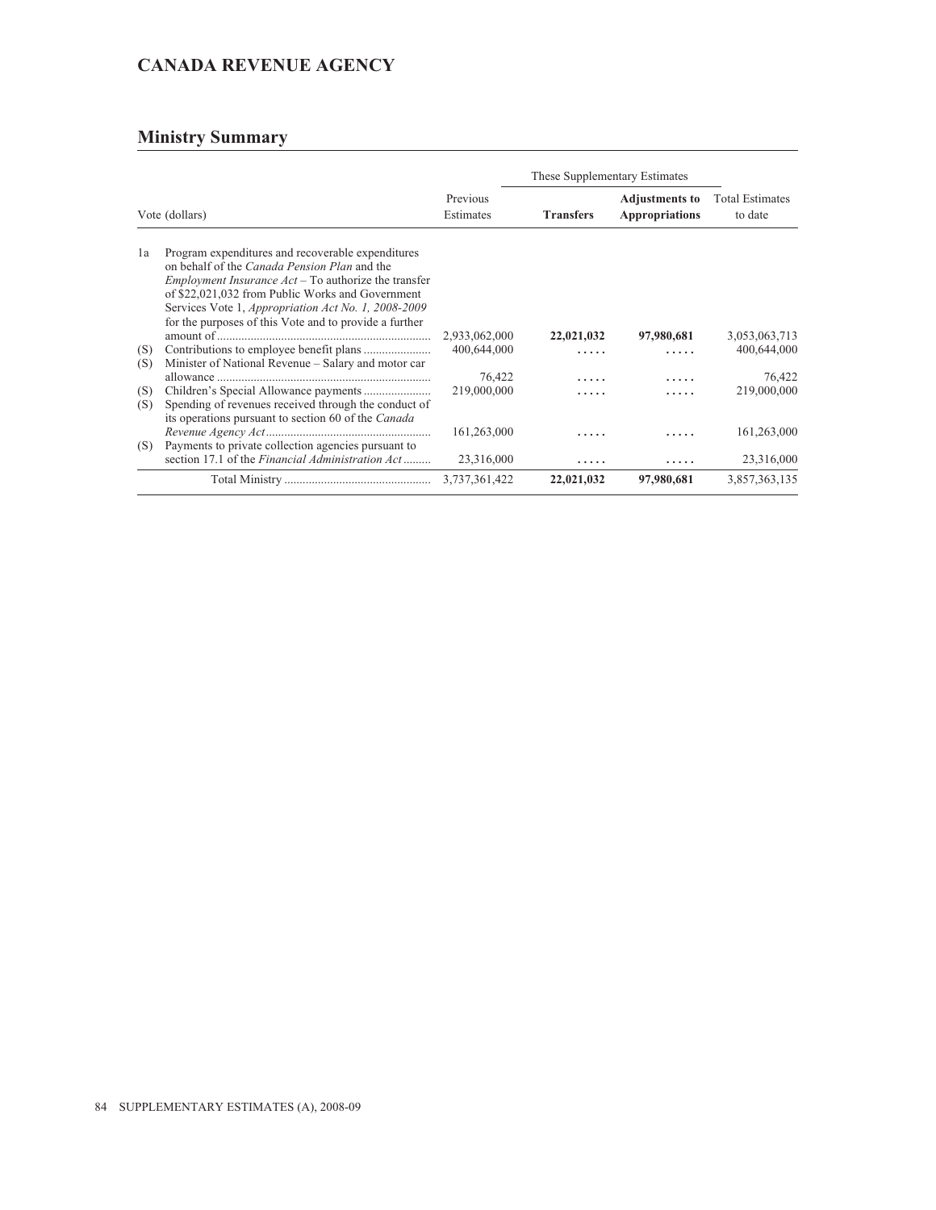## CANADA REVENUE AGENCY

### Ministry Summary

| Vote (dollars) | | Previous Estimates | These Supplementary Estimates | | Total Estimates to date |
|---|---|---|---|---|---|
| | | | **Transfers** | **Adjustments to Appropriations** | |
| 1a | Program expenditures and recoverable expenditures on behalf of the *Canada Pension Plan* and the *Employment Insurance Act* – To authorize the transfer of $22,021,032 from Public Works and Government Services Vote 1, *Appropriation Act No. 1, 2008-2009* for the purposes of this Vote and to provide a further amount of | 2,933,062,000 | **22,021,032** | **97,980,681** | 3,053,063,713 |
| (S) | Contributions to employee benefit plans | 400,644,000 | ..... | ..... | 400,644,000 |
| (S) | Minister of National Revenue – Salary and motor car allowance | 76,422 | ..... | ..... | 76,422 |
| (S) | Children's Special Allowance payments | 219,000,000 | ..... | ..... | 219,000,000 |
| (S) | Spending of revenues received through the conduct of its operations pursuant to section 60 of the *Canada Revenue Agency Act* | 161,263,000 | ..... | ..... | 161,263,000 |
| (S) | Payments to private collection agencies pursuant to section 17.1 of the *Financial Administration Act* | 23,316,000 | ..... | ..... | 23,316,000 |
| | Total Ministry | 3,737,361,422 | 22,021,032 | 97,980,681 | 3,857,363,135 |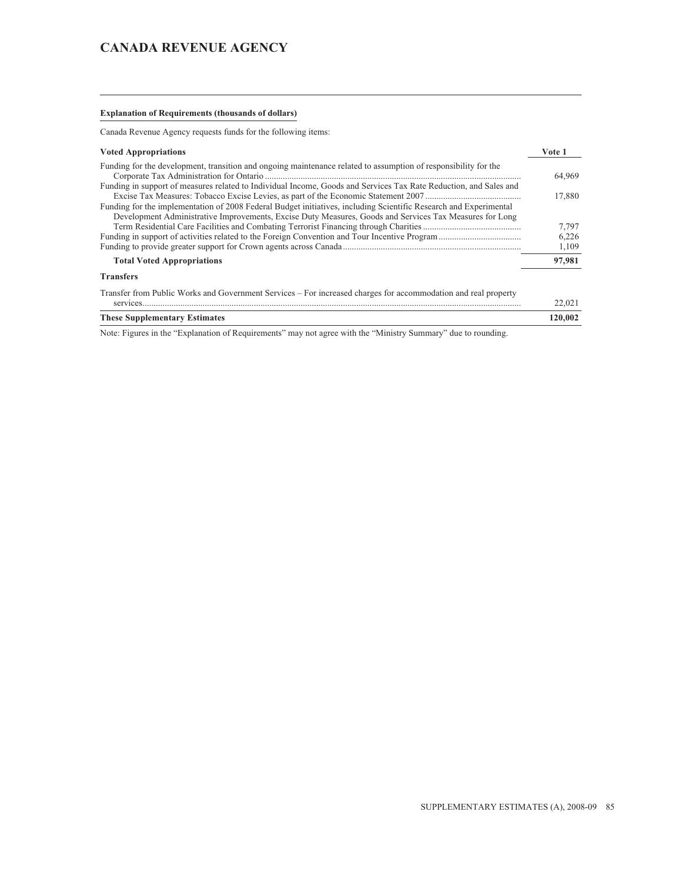# CANADA REVENUE AGENCY

**Explanation of Requirements (thousands of dollars)**

Canada Revenue Agency requests funds for the following items:

| **Voted Appropriations** | **Vote 1** |
|---|---|
| Funding for the development, transition and ongoing maintenance related to assumption of responsibility for the Corporate Tax Administration for Ontario | 64,969 |
| Funding in support of measures related to Individual Income, Goods and Services Tax Rate Reduction, and Sales and Excise Tax Measures: Tobacco Excise Levies, as part of the Economic Statement 2007 | 17,880 |
| Funding for the implementation of 2008 Federal Budget initiatives, including Scientific Research and Experimental Development Administrative Improvements, Excise Duty Measures, Goods and Services Tax Measures for Long Term Residential Care Facilities and Combating Terrorist Financing through Charities | 7,797 |
| Funding in support of activities related to the Foreign Convention and Tour Incentive Program | 6,226 |
| Funding to provide greater support for Crown agents across Canada | 1,109 |
| **Total Voted Appropriations** | **97,981** |
| **Transfers** | |
| Transfer from Public Works and Government Services – For increased charges for accommodation and real property services | 22,021 |
| **These Supplementary Estimates** | **120,002** |

Note: Figures in the "Explanation of Requirements" may not agree with the "Ministry Summary" due to rounding.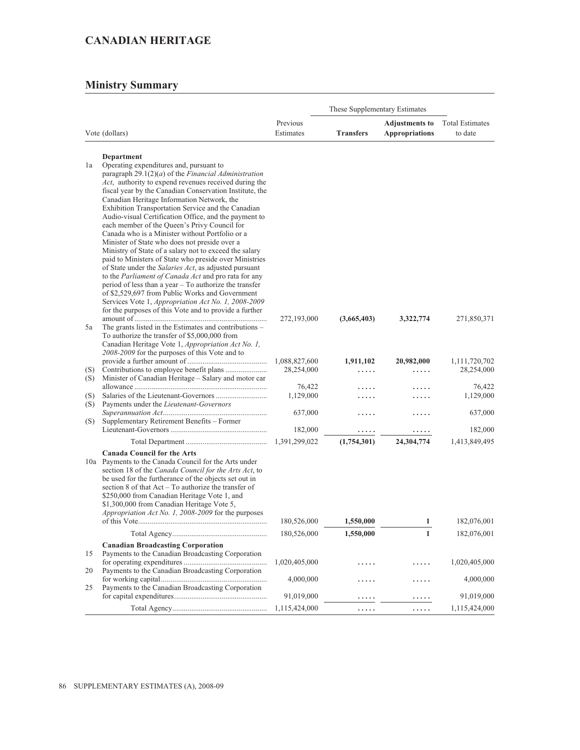# CANADIAN HERITAGE

## Ministry Summary

| Vote (dollars) | | Previous Estimates | These Supplementary Estimates | | Total Estimates to date |
|---|---|---|---|---|---|
| | | | **Transfers** | **Adjustments to Appropriations** | |
| | **Department** | | | | |
| 1a | Operating expenditures and, pursuant to paragraph 29.1(2)(*a*) of the *Financial Administration Act*, authority to expend revenues received during the fiscal year by the Canadian Conservation Institute, the Canadian Heritage Information Network, the Exhibition Transportation Service and the Canadian Audio-visual Certification Office, and the payment to each member of the Queen's Privy Council for Canada who is a Minister without Portfolio or a Minister of State who does not preside over a Ministry of State of a salary not to exceed the salary paid to Ministers of State who preside over Ministries of State under the *Salaries Act*, as adjusted pursuant to the *Parliament of Canada Act* and pro rata for any period of less than a year – To authorize the transfer of $2,529,697 from Public Works and Government Services Vote 1, *Appropriation Act No. 1, 2008-2009* for the purposes of this Vote and to provide a further amount of | 272,193,000 | **(3,665,403)** | **3,322,774** | 271,850,371 |
| 5a | The grants listed in the Estimates and contributions – To authorize the transfer of $5,000,000 from Canadian Heritage Vote 1, *Appropriation Act No. 1, 2008-2009* for the purposes of this Vote and to provide a further amount of | 1,088,827,600 | **1,911,102** | **20,982,000** | 1,111,720,702 |
| (S) | Contributions to employee benefit plans | 28,254,000 | ..... | ..... | 28,254,000 |
| (S) | Minister of Canadian Heritage – Salary and motor car allowance | 76,422 | ..... | ..... | 76,422 |
| (S) | Salaries of the Lieutenant-Governors | 1,129,000 | ..... | ..... | 1,129,000 |
| (S) | Payments under the *Lieutenant-Governors Superannuation Act* | 637,000 | ..... | ..... | 637,000 |
| (S) | Supplementary Retirement Benefits – Former Lieutenant-Governors | 182,000 | ..... | ..... | 182,000 |
| | Total Department | 1,391,299,022 | **(1,754,301)** | **24,304,774** | 1,413,849,495 |
| | **Canada Council for the Arts** | | | | |
| 10a | Payments to the Canada Council for the Arts under section 18 of the *Canada Council for the Arts Act*, to be used for the furtherance of the objects set out in section 8 of that Act – To authorize the transfer of $250,000 from Canadian Heritage Vote 1, and $1,300,000 from Canadian Heritage Vote 5, *Appropriation Act No. 1, 2008-2009* for the purposes of this Vote | 180,526,000 | **1,550,000** | **1** | 182,076,001 |
| | Total Agency | 180,526,000 | **1,550,000** | **1** | 182,076,001 |
| | **Canadian Broadcasting Corporation** | | | | |
| 15 | Payments to the Canadian Broadcasting Corporation for operating expenditures | 1,020,405,000 | ..... | ..... | 1,020,405,000 |
| 20 | Payments to the Canadian Broadcasting Corporation for working capital | 4,000,000 | ..... | ..... | 4,000,000 |
| 25 | Payments to the Canadian Broadcasting Corporation for capital expenditures | 91,019,000 | ..... | ..... | 91,019,000 |
| | Total Agency | 1,115,424,000 | ..... | ..... | 1,115,424,000 |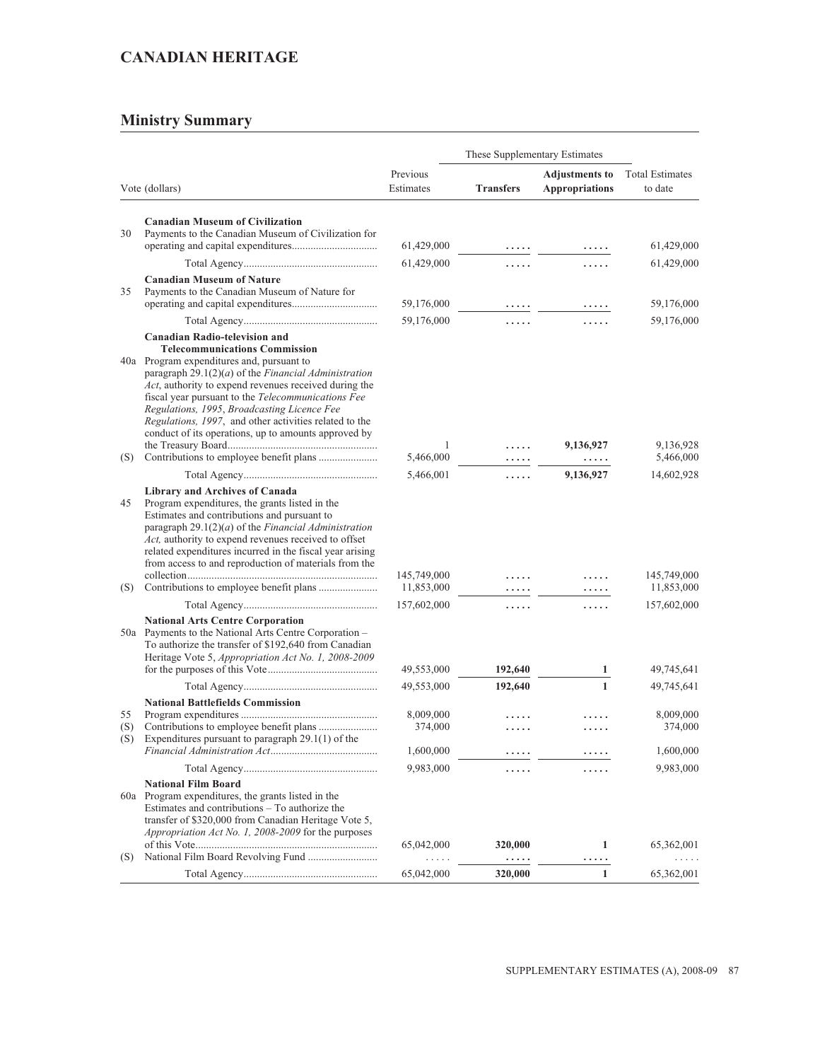## CANADIAN HERITAGE

## Ministry Summary

| | Vote (dollars) | Previous Estimates | These Supplementary Estimates | | Total Estimates to date |
|---|---|---|---|---|---|
| | | | **Transfers** | **Adjustments to Appropriations** | |
| | **Canadian Museum of Civilization** | | | | |
| 30 | Payments to the Canadian Museum of Civilization for operating and capital expenditures | 61,429,000 | ..... | ..... | 61,429,000 |
| | Total Agency | 61,429,000 | ..... | ..... | 61,429,000 |
| | **Canadian Museum of Nature** | | | | |
| 35 | Payments to the Canadian Museum of Nature for operating and capital expenditures | 59,176,000 | ..... | ..... | 59,176,000 |
| | Total Agency | 59,176,000 | ..... | ..... | 59,176,000 |
| | **Canadian Radio-television and Telecommunications Commission** | | | | |
| 40a | Program expenditures and, pursuant to paragraph 29.1(2)(*a*) of the *Financial Administration Act*, authority to expend revenues received during the fiscal year pursuant to the *Telecommunications Fee Regulations, 1995*, *Broadcasting Licence Fee Regulations, 1997*, and other activities related to the conduct of its operations, up to amounts approved by the Treasury Board | 1 | ..... | **9,136,927** | 9,136,928 |
| (S) | Contributions to employee benefit plans | 5,466,000 | ..... | ..... | 5,466,000 |
| | Total Agency | 5,466,001 | ..... | **9,136,927** | 14,602,928 |
| | **Library and Archives of Canada** | | | | |
| 45 | Program expenditures, the grants listed in the Estimates and contributions and pursuant to paragraph 29.1(2)(*a*) of the *Financial Administration Act,* authority to expend revenues received to offset related expenditures incurred in the fiscal year arising from access to and reproduction of materials from the collection | 145,749,000 | ..... | ..... | 145,749,000 |
| (S) | Contributions to employee benefit plans | 11,853,000 | ..... | ..... | 11,853,000 |
| | Total Agency | 157,602,000 | ..... | ..... | 157,602,000 |
| | **National Arts Centre Corporation** | | | | |
| 50a | Payments to the National Arts Centre Corporation – To authorize the transfer of $192,640 from Canadian Heritage Vote 5, *Appropriation Act No. 1, 2008-2009* for the purposes of this Vote | 49,553,000 | **192,640** | **1** | 49,745,641 |
| | Total Agency | 49,553,000 | **192,640** | **1** | 49,745,641 |
| | **National Battlefields Commission** | | | | |
| 55 | Program expenditures | 8,009,000 | ..... | ..... | 8,009,000 |
| (S) | Contributions to employee benefit plans | 374,000 | ..... | ..... | 374,000 |
| (S) | Expenditures pursuant to paragraph 29.1(1) of the *Financial Administration Act* | 1,600,000 | ..... | ..... | 1,600,000 |
| | Total Agency | 9,983,000 | ..... | ..... | 9,983,000 |
| | **National Film Board** | | | | |
| 60a | Program expenditures, the grants listed in the Estimates and contributions – To authorize the transfer of $320,000 from Canadian Heritage Vote 5, *Appropriation Act No. 1, 2008-2009* for the purposes of this Vote | 65,042,000 | **320,000** | **1** | 65,362,001 |
| (S) | National Film Board Revolving Fund | ..... | ..... | ..... | ..... |
| | Total Agency | 65,042,000 | **320,000** | **1** | 65,362,001 |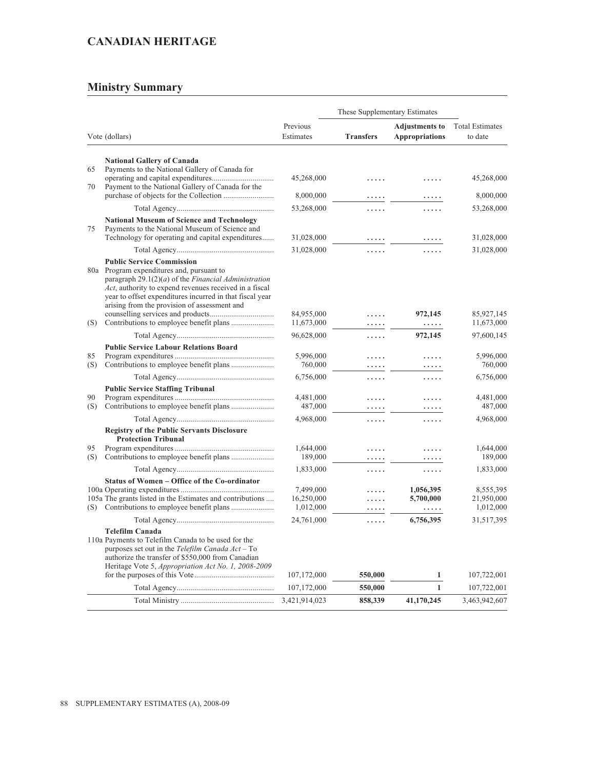## CANADIAN HERITAGE

## Ministry Summary

| Vote (dollars) | | Previous Estimates | These Supplementary Estimates | | Total Estimates to date |
|---|---|---|---|---|---|
| | | | **Transfers** | **Adjustments to Appropriations** | |
| | **National Gallery of Canada** | | | | |
| 65 | Payments to the National Gallery of Canada for operating and capital expenditures | 45,268,000 | ..... | ..... | 45,268,000 |
| 70 | Payment to the National Gallery of Canada for the purchase of objects for the Collection | 8,000,000 | ..... | ..... | 8,000,000 |
| | Total Agency | 53,268,000 | ..... | ..... | 53,268,000 |
| | **National Museum of Science and Technology** | | | | |
| 75 | Payments to the National Museum of Science and Technology for operating and capital expenditures | 31,028,000 | ..... | ..... | 31,028,000 |
| | Total Agency | 31,028,000 | ..... | ..... | 31,028,000 |
| | **Public Service Commission** | | | | |
| 80a | Program expenditures and, pursuant to paragraph 29.1(2)(*a*) of the *Financial Administration Act*, authority to expend revenues received in a fiscal year to offset expenditures incurred in that fiscal year arising from the provision of assessment and counselling services and products | 84,955,000 | ..... | **972,145** | 85,927,145 |
| (S) | Contributions to employee benefit plans | 11,673,000 | ..... | ..... | 11,673,000 |
| | Total Agency | 96,628,000 | ..... | **972,145** | 97,600,145 |
| | **Public Service Labour Relations Board** | | | | |
| 85 | Program expenditures | 5,996,000 | ..... | ..... | 5,996,000 |
| (S) | Contributions to employee benefit plans | 760,000 | ..... | ..... | 760,000 |
| | Total Agency | 6,756,000 | ..... | ..... | 6,756,000 |
| | **Public Service Staffing Tribunal** | | | | |
| 90 | Program expenditures | 4,481,000 | ..... | ..... | 4,481,000 |
| (S) | Contributions to employee benefit plans | 487,000 | ..... | ..... | 487,000 |
| | Total Agency | 4,968,000 | ..... | ..... | 4,968,000 |
| | **Registry of the Public Servants Disclosure Protection Tribunal** | | | | |
| 95 | Program expenditures | 1,644,000 | ..... | ..... | 1,644,000 |
| (S) | Contributions to employee benefit plans | 189,000 | ..... | ..... | 189,000 |
| | Total Agency | 1,833,000 | ..... | ..... | 1,833,000 |
| | **Status of Women – Office of the Co-ordinator** | | | | |
| 100a | Operating expenditures | 7,499,000 | ..... | **1,056,395** | 8,555,395 |
| 105a | The grants listed in the Estimates and contributions | 16,250,000 | ..... | **5,700,000** | 21,950,000 |
| (S) | Contributions to employee benefit plans | 1,012,000 | ..... | ..... | 1,012,000 |
| | Total Agency | 24,761,000 | ..... | **6,756,395** | 31,517,395 |
| | **Telefilm Canada** | | | | |
| 110a | Payments to Telefilm Canada to be used for the purposes set out in the *Telefilm Canada Act* – To authorize the transfer of $550,000 from Canadian Heritage Vote 5, *Appropriation Act No. 1, 2008-2009* for the purposes of this Vote | 107,172,000 | **550,000** | **1** | 107,722,001 |
| | Total Agency | 107,172,000 | **550,000** | **1** | 107,722,001 |
| | Total Ministry | 3,421,914,023 | **858,339** | **41,170,245** | 3,463,942,607 |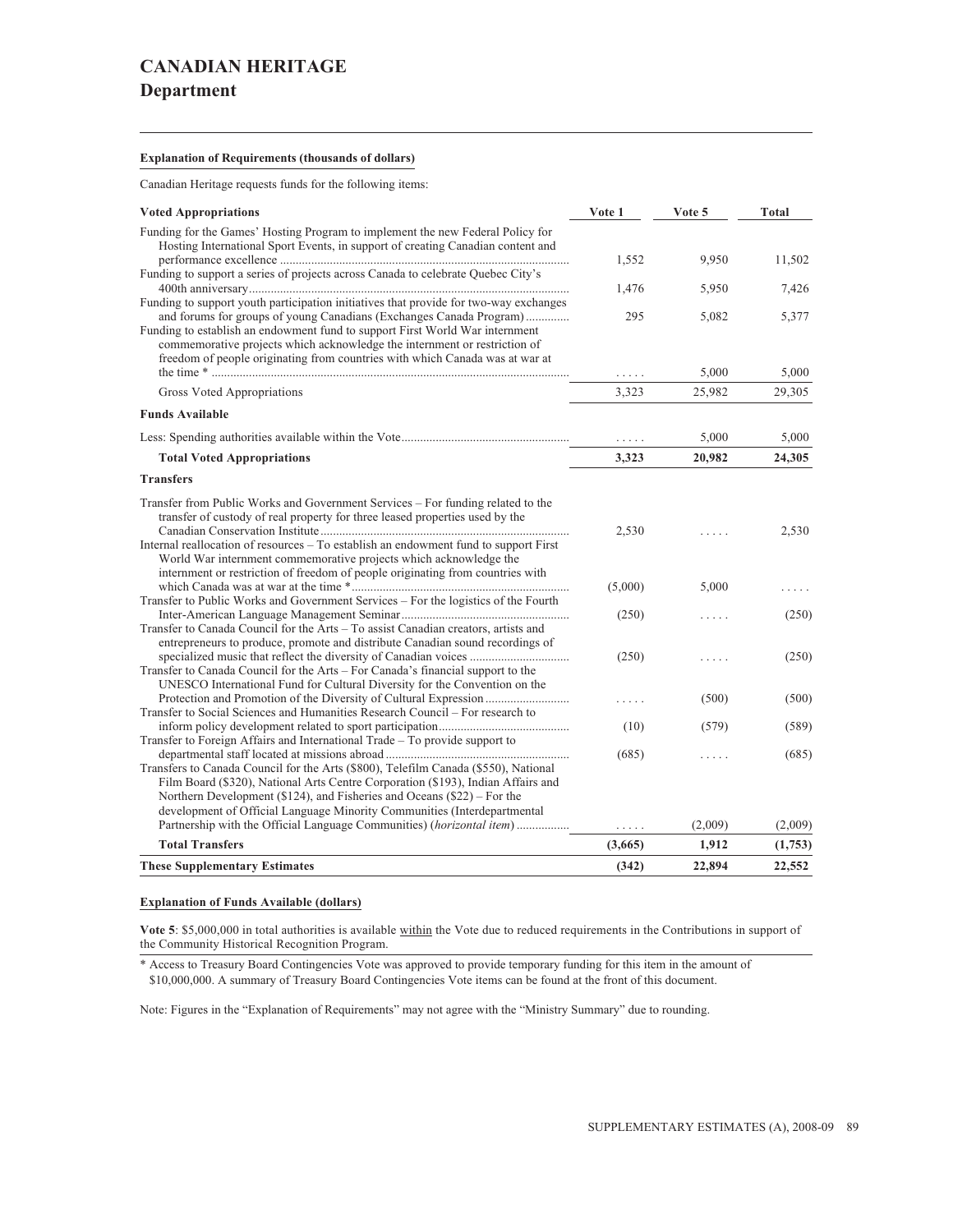# CANADIAN HERITAGE

## Department

**Explanation of Requirements (thousands of dollars)**

Canadian Heritage requests funds for the following items:

| Voted Appropriations | Vote 1 | Vote 5 | Total |
|---|---|---|---|
| Funding for the Games' Hosting Program to implement the new Federal Policy for Hosting International Sport Events, in support of creating Canadian content and performance excellence | 1,552 | 9,950 | 11,502 |
| Funding to support a series of projects across Canada to celebrate Quebec City's 400th anniversary | 1,476 | 5,950 | 7,426 |
| Funding to support youth participation initiatives that provide for two-way exchanges and forums for groups of young Canadians (Exchanges Canada Program) | 295 | 5,082 | 5,377 |
| Funding to establish an endowment fund to support First World War internment commemorative projects which acknowledge the internment or restriction of freedom of people originating from countries with which Canada was at war at the time * | ..... | 5,000 | 5,000 |
| Gross Voted Appropriations | 3,323 | 25,982 | 29,305 |
| **Funds Available** | | | |
| Less: Spending authorities available within the Vote | ..... | 5,000 | 5,000 |
| **Total Voted Appropriations** | **3,323** | **20,982** | **24,305** |
| **Transfers** | | | |
| Transfer from Public Works and Government Services – For funding related to the transfer of custody of real property for three leased properties used by the Canadian Conservation Institute | 2,530 | ..... | 2,530 |
| Internal reallocation of resources – To establish an endowment fund to support First World War internment commemorative projects which acknowledge the internment or restriction of freedom of people originating from countries with which Canada was at war at the time * | (5,000) | 5,000 | ..... |
| Transfer to Public Works and Government Services – For the logistics of the Fourth Inter-American Language Management Seminar | (250) | ..... | (250) |
| Transfer to Canada Council for the Arts – To assist Canadian creators, artists and entrepreneurs to produce, promote and distribute Canadian sound recordings of specialized music that reflect the diversity of Canadian voices | (250) | ..... | (250) |
| Transfer to Canada Council for the Arts – For Canada's financial support to the UNESCO International Fund for Cultural Diversity for the Convention on the Protection and Promotion of the Diversity of Cultural Expression | ..... | (500) | (500) |
| Transfer to Social Sciences and Humanities Research Council – For research to inform policy development related to sport participation | (10) | (579) | (589) |
| Transfer to Foreign Affairs and International Trade – To provide support to departmental staff located at missions abroad | (685) | ..... | (685) |
| Transfers to Canada Council for the Arts ($800), Telefilm Canada ($550), National Film Board ($320), National Arts Centre Corporation ($193), Indian Affairs and Northern Development ($124), and Fisheries and Oceans ($22) – For the development of Official Language Minority Communities (Interdepartmental Partnership with the Official Language Communities) (*horizontal item*) | ..... | (2,009) | (2,009) |
| **Total Transfers** | **(3,665)** | **1,912** | **(1,753)** |
| **These Supplementary Estimates** | **(342)** | **22,894** | **22,552** |

**Explanation of Funds Available (dollars)**

**Vote 5**: $5,000,000 in total authorities is available within the Vote due to reduced requirements in the Contributions in support of the Community Historical Recognition Program.

* Access to Treasury Board Contingencies Vote was approved to provide temporary funding for this item in the amount of $10,000,000. A summary of Treasury Board Contingencies Vote items can be found at the front of this document.

Note: Figures in the "Explanation of Requirements" may not agree with the "Ministry Summary" due to rounding.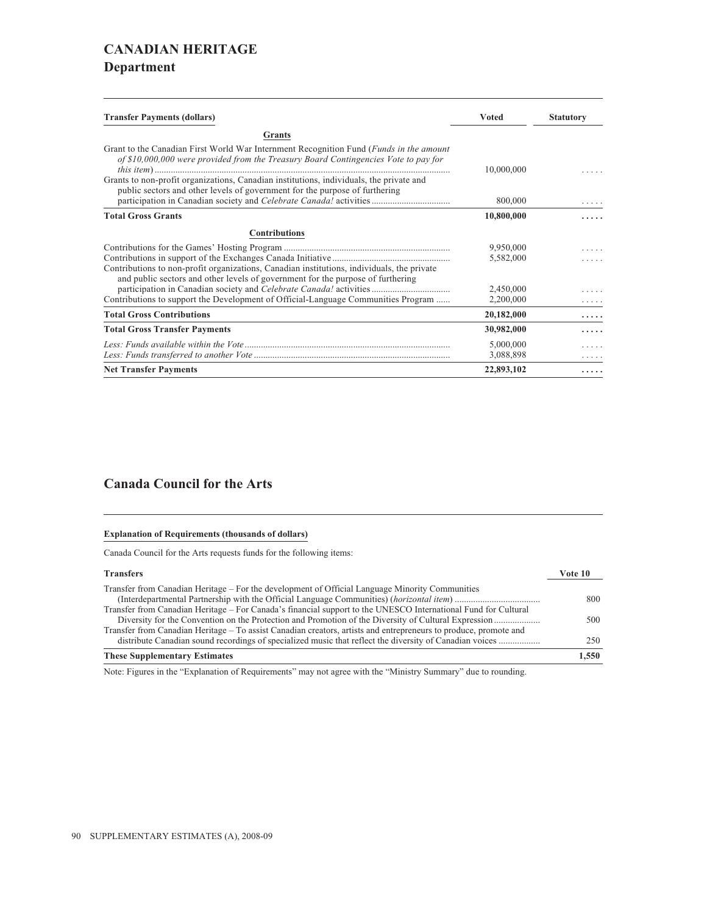# CANADIAN HERITAGE

## Department

| Transfer Payments (dollars) | Voted | Statutory |
|---|---|---|
| **Grants** | | |
| Grant to the Canadian First World War Internment Recognition Fund (*Funds in the amount of $10,000,000 were provided from the Treasury Board Contingencies Vote to pay for this item*) | 10,000,000 | ..... |
| Grants to non-profit organizations, Canadian institutions, individuals, the private and public sectors and other levels of government for the purpose of furthering participation in Canadian society and *Celebrate Canada!* activities | 800,000 | ..... |
| **Total Gross Grants** | **10,800,000** | **.....** |
| **Contributions** | | |
| Contributions for the Games' Hosting Program | 9,950,000 | ..... |
| Contributions in support of the Exchanges Canada Initiative | 5,582,000 | ..... |
| Contributions to non-profit organizations, Canadian institutions, individuals, the private and public sectors and other levels of government for the purpose of furthering participation in Canadian society and *Celebrate Canada!* activities | 2,450,000 | ..... |
| Contributions to support the Development of Official-Language Communities Program | 2,200,000 | ..... |
| **Total Gross Contributions** | **20,182,000** | **.....** |
| **Total Gross Transfer Payments** | **30,982,000** | **.....** |
| *Less: Funds available within the Vote* | 5,000,000 | ..... |
| *Less: Funds transferred to another Vote* | 3,088,898 | ..... |
| **Net Transfer Payments** | **22,893,102** | **.....** |

## Canada Council for the Arts

**Explanation of Requirements (thousands of dollars)**

Canada Council for the Arts requests funds for the following items:

| Transfers | Vote 10 |
|---|---|
| Transfer from Canadian Heritage – For the development of Official Language Minority Communities (Interdepartmental Partnership with the Official Language Communities) (*horizontal item*) | 800 |
| Transfer from Canadian Heritage – For Canada's financial support to the UNESCO International Fund for Cultural Diversity for the Convention on the Protection and Promotion of the Diversity of Cultural Expression | 500 |
| Transfer from Canadian Heritage – To assist Canadian creators, artists and entrepreneurs to produce, promote and distribute Canadian sound recordings of specialized music that reflect the diversity of Canadian voices | 250 |
| **These Supplementary Estimates** | **1,550** |

Note: Figures in the "Explanation of Requirements" may not agree with the "Ministry Summary" due to rounding.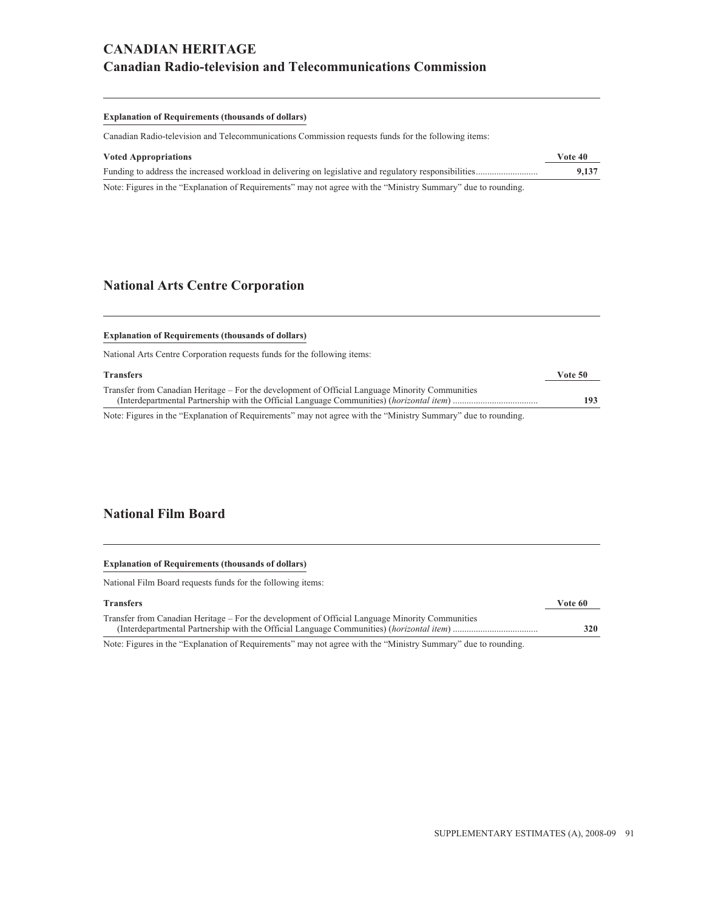# CANADIAN HERITAGE

## Canadian Radio-television and Telecommunications Commission

**Explanation of Requirements (thousands of dollars)**

Canadian Radio-television and Telecommunications Commission requests funds for the following items:

| Voted Appropriations | Vote 40 |
| --- | --- |
| Funding to address the increased workload in delivering on legislative and regulatory responsibilities | **9,137** |

Note: Figures in the "Explanation of Requirements" may not agree with the "Ministry Summary" due to rounding.

## National Arts Centre Corporation

**Explanation of Requirements (thousands of dollars)**

National Arts Centre Corporation requests funds for the following items:

| Transfers | Vote 50 |
| --- | --- |
| Transfer from Canadian Heritage – For the development of Official Language Minority Communities (Interdepartmental Partnership with the Official Language Communities) (*horizontal item*) | **193** |

Note: Figures in the "Explanation of Requirements" may not agree with the "Ministry Summary" due to rounding.

## National Film Board

**Explanation of Requirements (thousands of dollars)**

National Film Board requests funds for the following items:

| Transfers | Vote 60 |
| --- | --- |
| Transfer from Canadian Heritage – For the development of Official Language Minority Communities (Interdepartmental Partnership with the Official Language Communities) (*horizontal item*) | **320** |

Note: Figures in the "Explanation of Requirements" may not agree with the "Ministry Summary" due to rounding.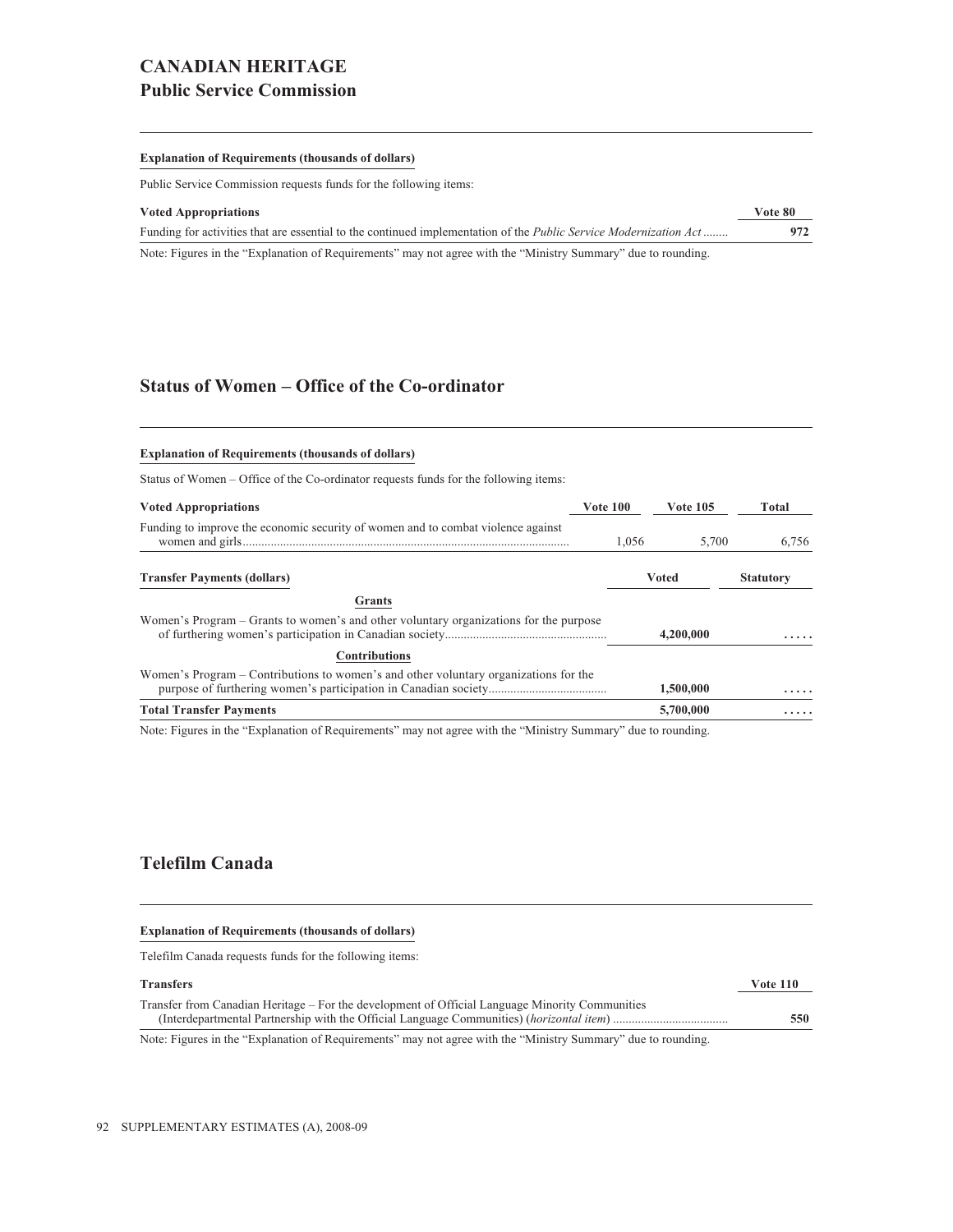# CANADIAN HERITAGE

## Public Service Commission

**Explanation of Requirements (thousands of dollars)**

Public Service Commission requests funds for the following items:

| Voted Appropriations | Vote 80 |
|---|---|
| Funding for activities that are essential to the continued implementation of the *Public Service Modernization Act* ........ | 972 |

Note: Figures in the "Explanation of Requirements" may not agree with the "Ministry Summary" due to rounding.

## Status of Women – Office of the Co-ordinator

**Explanation of Requirements (thousands of dollars)**

Status of Women – Office of the Co-ordinator requests funds for the following items:

| Voted Appropriations | Vote 100 | Vote 105 | Total |
|---|---|---|---|
| Funding to improve the economic security of women and to combat violence against women and girls........................................................................................................ | 1,056 | 5,700 | 6,756 |

| Transfer Payments (dollars) | Voted | Statutory |
|---|---|---|
| **Grants** | | |
| Women's Program – Grants to women's and other voluntary organizations for the purpose of furthering women's participation in Canadian society.................................................... | 4,200,000 | ..... |
| **Contributions** | | |
| Women's Program – Contributions to women's and other voluntary organizations for the purpose of furthering women's participation in Canadian society...................................... | 1,500,000 | ..... |
| **Total Transfer Payments** | **5,700,000** | ..... |

Note: Figures in the "Explanation of Requirements" may not agree with the "Ministry Summary" due to rounding.

## Telefilm Canada

**Explanation of Requirements (thousands of dollars)**

Telefilm Canada requests funds for the following items:

| Transfers | Vote 110 |
|---|---|
| Transfer from Canadian Heritage – For the development of Official Language Minority Communities (Interdepartmental Partnership with the Official Language Communities) (*horizontal item*) .................................... | 550 |

Note: Figures in the "Explanation of Requirements" may not agree with the "Ministry Summary" due to rounding.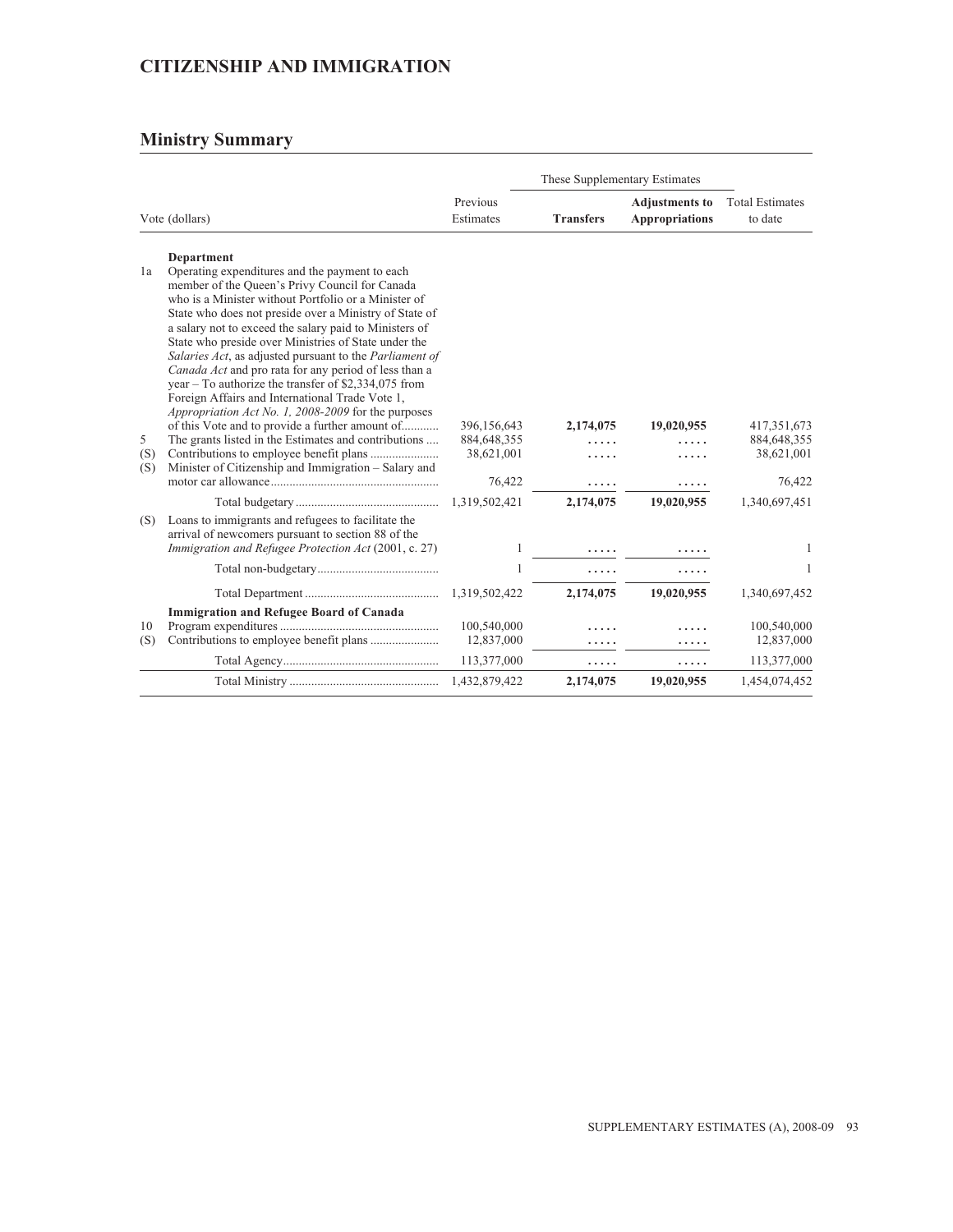# CITIZENSHIP AND IMMIGRATION

## Ministry Summary

| Vote (dollars) | | Previous Estimates | These Supplementary Estimates | | Total Estimates to date |
|---|---|---|---|---|---|
| | | | **Transfers** | **Adjustments to Appropriations** | |
| | **Department** | | | | |
| 1a | Operating expenditures and the payment to each member of the Queen's Privy Council for Canada who is a Minister without Portfolio or a Minister of State who does not preside over a Ministry of State of a salary not to exceed the salary paid to Ministers of State who preside over Ministries of State under the *Salaries Act*, as adjusted pursuant to the *Parliament of Canada Act* and pro rata for any period of less than a year – To authorize the transfer of $2,334,075 from Foreign Affairs and International Trade Vote 1, *Appropriation Act No. 1, 2008-2009* for the purposes of this Vote and to provide a further amount of | 396,156,643 | **2,174,075** | **19,020,955** | 417,351,673 |
| 5 | The grants listed in the Estimates and contributions | 884,648,355 | ..... | ..... | 884,648,355 |
| (S) | Contributions to employee benefit plans | 38,621,001 | ..... | ..... | 38,621,001 |
| (S) | Minister of Citizenship and Immigration – Salary and motor car allowance | 76,422 | ..... | ..... | 76,422 |
| | Total budgetary | 1,319,502,421 | **2,174,075** | **19,020,955** | 1,340,697,451 |
| (S) | Loans to immigrants and refugees to facilitate the arrival of newcomers pursuant to section 88 of the *Immigration and Refugee Protection Act* (2001, c. 27) | 1 | ..... | ..... | 1 |
| | Total non-budgetary | 1 | ..... | ..... | 1 |
| | Total Department | 1,319,502,422 | **2,174,075** | **19,020,955** | 1,340,697,452 |
| | **Immigration and Refugee Board of Canada** | | | | |
| 10 | Program expenditures | 100,540,000 | ..... | ..... | 100,540,000 |
| (S) | Contributions to employee benefit plans | 12,837,000 | ..... | ..... | 12,837,000 |
| | Total Agency | 113,377,000 | ..... | ..... | 113,377,000 |
| | Total Ministry | 1,432,879,422 | **2,174,075** | **19,020,955** | 1,454,074,452 |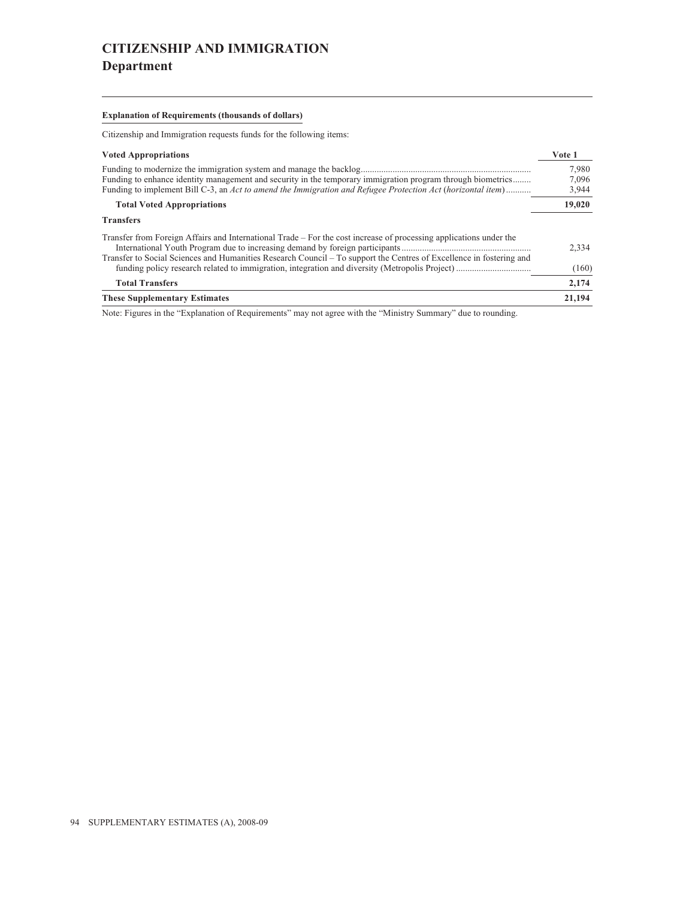# CITIZENSHIP AND IMMIGRATION
## Department

**Explanation of Requirements (thousands of dollars)**

Citizenship and Immigration requests funds for the following items:

| Voted Appropriations | Vote 1 |
|---|---|
| Funding to modernize the immigration system and manage the backlog | 7,980 |
| Funding to enhance identity management and security in the temporary immigration program through biometrics | 7,096 |
| Funding to implement Bill C-3, an *Act to amend the Immigration and Refugee Protection Act* (*horizontal item*) | 3,944 |
| **Total Voted Appropriations** | **19,020** |
| **Transfers** | |
| Transfer from Foreign Affairs and International Trade – For the cost increase of processing applications under the International Youth Program due to increasing demand by foreign participants | 2,334 |
| Transfer to Social Sciences and Humanities Research Council – To support the Centres of Excellence in fostering and funding policy research related to immigration, integration and diversity (Metropolis Project) | (160) |
| **Total Transfers** | **2,174** |
| **These Supplementary Estimates** | **21,194** |

Note: Figures in the "Explanation of Requirements" may not agree with the "Ministry Summary" due to rounding.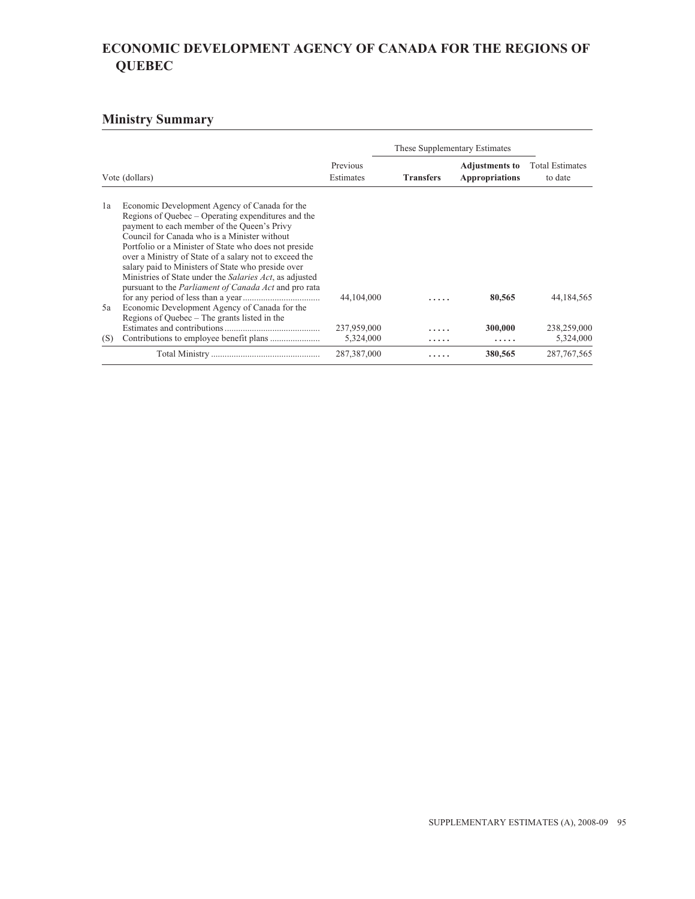# ECONOMIC DEVELOPMENT AGENCY OF CANADA FOR THE REGIONS OF QUEBEC

## Ministry Summary

| Vote (dollars) | | Previous Estimates | These Supplementary Estimates | | Total Estimates to date |
|---|---|---|---|---|---|
| | | | **Transfers** | **Adjustments to Appropriations** | |
| 1a | Economic Development Agency of Canada for the Regions of Quebec – Operating expenditures and the payment to each member of the Queen's Privy Council for Canada who is a Minister without Portfolio or a Minister of State who does not preside over a Ministry of State of a salary not to exceed the salary paid to Ministers of State who preside over Ministries of State under the *Salaries Act*, as adjusted pursuant to the *Parliament of Canada Act* and pro rata for any period of less than a year | 44,104,000 | ..... | **80,565** | 44,184,565 |
| 5a | Economic Development Agency of Canada for the Regions of Quebec – The grants listed in the Estimates and contributions | 237,959,000 | ..... | **300,000** | 238,259,000 |
| (S) | Contributions to employee benefit plans | 5,324,000 | ..... | ..... | 5,324,000 |
| | Total Ministry | 287,387,000 | ..... | **380,565** | 287,767,565 |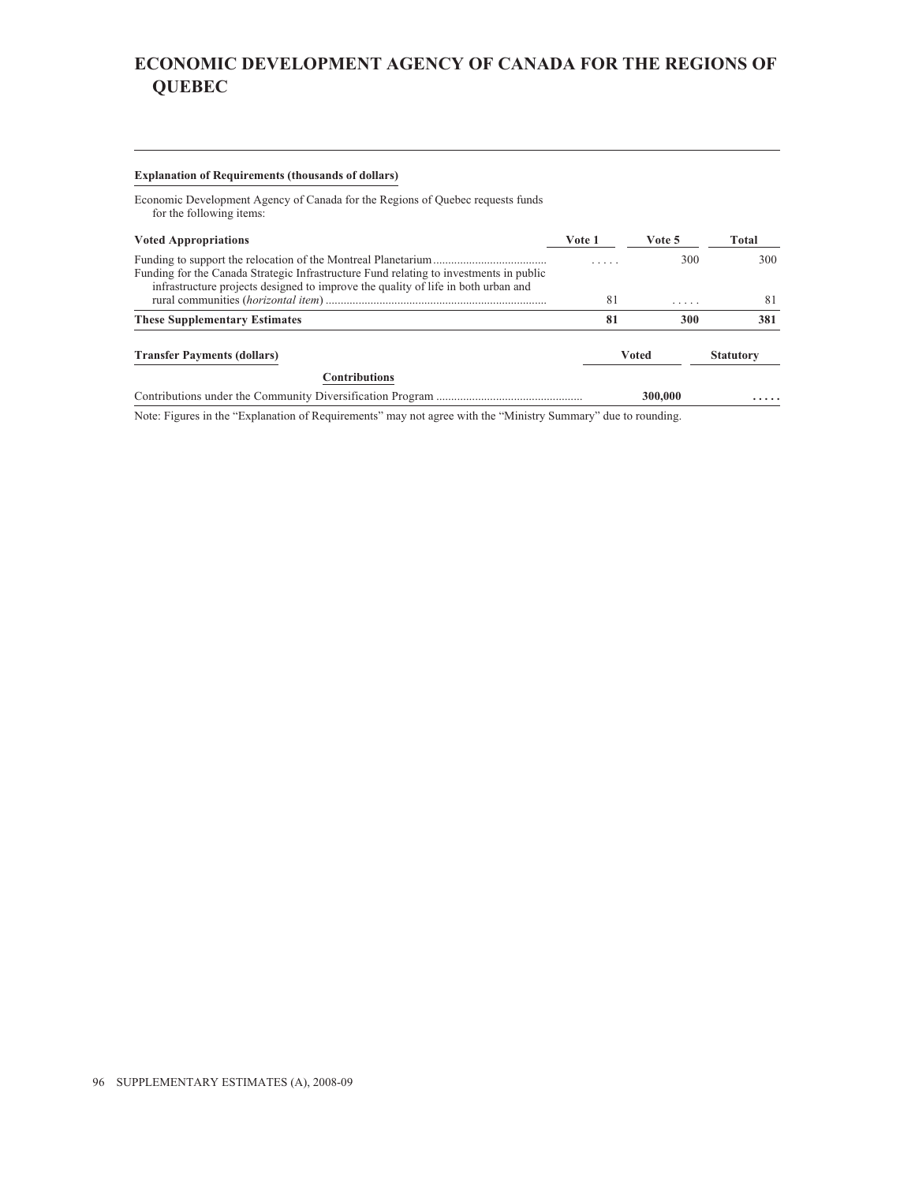# ECONOMIC DEVELOPMENT AGENCY OF CANADA FOR THE REGIONS OF QUEBEC

**Explanation of Requirements (thousands of dollars)**

Economic Development Agency of Canada for the Regions of Quebec requests funds for the following items:

| **Voted Appropriations** | **Vote 1** | **Vote 5** | **Total** |
|---|---|---|---|
| Funding to support the relocation of the Montreal Planetarium | ..... | 300 | 300 |
| Funding for the Canada Strategic Infrastructure Fund relating to investments in public infrastructure projects designed to improve the quality of life in both urban and rural communities (*horizontal item*) | 81 | ..... | 81 |
| **These Supplementary Estimates** | **81** | **300** | **381** |

| **Transfer Payments (dollars)** | **Voted** | **Statutory** |
|---|---|---|
| **Contributions** | | |
| Contributions under the Community Diversification Program | **300,000** | **.....** |

Note: Figures in the "Explanation of Requirements" may not agree with the "Ministry Summary" due to rounding.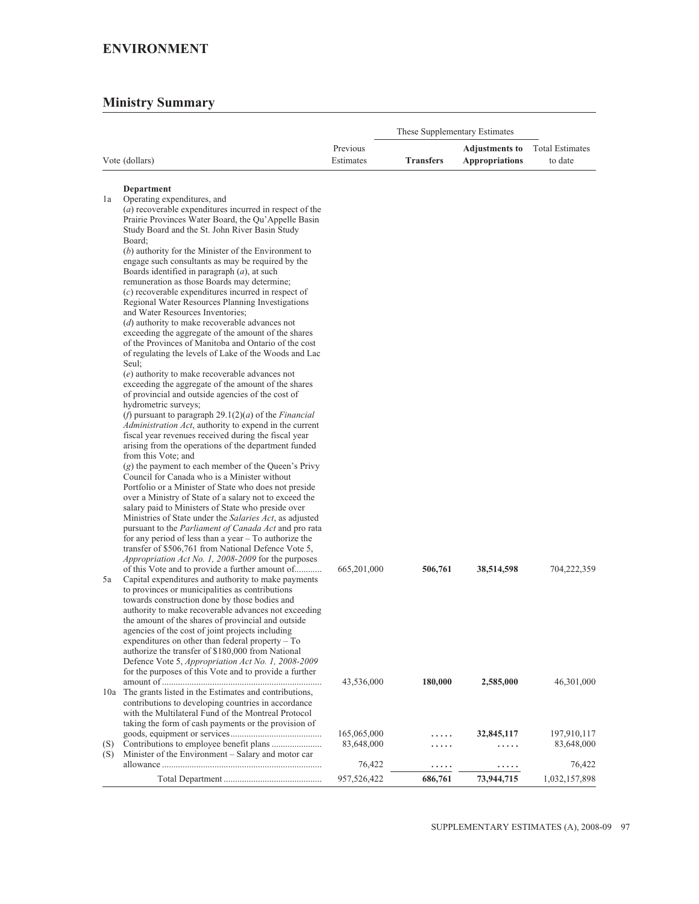# ENVIRONMENT

## Ministry Summary

| | Vote (dollars) | Previous Estimates | These Supplementary Estimates | | Total Estimates to date |
|---|---|---|---|---|---|
| | | | **Transfers** | **Adjustments to Appropriations** | |
| | **Department** | | | | |
| 1a | Operating expenditures, and (*a*) recoverable expenditures incurred in respect of the Prairie Provinces Water Board, the Qu'Appelle Basin Study Board and the St. John River Basin Study Board; (*b*) authority for the Minister of the Environment to engage such consultants as may be required by the Boards identified in paragraph (*a*), at such remuneration as those Boards may determine; (*c*) recoverable expenditures incurred in respect of Regional Water Resources Planning Investigations and Water Resources Inventories; (*d*) authority to make recoverable advances not exceeding the aggregate of the amount of the shares of the Provinces of Manitoba and Ontario of the cost of regulating the levels of Lake of the Woods and Lac Seul; (*e*) authority to make recoverable advances not exceeding the aggregate of the amount of the shares of provincial and outside agencies of the cost of hydrometric surveys; (*f*) pursuant to paragraph 29.1(2)(*a*) of the *Financial Administration Act*, authority to expend in the current fiscal year revenues received during the fiscal year arising from the operations of the department funded from this Vote; and (*g*) the payment to each member of the Queen's Privy Council for Canada who is a Minister without Portfolio or a Minister of State who does not preside over a Ministry of State of a salary not to exceed the salary paid to Ministers of State who preside over Ministries of State under the *Salaries Act*, as adjusted pursuant to the *Parliament of Canada Act* and pro rata for any period of less than a year – To authorize the transfer of $506,761 from National Defence Vote 5, *Appropriation Act No. 1, 2008-2009* for the purposes of this Vote and to provide a further amount of............ | 665,201,000 | **506,761** | **38,514,598** | 704,222,359 |
| 5a | Capital expenditures and authority to make payments to provinces or municipalities as contributions towards construction done by those bodies and authority to make recoverable advances not exceeding the amount of the shares of provincial and outside agencies of the cost of joint projects including expenditures on other than federal property – To authorize the transfer of $180,000 from National Defence Vote 5, *Appropriation Act No. 1, 2008-2009* for the purposes of this Vote and to provide a further amount of...................................................................... | 43,536,000 | **180,000** | **2,585,000** | 46,301,000 |
| 10a | The grants listed in the Estimates and contributions, contributions to developing countries in accordance with the Multilateral Fund of the Montreal Protocol taking the form of cash payments or the provision of goods, equipment or services........................................ | 165,065,000 | ..... | **32,845,117** | 197,910,117 |
| (S) | Contributions to employee benefit plans ...................... | 83,648,000 | ..... | ..... | 83,648,000 |
| (S) | Minister of the Environment – Salary and motor car allowance ...................................................................... | 76,422 | ..... | ..... | 76,422 |
| | Total Department ........................................... | 957,526,422 | 686,761 | 73,944,715 | 1,032,157,898 |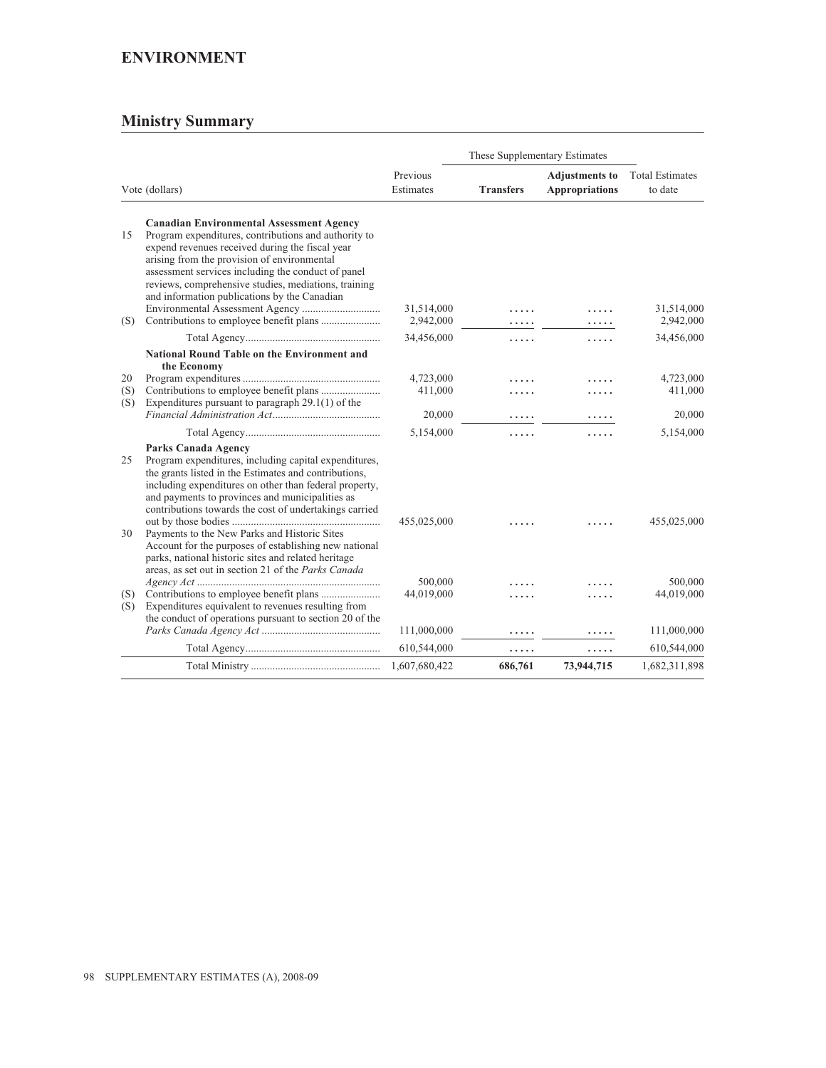# ENVIRONMENT

## Ministry Summary

| | | | These Supplementary Estimates | | |
|---|---|---|---|---|---|
| Vote (dollars) | | Previous Estimates | **Transfers** | **Adjustments to Appropriations** | Total Estimates to date |
| | **Canadian Environmental Assessment Agency** | | | | |
| 15 | Program expenditures, contributions and authority to expend revenues received during the fiscal year arising from the provision of environmental assessment services including the conduct of panel reviews, comprehensive studies, mediations, training and information publications by the Canadian Environmental Assessment Agency | 31,514,000 | ..... | ..... | 31,514,000 |
| (S) | Contributions to employee benefit plans | 2,942,000 | ..... | ..... | 2,942,000 |
| | Total Agency | 34,456,000 | ..... | ..... | 34,456,000 |
| | **National Round Table on the Environment and the Economy** | | | | |
| 20 | Program expenditures | 4,723,000 | ..... | ..... | 4,723,000 |
| (S) | Contributions to employee benefit plans | 411,000 | ..... | ..... | 411,000 |
| (S) | Expenditures pursuant to paragraph 29.1(1) of the *Financial Administration Act* | 20,000 | ..... | ..... | 20,000 |
| | Total Agency | 5,154,000 | ..... | ..... | 5,154,000 |
| | **Parks Canada Agency** | | | | |
| 25 | Program expenditures, including capital expenditures, the grants listed in the Estimates and contributions, including expenditures on other than federal property, and payments to provinces and municipalities as contributions towards the cost of undertakings carried out by those bodies | 455,025,000 | ..... | ..... | 455,025,000 |
| 30 | Payments to the New Parks and Historic Sites Account for the purposes of establishing new national parks, national historic sites and related heritage areas, as set out in section 21 of the *Parks Canada Agency Act* | 500,000 | ..... | ..... | 500,000 |
| (S) | Contributions to employee benefit plans | 44,019,000 | ..... | ..... | 44,019,000 |
| (S) | Expenditures equivalent to revenues resulting from the conduct of operations pursuant to section 20 of the *Parks Canada Agency Act* | 111,000,000 | ..... | ..... | 111,000,000 |
| | Total Agency | 610,544,000 | ..... | ..... | 610,544,000 |
| | Total Ministry | 1,607,680,422 | **686,761** | **73,944,715** | 1,682,311,898 |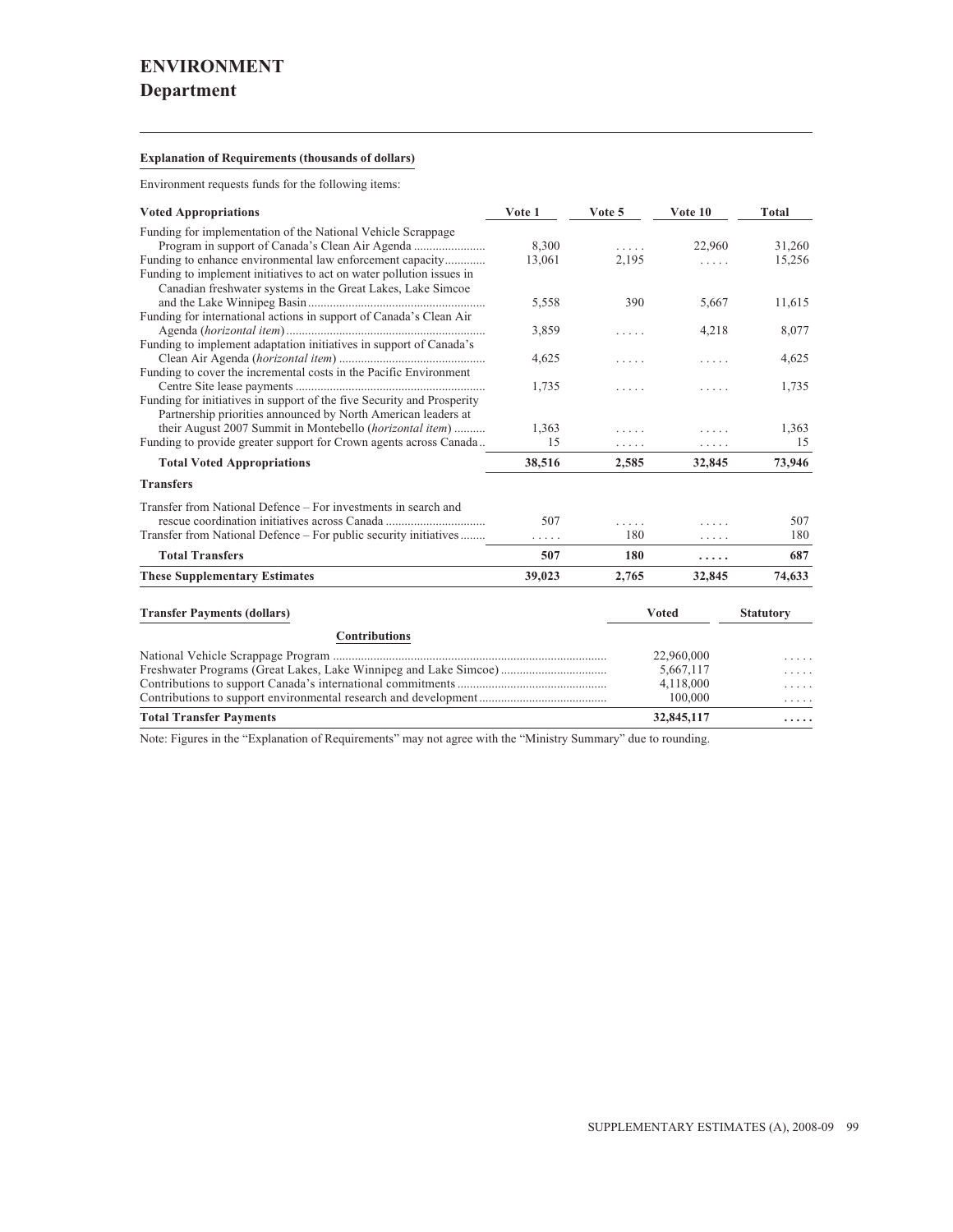# ENVIRONMENT

## Department

**Explanation of Requirements (thousands of dollars)**

Environment requests funds for the following items:

| Voted Appropriations | Vote 1 | Vote 5 | Vote 10 | Total |
|---|---|---|---|---|
| Funding for implementation of the National Vehicle Scrappage Program in support of Canada's Clean Air Agenda | 8,300 | ..... | 22,960 | 31,260 |
| Funding to enhance environmental law enforcement capacity | 13,061 | 2,195 | ..... | 15,256 |
| Funding to implement initiatives to act on water pollution issues in Canadian freshwater systems in the Great Lakes, Lake Simcoe and the Lake Winnipeg Basin | 5,558 | 390 | 5,667 | 11,615 |
| Funding for international actions in support of Canada's Clean Air Agenda (*horizontal item*) | 3,859 | ..... | 4,218 | 8,077 |
| Funding to implement adaptation initiatives in support of Canada's Clean Air Agenda (*horizontal item*) | 4,625 | ..... | ..... | 4,625 |
| Funding to cover the incremental costs in the Pacific Environment Centre Site lease payments | 1,735 | ..... | ..... | 1,735 |
| Funding for initiatives in support of the five Security and Prosperity Partnership priorities announced by North American leaders at their August 2007 Summit in Montebello (*horizontal item*) | 1,363 | ..... | ..... | 1,363 |
| Funding to provide greater support for Crown agents across Canada | 15 | ..... | ..... | 15 |
| **Total Voted Appropriations** | **38,516** | **2,585** | **32,845** | **73,946** |
| **Transfers** | | | | |
| Transfer from National Defence – For investments in search and rescue coordination initiatives across Canada | 507 | ..... | ..... | 507 |
| Transfer from National Defence – For public security initiatives | ..... | 180 | ..... | 180 |
| **Total Transfers** | **507** | **180** | **.....** | **687** |
| **These Supplementary Estimates** | **39,023** | **2,765** | **32,845** | **74,633** |

| Transfer Payments (dollars) | Voted | Statutory |
|---|---|---|
| **Contributions** | | |
| National Vehicle Scrappage Program | 22,960,000 | ..... |
| Freshwater Programs (Great Lakes, Lake Winnipeg and Lake Simcoe) | 5,667,117 | ..... |
| Contributions to support Canada's international commitments | 4,118,000 | ..... |
| Contributions to support environmental research and development | 100,000 | ..... |
| **Total Transfer Payments** | **32,845,117** | **.....** |

Note: Figures in the "Explanation of Requirements" may not agree with the "Ministry Summary" due to rounding.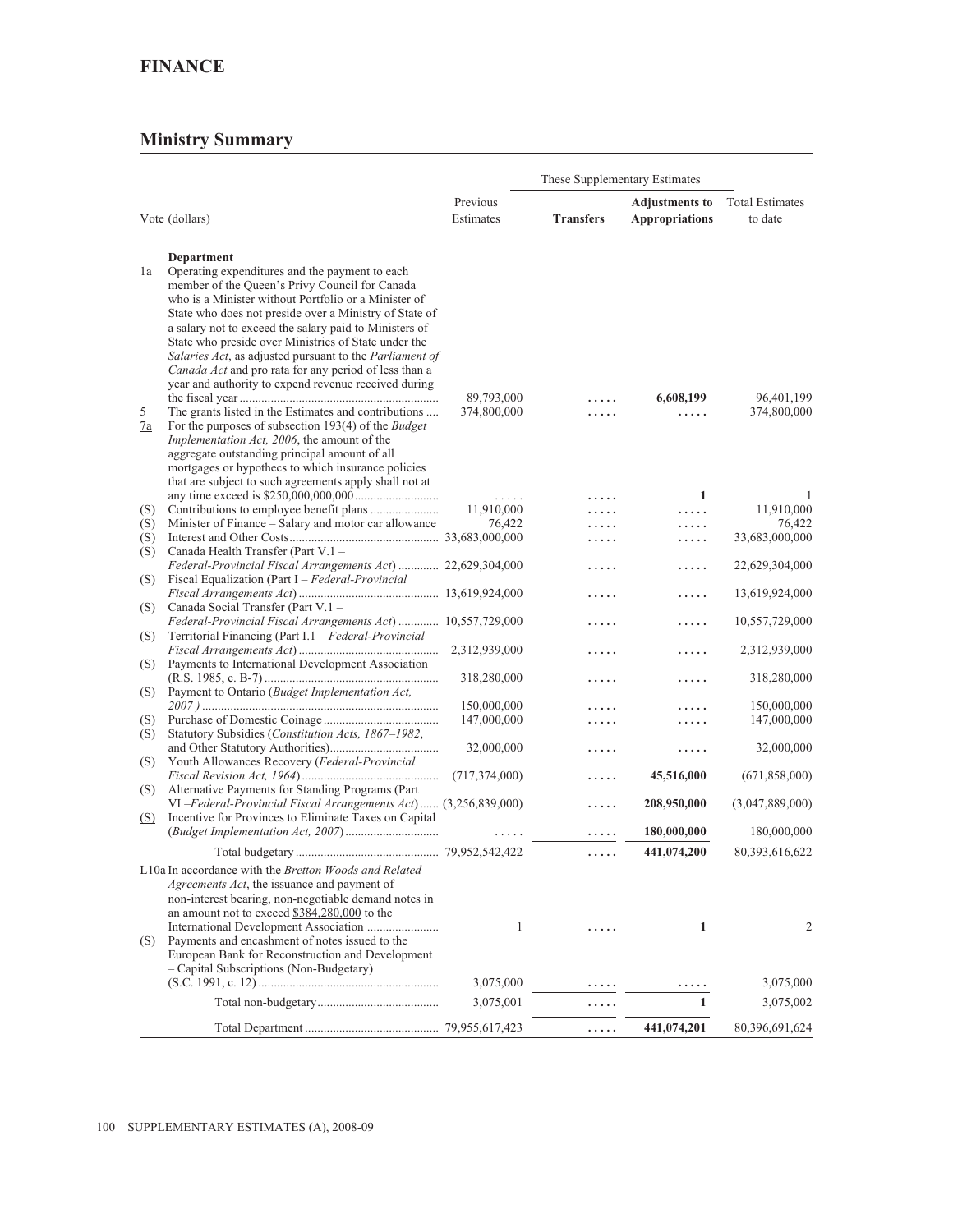# FINANCE

## Ministry Summary

| Vote (dollars) | | Previous Estimates | These Supplementary Estimates | | Total Estimates to date |
|---|---|---|---|---|---|
| | | | **Transfers** | **Adjustments to Appropriations** | |
| | **Department** | | | | |
| 1a | Operating expenditures and the payment to each member of the Queen's Privy Council for Canada who is a Minister without Portfolio or a Minister of State who does not preside over a Ministry of State of a salary not to exceed the salary paid to Ministers of State who preside over Ministries of State under the *Salaries Act*, as adjusted pursuant to the *Parliament of Canada Act* and pro rata for any period of less than a year and authority to expend revenue received during the fiscal year | 89,793,000 | ..... | **6,608,199** | 96,401,199 |
| 5 | The grants listed in the Estimates and contributions | 374,800,000 | ..... | ..... | 374,800,000 |
| 7a | For the purposes of subsection 193(4) of the *Budget Implementation Act, 2006*, the amount of the aggregate outstanding principal amount of all mortgages or hypothecs to which insurance policies that are subject to such agreements apply shall not at any time exceed is $250,000,000,000 | ..... | ..... | **1** | 1 |
| (S) | Contributions to employee benefit plans | 11,910,000 | ..... | ..... | 11,910,000 |
| (S) | Minister of Finance – Salary and motor car allowance | 76,422 | ..... | ..... | 76,422 |
| (S) | Interest and Other Costs | 33,683,000,000 | ..... | ..... | 33,683,000,000 |
| (S) | Canada Health Transfer (Part V.1 – *Federal-Provincial Fiscal Arrangements Act*) | 22,629,304,000 | ..... | ..... | 22,629,304,000 |
| (S) | Fiscal Equalization (Part I – *Federal-Provincial Fiscal Arrangements Act*) | 13,619,924,000 | ..... | ..... | 13,619,924,000 |
| (S) | Canada Social Transfer (Part V.1 – *Federal-Provincial Fiscal Arrangements Act*) | 10,557,729,000 | ..... | ..... | 10,557,729,000 |
| (S) | Territorial Financing (Part I.1 – *Federal-Provincial Fiscal Arrangements Act*) | 2,312,939,000 | ..... | ..... | 2,312,939,000 |
| (S) | Payments to International Development Association (R.S. 1985, c. B-7) | 318,280,000 | ..... | ..... | 318,280,000 |
| (S) | Payment to Ontario (*Budget Implementation Act, 2007*) | 150,000,000 | ..... | ..... | 150,000,000 |
| (S) | Purchase of Domestic Coinage | 147,000,000 | ..... | ..... | 147,000,000 |
| (S) | Statutory Subsidies (*Constitution Acts, 1867–1982*, and Other Statutory Authorities) | 32,000,000 | ..... | ..... | 32,000,000 |
| (S) | Youth Allowances Recovery (*Federal-Provincial Fiscal Revision Act, 1964*) | (717,374,000) | ..... | **45,516,000** | (671,858,000) |
| (S) | Alternative Payments for Standing Programs (Part VI –*Federal-Provincial Fiscal Arrangements Act*) | (3,256,839,000) | ..... | **208,950,000** | (3,047,889,000) |
| (S) | Incentive for Provinces to Eliminate Taxes on Capital (*Budget Implementation Act, 2007*) | ..... | ..... | **180,000,000** | 180,000,000 |
| | Total budgetary | 79,952,542,422 | ..... | **441,074,200** | 80,393,616,622 |
| L10a | In accordance with the *Bretton Woods and Related Agreements Act*, the issuance and payment of non-interest bearing, non-negotiable demand notes in an amount not to exceed $384,280,000 to the International Development Association | 1 | ..... | **1** | 2 |
| (S) | Payments and encashment of notes issued to the European Bank for Reconstruction and Development – Capital Subscriptions (Non-Budgetary) (S.C. 1991, c. 12) | 3,075,000 | ..... | ..... | 3,075,000 |
| | Total non-budgetary | 3,075,001 | ..... | **1** | 3,075,002 |
| | Total Department | 79,955,617,423 | ..... | **441,074,201** | 80,396,691,624 |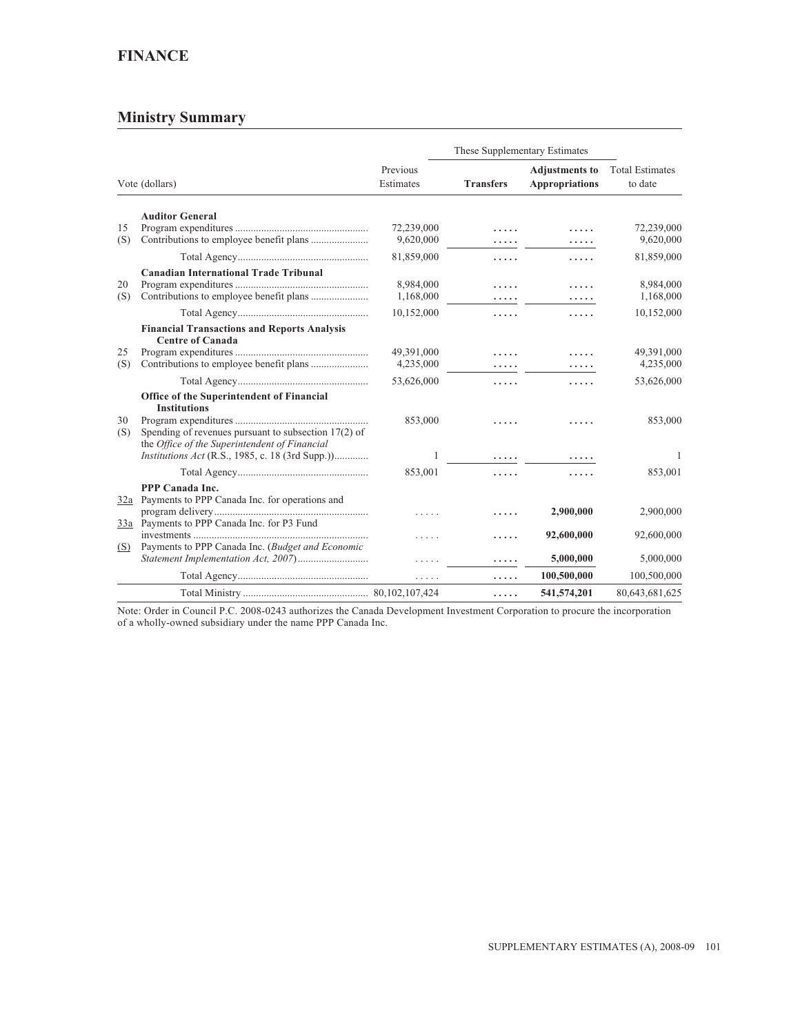## FINANCE

### Ministry Summary

| Vote (dollars) | | Previous Estimates | These Supplementary Estimates | | Total Estimates to date |
|---|---|---|---|---|---|
| | | | **Transfers** | **Adjustments to Appropriations** | |
| | **Auditor General** | | | | |
| 15 | Program expenditures | 72,239,000 | ..... | ..... | 72,239,000 |
| (S) | Contributions to employee benefit plans | 9,620,000 | ..... | ..... | 9,620,000 |
| | Total Agency | 81,859,000 | ..... | ..... | 81,859,000 |
| | **Canadian International Trade Tribunal** | | | | |
| 20 | Program expenditures | 8,984,000 | ..... | ..... | 8,984,000 |
| (S) | Contributions to employee benefit plans | 1,168,000 | ..... | ..... | 1,168,000 |
| | Total Agency | 10,152,000 | ..... | ..... | 10,152,000 |
| | **Financial Transactions and Reports Analysis Centre of Canada** | | | | |
| 25 | Program expenditures | 49,391,000 | ..... | ..... | 49,391,000 |
| (S) | Contributions to employee benefit plans | 4,235,000 | ..... | ..... | 4,235,000 |
| | Total Agency | 53,626,000 | ..... | ..... | 53,626,000 |
| | **Office of the Superintendent of Financial Institutions** | | | | |
| 30 | Program expenditures | 853,000 | ..... | ..... | 853,000 |
| (S) | Spending of revenues pursuant to subsection 17(2) of the *Office of the Superintendent of Financial Institutions Act* (R.S., 1985, c. 18 (3rd Supp.)) | 1 | ..... | ..... | 1 |
| | Total Agency | 853,001 | ..... | ..... | 853,001 |
| | **PPP Canada Inc.** | | | | |
| 32a | Payments to PPP Canada Inc. for operations and program delivery | ..... | ..... | **2,900,000** | 2,900,000 |
| 33a | Payments to PPP Canada Inc. for P3 Fund investments | ..... | ..... | **92,600,000** | 92,600,000 |
| (S) | Payments to PPP Canada Inc. (*Budget and Economic Statement Implementation Act, 2007*) | ..... | ..... | **5,000,000** | 5,000,000 |
| | Total Agency | ..... | ..... | **100,500,000** | 100,500,000 |
| | Total Ministry | 80,102,107,424 | ..... | **541,574,201** | 80,643,681,625 |

Note: Order in Council P.C. 2008-0243 authorizes the Canada Development Investment Corporation to procure the incorporation of a wholly-owned subsidiary under the name PPP Canada Inc.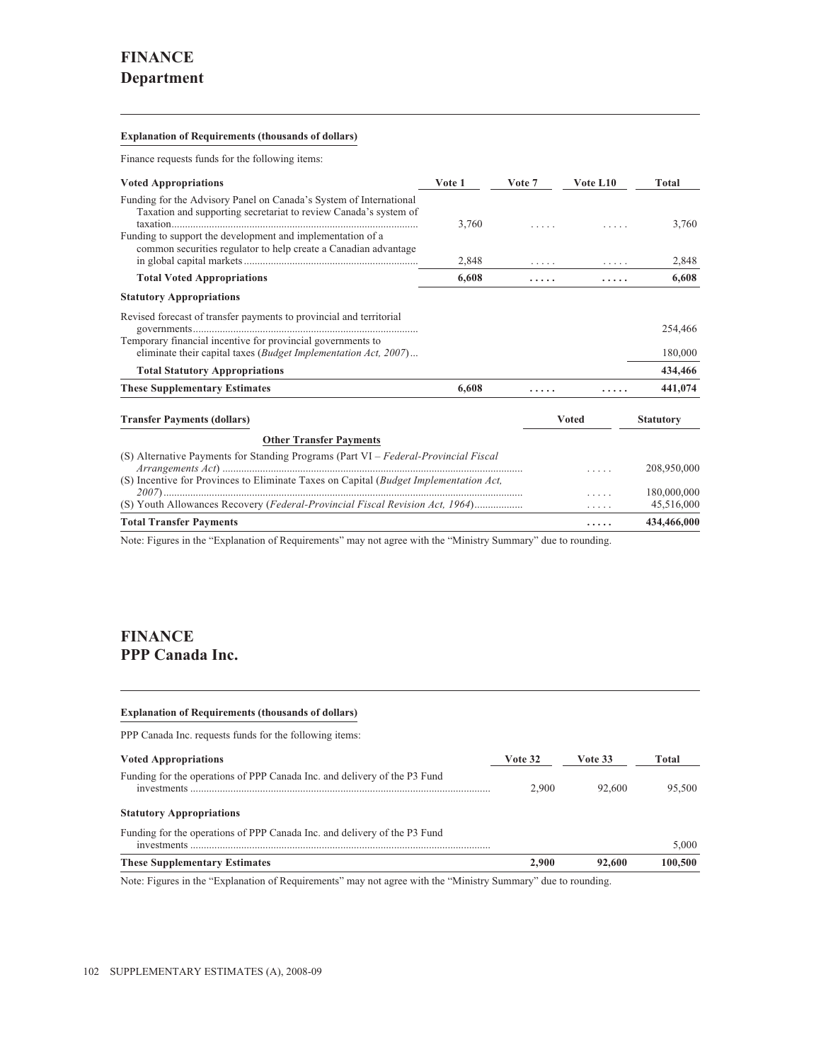# FINANCE
## Department

**Explanation of Requirements (thousands of dollars)**

Finance requests funds for the following items:

| Voted Appropriations | Vote 1 | Vote 7 | Vote L10 | Total |
|---|---|---|---|---|
| Funding for the Advisory Panel on Canada's System of International Taxation and supporting secretariat to review Canada's system of taxation | 3,760 | ..... | ..... | 3,760 |
| Funding to support the development and implementation of a common securities regulator to help create a Canadian advantage in global capital markets | 2,848 | ..... | ..... | 2,848 |
| **Total Voted Appropriations** | **6,608** | **.....** | **.....** | **6,608** |
| **Statutory Appropriations** | | | | |
| Revised forecast of transfer payments to provincial and territorial governments | | | | 254,466 |
| Temporary financial incentive for provincial governments to eliminate their capital taxes (*Budget Implementation Act, 2007*) | | | | 180,000 |
| **Total Statutory Appropriations** | | | | **434,466** |
| **These Supplementary Estimates** | **6,608** | **.....** | **.....** | **441,074** |

| Transfer Payments (dollars) | Voted | Statutory |
|---|---|---|
| **Other Transfer Payments** | | |
| (S) Alternative Payments for Standing Programs (Part VI – *Federal-Provincial Fiscal Arrangements Act*) | ..... | 208,950,000 |
| (S) Incentive for Provinces to Eliminate Taxes on Capital (*Budget Implementation Act, 2007*) | ..... | 180,000,000 |
| (S) Youth Allowances Recovery (*Federal-Provincial Fiscal Revision Act, 1964*) | ..... | 45,516,000 |
| **Total Transfer Payments** | **.....** | **434,466,000** |

Note: Figures in the "Explanation of Requirements" may not agree with the "Ministry Summary" due to rounding.

# FINANCE
## PPP Canada Inc.

**Explanation of Requirements (thousands of dollars)**

PPP Canada Inc. requests funds for the following items:

| Voted Appropriations | Vote 32 | Vote 33 | Total |
|---|---|---|---|
| Funding for the operations of PPP Canada Inc. and delivery of the P3 Fund investments | 2,900 | 92,600 | 95,500 |
| **Statutory Appropriations** | | | |
| Funding for the operations of PPP Canada Inc. and delivery of the P3 Fund investments | | | 5,000 |
| **These Supplementary Estimates** | **2,900** | **92,600** | **100,500** |

Note: Figures in the "Explanation of Requirements" may not agree with the "Ministry Summary" due to rounding.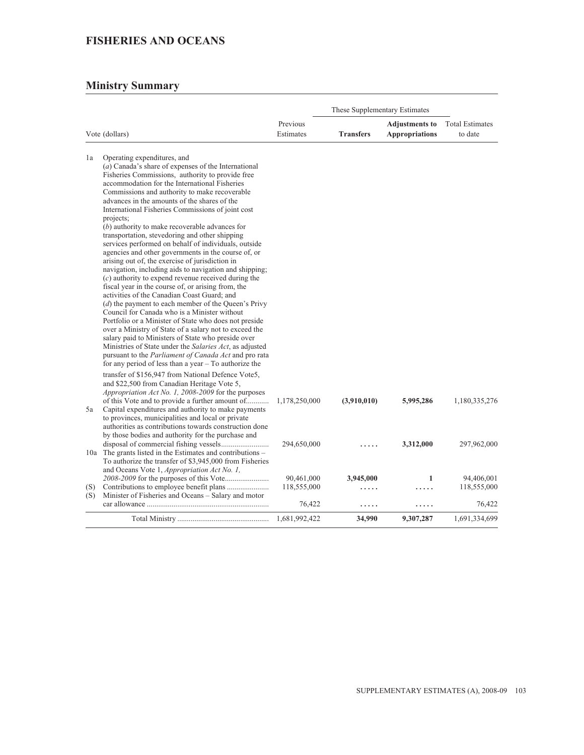# FISHERIES AND OCEANS

## Ministry Summary

| Vote (dollars) | | Previous Estimates | These Supplementary Estimates: Transfers | These Supplementary Estimates: **Adjustments to Appropriations** | Total Estimates to date |
|---|---|---|---|---|---|
| 1a | Operating expenditures, and (*a*) Canada's share of expenses of the International Fisheries Commissions, authority to provide free accommodation for the International Fisheries Commissions and authority to make recoverable advances in the amounts of the shares of the International Fisheries Commissions of joint cost projects; (*b*) authority to make recoverable advances for transportation, stevedoring and other shipping services performed on behalf of individuals, outside agencies and other governments in the course of, or arising out of, the exercise of jurisdiction in navigation, including aids to navigation and shipping; (*c*) authority to expend revenue received during the fiscal year in the course of, or arising from, the activities of the Canadian Coast Guard; and (*d*) the payment to each member of the Queen's Privy Council for Canada who is a Minister without Portfolio or a Minister of State who does not preside over a Ministry of State of a salary not to exceed the salary paid to Ministers of State who preside over Ministries of State under the *Salaries Act*, as adjusted pursuant to the *Parliament of Canada Act* and pro rata for any period of less than a year – To authorize the transfer of $156,947 from National Defence Vote5, and $22,500 from Canadian Heritage Vote 5, *Appropriation Act No. 1, 2008-2009* for the purposes of this Vote and to provide a further amount of | 1,178,250,000 | **(3,910,010)** | **5,995,286** | 1,180,335,276 |
| 5a | Capital expenditures and authority to make payments to provinces, municipalities and local or private authorities as contributions towards construction done by those bodies and authority for the purchase and disposal of commercial fishing vessels | 294,650,000 | ..... | **3,312,000** | 297,962,000 |
| 10a | The grants listed in the Estimates and contributions – To authorize the transfer of $3,945,000 from Fisheries and Oceans Vote 1, *Appropriation Act No. 1, 2008-2009* for the purposes of this Vote | 90,461,000 | **3,945,000** | **1** | 94,406,001 |
| (S) | Contributions to employee benefit plans | 118,555,000 | ..... | ..... | 118,555,000 |
| (S) | Minister of Fisheries and Oceans – Salary and motor car allowance | 76,422 | ..... | ..... | 76,422 |
| | Total Ministry | 1,681,992,422 | **34,990** | **9,307,287** | 1,691,334,699 |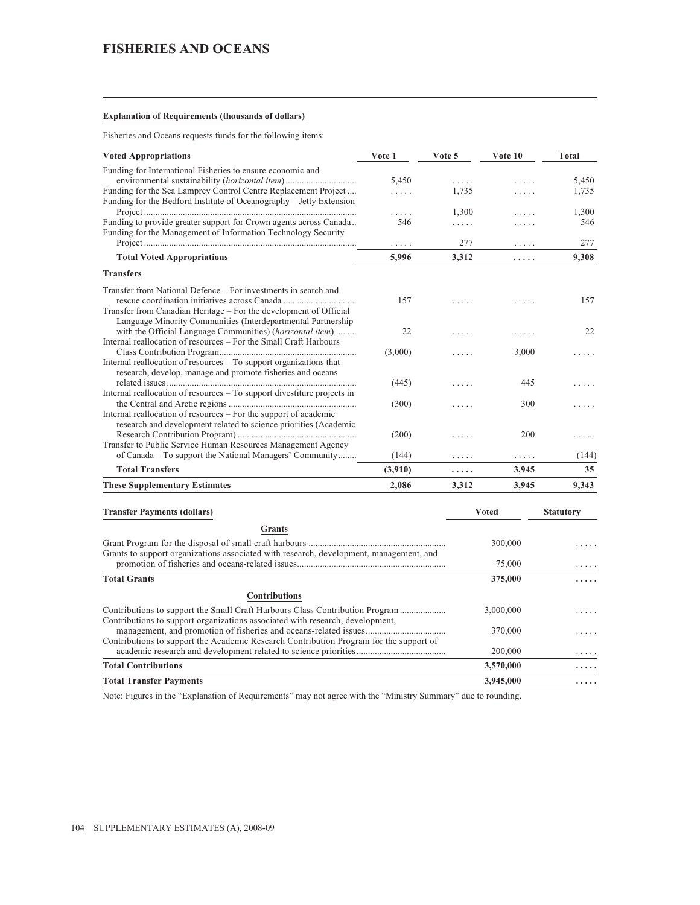# FISHERIES AND OCEANS

**Explanation of Requirements (thousands of dollars)**

Fisheries and Oceans requests funds for the following items:

| Voted Appropriations | Vote 1 | Vote 5 | Vote 10 | Total |
|---|---|---|---|---|
| Funding for International Fisheries to ensure economic and environmental sustainability (*horizontal item*) | 5,450 | ..... | ..... | 5,450 |
| Funding for the Sea Lamprey Control Centre Replacement Project | ..... | 1,735 | ..... | 1,735 |
| Funding for the Bedford Institute of Oceanography – Jetty Extension Project | ..... | 1,300 | ..... | 1,300 |
| Funding to provide greater support for Crown agents across Canada | 546 | ..... | ..... | 546 |
| Funding for the Management of Information Technology Security Project | ..... | 277 | ..... | 277 |
| **Total Voted Appropriations** | **5,996** | **3,312** | **.....** | **9,308** |
| **Transfers** | | | | |
| Transfer from National Defence – For investments in search and rescue coordination initiatives across Canada | 157 | ..... | ..... | 157 |
| Transfer from Canadian Heritage – For the development of Official Language Minority Communities (Interdepartmental Partnership with the Official Language Communities) (*horizontal item*) | 22 | ..... | ..... | 22 |
| Internal reallocation of resources – For the Small Craft Harbours Class Contribution Program | (3,000) | ..... | 3,000 | ..... |
| Internal reallocation of resources – To support organizations that research, develop, manage and promote fisheries and oceans related issues | (445) | ..... | 445 | ..... |
| Internal reallocation of resources – To support divestiture projects in the Central and Arctic regions | (300) | ..... | 300 | ..... |
| Internal reallocation of resources – For the support of academic research and development related to science priorities (Academic Research Contribution Program) | (200) | ..... | 200 | ..... |
| Transfer to Public Service Human Resources Management Agency of Canada – To support the National Managers' Community | (144) | ..... | ..... | (144) |
| **Total Transfers** | **(3,910)** | **.....** | **3,945** | **35** |
| **These Supplementary Estimates** | **2,086** | **3,312** | **3,945** | **9,343** |

| Transfer Payments (dollars) | Voted | Statutory |
|---|---|---|
| **Grants** | | |
| Grant Program for the disposal of small craft harbours | 300,000 | ..... |
| Grants to support organizations associated with research, development, management, and promotion of fisheries and oceans-related issues | 75,000 | ..... |
| **Total Grants** | **375,000** | **.....** |
| **Contributions** | | |
| Contributions to support the Small Craft Harbours Class Contribution Program | 3,000,000 | ..... |
| Contributions to support organizations associated with research, development, management, and promotion of fisheries and oceans-related issues | 370,000 | ..... |
| Contributions to support the Academic Research Contribution Program for the support of academic research and development related to science priorities | 200,000 | ..... |
| **Total Contributions** | **3,570,000** | **.....** |
| **Total Transfer Payments** | **3,945,000** | **.....** |

Note: Figures in the "Explanation of Requirements" may not agree with the "Ministry Summary" due to rounding.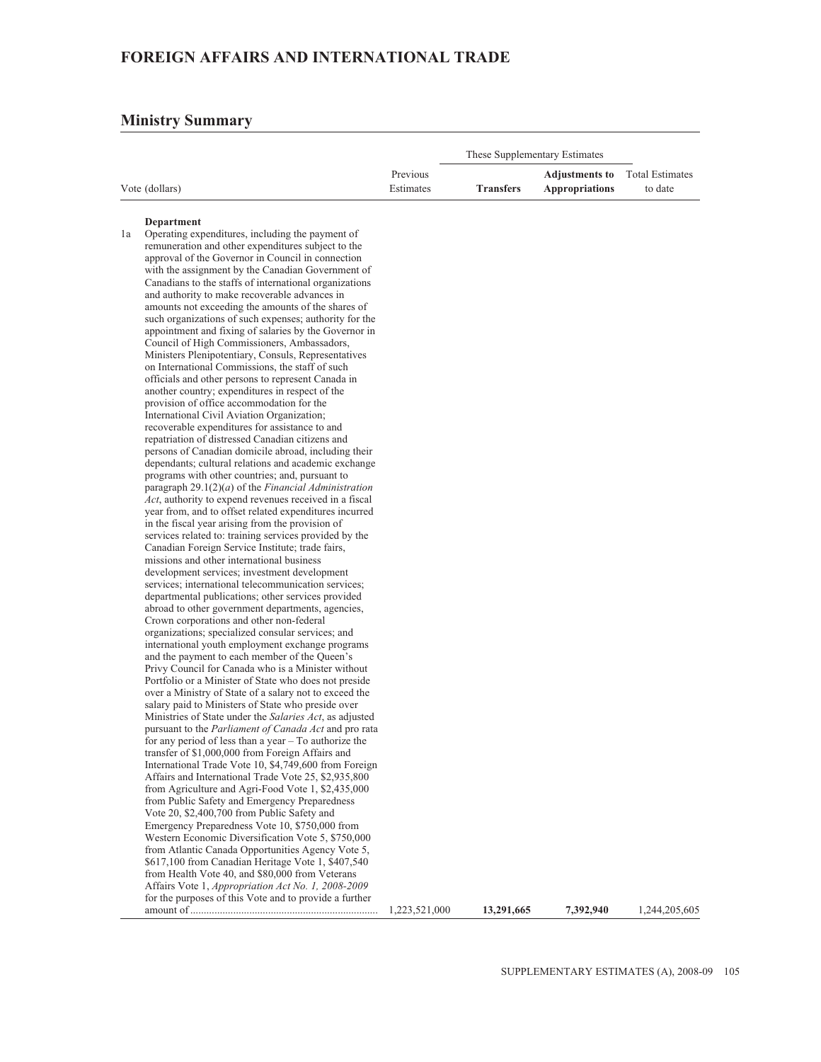# FOREIGN AFFAIRS AND INTERNATIONAL TRADE

## Ministry Summary

| Vote (dollars) | | Previous Estimates | These Supplementary Estimates | | Total Estimates to date |
|---|---|---|---|---|---|
| | | | **Transfers** | **Adjustments to Appropriations** | |
| | **Department** | | | | |
| 1a | Operating expenditures, including the payment of remuneration and other expenditures subject to the approval of the Governor in Council in connection with the assignment by the Canadian Government of Canadians to the staffs of international organizations and authority to make recoverable advances in amounts not exceeding the amounts of the shares of such organizations of such expenses; authority for the appointment and fixing of salaries by the Governor in Council of High Commissioners, Ambassadors, Ministers Plenipotentiary, Consuls, Representatives on International Commissions, the staff of such officials and other persons to represent Canada in another country; expenditures in respect of the provision of office accommodation for the International Civil Aviation Organization; recoverable expenditures for assistance to and repatriation of distressed Canadian citizens and persons of Canadian domicile abroad, including their dependants; cultural relations and academic exchange programs with other countries; and, pursuant to paragraph 29.1(2)(*a*) of the *Financial Administration Act*, authority to expend revenues received in a fiscal year from, and to offset related expenditures incurred in the fiscal year arising from the provision of services related to: training services provided by the Canadian Foreign Service Institute; trade fairs, missions and other international business development services; investment development services; international telecommunication services; departmental publications; other services provided abroad to other government departments, agencies, Crown corporations and other non-federal organizations; specialized consular services; and international youth employment exchange programs and the payment to each member of the Queen's Privy Council for Canada who is a Minister without Portfolio or a Minister of State who does not preside over a Ministry of State of a salary not to exceed the salary paid to Ministers of State who preside over Ministries of State under the *Salaries Act*, as adjusted pursuant to the *Parliament of Canada Act* and pro rata for any period of less than a year – To authorize the transfer of $1,000,000 from Foreign Affairs and International Trade Vote 10, $4,749,600 from Foreign Affairs and International Trade Vote 25, $2,935,800 from Agriculture and Agri-Food Vote 1, $2,435,000 from Public Safety and Emergency Preparedness Vote 20, $2,400,700 from Public Safety and Emergency Preparedness Vote 10, $750,000 from Western Economic Diversification Vote 5, $750,000 from Atlantic Canada Opportunities Agency Vote 5, $617,100 from Canadian Heritage Vote 1, $407,540 from Health Vote 40, and $80,000 from Veterans Affairs Vote 1, *Appropriation Act No. 1, 2008-2009* for the purposes of this Vote and to provide a further amount of | 1,223,521,000 | **13,291,665** | **7,392,940** | 1,244,205,605 |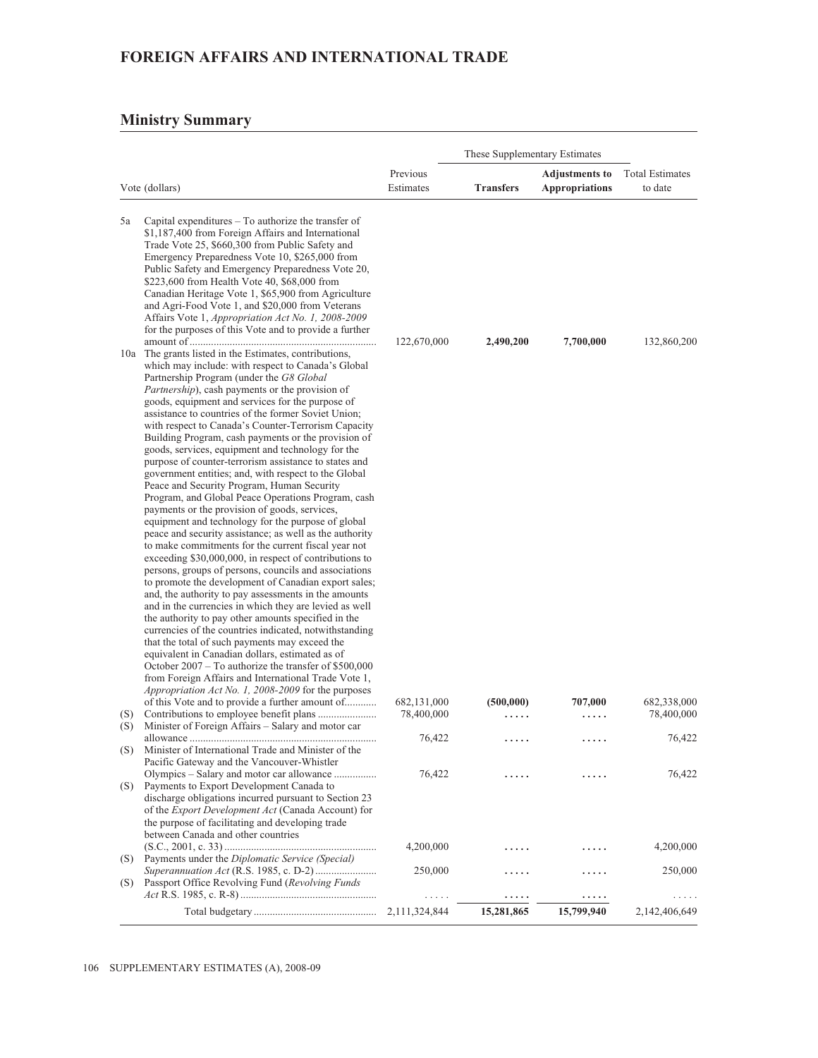# FOREIGN AFFAIRS AND INTERNATIONAL TRADE

## Ministry Summary

| | Vote (dollars) | Previous Estimates | These Supplementary Estimates | | Total Estimates to date |
|---|---|---|---|---|---|
| | | | **Transfers** | **Adjustments to Appropriations** | |
| 5a | Capital expenditures – To authorize the transfer of $1,187,400 from Foreign Affairs and International Trade Vote 25, $660,300 from Public Safety and Emergency Preparedness Vote 10, $265,000 from Public Safety and Emergency Preparedness Vote 20, $223,600 from Health Vote 40, $68,000 from Canadian Heritage Vote 1, $65,900 from Agriculture and Agri-Food Vote 1, and $20,000 from Veterans Affairs Vote 1, *Appropriation Act No. 1, 2008-2009* for the purposes of this Vote and to provide a further amount of | 122,670,000 | **2,490,200** | **7,700,000** | 132,860,200 |
| 10a | The grants listed in the Estimates, contributions, which may include: with respect to Canada's Global Partnership Program (under the *G8 Global Partnership*), cash payments or the provision of goods, equipment and services for the purpose of assistance to countries of the former Soviet Union; with respect to Canada's Counter-Terrorism Capacity Building Program, cash payments or the provision of goods, services, equipment and technology for the purpose of counter-terrorism assistance to states and government entities; and, with respect to the Global Peace and Security Program, Human Security Program, and Global Peace Operations Program, cash payments or the provision of goods, services, equipment and technology for the purpose of global peace and security assistance; as well as the authority to make commitments for the current fiscal year not exceeding $30,000,000, in respect of contributions to persons, groups of persons, councils and associations to promote the development of Canadian export sales; and, the authority to pay assessments in the amounts and in the currencies in which they are levied as well the authority to pay other amounts specified in the currencies of the countries indicated, notwithstanding that the total of such payments may exceed the equivalent in Canadian dollars, estimated as of October 2007 – To authorize the transfer of $500,000 from Foreign Affairs and International Trade Vote 1, *Appropriation Act No. 1, 2008-2009* for the purposes of this Vote and to provide a further amount of | 682,131,000 | **(500,000)** | **707,000** | 682,338,000 |
| (S) | Contributions to employee benefit plans | 78,400,000 | ..... | ..... | 78,400,000 |
| (S) | Minister of Foreign Affairs – Salary and motor car allowance | 76,422 | ..... | ..... | 76,422 |
| (S) | Minister of International Trade and Minister of the Pacific Gateway and the Vancouver-Whistler Olympics – Salary and motor car allowance | 76,422 | ..... | ..... | 76,422 |
| (S) | Payments to Export Development Canada to discharge obligations incurred pursuant to Section 23 of the *Export Development Act* (Canada Account) for the purpose of facilitating and developing trade between Canada and other countries (S.C., 2001, c. 33) | 4,200,000 | ..... | ..... | 4,200,000 |
| (S) | Payments under the *Diplomatic Service (Special) Superannuation Act* (R.S. 1985, c. D-2) | 250,000 | ..... | ..... | 250,000 |
| (S) | Passport Office Revolving Fund (*Revolving Funds Act* R.S. 1985, c. R-8) | ..... | ..... | ..... | ..... |
| | Total budgetary | 2,111,324,844 | **15,281,865** | **15,799,940** | 2,142,406,649 |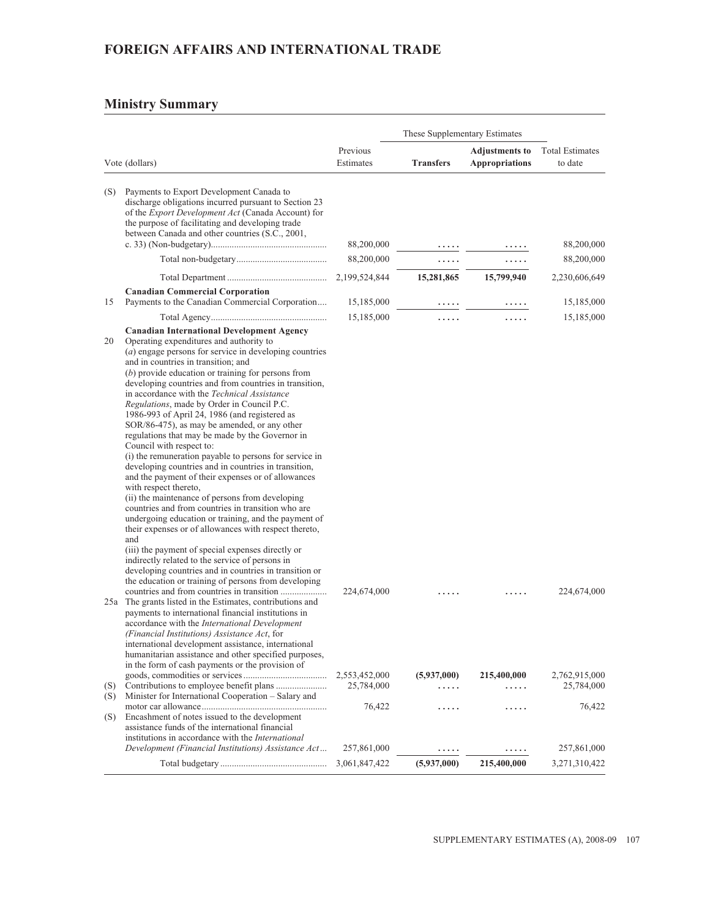# FOREIGN AFFAIRS AND INTERNATIONAL TRADE

## Ministry Summary

| | Vote (dollars) | Previous Estimates | These Supplementary Estimates | | Total Estimates to date |
|---|---|---|---|---|---|
| | | | **Transfers** | **Adjustments to Appropriations** | |
| (S) | Payments to Export Development Canada to discharge obligations incurred pursuant to Section 23 of the *Export Development Act* (Canada Account) for the purpose of facilitating and developing trade between Canada and other countries (S.C., 2001, c. 33) (Non-budgetary) | 88,200,000 | ..... | ..... | 88,200,000 |
| | Total non-budgetary | 88,200,000 | ..... | ..... | 88,200,000 |
| | Total Department | 2,199,524,844 | **15,281,865** | **15,799,940** | 2,230,606,649 |
| | **Canadian Commercial Corporation** | | | | |
| 15 | Payments to the Canadian Commercial Corporation | 15,185,000 | ..... | ..... | 15,185,000 |
| | Total Agency | 15,185,000 | ..... | ..... | 15,185,000 |
| | **Canadian International Development Agency** | | | | |
| 20 | Operating expenditures and authority to (*a*) engage persons for service in developing countries and in countries in transition; and (*b*) provide education or training for persons from developing countries and from countries in transition, in accordance with the *Technical Assistance Regulations*, made by Order in Council P.C. 1986-993 of April 24, 1986 (and registered as SOR/86-475), as may be amended, or any other regulations that may be made by the Governor in Council with respect to: (i) the remuneration payable to persons for service in developing countries and in countries in transition, and the payment of their expenses or of allowances with respect thereto, (ii) the maintenance of persons from developing countries and from countries in transition who are undergoing education or training, and the payment of their expenses or of allowances with respect thereto, and (iii) the payment of special expenses directly or indirectly related to the service of persons in developing countries and in countries in transition or the education or training of persons from developing countries and from countries in transition | 224,674,000 | ..... | ..... | 224,674,000 |
| 25a | The grants listed in the Estimates, contributions and payments to international financial institutions in accordance with the *International Development (Financial Institutions) Assistance Act*, for international development assistance, international humanitarian assistance and other specified purposes, in the form of cash payments or the provision of goods, commodities or services | 2,553,452,000 | **(5,937,000)** | **215,400,000** | 2,762,915,000 |
| (S) | Contributions to employee benefit plans | 25,784,000 | ..... | ..... | 25,784,000 |
| (S) | Minister for International Cooperation – Salary and motor car allowance | 76,422 | ..... | ..... | 76,422 |
| (S) | Encashment of notes issued to the development assistance funds of the international financial institutions in accordance with the *International Development (Financial Institutions) Assistance Act* | 257,861,000 | ..... | ..... | 257,861,000 |
| | Total budgetary | 3,061,847,422 | **(5,937,000)** | **215,400,000** | 3,271,310,422 |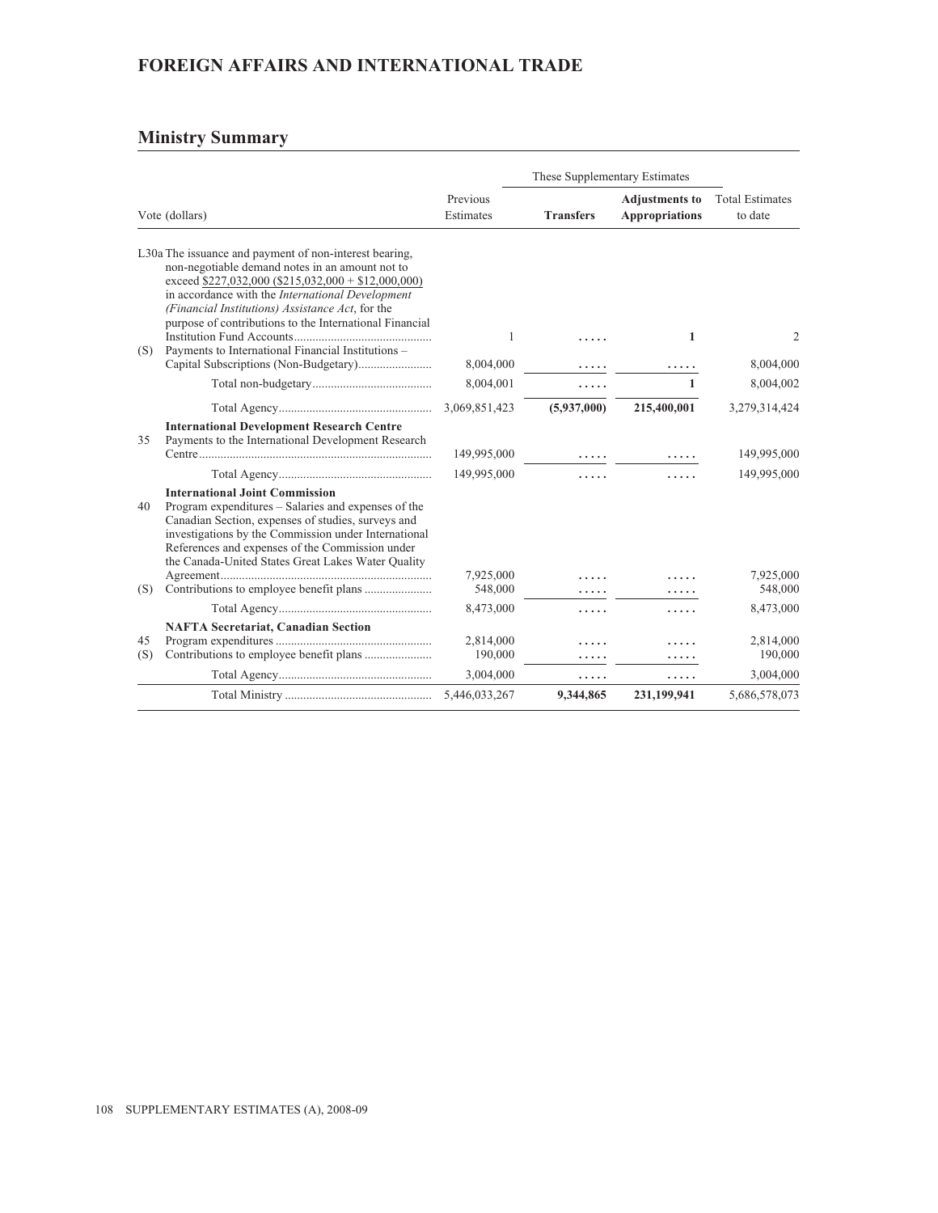## FOREIGN AFFAIRS AND INTERNATIONAL TRADE

### Ministry Summary

| Vote (dollars) | | Previous Estimates | These Supplementary Estimates | | Total Estimates to date |
|---|---|---|---|---|---|
| | | | **Transfers** | **Adjustments to Appropriations** | |
| L30a | The issuance and payment of non-interest bearing, non-negotiable demand notes in an amount not to exceed $227,032,000 ($215,032,000 + $12,000,000) in accordance with the *International Development (Financial Institutions) Assistance Act*, for the purpose of contributions to the International Financial Institution Fund Accounts | 1 | ..... | **1** | 2 |
| (S) | Payments to International Financial Institutions – Capital Subscriptions (Non-Budgetary) | 8,004,000 | ..... | ..... | 8,004,000 |
| | Total non-budgetary | 8,004,001 | ..... | **1** | 8,004,002 |
| | Total Agency | 3,069,851,423 | **(5,937,000)** | **215,400,001** | 3,279,314,424 |
| | **International Development Research Centre** | | | | |
| 35 | Payments to the International Development Research Centre | 149,995,000 | ..... | ..... | 149,995,000 |
| | Total Agency | 149,995,000 | ..... | ..... | 149,995,000 |
| | **International Joint Commission** | | | | |
| 40 | Program expenditures – Salaries and expenses of the Canadian Section, expenses of studies, surveys and investigations by the Commission under International References and expenses of the Commission under the Canada-United States Great Lakes Water Quality Agreement | 7,925,000 | ..... | ..... | 7,925,000 |
| (S) | Contributions to employee benefit plans | 548,000 | ..... | ..... | 548,000 |
| | Total Agency | 8,473,000 | ..... | ..... | 8,473,000 |
| | **NAFTA Secretariat, Canadian Section** | | | | |
| 45 | Program expenditures | 2,814,000 | ..... | ..... | 2,814,000 |
| (S) | Contributions to employee benefit plans | 190,000 | ..... | ..... | 190,000 |
| | Total Agency | 3,004,000 | ..... | ..... | 3,004,000 |
| | Total Ministry | 5,446,033,267 | **9,344,865** | **231,199,941** | 5,686,578,073 |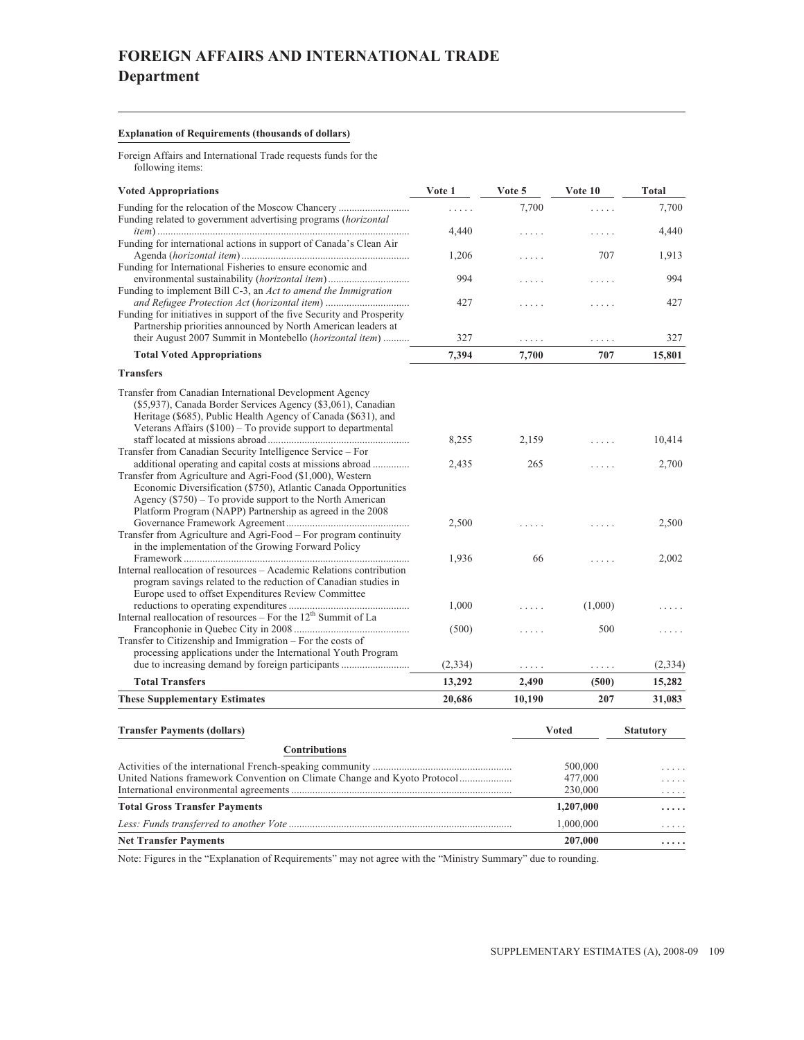# FOREIGN AFFAIRS AND INTERNATIONAL TRADE
## Department

**Explanation of Requirements (thousands of dollars)**

Foreign Affairs and International Trade requests funds for the following items:

| Voted Appropriations | Vote 1 | Vote 5 | Vote 10 | Total |
|---|---|---|---|---|
| Funding for the relocation of the Moscow Chancery | ..... | 7,700 | ..... | 7,700 |
| Funding related to government advertising programs (*horizontal item*) | 4,440 | ..... | ..... | 4,440 |
| Funding for international actions in support of Canada's Clean Air Agenda (*horizontal item*) | 1,206 | ..... | 707 | 1,913 |
| Funding for International Fisheries to ensure economic and environmental sustainability (*horizontal item*) | 994 | ..... | ..... | 994 |
| Funding to implement Bill C-3, an *Act to amend the Immigration and Refugee Protection Act* (*horizontal item*) | 427 | ..... | ..... | 427 |
| Funding for initiatives in support of the five Security and Prosperity Partnership priorities announced by North American leaders at their August 2007 Summit in Montebello (*horizontal item*) | 327 | ..... | ..... | 327 |
| **Total Voted Appropriations** | **7,394** | **7,700** | **707** | **15,801** |
| **Transfers** | | | | |
| Transfer from Canadian International Development Agency ($5,937), Canada Border Services Agency ($3,061), Canadian Heritage ($685), Public Health Agency of Canada ($631), and Veterans Affairs ($100) – To provide support to departmental staff located at missions abroad | 8,255 | 2,159 | ..... | 10,414 |
| Transfer from Canadian Security Intelligence Service – For additional operating and capital costs at missions abroad | 2,435 | 265 | ..... | 2,700 |
| Transfer from Agriculture and Agri-Food ($1,000), Western Economic Diversification ($750), Atlantic Canada Opportunities Agency ($750) – To provide support to the North American Platform Program (NAPP) Partnership as agreed in the 2008 Governance Framework Agreement | 2,500 | ..... | ..... | 2,500 |
| Transfer from Agriculture and Agri-Food – For program continuity in the implementation of the Growing Forward Policy Framework | 1,936 | 66 | ..... | 2,002 |
| Internal reallocation of resources – Academic Relations contribution program savings related to the reduction of Canadian studies in Europe used to offset Expenditures Review Committee reductions to operating expenditures | 1,000 | ..... | (1,000) | ..... |
| Internal reallocation of resources – For the 12th Summit of La Francophonie in Quebec City in 2008 | (500) | ..... | 500 | ..... |
| Transfer to Citizenship and Immigration – For the costs of processing applications under the International Youth Program due to increasing demand by foreign participants | (2,334) | ..... | ..... | (2,334) |
| **Total Transfers** | **13,292** | **2,490** | **(500)** | **15,282** |
| **These Supplementary Estimates** | **20,686** | **10,190** | **207** | **31,083** |

| Transfer Payments (dollars) | Voted | Statutory |
|---|---|---|
| **Contributions** | | |
| Activities of the international French-speaking community | 500,000 | ..... |
| United Nations framework Convention on Climate Change and Kyoto Protocol | 477,000 | ..... |
| International environmental agreements | 230,000 | ..... |
| **Total Gross Transfer Payments** | **1,207,000** | **.....** |
| *Less: Funds transferred to another Vote* | 1,000,000 | ..... |
| **Net Transfer Payments** | **207,000** | **.....** |

Note: Figures in the "Explanation of Requirements" may not agree with the "Ministry Summary" due to rounding.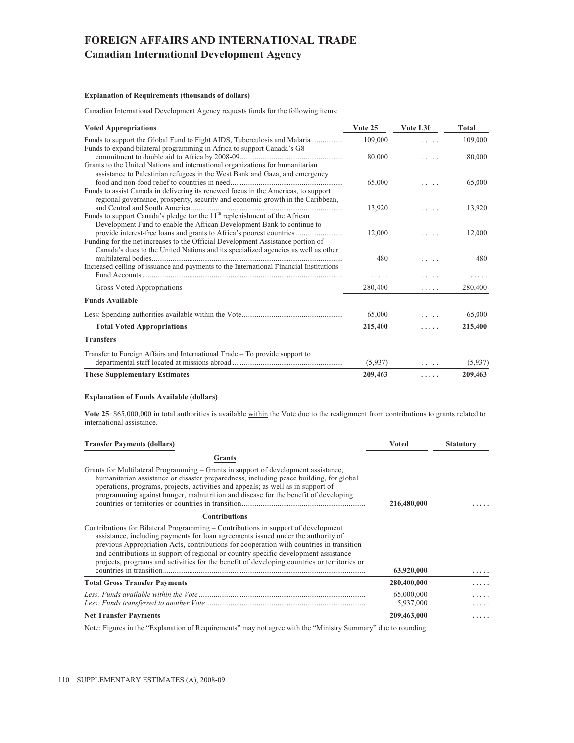# FOREIGN AFFAIRS AND INTERNATIONAL TRADE
## Canadian International Development Agency

**Explanation of Requirements (thousands of dollars)**

Canadian International Development Agency requests funds for the following items:

| Voted Appropriations | Vote 25 | Vote L30 | Total |
|---|---|---|---|
| Funds to support the Global Fund to Fight AIDS, Tuberculosis and Malaria | 109,000 | ..... | 109,000 |
| Funds to expand bilateral programming in Africa to support Canada's G8 commitment to double aid to Africa by 2008-09 | 80,000 | ..... | 80,000 |
| Grants to the United Nations and international organizations for humanitarian assistance to Palestinian refugees in the West Bank and Gaza, and emergency food and non-food relief to countries in need | 65,000 | ..... | 65,000 |
| Funds to assist Canada in delivering its renewed focus in the Americas, to support regional governance, prosperity, security and economic growth in the Caribbean, and Central and South America | 13,920 | ..... | 13,920 |
| Funds to support Canada's pledge for the 11th replenishment of the African Development Fund to enable the African Development Bank to continue to provide interest-free loans and grants to Africa's poorest countries | 12,000 | ..... | 12,000 |
| Funding for the net increases to the Official Development Assistance portion of Canada's dues to the United Nations and its specialized agencies as well as other multilateral bodies | 480 | ..... | 480 |
| Increased ceiling of issuance and payments to the International Financial Institutions Fund Accounts | ..... | ..... | ..... |
| Gross Voted Appropriations | 280,400 | ..... | 280,400 |
| **Funds Available** | | | |
| Less: Spending authorities available within the Vote | 65,000 | ..... | 65,000 |
| **Total Voted Appropriations** | **215,400** | **.....** | **215,400** |
| **Transfers** | | | |
| Transfer to Foreign Affairs and International Trade – To provide support to departmental staff located at missions abroad | (5,937) | ..... | (5,937) |
| **These Supplementary Estimates** | **209,463** | **.....** | **209,463** |

**Explanation of Funds Available (dollars)**

**Vote 25**: $65,000,000 in total authorities is available within the Vote due to the realignment from contributions to grants related to international assistance.

| Transfer Payments (dollars) | Voted | Statutory |
|---|---|---|
| **Grants** | | |
| Grants for Multilateral Programming – Grants in support of development assistance, humanitarian assistance or disaster preparedness, including peace building, for global operations, programs, projects, activities and appeals; as well as in support of programming against hunger, malnutrition and disease for the benefit of developing countries or territories or countries in transition | **216,480,000** | **.....** |
| **Contributions** | | |
| Contributions for Bilateral Programming – Contributions in support of development assistance, including payments for loan agreements issued under the authority of previous Appropriation Acts, contributions for cooperation with countries in transition and contributions in support of regional or country specific development assistance projects, programs and activities for the benefit of developing countries or territories or countries in transition | **63,920,000** | **.....** |
| **Total Gross Transfer Payments** | **280,400,000** | **.....** |
| *Less: Funds available within the Vote* | 65,000,000 | ..... |
| *Less: Funds transferred to another Vote* | 5,937,000 | ..... |
| **Net Transfer Payments** | **209,463,000** | **.....** |

Note: Figures in the "Explanation of Requirements" may not agree with the "Ministry Summary" due to rounding.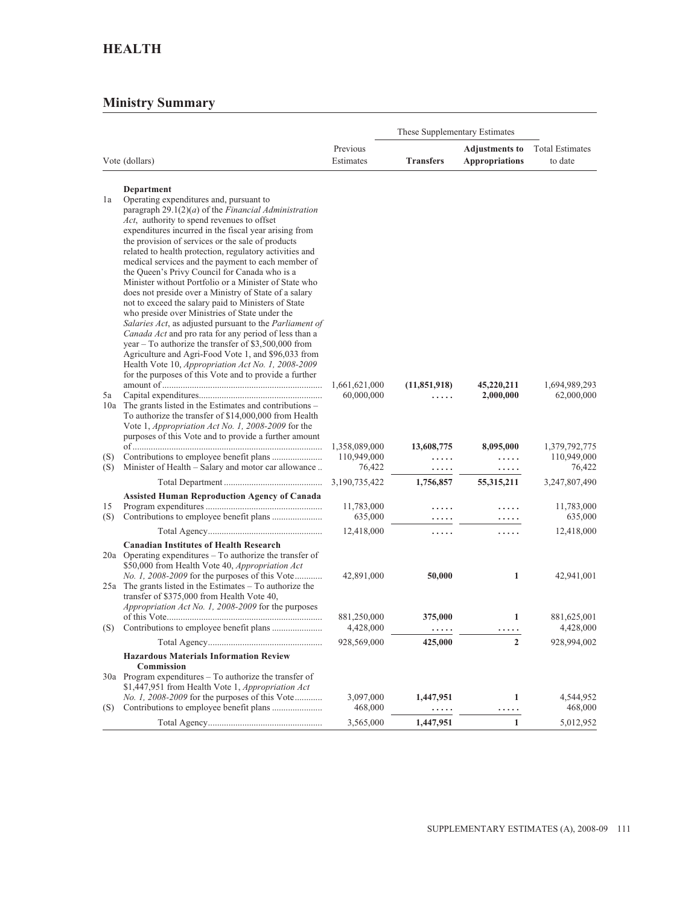# HEALTH

## Ministry Summary

| | Vote (dollars) | Previous Estimates | These Supplementary Estimates | | Total Estimates to date |
|---|---|---|---|---|---|
| | | | **Transfers** | **Adjustments to Appropriations** | |
| | **Department** | | | | |
| 1a | Operating expenditures and, pursuant to paragraph 29.1(2)(*a*) of the *Financial Administration Act*, authority to spend revenues to offset expenditures incurred in the fiscal year arising from the provision of services or the sale of products related to health protection, regulatory activities and medical services and the payment to each member of the Queen's Privy Council for Canada who is a Minister without Portfolio or a Minister of State who does not preside over a Ministry of State of a salary not to exceed the salary paid to Ministers of State who preside over Ministries of State under the *Salaries Act*, as adjusted pursuant to the *Parliament of Canada Act* and pro rata for any period of less than a year – To authorize the transfer of $3,500,000 from Agriculture and Agri-Food Vote 1, and $96,033 from Health Vote 10, *Appropriation Act No. 1, 2008-2009* for the purposes of this Vote and to provide a further amount of | 1,661,621,000 | **(11,851,918)** | **45,220,211** | 1,694,989,293 |
| 5a | Capital expenditures | 60,000,000 | **.....** | **2,000,000** | 62,000,000 |
| 10a | The grants listed in the Estimates and contributions – To authorize the transfer of $14,000,000 from Health Vote 1, *Appropriation Act No. 1, 2008-2009* for the purposes of this Vote and to provide a further amount of | 1,358,089,000 | **13,608,775** | **8,095,000** | 1,379,792,775 |
| (S) | Contributions to employee benefit plans | 110,949,000 | **.....** | **.....** | 110,949,000 |
| (S) | Minister of Health – Salary and motor car allowance | 76,422 | **.....** | **.....** | 76,422 |
| | Total Department | 3,190,735,422 | **1,756,857** | **55,315,211** | 3,247,807,490 |
| | **Assisted Human Reproduction Agency of Canada** | | | | |
| 15 | Program expenditures | 11,783,000 | **.....** | **.....** | 11,783,000 |
| (S) | Contributions to employee benefit plans | 635,000 | **.....** | **.....** | 635,000 |
| | Total Agency | 12,418,000 | **.....** | **.....** | 12,418,000 |
| | **Canadian Institutes of Health Research** | | | | |
| 20a | Operating expenditures – To authorize the transfer of $50,000 from Health Vote 40, *Appropriation Act No. 1, 2008-2009* for the purposes of this Vote | 42,891,000 | **50,000** | **1** | 42,941,001 |
| 25a | The grants listed in the Estimates – To authorize the transfer of $375,000 from Health Vote 40, *Appropriation Act No. 1, 2008-2009* for the purposes of this Vote | 881,250,000 | **375,000** | **1** | 881,625,001 |
| (S) | Contributions to employee benefit plans | 4,428,000 | **.....** | **.....** | 4,428,000 |
| | Total Agency | 928,569,000 | **425,000** | **2** | 928,994,002 |
| | **Hazardous Materials Information Review Commission** | | | | |
| 30a | Program expenditures – To authorize the transfer of $1,447,951 from Health Vote 1, *Appropriation Act No. 1, 2008-2009* for the purposes of this Vote | 3,097,000 | **1,447,951** | **1** | 4,544,952 |
| (S) | Contributions to employee benefit plans | 468,000 | **.....** | **.....** | 468,000 |
| | Total Agency | 3,565,000 | **1,447,951** | **1** | 5,012,952 |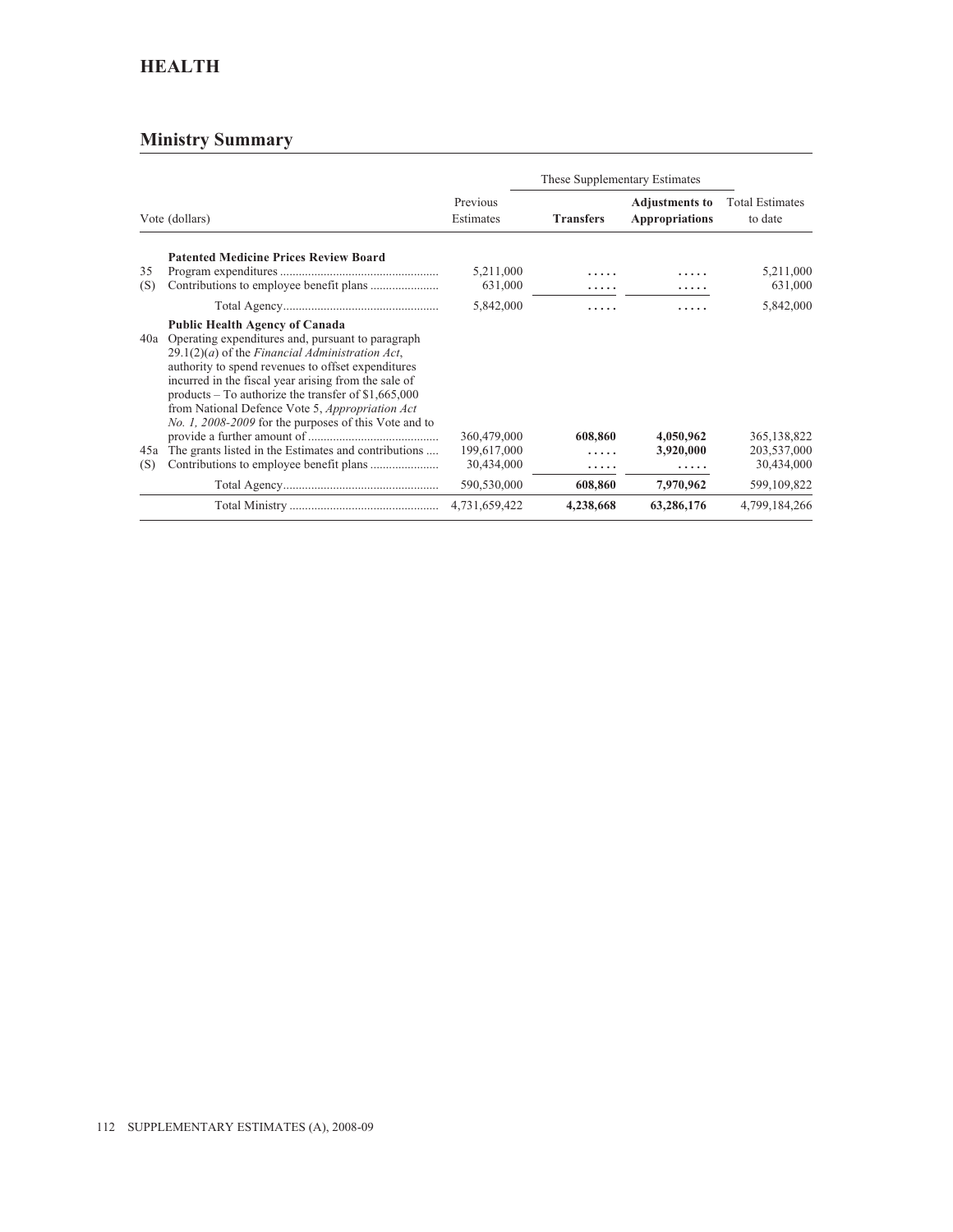# HEALTH

## Ministry Summary

| Vote (dollars) | | Previous Estimates | These Supplementary Estimates | | Total Estimates to date |
|---|---|---|---|---|---|
| | | | **Transfers** | **Adjustments to Appropriations** | |
| | **Patented Medicine Prices Review Board** | | | | |
| 35 | Program expenditures | 5,211,000 | ..... | ..... | 5,211,000 |
| (S) | Contributions to employee benefit plans | 631,000 | ..... | ..... | 631,000 |
| | Total Agency | 5,842,000 | ..... | ..... | 5,842,000 |
| | **Public Health Agency of Canada** | | | | |
| 40a | Operating expenditures and, pursuant to paragraph 29.1(2)(*a*) of the *Financial Administration Act*, authority to spend revenues to offset expenditures incurred in the fiscal year arising from the sale of products – To authorize the transfer of $1,665,000 from National Defence Vote 5, *Appropriation Act No. 1, 2008-2009* for the purposes of this Vote and to provide a further amount of | 360,479,000 | **608,860** | **4,050,962** | 365,138,822 |
| 45a | The grants listed in the Estimates and contributions | 199,617,000 | ..... | **3,920,000** | 203,537,000 |
| (S) | Contributions to employee benefit plans | 30,434,000 | ..... | ..... | 30,434,000 |
| | Total Agency | 590,530,000 | **608,860** | **7,970,962** | 599,109,822 |
| | Total Ministry | 4,731,659,422 | **4,238,668** | **63,286,176** | 4,799,184,266 |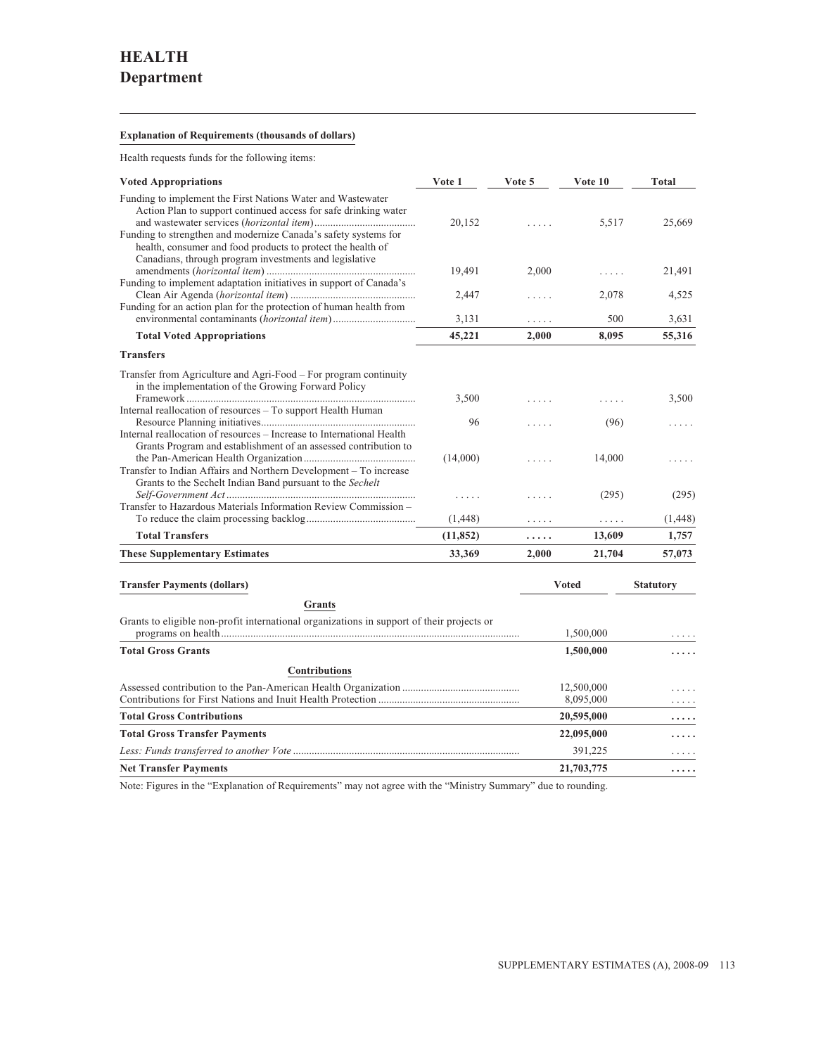# HEALTH
## Department

**Explanation of Requirements (thousands of dollars)**

Health requests funds for the following items:

| Voted Appropriations | Vote 1 | Vote 5 | Vote 10 | Total |
|---|---|---|---|---|
| Funding to implement the First Nations Water and Wastewater Action Plan to support continued access for safe drinking water and wastewater services (*horizontal item*) | 20,152 | ..... | 5,517 | 25,669 |
| Funding to strengthen and modernize Canada's safety systems for health, consumer and food products to protect the health of Canadians, through program investments and legislative amendments (*horizontal item*) | 19,491 | 2,000 | ..... | 21,491 |
| Funding to implement adaptation initiatives in support of Canada's Clean Air Agenda (*horizontal item*) | 2,447 | ..... | 2,078 | 4,525 |
| Funding for an action plan for the protection of human health from environmental contaminants (*horizontal item*) | 3,131 | ..... | 500 | 3,631 |
| **Total Voted Appropriations** | **45,221** | **2,000** | **8,095** | **55,316** |
| **Transfers** | | | | |
| Transfer from Agriculture and Agri-Food – For program continuity in the implementation of the Growing Forward Policy Framework | 3,500 | ..... | ..... | 3,500 |
| Internal reallocation of resources – To support Health Human Resource Planning initiatives | 96 | ..... | (96) | ..... |
| Internal reallocation of resources – Increase to International Health Grants Program and establishment of an assessed contribution to the Pan-American Health Organization | (14,000) | ..... | 14,000 | ..... |
| Transfer to Indian Affairs and Northern Development – To increase Grants to the Sechelt Indian Band pursuant to the *Sechelt Self-Government Act* | ..... | ..... | (295) | (295) |
| Transfer to Hazardous Materials Information Review Commission – To reduce the claim processing backlog | (1,448) | ..... | ..... | (1,448) |
| **Total Transfers** | **(11,852)** | **.....** | **13,609** | **1,757** |
| **These Supplementary Estimates** | **33,369** | **2,000** | **21,704** | **57,073** |

| Transfer Payments (dollars) | Voted | Statutory |
|---|---|---|
| **Grants** | | |
| Grants to eligible non-profit international organizations in support of their projects or programs on health | 1,500,000 | ..... |
| **Total Gross Grants** | **1,500,000** | **.....** |
| **Contributions** | | |
| Assessed contribution to the Pan-American Health Organization | 12,500,000 | ..... |
| Contributions for First Nations and Inuit Health Protection | 8,095,000 | ..... |
| **Total Gross Contributions** | **20,595,000** | **.....** |
| **Total Gross Transfer Payments** | **22,095,000** | **.....** |
| *Less: Funds transferred to another Vote* | 391,225 | ..... |
| **Net Transfer Payments** | **21,703,775** | **.....** |

Note: Figures in the "Explanation of Requirements" may not agree with the "Ministry Summary" due to rounding.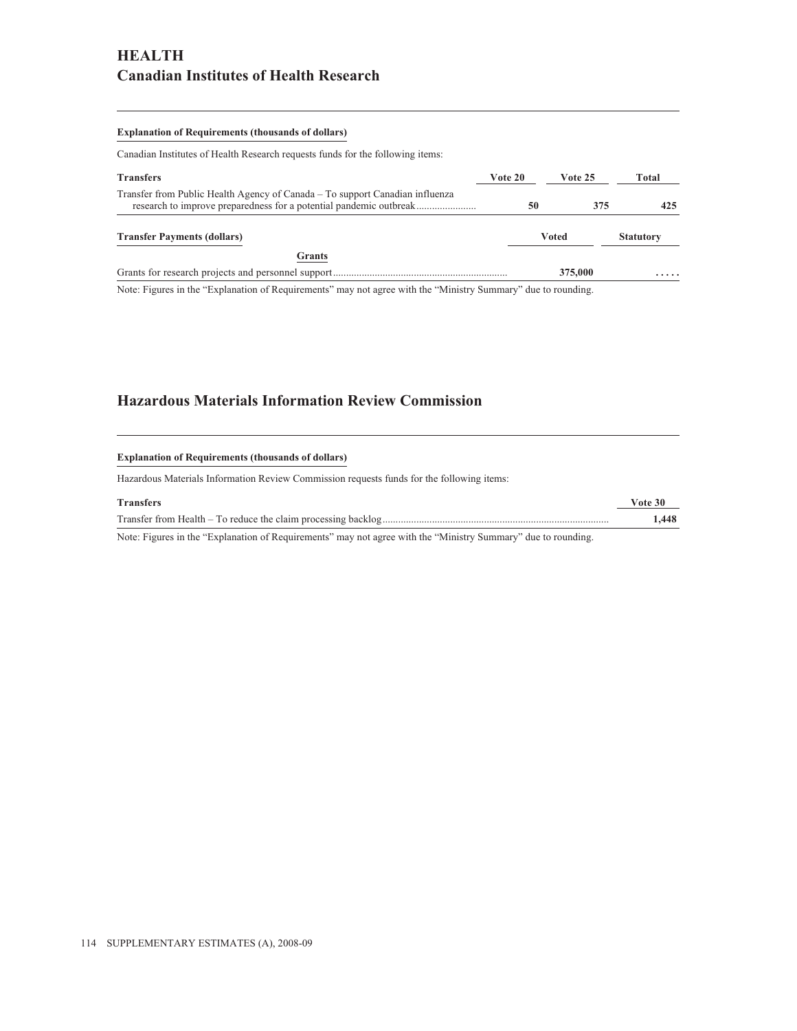# HEALTH

## Canadian Institutes of Health Research

**Explanation of Requirements (thousands of dollars)**

Canadian Institutes of Health Research requests funds for the following items:

| Transfers | Vote 20 | Vote 25 | Total |
|---|---|---|---|
| Transfer from Public Health Agency of Canada – To support Canadian influenza research to improve preparedness for a potential pandemic outbreak | **50** | **375** | **425** |

| Transfer Payments (dollars) | Voted | Statutory |
|---|---|---|
| **Grants** | | |
| Grants for research projects and personnel support | **375,000** | **.....** |

Note: Figures in the "Explanation of Requirements" may not agree with the "Ministry Summary" due to rounding.

## Hazardous Materials Information Review Commission

**Explanation of Requirements (thousands of dollars)**

Hazardous Materials Information Review Commission requests funds for the following items:

| Transfers | Vote 30 |
|---|---|
| Transfer from Health – To reduce the claim processing backlog | **1,448** |

Note: Figures in the "Explanation of Requirements" may not agree with the "Ministry Summary" due to rounding.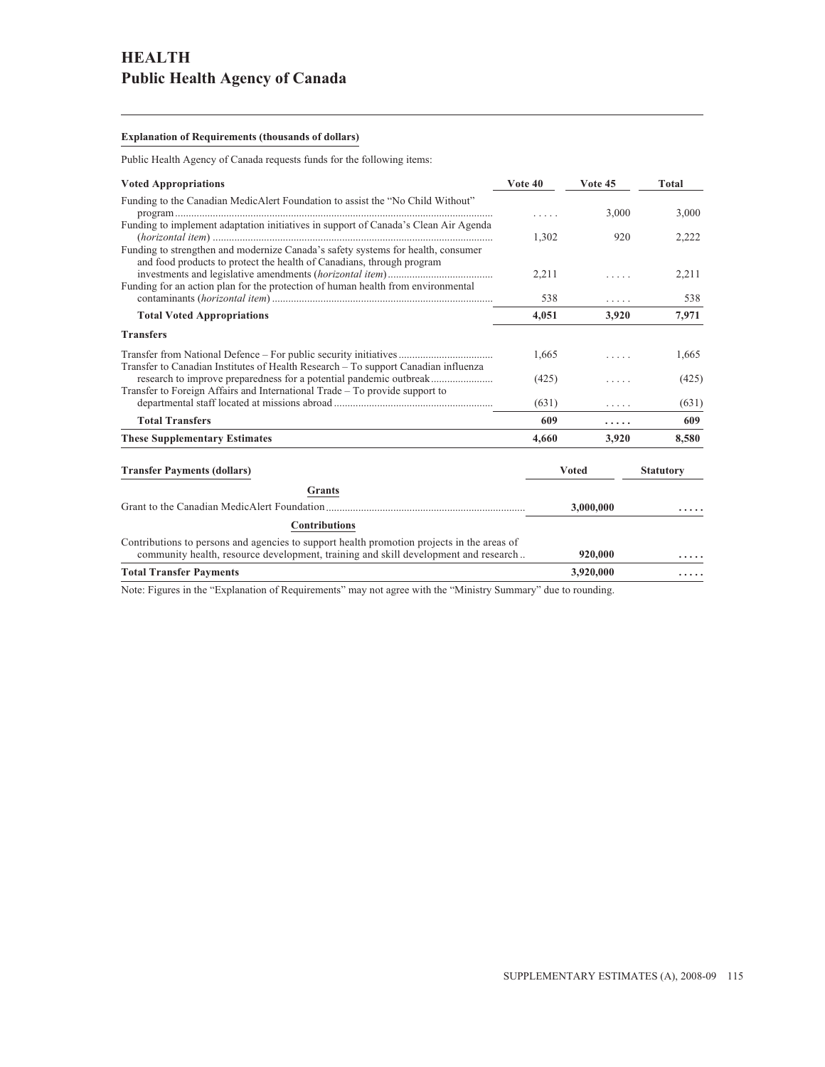# HEALTH
## Public Health Agency of Canada

**Explanation of Requirements (thousands of dollars)**

Public Health Agency of Canada requests funds for the following items:

| Voted Appropriations | Vote 40 | Vote 45 | Total |
|---|---|---|---|
| Funding to the Canadian MedicAlert Foundation to assist the "No Child Without" program | ..... | 3,000 | 3,000 |
| Funding to implement adaptation initiatives in support of Canada's Clean Air Agenda (*horizontal item*) | 1,302 | 920 | 2,222 |
| Funding to strengthen and modernize Canada's safety systems for health, consumer and food products to protect the health of Canadians, through program investments and legislative amendments (*horizontal item*) | 2,211 | ..... | 2,211 |
| Funding for an action plan for the protection of human health from environmental contaminants (*horizontal item*) | 538 | ..... | 538 |
| **Total Voted Appropriations** | **4,051** | **3,920** | **7,971** |
| **Transfers** | | | |
| Transfer from National Defence – For public security initiatives | 1,665 | ..... | 1,665 |
| Transfer to Canadian Institutes of Health Research – To support Canadian influenza research to improve preparedness for a potential pandemic outbreak | (425) | ..... | (425) |
| Transfer to Foreign Affairs and International Trade – To provide support to departmental staff located at missions abroad | (631) | ..... | (631) |
| **Total Transfers** | **609** | **.....** | **609** |
| **These Supplementary Estimates** | **4,660** | **3,920** | **8,580** |

| Transfer Payments (dollars) | Voted | Statutory |
|---|---|---|
| **Grants** | | |
| Grant to the Canadian MedicAlert Foundation | **3,000,000** | **.....** |
| **Contributions** | | |
| Contributions to persons and agencies to support health promotion projects in the areas of community health, resource development, training and skill development and research | **920,000** | **.....** |
| **Total Transfer Payments** | **3,920,000** | **.....** |

Note: Figures in the "Explanation of Requirements" may not agree with the "Ministry Summary" due to rounding.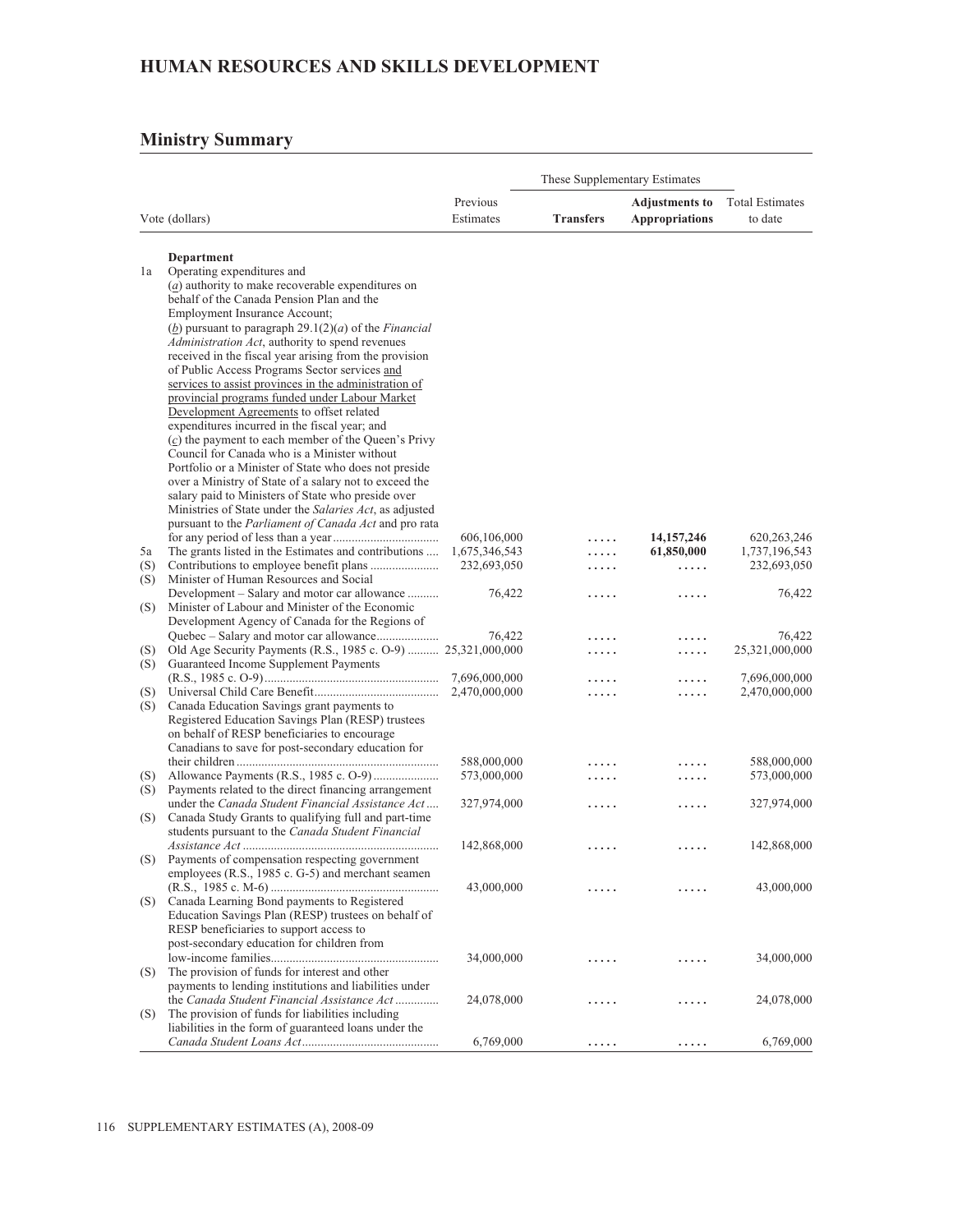# HUMAN RESOURCES AND SKILLS DEVELOPMENT

## Ministry Summary

| Vote (dollars) | | Previous Estimates | These Supplementary Estimates Transfers | These Supplementary Estimates Adjustments to Appropriations | Total Estimates to date |
|---|---|---|---|---|---|
| | **Department** | | | | |
| 1a | Operating expenditures and (*a*) authority to make recoverable expenditures on behalf of the Canada Pension Plan and the Employment Insurance Account; (*b*) pursuant to paragraph 29.1(2)(*a*) of the *Financial Administration Act*, authority to spend revenues received in the fiscal year arising from the provision of Public Access Programs Sector services and services to assist provinces in the administration of provincial programs funded under Labour Market Development Agreements to offset related expenditures incurred in the fiscal year; and (*c*) the payment to each member of the Queen's Privy Council for Canada who is a Minister without Portfolio or a Minister of State who does not preside over a Ministry of State of a salary not to exceed the salary paid to Ministers of State who preside over Ministries of State under the *Salaries Act*, as adjusted pursuant to the *Parliament of Canada Act* and pro rata for any period of less than a year | 606,106,000 | ..... | **14,157,246** | 620,263,246 |
| 5a | The grants listed in the Estimates and contributions | 1,675,346,543 | ..... | **61,850,000** | 1,737,196,543 |
| (S) | Contributions to employee benefit plans | 232,693,050 | ..... | ..... | 232,693,050 |
| (S) | Minister of Human Resources and Social Development – Salary and motor car allowance | 76,422 | ..... | ..... | 76,422 |
| (S) | Minister of Labour and Minister of the Economic Development Agency of Canada for the Regions of Quebec – Salary and motor car allowance | 76,422 | ..... | ..... | 76,422 |
| (S) | Old Age Security Payments (R.S., 1985 c. O-9) | 25,321,000,000 | ..... | ..... | 25,321,000,000 |
| (S) | Guaranteed Income Supplement Payments (R.S., 1985 c. O-9) | 7,696,000,000 | ..... | ..... | 7,696,000,000 |
| (S) | Universal Child Care Benefit | 2,470,000,000 | ..... | ..... | 2,470,000,000 |
| (S) | Canada Education Savings grant payments to Registered Education Savings Plan (RESP) trustees on behalf of RESP beneficiaries to encourage Canadians to save for post-secondary education for their children | 588,000,000 | ..... | ..... | 588,000,000 |
| (S) | Allowance Payments (R.S., 1985 c. O-9) | 573,000,000 | ..... | ..... | 573,000,000 |
| (S) | Payments related to the direct financing arrangement under the *Canada Student Financial Assistance Act* | 327,974,000 | ..... | ..... | 327,974,000 |
| (S) | Canada Study Grants to qualifying full and part-time students pursuant to the *Canada Student Financial Assistance Act* | 142,868,000 | ..... | ..... | 142,868,000 |
| (S) | Payments of compensation respecting government employees (R.S., 1985 c. G-5) and merchant seamen (R.S., 1985 c. M-6) | 43,000,000 | ..... | ..... | 43,000,000 |
| (S) | Canada Learning Bond payments to Registered Education Savings Plan (RESP) trustees on behalf of RESP beneficiaries to support access to post-secondary education for children from low-income families | 34,000,000 | ..... | ..... | 34,000,000 |
| (S) | The provision of funds for interest and other payments to lending institutions and liabilities under the *Canada Student Financial Assistance Act* | 24,078,000 | ..... | ..... | 24,078,000 |
| (S) | The provision of funds for liabilities including liabilities in the form of guaranteed loans under the *Canada Student Loans Act* | 6,769,000 | ..... | ..... | 6,769,000 |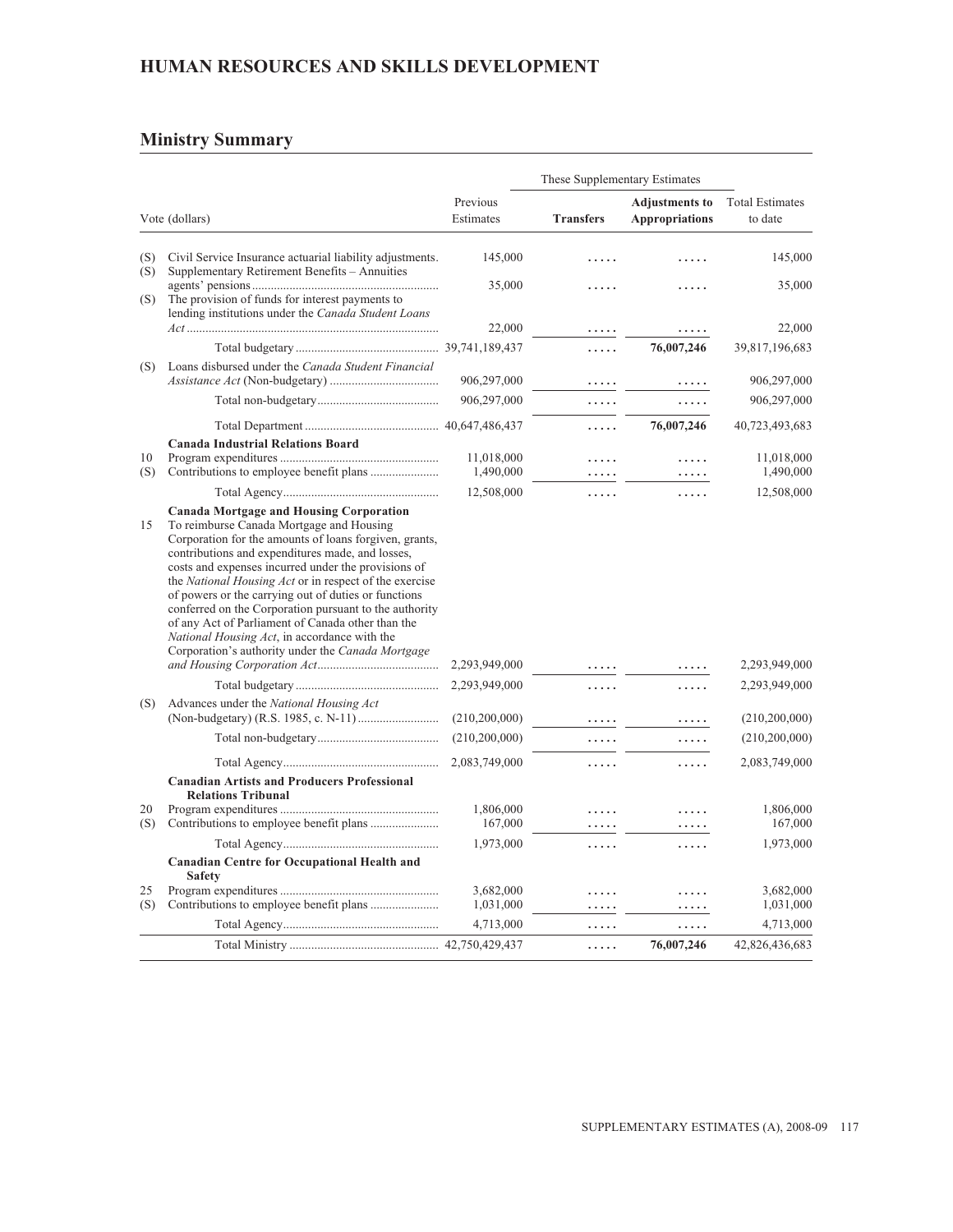## HUMAN RESOURCES AND SKILLS DEVELOPMENT

## Ministry Summary

| | Vote (dollars) | Previous Estimates | These Supplementary Estimates | | Total Estimates to date |
|---|---|---|---|---|---|
| | | | **Transfers** | **Adjustments to Appropriations** | |
| (S) | Civil Service Insurance actuarial liability adjustments. | 145,000 | ..... | ..... | 145,000 |
| (S) | Supplementary Retirement Benefits – Annuities agents' pensions | 35,000 | ..... | ..... | 35,000 |
| (S) | The provision of funds for interest payments to lending institutions under the *Canada Student Loans Act* | 22,000 | ..... | ..... | 22,000 |
| | Total budgetary | 39,741,189,437 | ..... | **76,007,246** | 39,817,196,683 |
| (S) | Loans disbursed under the *Canada Student Financial Assistance Act* (Non-budgetary) | 906,297,000 | ..... | ..... | 906,297,000 |
| | Total non-budgetary | 906,297,000 | ..... | ..... | 906,297,000 |
| | Total Department | 40,647,486,437 | ..... | **76,007,246** | 40,723,493,683 |
| | **Canada Industrial Relations Board** | | | | |
| 10 | Program expenditures | 11,018,000 | ..... | ..... | 11,018,000 |
| (S) | Contributions to employee benefit plans | 1,490,000 | ..... | ..... | 1,490,000 |
| | Total Agency | 12,508,000 | ..... | ..... | 12,508,000 |
| | **Canada Mortgage and Housing Corporation** | | | | |
| 15 | To reimburse Canada Mortgage and Housing Corporation for the amounts of loans forgiven, grants, contributions and expenditures made, and losses, costs and expenses incurred under the provisions of the *National Housing Act* or in respect of the exercise of powers or the carrying out of duties or functions conferred on the Corporation pursuant to the authority of any Act of Parliament of Canada other than the *National Housing Act*, in accordance with the Corporation's authority under the *Canada Mortgage and Housing Corporation Act* | 2,293,949,000 | ..... | ..... | 2,293,949,000 |
| | Total budgetary | 2,293,949,000 | ..... | ..... | 2,293,949,000 |
| (S) | Advances under the *National Housing Act* (Non-budgetary) (R.S. 1985, c. N-11) | (210,200,000) | ..... | ..... | (210,200,000) |
| | Total non-budgetary | (210,200,000) | ..... | ..... | (210,200,000) |
| | Total Agency | 2,083,749,000 | ..... | ..... | 2,083,749,000 |
| | **Canadian Artists and Producers Professional Relations Tribunal** | | | | |
| 20 | Program expenditures | 1,806,000 | ..... | ..... | 1,806,000 |
| (S) | Contributions to employee benefit plans | 167,000 | ..... | ..... | 167,000 |
| | Total Agency | 1,973,000 | ..... | ..... | 1,973,000 |
| | **Canadian Centre for Occupational Health and Safety** | | | | |
| 25 | Program expenditures | 3,682,000 | ..... | ..... | 3,682,000 |
| (S) | Contributions to employee benefit plans | 1,031,000 | ..... | ..... | 1,031,000 |
| | Total Agency | 4,713,000 | ..... | ..... | 4,713,000 |
| | Total Ministry | 42,750,429,437 | ..... | **76,007,246** | 42,826,436,683 |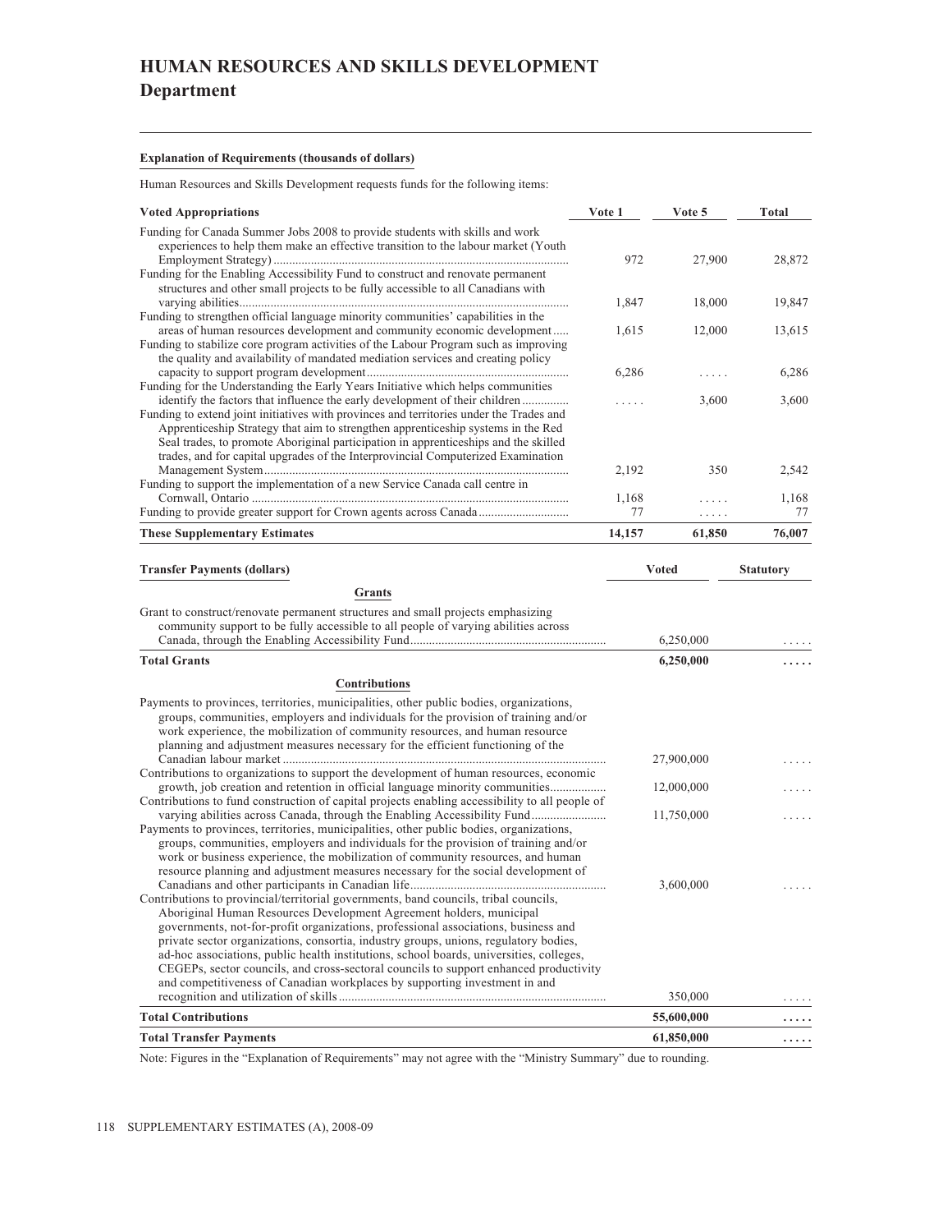# HUMAN RESOURCES AND SKILLS DEVELOPMENT
## Department

**Explanation of Requirements (thousands of dollars)**

Human Resources and Skills Development requests funds for the following items:

| Voted Appropriations | Vote 1 | Vote 5 | Total |
|---|---|---|---|
| Funding for Canada Summer Jobs 2008 to provide students with skills and work experiences to help them make an effective transition to the labour market (Youth Employment Strategy) | 972 | 27,900 | 28,872 |
| Funding for the Enabling Accessibility Fund to construct and renovate permanent structures and other small projects to be fully accessible to all Canadians with varying abilities | 1,847 | 18,000 | 19,847 |
| Funding to strengthen official language minority communities' capabilities in the areas of human resources development and community economic development | 1,615 | 12,000 | 13,615 |
| Funding to stabilize core program activities of the Labour Program such as improving the quality and availability of mandated mediation services and creating policy capacity to support program development | 6,286 | ..... | 6,286 |
| Funding for the Understanding the Early Years Initiative which helps communities identify the factors that influence the early development of their children | ..... | 3,600 | 3,600 |
| Funding to extend joint initiatives with provinces and territories under the Trades and Apprenticeship Strategy that aim to strengthen apprenticeship systems in the Red Seal trades, to promote Aboriginal participation in apprenticeships and the skilled trades, and for capital upgrades of the Interprovincial Computerized Examination Management System | 2,192 | 350 | 2,542 |
| Funding to support the implementation of a new Service Canada call centre in Cornwall, Ontario | 1,168 | ..... | 1,168 |
| Funding to provide greater support for Crown agents across Canada | 77 | ..... | 77 |
| **These Supplementary Estimates** | **14,157** | **61,850** | **76,007** |

| Transfer Payments (dollars) | Voted | Statutory |
|---|---|---|
| **Grants** | | |
| Grant to construct/renovate permanent structures and small projects emphasizing community support to be fully accessible to all people of varying abilities across Canada, through the Enabling Accessibility Fund | 6,250,000 | ..... |
| **Total Grants** | **6,250,000** | **.....** |
| **Contributions** | | |
| Payments to provinces, territories, municipalities, other public bodies, organizations, groups, communities, employers and individuals for the provision of training and/or work experience, the mobilization of community resources, and human resource planning and adjustment measures necessary for the efficient functioning of the Canadian labour market | 27,900,000 | ..... |
| Contributions to organizations to support the development of human resources, economic growth, job creation and retention in official language minority communities | 12,000,000 | ..... |
| Contributions to fund construction of capital projects enabling accessibility to all people of varying abilities across Canada, through the Enabling Accessibility Fund | 11,750,000 | ..... |
| Payments to provinces, territories, municipalities, other public bodies, organizations, groups, communities, employers and individuals for the provision of training and/or work or business experience, the mobilization of community resources, and human resource planning and adjustment measures necessary for the social development of Canadians and other participants in Canadian life | 3,600,000 | ..... |
| Contributions to provincial/territorial governments, band councils, tribal councils, Aboriginal Human Resources Development Agreement holders, municipal governments, not-for-profit organizations, professional associations, business and private sector organizations, consortia, industry groups, unions, regulatory bodies, ad-hoc associations, public health institutions, school boards, universities, colleges, CEGEPs, sector councils, and cross-sectoral councils to support enhanced productivity and competitiveness of Canadian workplaces by supporting investment in and recognition and utilization of skills | 350,000 | ..... |
| **Total Contributions** | **55,600,000** | **.....** |
| **Total Transfer Payments** | **61,850,000** | **.....** |

Note: Figures in the "Explanation of Requirements" may not agree with the "Ministry Summary" due to rounding.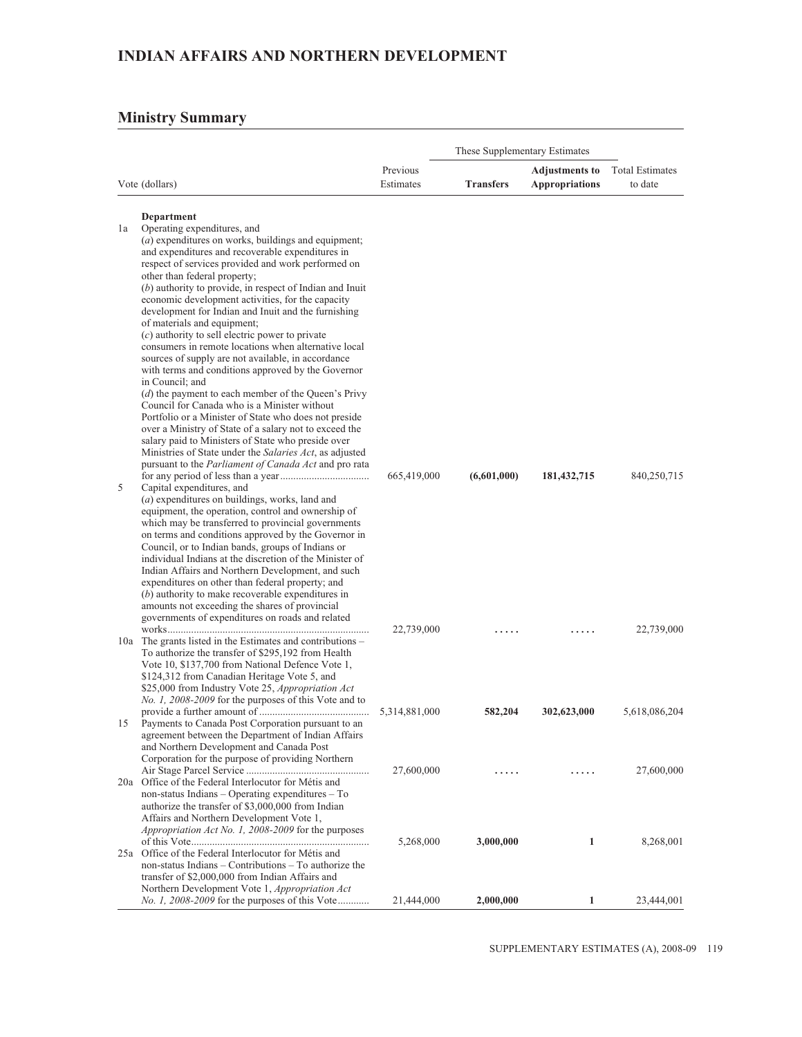# INDIAN AFFAIRS AND NORTHERN DEVELOPMENT

## Ministry Summary

| | Vote (dollars) | Previous Estimates | These Supplementary Estimates – Transfers | These Supplementary Estimates – Adjustments to Appropriations | Total Estimates to date |
|---|---|---|---|---|---|
| | **Department** | | | | |
| 1a | Operating expenditures, and (*a*) expenditures on works, buildings and equipment; and expenditures and recoverable expenditures in respect of services provided and work performed on other than federal property; (*b*) authority to provide, in respect of Indian and Inuit economic development activities, for the capacity development for Indian and Inuit and the furnishing of materials and equipment; (*c*) authority to sell electric power to private consumers in remote locations when alternative local sources of supply are not available, in accordance with terms and conditions approved by the Governor in Council; and (*d*) the payment to each member of the Queen's Privy Council for Canada who is a Minister without Portfolio or a Minister of State who does not preside over a Ministry of State of a salary not to exceed the salary paid to Ministers of State who preside over Ministries of State under the *Salaries Act*, as adjusted pursuant to the *Parliament of Canada Act* and pro rata for any period of less than a year | 665,419,000 | **(6,601,000)** | **181,432,715** | 840,250,715 |
| 5 | Capital expenditures, and (*a*) expenditures on buildings, works, land and equipment, the operation, control and ownership of which may be transferred to provincial governments on terms and conditions approved by the Governor in Council, or to Indian bands, groups of Indians or individual Indians at the discretion of the Minister of Indian Affairs and Northern Development, and such expenditures on other than federal property; and (*b*) authority to make recoverable expenditures in amounts not exceeding the shares of provincial governments of expenditures on roads and related works | 22,739,000 | ..... | ..... | 22,739,000 |
| 10a | The grants listed in the Estimates and contributions – To authorize the transfer of $295,192 from Health Vote 10, $137,700 from National Defence Vote 1, $124,312 from Canadian Heritage Vote 5, and $25,000 from Industry Vote 25, *Appropriation Act No. 1, 2008-2009* for the purposes of this Vote and to provide a further amount of | 5,314,881,000 | **582,204** | **302,623,000** | 5,618,086,204 |
| 15 | Payments to Canada Post Corporation pursuant to an agreement between the Department of Indian Affairs and Northern Development and Canada Post Corporation for the purpose of providing Northern Air Stage Parcel Service | 27,600,000 | ..... | ..... | 27,600,000 |
| 20a | Office of the Federal Interlocutor for Métis and non-status Indians – Operating expenditures – To authorize the transfer of $3,000,000 from Indian Affairs and Northern Development Vote 1, *Appropriation Act No. 1, 2008-2009* for the purposes of this Vote | 5,268,000 | **3,000,000** | **1** | 8,268,001 |
| 25a | Office of the Federal Interlocutor for Métis and non-status Indians – Contributions – To authorize the transfer of $2,000,000 from Indian Affairs and Northern Development Vote 1, *Appropriation Act No. 1, 2008-2009* for the purposes of this Vote | 21,444,000 | **2,000,000** | **1** | 23,444,001 |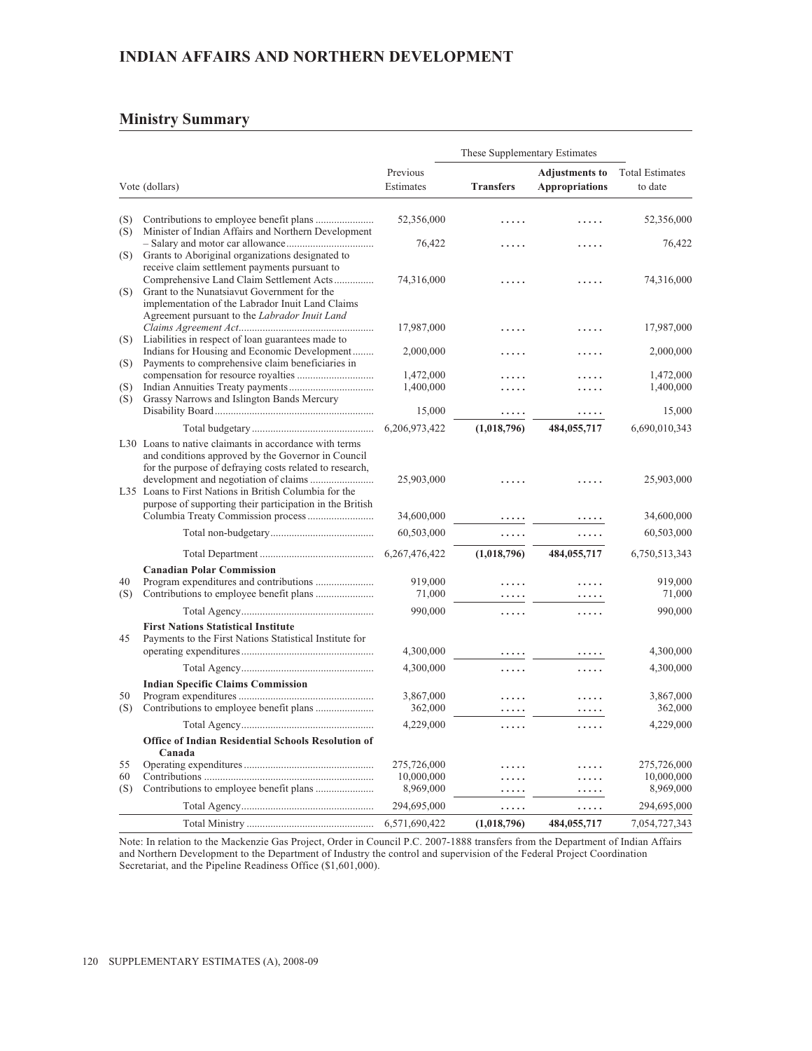## INDIAN AFFAIRS AND NORTHERN DEVELOPMENT

### Ministry Summary

| | Vote (dollars) | Previous Estimates | These Supplementary Estimates | | Total Estimates to date |
|---|---|---|---|---|---|
| | | | **Transfers** | **Adjustments to Appropriations** | |
| (S) | Contributions to employee benefit plans | 52,356,000 | ..... | ..... | 52,356,000 |
| (S) | Minister of Indian Affairs and Northern Development – Salary and motor car allowance | 76,422 | ..... | ..... | 76,422 |
| (S) | Grants to Aboriginal organizations designated to receive claim settlement payments pursuant to Comprehensive Land Claim Settlement Acts | 74,316,000 | ..... | ..... | 74,316,000 |
| (S) | Grant to the Nunatsiavut Government for the implementation of the Labrador Inuit Land Claims Agreement pursuant to the *Labrador Inuit Land Claims Agreement Act* | 17,987,000 | ..... | ..... | 17,987,000 |
| (S) | Liabilities in respect of loan guarantees made to Indians for Housing and Economic Development | 2,000,000 | ..... | ..... | 2,000,000 |
| (S) | Payments to comprehensive claim beneficiaries in compensation for resource royalties | 1,472,000 | ..... | ..... | 1,472,000 |
| (S) | Indian Annuities Treaty payments | 1,400,000 | ..... | ..... | 1,400,000 |
| (S) | Grassy Narrows and Islington Bands Mercury Disability Board | 15,000 | ..... | ..... | 15,000 |
| | Total budgetary | 6,206,973,422 | **(1,018,796)** | **484,055,717** | 6,690,010,343 |
| L30 | Loans to native claimants in accordance with terms and conditions approved by the Governor in Council for the purpose of defraying costs related to research, development and negotiation of claims | 25,903,000 | ..... | ..... | 25,903,000 |
| L35 | Loans to First Nations in British Columbia for the purpose of supporting their participation in the British Columbia Treaty Commission process | 34,600,000 | ..... | ..... | 34,600,000 |
| | Total non-budgetary | 60,503,000 | ..... | ..... | 60,503,000 |
| | Total Department | 6,267,476,422 | **(1,018,796)** | **484,055,717** | 6,750,513,343 |
| | **Canadian Polar Commission** | | | | |
| 40 | Program expenditures and contributions | 919,000 | ..... | ..... | 919,000 |
| (S) | Contributions to employee benefit plans | 71,000 | ..... | ..... | 71,000 |
| | Total Agency | 990,000 | ..... | ..... | 990,000 |
| | **First Nations Statistical Institute** | | | | |
| 45 | Payments to the First Nations Statistical Institute for operating expenditures | 4,300,000 | ..... | ..... | 4,300,000 |
| | Total Agency | 4,300,000 | ..... | ..... | 4,300,000 |
| | **Indian Specific Claims Commission** | | | | |
| 50 | Program expenditures | 3,867,000 | ..... | ..... | 3,867,000 |
| (S) | Contributions to employee benefit plans | 362,000 | ..... | ..... | 362,000 |
| | Total Agency | 4,229,000 | ..... | ..... | 4,229,000 |
| | **Office of Indian Residential Schools Resolution of Canada** | | | | |
| 55 | Operating expenditures | 275,726,000 | ..... | ..... | 275,726,000 |
| 60 | Contributions | 10,000,000 | ..... | ..... | 10,000,000 |
| (S) | Contributions to employee benefit plans | 8,969,000 | ..... | ..... | 8,969,000 |
| | Total Agency | 294,695,000 | ..... | ..... | 294,695,000 |
| | Total Ministry | 6,571,690,422 | **(1,018,796)** | **484,055,717** | 7,054,727,343 |

Note: In relation to the Mackenzie Gas Project, Order in Council P.C. 2007-1888 transfers from the Department of Indian Affairs and Northern Development to the Department of Industry the control and supervision of the Federal Project Coordination Secretariat, and the Pipeline Readiness Office ($1,601,000).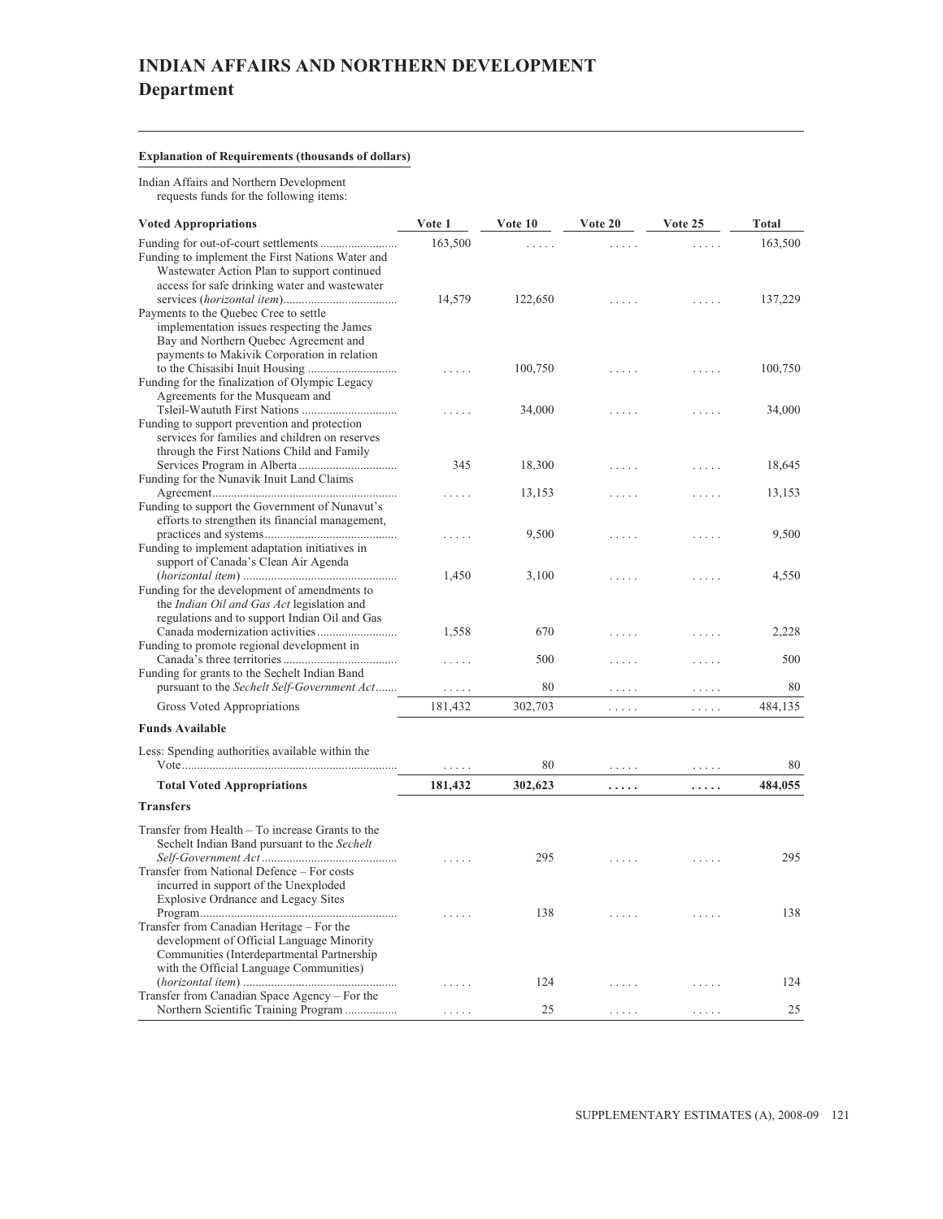# INDIAN AFFAIRS AND NORTHERN DEVELOPMENT
## Department

**Explanation of Requirements (thousands of dollars)**

Indian Affairs and Northern Development requests funds for the following items:

| Voted Appropriations | Vote 1 | Vote 10 | Vote 20 | Vote 25 | Total |
|---|---|---|---|---|---|
| Funding for out-of-court settlements | 163,500 | ..... | ..... | ..... | 163,500 |
| Funding to implement the First Nations Water and Wastewater Action Plan to support continued access for safe drinking water and wastewater services (*horizontal item*) | 14,579 | 122,650 | ..... | ..... | 137,229 |
| Payments to the Quebec Cree to settle implementation issues respecting the James Bay and Northern Quebec Agreement and payments to Makivik Corporation in relation to the Chisasibi Inuit Housing | ..... | 100,750 | ..... | ..... | 100,750 |
| Funding for the finalization of Olympic Legacy Agreements for the Musqueam and Tsleil-Waututh First Nations | ..... | 34,000 | ..... | ..... | 34,000 |
| Funding to support prevention and protection services for families and children on reserves through the First Nations Child and Family Services Program in Alberta | 345 | 18,300 | ..... | ..... | 18,645 |
| Funding for the Nunavik Inuit Land Claims Agreement | ..... | 13,153 | ..... | ..... | 13,153 |
| Funding to support the Government of Nunavut's efforts to strengthen its financial management, practices and systems | ..... | 9,500 | ..... | ..... | 9,500 |
| Funding to implement adaptation initiatives in support of Canada's Clean Air Agenda (*horizontal item*) | 1,450 | 3,100 | ..... | ..... | 4,550 |
| Funding for the development of amendments to the *Indian Oil and Gas Act* legislation and regulations and to support Indian Oil and Gas Canada modernization activities | 1,558 | 670 | ..... | ..... | 2,228 |
| Funding to promote regional development in Canada's three territories | ..... | 500 | ..... | ..... | 500 |
| Funding for grants to the Sechelt Indian Band pursuant to the *Sechelt Self-Government Act* | ..... | 80 | ..... | ..... | 80 |
| Gross Voted Appropriations | 181,432 | 302,703 | ..... | ..... | 484,135 |
| **Funds Available** | | | | | |
| Less: Spending authorities available within the Vote | ..... | 80 | ..... | ..... | 80 |
| **Total Voted Appropriations** | **181,432** | **302,623** | **.....** | **.....** | **484,055** |
| **Transfers** | | | | | |
| Transfer from Health – To increase Grants to the Sechelt Indian Band pursuant to the *Sechelt Self-Government Act* | ..... | 295 | ..... | ..... | 295 |
| Transfer from National Defence – For costs incurred in support of the Unexploded Explosive Ordnance and Legacy Sites Program | ..... | 138 | ..... | ..... | 138 |
| Transfer from Canadian Heritage – For the development of Official Language Minority Communities (Interdepartmental Partnership with the Official Language Communities) (*horizontal item*) | ..... | 124 | ..... | ..... | 124 |
| Transfer from Canadian Space Agency – For the Northern Scientific Training Program | ..... | 25 | ..... | ..... | 25 |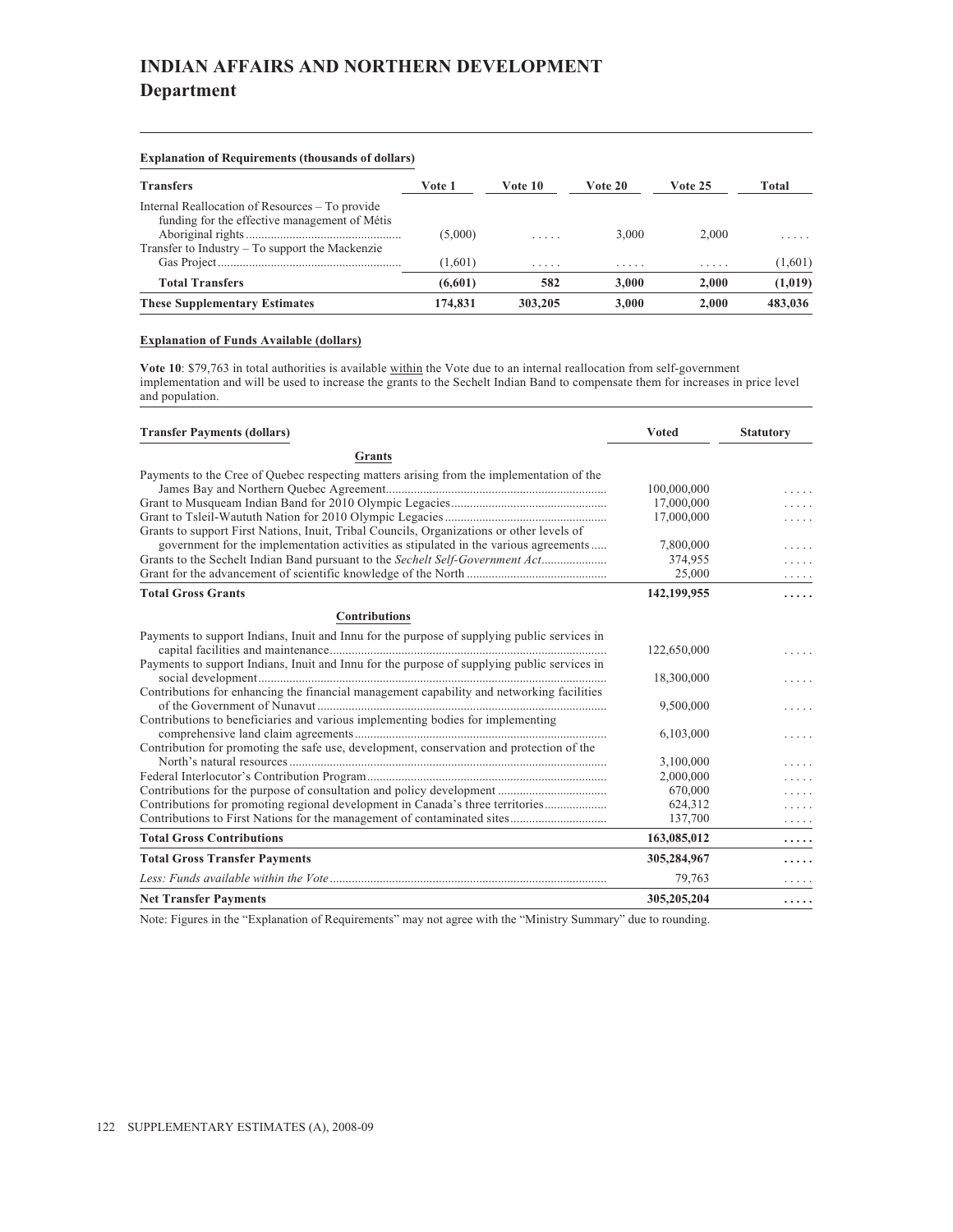# INDIAN AFFAIRS AND NORTHERN DEVELOPMENT
## Department

**Explanation of Requirements (thousands of dollars)**

| Transfers | Vote 1 | Vote 10 | Vote 20 | Vote 25 | Total |
|---|---|---|---|---|---|
| Internal Reallocation of Resources – To provide funding for the effective management of Métis Aboriginal rights | (5,000) | ..... | 3,000 | 2,000 | ..... |
| Transfer to Industry – To support the Mackenzie Gas Project | (1,601) | ..... | ..... | ..... | (1,601) |
| **Total Transfers** | **(6,601)** | **582** | **3,000** | **2,000** | **(1,019)** |
| **These Supplementary Estimates** | **174,831** | **303,205** | **3,000** | **2,000** | **483,036** |

**Explanation of Funds Available (dollars)**

**Vote 10**: $79,763 in total authorities is available within the Vote due to an internal reallocation from self-government implementation and will be used to increase the grants to the Sechelt Indian Band to compensate them for increases in price level and population.

| Transfer Payments (dollars) | Voted | Statutory |
|---|---|---|
| **Grants** | | |
| Payments to the Cree of Quebec respecting matters arising from the implementation of the James Bay and Northern Quebec Agreement | 100,000,000 | ..... |
| Grant to Musqueam Indian Band for 2010 Olympic Legacies | 17,000,000 | ..... |
| Grant to Tsleil-Waututh Nation for 2010 Olympic Legacies | 17,000,000 | ..... |
| Grants to support First Nations, Inuit, Tribal Councils, Organizations or other levels of government for the implementation activities as stipulated in the various agreements | 7,800,000 | ..... |
| Grants to the Sechelt Indian Band pursuant to the *Sechelt Self-Government Act* | 374,955 | ..... |
| Grant for the advancement of scientific knowledge of the North | 25,000 | ..... |
| **Total Gross Grants** | **142,199,955** | **.....** |
| **Contributions** | | |
| Payments to support Indians, Inuit and Innu for the purpose of supplying public services in capital facilities and maintenance | 122,650,000 | ..... |
| Payments to support Indians, Inuit and Innu for the purpose of supplying public services in social development | 18,300,000 | ..... |
| Contributions for enhancing the financial management capability and networking facilities of the Government of Nunavut | 9,500,000 | ..... |
| Contributions to beneficiaries and various implementing bodies for implementing comprehensive land claim agreements | 6,103,000 | ..... |
| Contribution for promoting the safe use, development, conservation and protection of the North's natural resources | 3,100,000 | ..... |
| Federal Interlocutor's Contribution Program | 2,000,000 | ..... |
| Contributions for the purpose of consultation and policy development | 670,000 | ..... |
| Contributions for promoting regional development in Canada's three territories | 624,312 | ..... |
| Contributions to First Nations for the management of contaminated sites | 137,700 | ..... |
| **Total Gross Contributions** | **163,085,012** | **.....** |
| **Total Gross Transfer Payments** | **305,284,967** | **.....** |
| *Less: Funds available within the Vote* | 79,763 | ..... |
| **Net Transfer Payments** | **305,205,204** | **.....** |

Note: Figures in the "Explanation of Requirements" may not agree with the "Ministry Summary" due to rounding.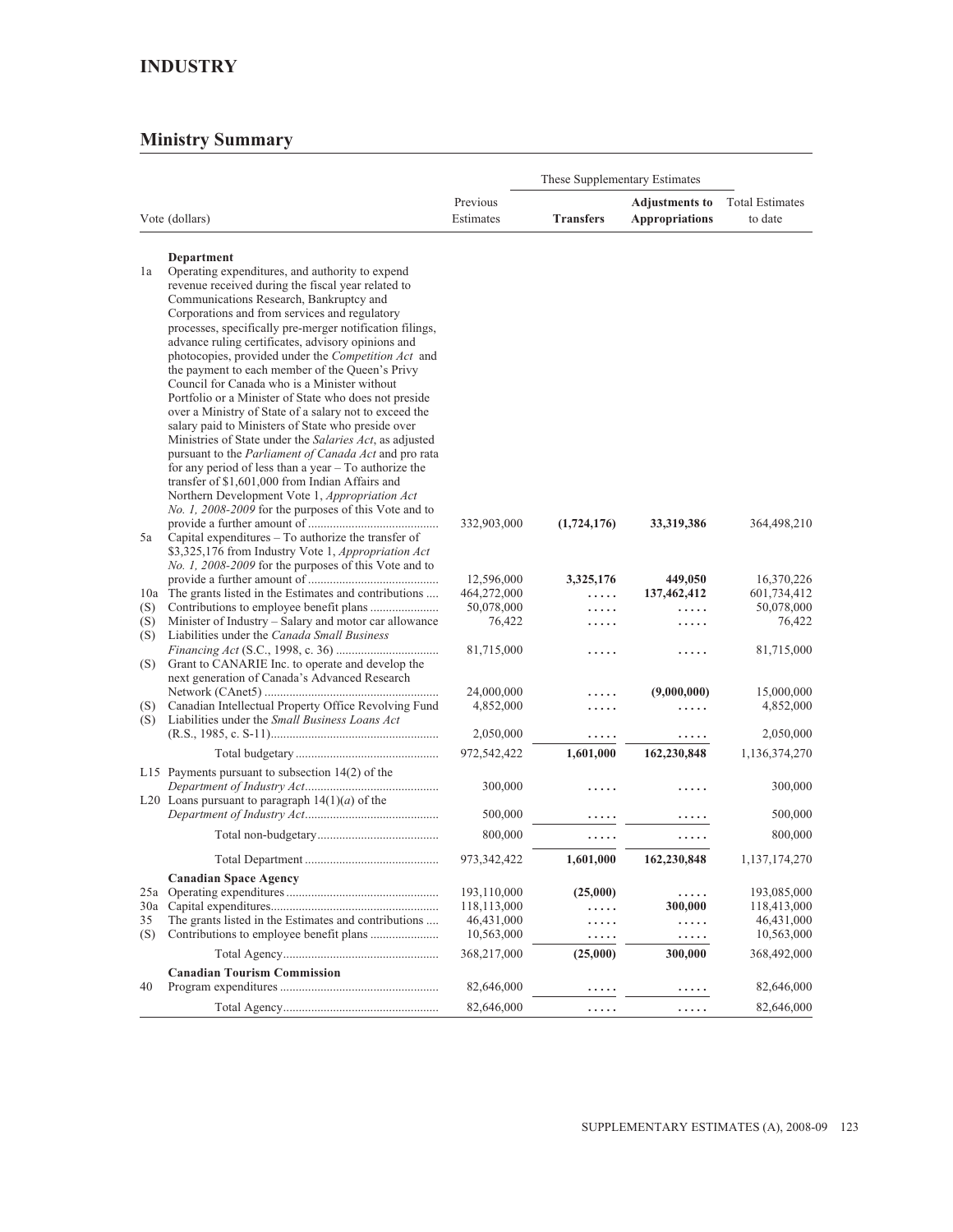## INDUSTRY

### Ministry Summary

| | Vote (dollars) | Previous Estimates | These Supplementary Estimates | | Total Estimates to date |
|---|---|---|---|---|---|
| | | | **Transfers** | **Adjustments to Appropriations** | |
| | **Department** | | | | |
| 1a | Operating expenditures, and authority to expend revenue received during the fiscal year related to Communications Research, Bankruptcy and Corporations and from services and regulatory processes, specifically pre-merger notification filings, advance ruling certificates, advisory opinions and photocopies, provided under the *Competition Act* and the payment to each member of the Queen's Privy Council for Canada who is a Minister without Portfolio or a Minister of State who does not preside over a Ministry of State of a salary not to exceed the salary paid to Ministers of State who preside over Ministries of State under the *Salaries Act*, as adjusted pursuant to the *Parliament of Canada Act* and pro rata for any period of less than a year – To authorize the transfer of $1,601,000 from Indian Affairs and Northern Development Vote 1, *Appropriation Act No. 1, 2008-2009* for the purposes of this Vote and to provide a further amount of | 332,903,000 | **(1,724,176)** | **33,319,386** | 364,498,210 |
| 5a | Capital expenditures – To authorize the transfer of $3,325,176 from Industry Vote 1, *Appropriation Act No. 1, 2008-2009* for the purposes of this Vote and to provide a further amount of | 12,596,000 | **3,325,176** | **449,050** | 16,370,226 |
| 10a | The grants listed in the Estimates and contributions | 464,272,000 | ..... | **137,462,412** | 601,734,412 |
| (S) | Contributions to employee benefit plans | 50,078,000 | ..... | ..... | 50,078,000 |
| (S) | Minister of Industry – Salary and motor car allowance | 76,422 | ..... | ..... | 76,422 |
| (S) | Liabilities under the *Canada Small Business Financing Act* (S.C., 1998, c. 36) | 81,715,000 | ..... | ..... | 81,715,000 |
| (S) | Grant to CANARIE Inc. to operate and develop the next generation of Canada's Advanced Research Network (CAnet5) | 24,000,000 | ..... | **(9,000,000)** | 15,000,000 |
| (S) | Canadian Intellectual Property Office Revolving Fund | 4,852,000 | ..... | ..... | 4,852,000 |
| (S) | Liabilities under the *Small Business Loans Act* (R.S., 1985, c. S-11) | 2,050,000 | ..... | ..... | 2,050,000 |
| | Total budgetary | 972,542,422 | **1,601,000** | **162,230,848** | 1,136,374,270 |
| L15 | Payments pursuant to subsection 14(2) of the *Department of Industry Act* | 300,000 | ..... | ..... | 300,000 |
| L20 | Loans pursuant to paragraph 14(1)(*a*) of the *Department of Industry Act* | 500,000 | ..... | ..... | 500,000 |
| | Total non-budgetary | 800,000 | ..... | ..... | 800,000 |
| | Total Department | 973,342,422 | **1,601,000** | **162,230,848** | 1,137,174,270 |
| | **Canadian Space Agency** | | | | |
| 25a | Operating expenditures | 193,110,000 | **(25,000)** | ..... | 193,085,000 |
| 30a | Capital expenditures | 118,113,000 | ..... | **300,000** | 118,413,000 |
| 35 | The grants listed in the Estimates and contributions | 46,431,000 | ..... | ..... | 46,431,000 |
| (S) | Contributions to employee benefit plans | 10,563,000 | ..... | ..... | 10,563,000 |
| | Total Agency | 368,217,000 | **(25,000)** | **300,000** | 368,492,000 |
| | **Canadian Tourism Commission** | | | | |
| 40 | Program expenditures | 82,646,000 | ..... | ..... | 82,646,000 |
| | Total Agency | 82,646,000 | ..... | ..... | 82,646,000 |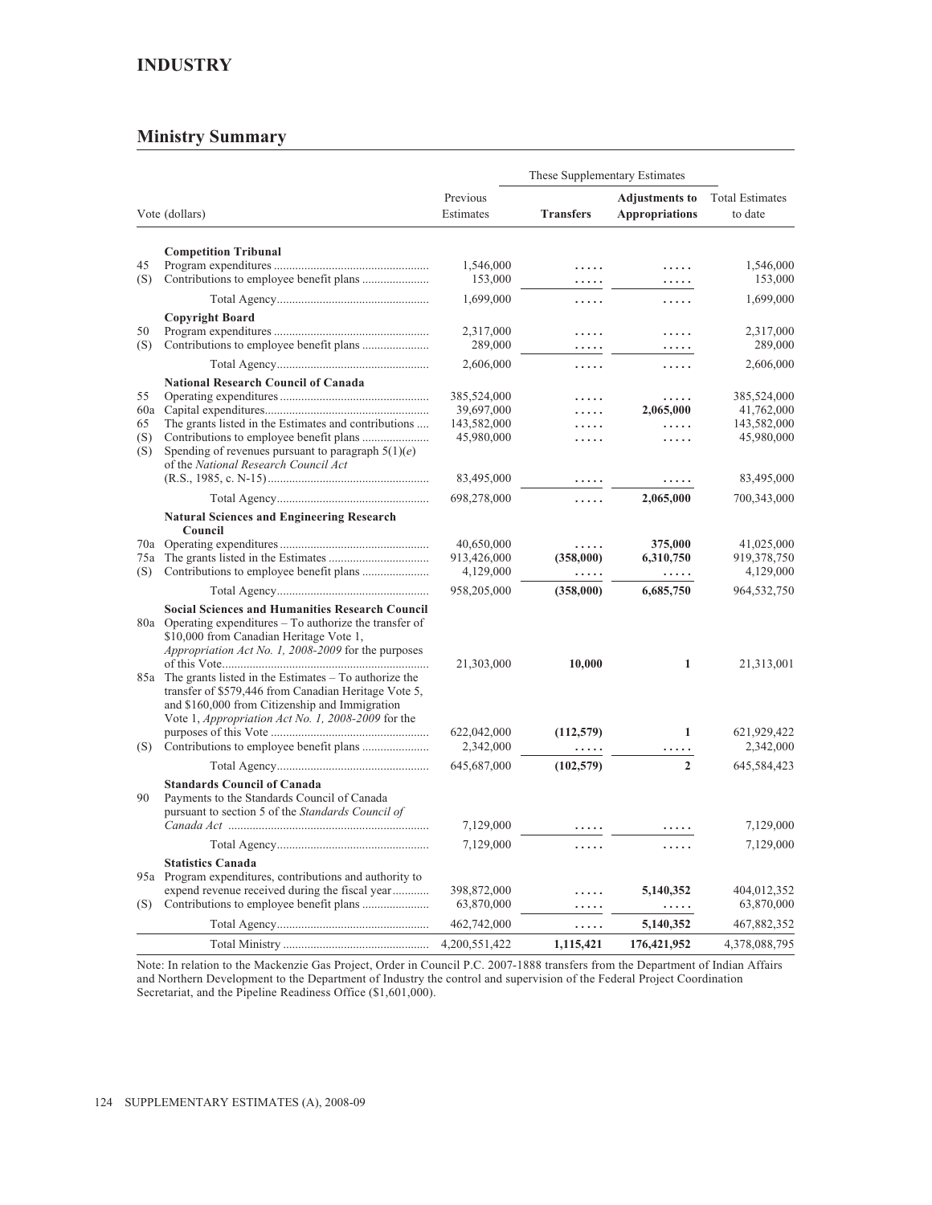## INDUSTRY

## Ministry Summary

| Vote (dollars) | | Previous Estimates | These Supplementary Estimates | | Total Estimates to date |
|---|---|---|---|---|---|
| | | | **Transfers** | **Adjustments to Appropriations** | |
| | **Competition Tribunal** | | | | |
| 45 | Program expenditures | 1,546,000 | ..... | ..... | 1,546,000 |
| (S) | Contributions to employee benefit plans | 153,000 | ..... | ..... | 153,000 |
| | Total Agency | 1,699,000 | ..... | ..... | 1,699,000 |
| | **Copyright Board** | | | | |
| 50 | Program expenditures | 2,317,000 | ..... | ..... | 2,317,000 |
| (S) | Contributions to employee benefit plans | 289,000 | ..... | ..... | 289,000 |
| | Total Agency | 2,606,000 | ..... | ..... | 2,606,000 |
| | **National Research Council of Canada** | | | | |
| 55 | Operating expenditures | 385,524,000 | ..... | ..... | 385,524,000 |
| 60a | Capital expenditures | 39,697,000 | ..... | **2,065,000** | 41,762,000 |
| 65 | The grants listed in the Estimates and contributions | 143,582,000 | ..... | ..... | 143,582,000 |
| (S) | Contributions to employee benefit plans | 45,980,000 | ..... | ..... | 45,980,000 |
| (S) | Spending of revenues pursuant to paragraph 5(1)(*e*) of the *National Research Council Act* (R.S., 1985, c. N-15) | 83,495,000 | ..... | ..... | 83,495,000 |
| | Total Agency | 698,278,000 | ..... | **2,065,000** | 700,343,000 |
| | **Natural Sciences and Engineering Research Council** | | | | |
| 70a | Operating expenditures | 40,650,000 | ..... | **375,000** | 41,025,000 |
| 75a | The grants listed in the Estimates | 913,426,000 | **(358,000)** | **6,310,750** | 919,378,750 |
| (S) | Contributions to employee benefit plans | 4,129,000 | ..... | ..... | 4,129,000 |
| | Total Agency | 958,205,000 | **(358,000)** | **6,685,750** | 964,532,750 |
| | **Social Sciences and Humanities Research Council** | | | | |
| 80a | Operating expenditures – To authorize the transfer of $10,000 from Canadian Heritage Vote 1, *Appropriation Act No. 1, 2008-2009* for the purposes of this Vote | 21,303,000 | **10,000** | **1** | 21,313,001 |
| 85a | The grants listed in the Estimates – To authorize the transfer of $579,446 from Canadian Heritage Vote 5, and $160,000 from Citizenship and Immigration Vote 1, *Appropriation Act No. 1, 2008-2009* for the purposes of this Vote | 622,042,000 | **(112,579)** | **1** | 621,929,422 |
| (S) | Contributions to employee benefit plans | 2,342,000 | ..... | ..... | 2,342,000 |
| | Total Agency | 645,687,000 | **(102,579)** | **2** | 645,584,423 |
| | **Standards Council of Canada** | | | | |
| 90 | Payments to the Standards Council of Canada pursuant to section 5 of the *Standards Council of Canada Act* | 7,129,000 | ..... | ..... | 7,129,000 |
| | Total Agency | 7,129,000 | ..... | ..... | 7,129,000 |
| | **Statistics Canada** | | | | |
| 95a | Program expenditures, contributions and authority to expend revenue received during the fiscal year | 398,872,000 | ..... | **5,140,352** | 404,012,352 |
| (S) | Contributions to employee benefit plans | 63,870,000 | ..... | ..... | 63,870,000 |
| | Total Agency | 462,742,000 | ..... | **5,140,352** | 467,882,352 |
| | Total Ministry | 4,200,551,422 | **1,115,421** | **176,421,952** | 4,378,088,795 |

Note: In relation to the Mackenzie Gas Project, Order in Council P.C. 2007-1888 transfers from the Department of Indian Affairs and Northern Development to the Department of Industry the control and supervision of the Federal Project Coordination Secretariat, and the Pipeline Readiness Office ($1,601,000).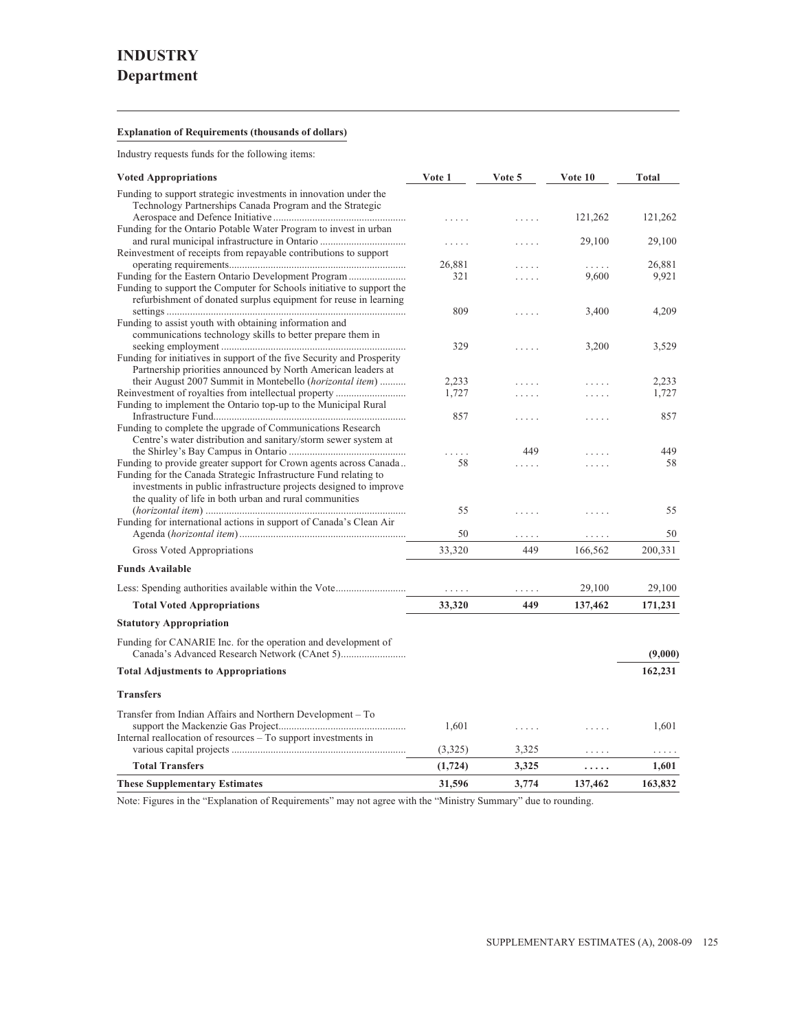# INDUSTRY

## Department

**Explanation of Requirements (thousands of dollars)**

Industry requests funds for the following items:

| Voted Appropriations | Vote 1 | Vote 5 | Vote 10 | Total |
|---|---|---|---|---|
| Funding to support strategic investments in innovation under the Technology Partnerships Canada Program and the Strategic Aerospace and Defence Initiative | ..... | ..... | 121,262 | 121,262 |
| Funding for the Ontario Potable Water Program to invest in urban and rural municipal infrastructure in Ontario | ..... | ..... | 29,100 | 29,100 |
| Reinvestment of receipts from repayable contributions to support operating requirements | 26,881 | ..... | ..... | 26,881 |
| Funding for the Eastern Ontario Development Program | 321 | ..... | 9,600 | 9,921 |
| Funding to support the Computer for Schools initiative to support the refurbishment of donated surplus equipment for reuse in learning settings | 809 | ..... | 3,400 | 4,209 |
| Funding to assist youth with obtaining information and communications technology skills to better prepare them in seeking employment | 329 | ..... | 3,200 | 3,529 |
| Funding for initiatives in support of the five Security and Prosperity Partnership priorities announced by North American leaders at their August 2007 Summit in Montebello (*horizontal item*) | 2,233 | ..... | ..... | 2,233 |
| Reinvestment of royalties from intellectual property | 1,727 | ..... | ..... | 1,727 |
| Funding to implement the Ontario top-up to the Municipal Rural Infrastructure Fund | 857 | ..... | ..... | 857 |
| Funding to complete the upgrade of Communications Research Centre's water distribution and sanitary/storm sewer system at the Shirley's Bay Campus in Ontario | ..... | 449 | ..... | 449 |
| Funding to provide greater support for Crown agents across Canada | 58 | ..... | ..... | 58 |
| Funding for the Canada Strategic Infrastructure Fund relating to investments in public infrastructure projects designed to improve the quality of life in both urban and rural communities (*horizontal item*) | 55 | ..... | ..... | 55 |
| Funding for international actions in support of Canada's Clean Air Agenda (*horizontal item*) | 50 | ..... | ..... | 50 |
| Gross Voted Appropriations | 33,320 | 449 | 166,562 | 200,331 |
| **Funds Available** | | | | |
| Less: Spending authorities available within the Vote | ..... | ..... | 29,100 | 29,100 |
| **Total Voted Appropriations** | **33,320** | **449** | **137,462** | **171,231** |
| **Statutory Appropriation** | | | | |
| Funding for CANARIE Inc. for the operation and development of Canada's Advanced Research Network (CAnet 5) | | | | **(9,000)** |
| **Total Adjustments to Appropriations** | | | | **162,231** |
| **Transfers** | | | | |
| Transfer from Indian Affairs and Northern Development – To support the Mackenzie Gas Project | 1,601 | ..... | ..... | 1,601 |
| Internal reallocation of resources – To support investments in various capital projects | (3,325) | 3,325 | ..... | ..... |
| **Total Transfers** | **(1,724)** | **3,325** | **.....** | **1,601** |
| **These Supplementary Estimates** | **31,596** | **3,774** | **137,462** | **163,832** |

Note: Figures in the "Explanation of Requirements" may not agree with the "Ministry Summary" due to rounding.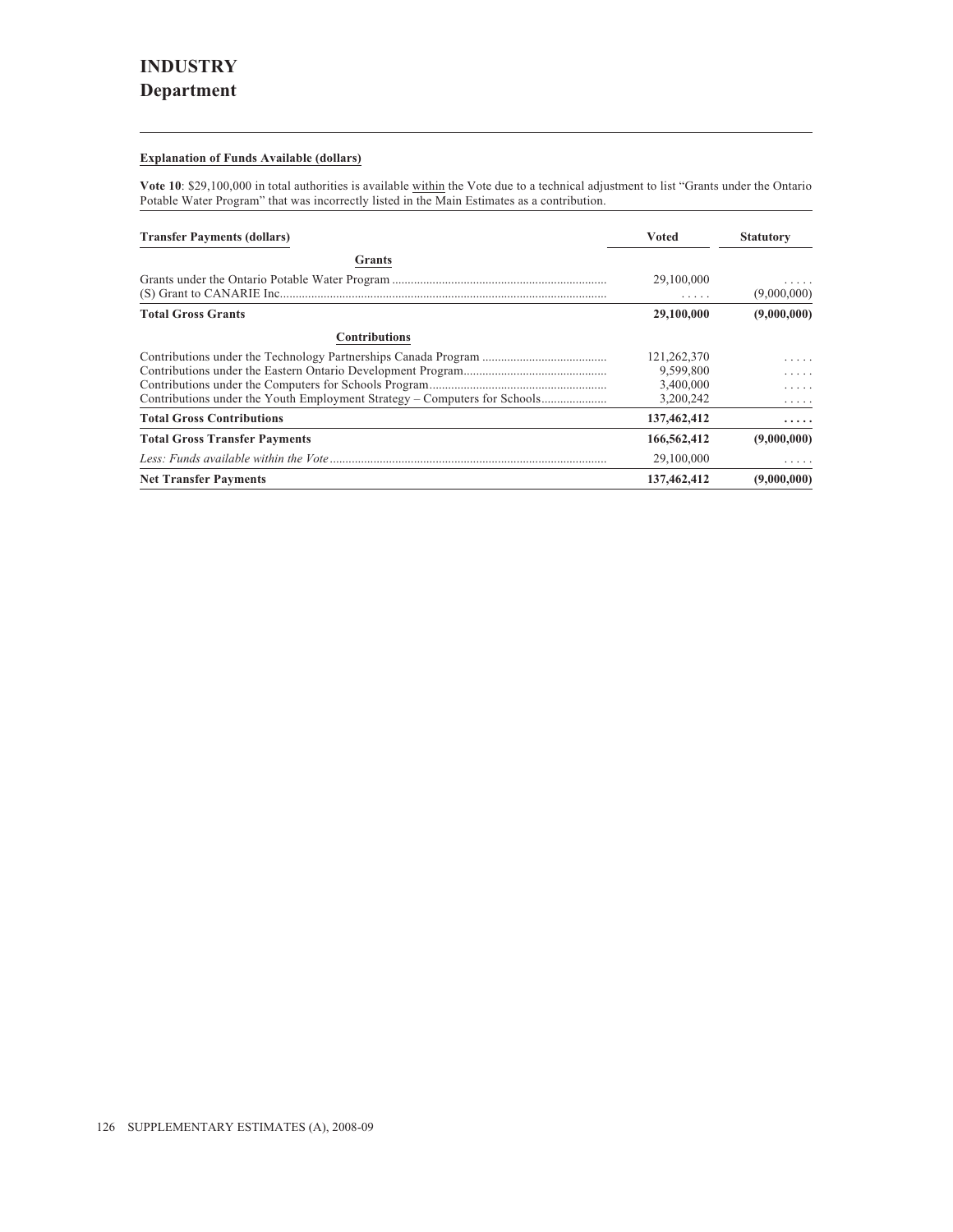# INDUSTRY
## Department

**Explanation of Funds Available (dollars)**

**Vote 10**: $29,100,000 in total authorities is available within the Vote due to a technical adjustment to list "Grants under the Ontario Potable Water Program" that was incorrectly listed in the Main Estimates as a contribution.

| Transfer Payments (dollars) | Voted | Statutory |
|---|---|---|
| **Grants** | | |
| Grants under the Ontario Potable Water Program | 29,100,000 | ..... |
| (S) Grant to CANARIE Inc. | ..... | (9,000,000) |
| **Total Gross Grants** | **29,100,000** | **(9,000,000)** |
| **Contributions** | | |
| Contributions under the Technology Partnerships Canada Program | 121,262,370 | ..... |
| Contributions under the Eastern Ontario Development Program | 9,599,800 | ..... |
| Contributions under the Computers for Schools Program | 3,400,000 | ..... |
| Contributions under the Youth Employment Strategy – Computers for Schools | 3,200,242 | ..... |
| **Total Gross Contributions** | **137,462,412** | **.....** |
| **Total Gross Transfer Payments** | **166,562,412** | **(9,000,000)** |
| *Less: Funds available within the Vote* | 29,100,000 | ..... |
| **Net Transfer Payments** | **137,462,412** | **(9,000,000)** |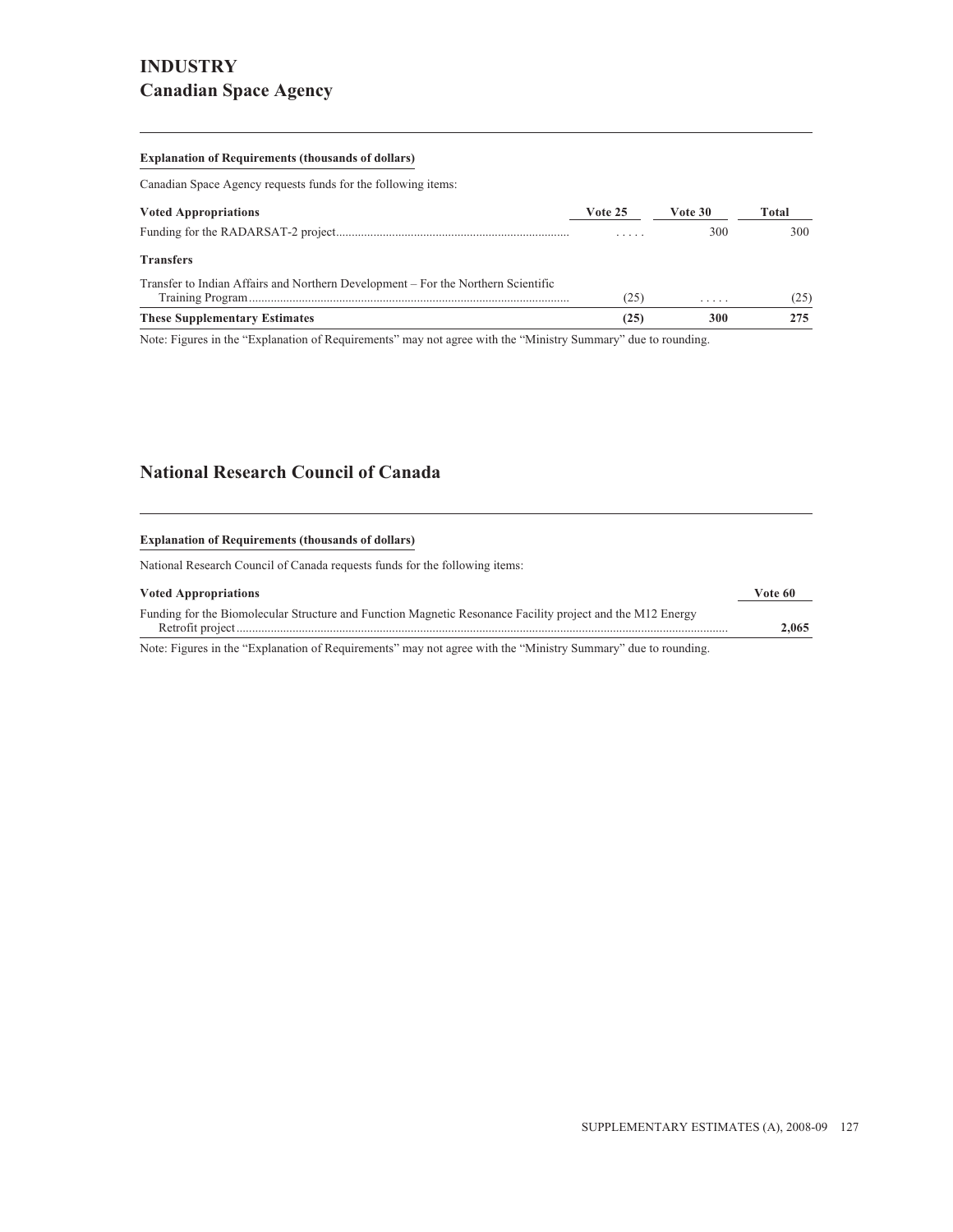# INDUSTRY

## Canadian Space Agency

**Explanation of Requirements (thousands of dollars)**

Canadian Space Agency requests funds for the following items:

| Voted Appropriations | Vote 25 | Vote 30 | Total |
| --- | --- | --- | --- |
| Funding for the RADARSAT-2 project | ..... | 300 | 300 |
| **Transfers** | | | |
| Transfer to Indian Affairs and Northern Development – For the Northern Scientific Training Program | (25) | ..... | (25) |
| **These Supplementary Estimates** | **(25)** | **300** | **275** |

Note: Figures in the "Explanation of Requirements" may not agree with the "Ministry Summary" due to rounding.

## National Research Council of Canada

**Explanation of Requirements (thousands of dollars)**

National Research Council of Canada requests funds for the following items:

| Voted Appropriations | Vote 60 |
| --- | --- |
| Funding for the Biomolecular Structure and Function Magnetic Resonance Facility project and the M12 Energy Retrofit project | **2,065** |

Note: Figures in the "Explanation of Requirements" may not agree with the "Ministry Summary" due to rounding.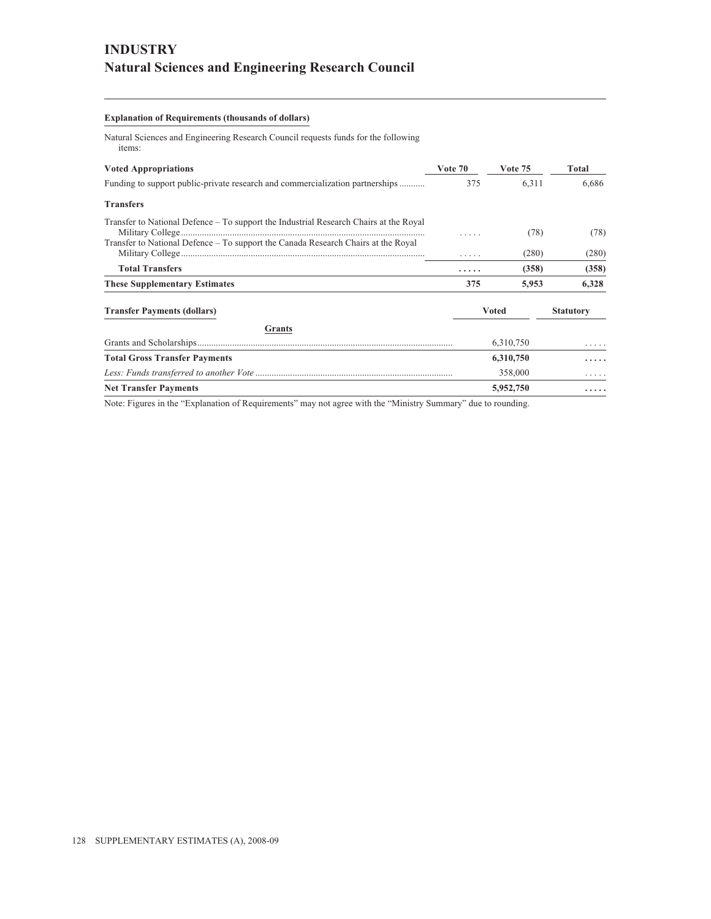# INDUSTRY
## Natural Sciences and Engineering Research Council

**Explanation of Requirements (thousands of dollars)**

Natural Sciences and Engineering Research Council requests funds for the following items:

| Voted Appropriations | Vote 70 | Vote 75 | Total |
|---|---|---|---|
| Funding to support public-private research and commercialization partnerships | 375 | 6,311 | 6,686 |
| **Transfers** | | | |
| Transfer to National Defence – To support the Industrial Research Chairs at the Royal Military College | ..... | (78) | (78) |
| Transfer to National Defence – To support the Canada Research Chairs at the Royal Military College | ..... | (280) | (280) |
| **Total Transfers** | **.....** | **(358)** | **(358)** |
| **These Supplementary Estimates** | **375** | **5,953** | **6,328** |

| Transfer Payments (dollars) | Voted | Statutory |
|---|---|---|
| **Grants** | | |
| Grants and Scholarships | 6,310,750 | ..... |
| **Total Gross Transfer Payments** | **6,310,750** | **.....** |
| *Less: Funds transferred to another Vote* | 358,000 | ..... |
| **Net Transfer Payments** | **5,952,750** | **.....** |

Note: Figures in the "Explanation of Requirements" may not agree with the "Ministry Summary" due to rounding.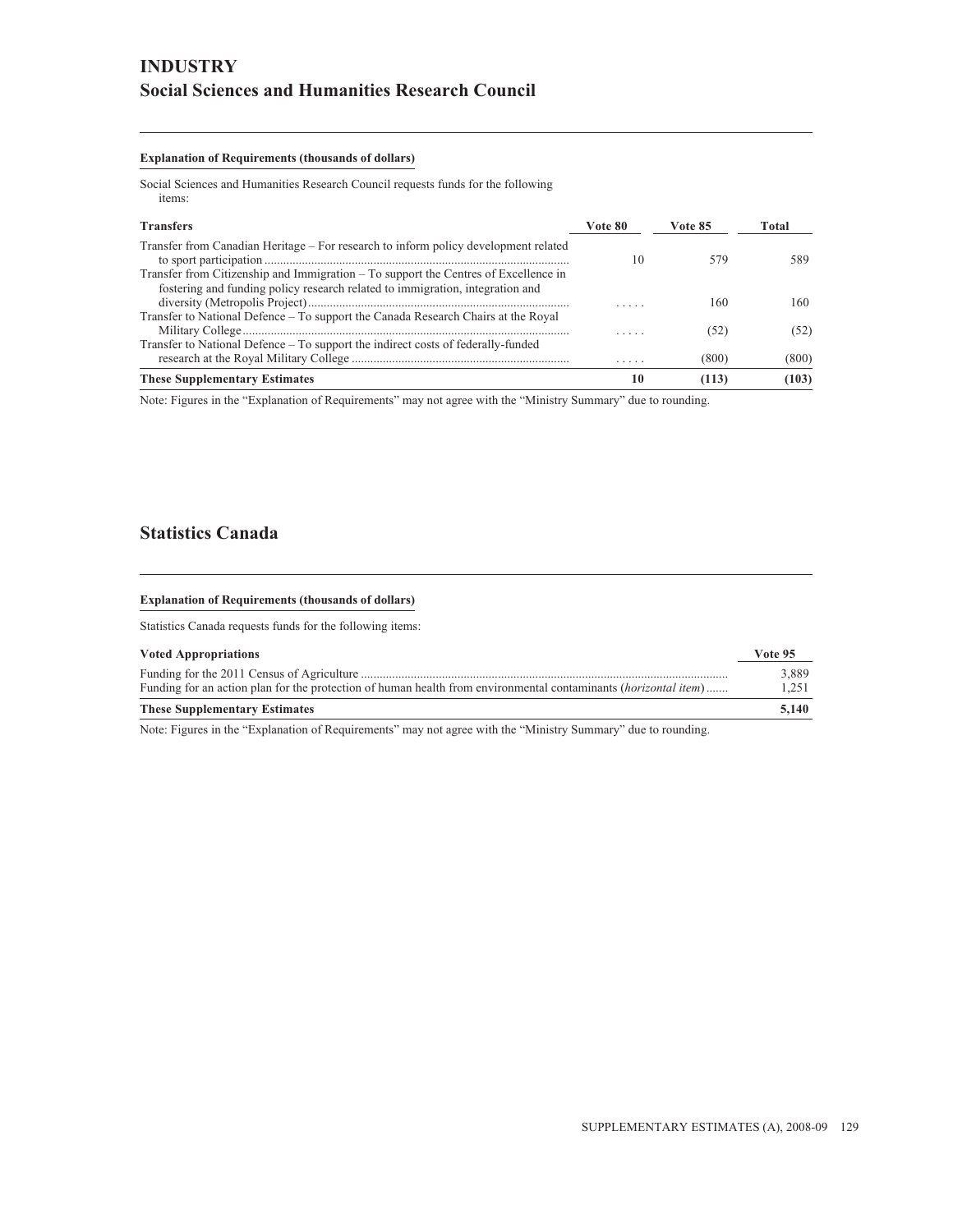# INDUSTRY

## Social Sciences and Humanities Research Council

**Explanation of Requirements (thousands of dollars)**

Social Sciences and Humanities Research Council requests funds for the following items:

| Transfers | Vote 80 | Vote 85 | Total |
|---|---|---|---|
| Transfer from Canadian Heritage – For research to inform policy development related to sport participation | 10 | 579 | 589 |
| Transfer from Citizenship and Immigration – To support the Centres of Excellence in fostering and funding policy research related to immigration, integration and diversity (Metropolis Project) | ..... | 160 | 160 |
| Transfer to National Defence – To support the Canada Research Chairs at the Royal Military College | ..... | (52) | (52) |
| Transfer to National Defence – To support the indirect costs of federally-funded research at the Royal Military College | ..... | (800) | (800) |
| **These Supplementary Estimates** | **10** | **(113)** | **(103)** |

Note: Figures in the “Explanation of Requirements” may not agree with the “Ministry Summary” due to rounding.

## Statistics Canada

**Explanation of Requirements (thousands of dollars)**

Statistics Canada requests funds for the following items:

| Voted Appropriations | Vote 95 |
|---|---|
| Funding for the 2011 Census of Agriculture | 3,889 |
| Funding for an action plan for the protection of human health from environmental contaminants (*horizontal item*) | 1,251 |
| **These Supplementary Estimates** | **5,140** |

Note: Figures in the “Explanation of Requirements” may not agree with the “Ministry Summary” due to rounding.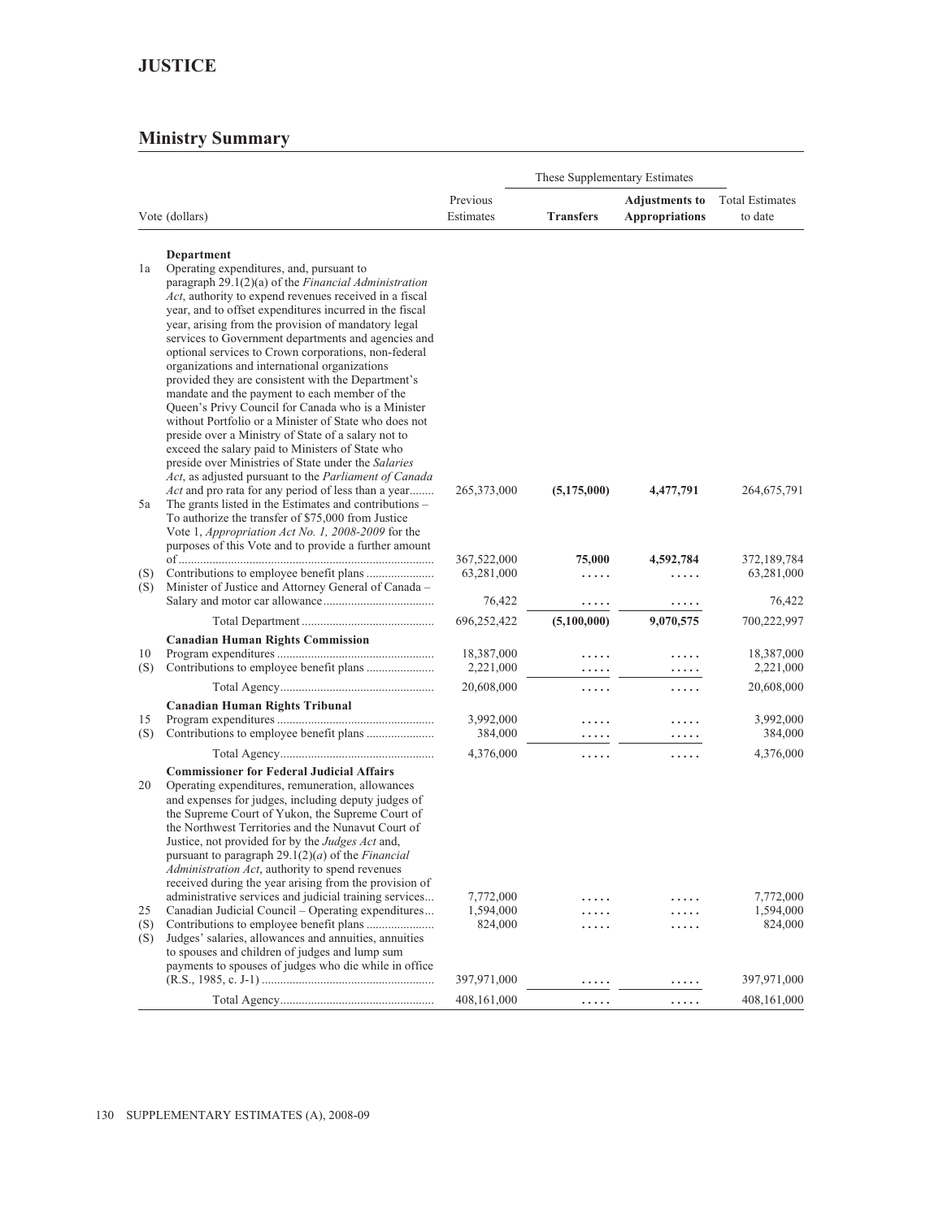# JUSTICE

## Ministry Summary

| | Vote (dollars) | Previous Estimates | These Supplementary Estimates | | Total Estimates to date |
|---|---|---|---|---|---|
| | | | **Transfers** | **Adjustments to Appropriations** | |
| | **Department** | | | | |
| 1a | Operating expenditures, and, pursuant to paragraph 29.1(2)(a) of the *Financial Administration Act*, authority to expend revenues received in a fiscal year, and to offset expenditures incurred in the fiscal year, arising from the provision of mandatory legal services to Government departments and agencies and optional services to Crown corporations, non-federal organizations and international organizations provided they are consistent with the Department's mandate and the payment to each member of the Queen's Privy Council for Canada who is a Minister without Portfolio or a Minister of State who does not preside over a Ministry of State of a salary not to exceed the salary paid to Ministers of State who preside over Ministries of State under the *Salaries Act*, as adjusted pursuant to the *Parliament of Canada Act* and pro rata for any period of less than a year | 265,373,000 | **(5,175,000)** | **4,477,791** | 264,675,791 |
| 5a | The grants listed in the Estimates and contributions – To authorize the transfer of $75,000 from Justice Vote 1, *Appropriation Act No. 1, 2008-2009* for the purposes of this Vote and to provide a further amount of | 367,522,000 | **75,000** | **4,592,784** | 372,189,784 |
| (S) | Contributions to employee benefit plans | 63,281,000 | ..... | ..... | 63,281,000 |
| (S) | Minister of Justice and Attorney General of Canada – Salary and motor car allowance | 76,422 | ..... | ..... | 76,422 |
| | Total Department | 696,252,422 | **(5,100,000)** | **9,070,575** | 700,222,997 |
| | **Canadian Human Rights Commission** | | | | |
| 10 | Program expenditures | 18,387,000 | ..... | ..... | 18,387,000 |
| (S) | Contributions to employee benefit plans | 2,221,000 | ..... | ..... | 2,221,000 |
| | Total Agency | 20,608,000 | ..... | ..... | 20,608,000 |
| | **Canadian Human Rights Tribunal** | | | | |
| 15 | Program expenditures | 3,992,000 | ..... | ..... | 3,992,000 |
| (S) | Contributions to employee benefit plans | 384,000 | ..... | ..... | 384,000 |
| | Total Agency | 4,376,000 | ..... | ..... | 4,376,000 |
| | **Commissioner for Federal Judicial Affairs** | | | | |
| 20 | Operating expenditures, remuneration, allowances and expenses for judges, including deputy judges of the Supreme Court of Yukon, the Supreme Court of the Northwest Territories and the Nunavut Court of Justice, not provided for by the *Judges Act* and, pursuant to paragraph 29.1(2)(*a*) of the *Financial Administration Act*, authority to spend revenues received during the year arising from the provision of administrative services and judicial training services | 7,772,000 | ..... | ..... | 7,772,000 |
| 25 | Canadian Judicial Council – Operating expenditures | 1,594,000 | ..... | ..... | 1,594,000 |
| (S) | Contributions to employee benefit plans | 824,000 | ..... | ..... | 824,000 |
| (S) | Judges' salaries, allowances and annuities, annuities to spouses and children of judges and lump sum payments to spouses of judges who die while in office (R.S., 1985, c. J-1) | 397,971,000 | ..... | ..... | 397,971,000 |
| | Total Agency | 408,161,000 | ..... | ..... | 408,161,000 |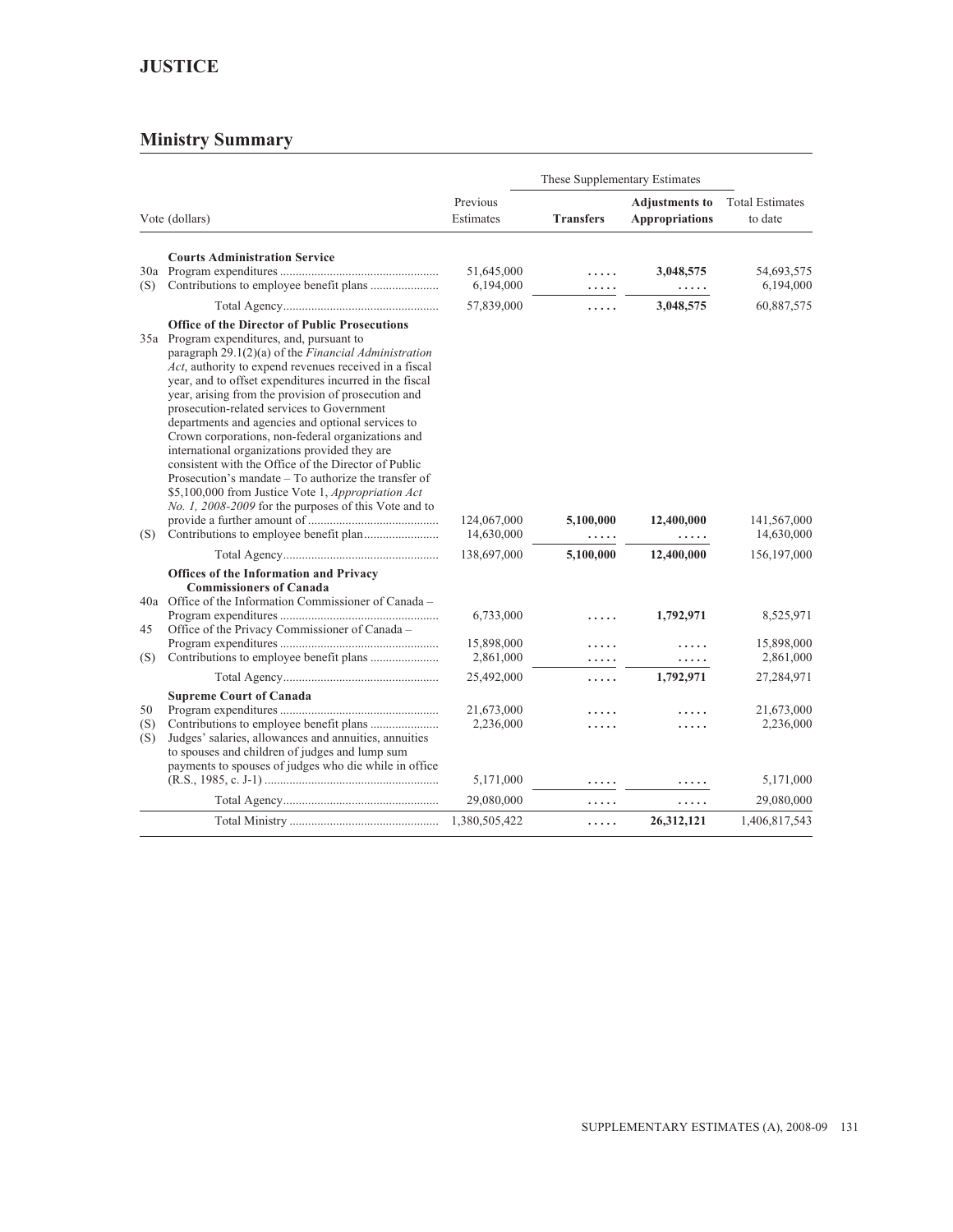# JUSTICE

## Ministry Summary

| | | | These Supplementary Estimates | | |
|---|---|---|---|---|---|
| Vote (dollars) | | Previous Estimates | Transfers | Adjustments to Appropriations | Total Estimates to date |
| | **Courts Administration Service** | | | | |
| 30a | Program expenditures | 51,645,000 | ..... | **3,048,575** | 54,693,575 |
| (S) | Contributions to employee benefit plans | 6,194,000 | ..... | ..... | 6,194,000 |
| | Total Agency | 57,839,000 | ..... | **3,048,575** | 60,887,575 |
| | **Office of the Director of Public Prosecutions** | | | | |
| 35a | Program expenditures, and, pursuant to paragraph 29.1(2)(a) of the *Financial Administration Act*, authority to expend revenues received in a fiscal year, and to offset expenditures incurred in the fiscal year, arising from the provision of prosecution and prosecution-related services to Government departments and agencies and optional services to Crown corporations, non-federal organizations and international organizations provided they are consistent with the Office of the Director of Public Prosecution's mandate – To authorize the transfer of $5,100,000 from Justice Vote 1, *Appropriation Act No. 1, 2008-2009* for the purposes of this Vote and to provide a further amount of | 124,067,000 | **5,100,000** | **12,400,000** | 141,567,000 |
| (S) | Contributions to employee benefit plan | 14,630,000 | ..... | ..... | 14,630,000 |
| | Total Agency | 138,697,000 | **5,100,000** | **12,400,000** | 156,197,000 |
| | **Offices of the Information and Privacy Commissioners of Canada** | | | | |
| 40a | Office of the Information Commissioner of Canada – Program expenditures | 6,733,000 | ..... | **1,792,971** | 8,525,971 |
| 45 | Office of the Privacy Commissioner of Canada – Program expenditures | 15,898,000 | ..... | ..... | 15,898,000 |
| (S) | Contributions to employee benefit plans | 2,861,000 | ..... | ..... | 2,861,000 |
| | Total Agency | 25,492,000 | ..... | **1,792,971** | 27,284,971 |
| | **Supreme Court of Canada** | | | | |
| 50 | Program expenditures | 21,673,000 | ..... | ..... | 21,673,000 |
| (S) | Contributions to employee benefit plans | 2,236,000 | ..... | ..... | 2,236,000 |
| (S) | Judges' salaries, allowances and annuities, annuities to spouses and children of judges and lump sum payments to spouses of judges who die while in office (R.S., 1985, c. J-1) | 5,171,000 | ..... | ..... | 5,171,000 |
| | Total Agency | 29,080,000 | ..... | ..... | 29,080,000 |
| | Total Ministry | 1,380,505,422 | ..... | **26,312,121** | 1,406,817,543 |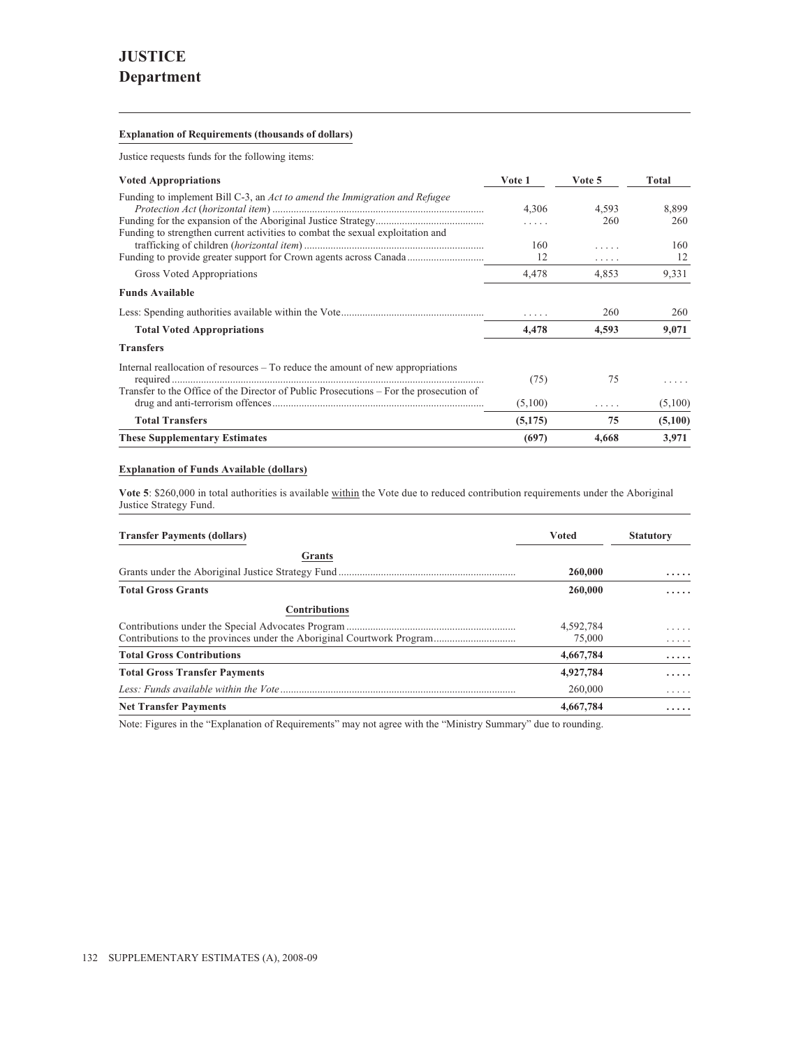# JUSTICE
## Department

**Explanation of Requirements (thousands of dollars)**

Justice requests funds for the following items:

| Voted Appropriations | Vote 1 | Vote 5 | Total |
|---|---|---|---|
| Funding to implement Bill C-3, an *Act to amend the Immigration and Refugee Protection Act* (*horizontal item*) | 4,306 | 4,593 | 8,899 |
| Funding for the expansion of the Aboriginal Justice Strategy | . . . . . | 260 | 260 |
| Funding to strengthen current activities to combat the sexual exploitation and trafficking of children (*horizontal item*) | 160 | . . . . . | 160 |
| Funding to provide greater support for Crown agents across Canada | 12 | . . . . . | 12 |
| Gross Voted Appropriations | 4,478 | 4,853 | 9,331 |
| **Funds Available** | | | |
| Less: Spending authorities available within the Vote | . . . . . | 260 | 260 |
| **Total Voted Appropriations** | **4,478** | **4,593** | **9,071** |
| **Transfers** | | | |
| Internal reallocation of resources – To reduce the amount of new appropriations required | (75) | 75 | . . . . . |
| Transfer to the Office of the Director of Public Prosecutions – For the prosecution of drug and anti-terrorism offences | (5,100) | . . . . . | (5,100) |
| **Total Transfers** | **(5,175)** | **75** | **(5,100)** |
| **These Supplementary Estimates** | **(697)** | **4,668** | **3,971** |

**Explanation of Funds Available (dollars)**

**Vote 5**: $260,000 in total authorities is available within the Vote due to reduced contribution requirements under the Aboriginal Justice Strategy Fund.

| Transfer Payments (dollars) | Voted | Statutory |
|---|---|---|
| **Grants** | | |
| Grants under the Aboriginal Justice Strategy Fund | **260,000** | **. . . . .** |
| **Total Gross Grants** | **260,000** | **. . . . .** |
| **Contributions** | | |
| Contributions under the Special Advocates Program | 4,592,784 | . . . . . |
| Contributions to the provinces under the Aboriginal Courtwork Program | 75,000 | . . . . . |
| **Total Gross Contributions** | **4,667,784** | **. . . . .** |
| **Total Gross Transfer Payments** | **4,927,784** | **. . . . .** |
| *Less: Funds available within the Vote* | 260,000 | . . . . . |
| **Net Transfer Payments** | **4,667,784** | **. . . . .** |

Note: Figures in the "Explanation of Requirements" may not agree with the "Ministry Summary" due to rounding.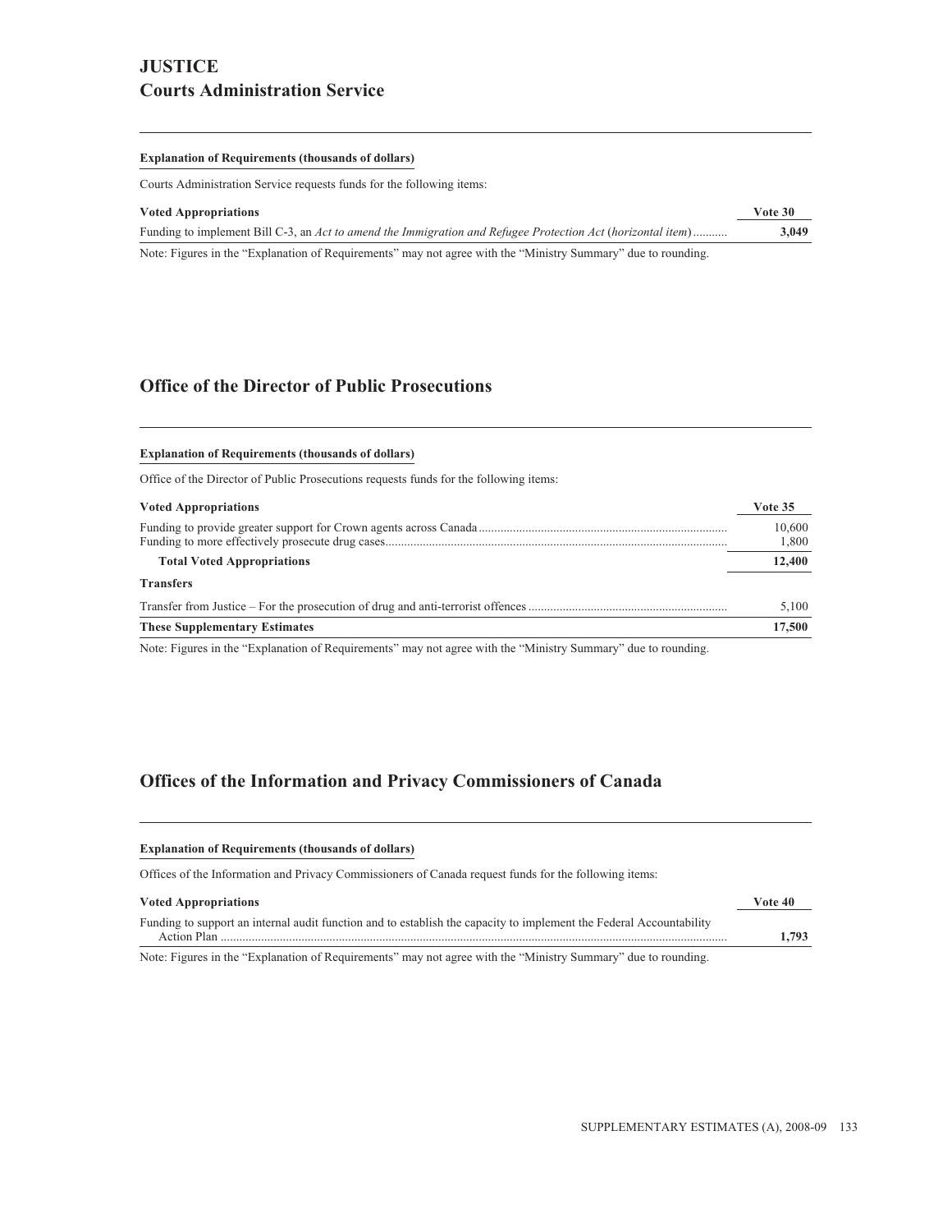# JUSTICE
## Courts Administration Service

**Explanation of Requirements (thousands of dollars)**

Courts Administration Service requests funds for the following items:

| Voted Appropriations | Vote 30 |
|---|---|
| Funding to implement Bill C-3, an *Act to amend the Immigration and Refugee Protection Act* (*horizontal item*) | **3,049** |

Note: Figures in the "Explanation of Requirements" may not agree with the "Ministry Summary" due to rounding.

## Office of the Director of Public Prosecutions

**Explanation of Requirements (thousands of dollars)**

Office of the Director of Public Prosecutions requests funds for the following items:

| Voted Appropriations | Vote 35 |
|---|---|
| Funding to provide greater support for Crown agents across Canada | 10,600 |
| Funding to more effectively prosecute drug cases | 1,800 |
| **Total Voted Appropriations** | **12,400** |
| **Transfers** | |
| Transfer from Justice – For the prosecution of drug and anti-terrorist offences | 5,100 |
| **These Supplementary Estimates** | **17,500** |

Note: Figures in the "Explanation of Requirements" may not agree with the "Ministry Summary" due to rounding.

## Offices of the Information and Privacy Commissioners of Canada

**Explanation of Requirements (thousands of dollars)**

Offices of the Information and Privacy Commissioners of Canada request funds for the following items:

| Voted Appropriations | Vote 40 |
|---|---|
| Funding to support an internal audit function and to establish the capacity to implement the Federal Accountability Action Plan | **1,793** |

Note: Figures in the "Explanation of Requirements" may not agree with the "Ministry Summary" due to rounding.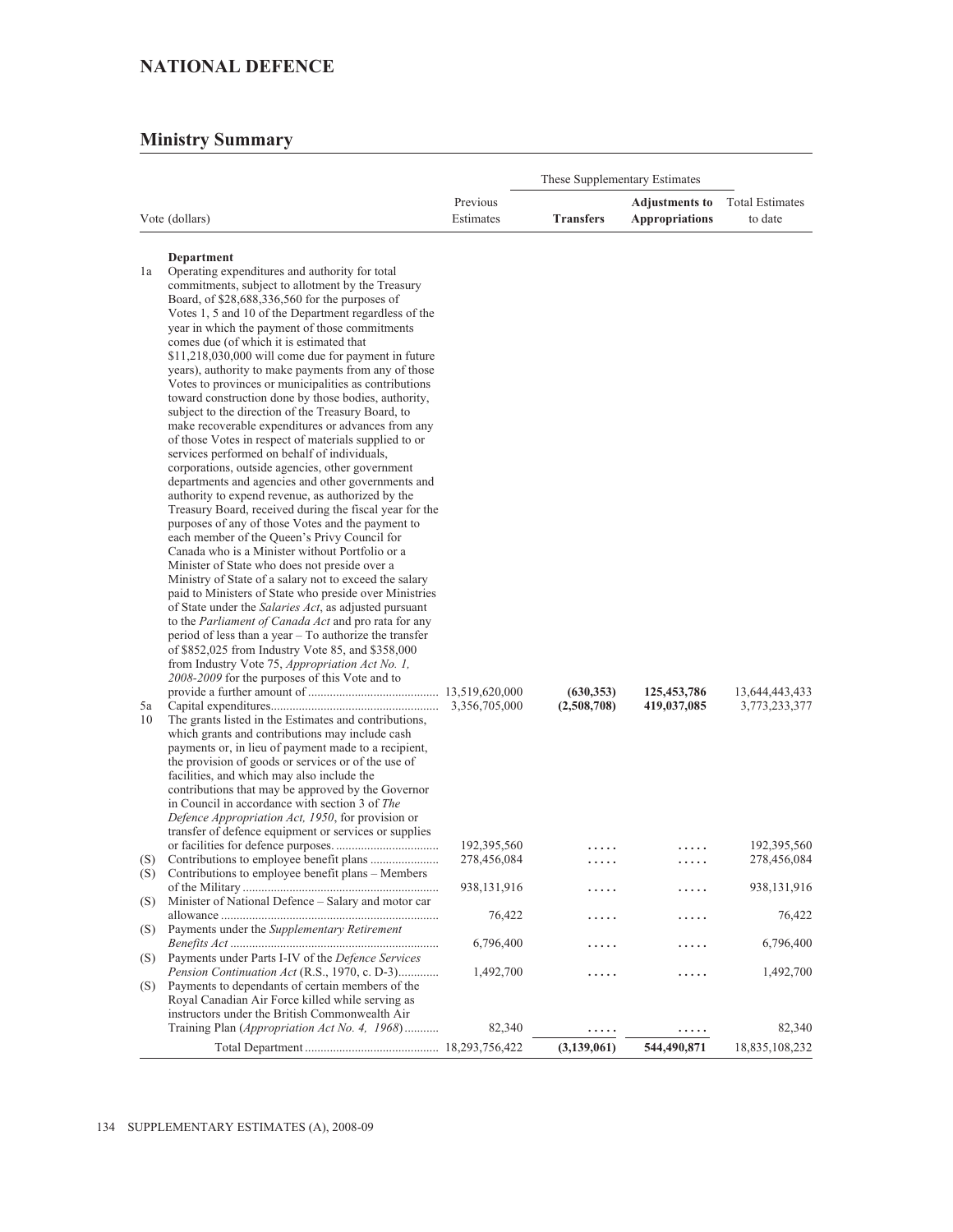## NATIONAL DEFENCE

### Ministry Summary

| Vote (dollars) | | Previous Estimates | These Supplementary Estimates: Transfers | These Supplementary Estimates: Adjustments to Appropriations | Total Estimates to date |
|---|---|---|---|---|---|
| | **Department** | | | | |
| 1a | Operating expenditures and authority for total commitments, subject to allotment by the Treasury Board, of $28,688,336,560 for the purposes of Votes 1, 5 and 10 of the Department regardless of the year in which the payment of those commitments comes due (of which it is estimated that $11,218,030,000 will come due for payment in future years), authority to make payments from any of those Votes to provinces or municipalities as contributions toward construction done by those bodies, authority, subject to the direction of the Treasury Board, to make recoverable expenditures or advances from any of those Votes in respect of materials supplied to or services performed on behalf of individuals, corporations, outside agencies, other government departments and agencies and other governments and authority to expend revenue, as authorized by the Treasury Board, received during the fiscal year for the purposes of any of those Votes and the payment to each member of the Queen's Privy Council for Canada who is a Minister without Portfolio or a Minister of State who does not preside over a Ministry of State of a salary not to exceed the salary paid to Ministers of State who preside over Ministries of State under the *Salaries Act*, as adjusted pursuant to the *Parliament of Canada Act* and pro rata for any period of less than a year – To authorize the transfer of $852,025 from Industry Vote 85, and $358,000 from Industry Vote 75, *Appropriation Act No. 1, 2008-2009* for the purposes of this Vote and to provide a further amount of | 13,519,620,000 | **(630,353)** | **125,453,786** | 13,644,443,433 |
| 5a | Capital expenditures | 3,356,705,000 | **(2,508,708)** | **419,037,085** | 3,773,233,377 |
| 10 | The grants listed in the Estimates and contributions, which grants and contributions may include cash payments or, in lieu of payment made to a recipient, the provision of goods or services or of the use of facilities, and which may also include the contributions that may be approved by the Governor in Council in accordance with section 3 of *The Defence Appropriation Act, 1950*, for provision or transfer of defence equipment or services or supplies or facilities for defence purposes. | 192,395,560 | ..... | ..... | 192,395,560 |
| (S) | Contributions to employee benefit plans | 278,456,084 | ..... | ..... | 278,456,084 |
| (S) | Contributions to employee benefit plans – Members of the Military | 938,131,916 | ..... | ..... | 938,131,916 |
| (S) | Minister of National Defence – Salary and motor car allowance | 76,422 | ..... | ..... | 76,422 |
| (S) | Payments under the *Supplementary Retirement Benefits Act* | 6,796,400 | ..... | ..... | 6,796,400 |
| (S) | Payments under Parts I-IV of the *Defence Services Pension Continuation Act* (R.S., 1970, c. D-3) | 1,492,700 | ..... | ..... | 1,492,700 |
| (S) | Payments to dependants of certain members of the Royal Canadian Air Force killed while serving as instructors under the British Commonwealth Air Training Plan (*Appropriation Act No. 4, 1968*) | 82,340 | ..... | ..... | 82,340 |
| | Total Department | 18,293,756,422 | **(3,139,061)** | **544,490,871** | 18,835,108,232 |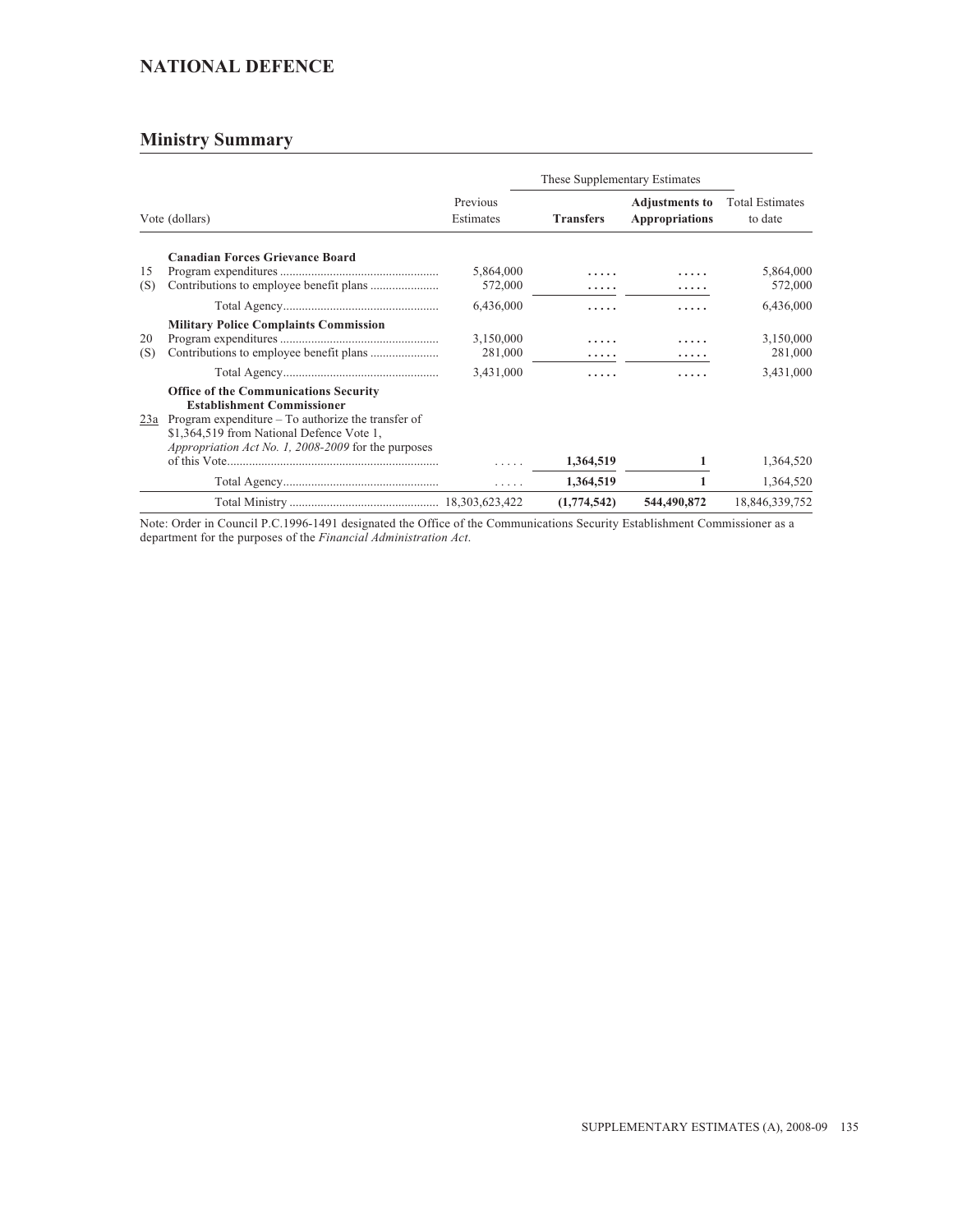## NATIONAL DEFENCE

### Ministry Summary

| Vote (dollars) | | Previous Estimates | These Supplementary Estimates | | Total Estimates to date |
|---|---|---|---|---|---|
| | | | **Transfers** | **Adjustments to Appropriations** | |
| | **Canadian Forces Grievance Board** | | | | |
| 15 | Program expenditures | 5,864,000 | ..... | ..... | 5,864,000 |
| (S) | Contributions to employee benefit plans | 572,000 | ..... | ..... | 572,000 |
| | Total Agency | 6,436,000 | ..... | ..... | 6,436,000 |
| | **Military Police Complaints Commission** | | | | |
| 20 | Program expenditures | 3,150,000 | ..... | ..... | 3,150,000 |
| (S) | Contributions to employee benefit plans | 281,000 | ..... | ..... | 281,000 |
| | Total Agency | 3,431,000 | ..... | ..... | 3,431,000 |
| | **Office of the Communications Security Establishment Commissioner** | | | | |
| 23a | Program expenditure – To authorize the transfer of $1,364,519 from National Defence Vote 1, *Appropriation Act No. 1, 2008-2009* for the purposes of this Vote | ..... | 1,364,519 | 1 | 1,364,520 |
| | Total Agency | ..... | 1,364,519 | 1 | 1,364,520 |
| | Total Ministry | 18,303,623,422 | (1,774,542) | 544,490,872 | 18,846,339,752 |

Note: Order in Council P.C.1996-1491 designated the Office of the Communications Security Establishment Commissioner as a department for the purposes of the *Financial Administration Act*.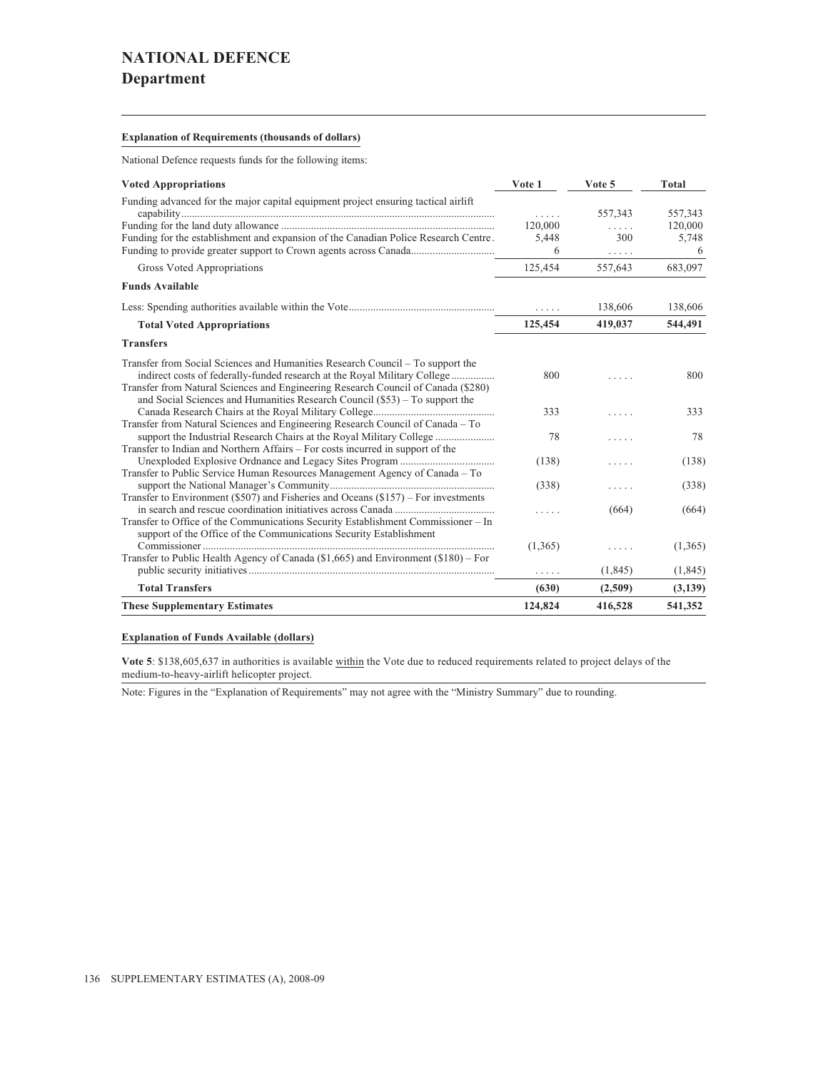# NATIONAL DEFENCE

## Department

**Explanation of Requirements (thousands of dollars)**

National Defence requests funds for the following items:

| Voted Appropriations | Vote 1 | Vote 5 | Total |
|---|---|---|---|
| Funding advanced for the major capital equipment project ensuring tactical airlift capability | ..... | 557,343 | 557,343 |
| Funding for the land duty allowance | 120,000 | ..... | 120,000 |
| Funding for the establishment and expansion of the Canadian Police Research Centre | 5,448 | 300 | 5,748 |
| Funding to provide greater support to Crown agents across Canada | 6 | ..... | 6 |
| Gross Voted Appropriations | 125,454 | 557,643 | 683,097 |
| **Funds Available** | | | |
| Less: Spending authorities available within the Vote | ..... | 138,606 | 138,606 |
| **Total Voted Appropriations** | **125,454** | **419,037** | **544,491** |
| **Transfers** | | | |
| Transfer from Social Sciences and Humanities Research Council – To support the indirect costs of federally-funded research at the Royal Military College | 800 | ..... | 800 |
| Transfer from Natural Sciences and Engineering Research Council of Canada ($280) and Social Sciences and Humanities Research Council ($53) – To support the Canada Research Chairs at the Royal Military College | 333 | ..... | 333 |
| Transfer from Natural Sciences and Engineering Research Council of Canada – To support the Industrial Research Chairs at the Royal Military College | 78 | ..... | 78 |
| Transfer to Indian and Northern Affairs – For costs incurred in support of the Unexploded Explosive Ordnance and Legacy Sites Program | (138) | ..... | (138) |
| Transfer to Public Service Human Resources Management Agency of Canada – To support the National Manager's Community | (338) | ..... | (338) |
| Transfer to Environment ($507) and Fisheries and Oceans ($157) – For investments in search and rescue coordination initiatives across Canada | ..... | (664) | (664) |
| Transfer to Office of the Communications Security Establishment Commissioner – In support of the Office of the Communications Security Establishment Commissioner | (1,365) | ..... | (1,365) |
| Transfer to Public Health Agency of Canada ($1,665) and Environment ($180) – For public security initiatives | ..... | (1,845) | (1,845) |
| **Total Transfers** | **(630)** | **(2,509)** | **(3,139)** |
| **These Supplementary Estimates** | **124,824** | **416,528** | **541,352** |

**Explanation of Funds Available (dollars)**

**Vote 5**: $138,605,637 in authorities is available within the Vote due to reduced requirements related to project delays of the medium-to-heavy-airlift helicopter project.

Note: Figures in the "Explanation of Requirements" may not agree with the "Ministry Summary" due to rounding.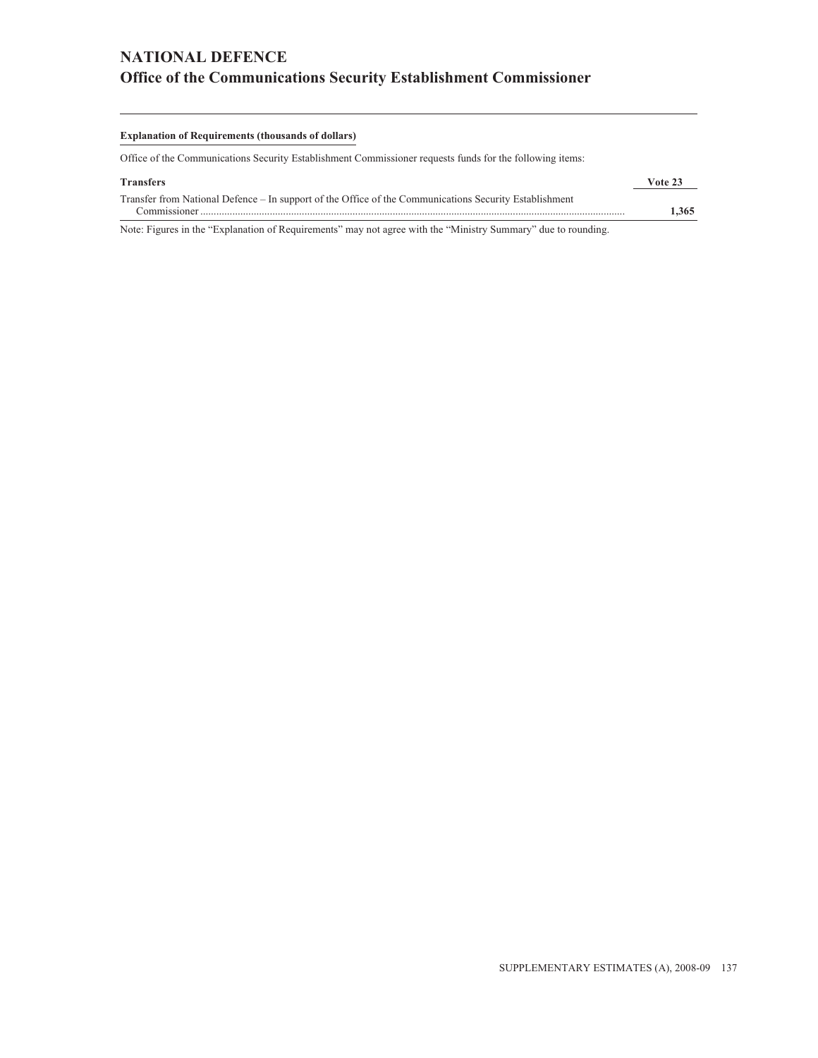# NATIONAL DEFENCE
## Office of the Communications Security Establishment Commissioner

**Explanation of Requirements (thousands of dollars)**

Office of the Communications Security Establishment Commissioner requests funds for the following items:

| Transfers | Vote 23 |
|---|---|
| Transfer from National Defence – In support of the Office of the Communications Security Establishment Commissioner | **1,365** |

Note: Figures in the "Explanation of Requirements" may not agree with the "Ministry Summary" due to rounding.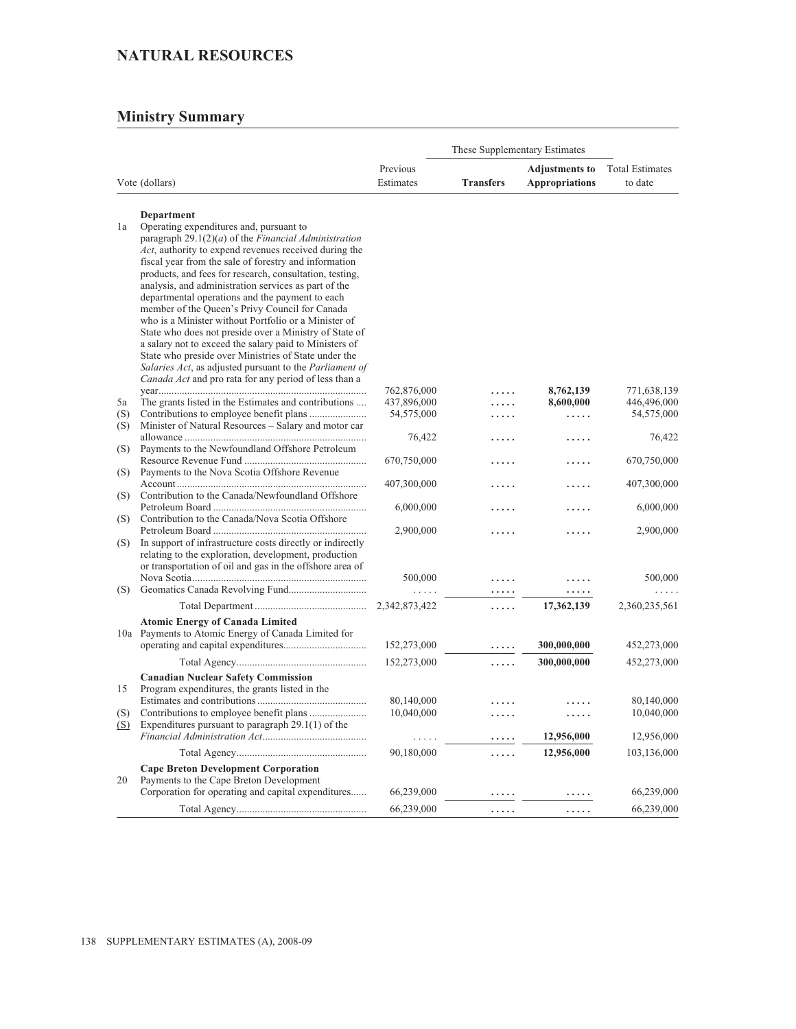# NATURAL RESOURCES

## Ministry Summary

| | Vote (dollars) | Previous Estimates | These Supplementary Estimates | | Total Estimates to date |
|---|---|---|---|---|---|
| | | | **Transfers** | **Adjustments to Appropriations** | |
| | **Department** | | | | |
| 1a | Operating expenditures and, pursuant to paragraph 29.1(2)(*a*) of the *Financial Administration Act*, authority to expend revenues received during the fiscal year from the sale of forestry and information products, and fees for research, consultation, testing, analysis, and administration services as part of the departmental operations and the payment to each member of the Queen's Privy Council for Canada who is a Minister without Portfolio or a Minister of State who does not preside over a Ministry of State of a salary not to exceed the salary paid to Ministers of State who preside over Ministries of State under the *Salaries Act*, as adjusted pursuant to the *Parliament of Canada Act* and pro rata for any period of less than a year | 762,876,000 | ..... | **8,762,139** | 771,638,139 |
| 5a | The grants listed in the Estimates and contributions | 437,896,000 | ..... | **8,600,000** | 446,496,000 |
| (S) | Contributions to employee benefit plans | 54,575,000 | ..... | ..... | 54,575,000 |
| (S) | Minister of Natural Resources – Salary and motor car allowance | 76,422 | ..... | ..... | 76,422 |
| (S) | Payments to the Newfoundland Offshore Petroleum Resource Revenue Fund | 670,750,000 | ..... | ..... | 670,750,000 |
| (S) | Payments to the Nova Scotia Offshore Revenue Account | 407,300,000 | ..... | ..... | 407,300,000 |
| (S) | Contribution to the Canada/Newfoundland Offshore Petroleum Board | 6,000,000 | ..... | ..... | 6,000,000 |
| (S) | Contribution to the Canada/Nova Scotia Offshore Petroleum Board | 2,900,000 | ..... | ..... | 2,900,000 |
| (S) | In support of infrastructure costs directly or indirectly relating to the exploration, development, production or transportation of oil and gas in the offshore area of Nova Scotia | 500,000 | ..... | ..... | 500,000 |
| (S) | Geomatics Canada Revolving Fund | ..... | ..... | ..... | ..... |
| | Total Department | 2,342,873,422 | ..... | **17,362,139** | 2,360,235,561 |
| | **Atomic Energy of Canada Limited** | | | | |
| 10a | Payments to Atomic Energy of Canada Limited for operating and capital expenditures | 152,273,000 | ..... | **300,000,000** | 452,273,000 |
| | Total Agency | 152,273,000 | ..... | **300,000,000** | 452,273,000 |
| | **Canadian Nuclear Safety Commission** | | | | |
| 15 | Program expenditures, the grants listed in the Estimates and contributions | 80,140,000 | ..... | ..... | 80,140,000 |
| (S) | Contributions to employee benefit plans | 10,040,000 | ..... | ..... | 10,040,000 |
| (S) | Expenditures pursuant to paragraph 29.1(1) of the *Financial Administration Act* | ..... | ..... | **12,956,000** | 12,956,000 |
| | Total Agency | 90,180,000 | ..... | **12,956,000** | 103,136,000 |
| | **Cape Breton Development Corporation** | | | | |
| 20 | Payments to the Cape Breton Development Corporation for operating and capital expenditures | 66,239,000 | ..... | ..... | 66,239,000 |
| | Total Agency | 66,239,000 | ..... | ..... | 66,239,000 |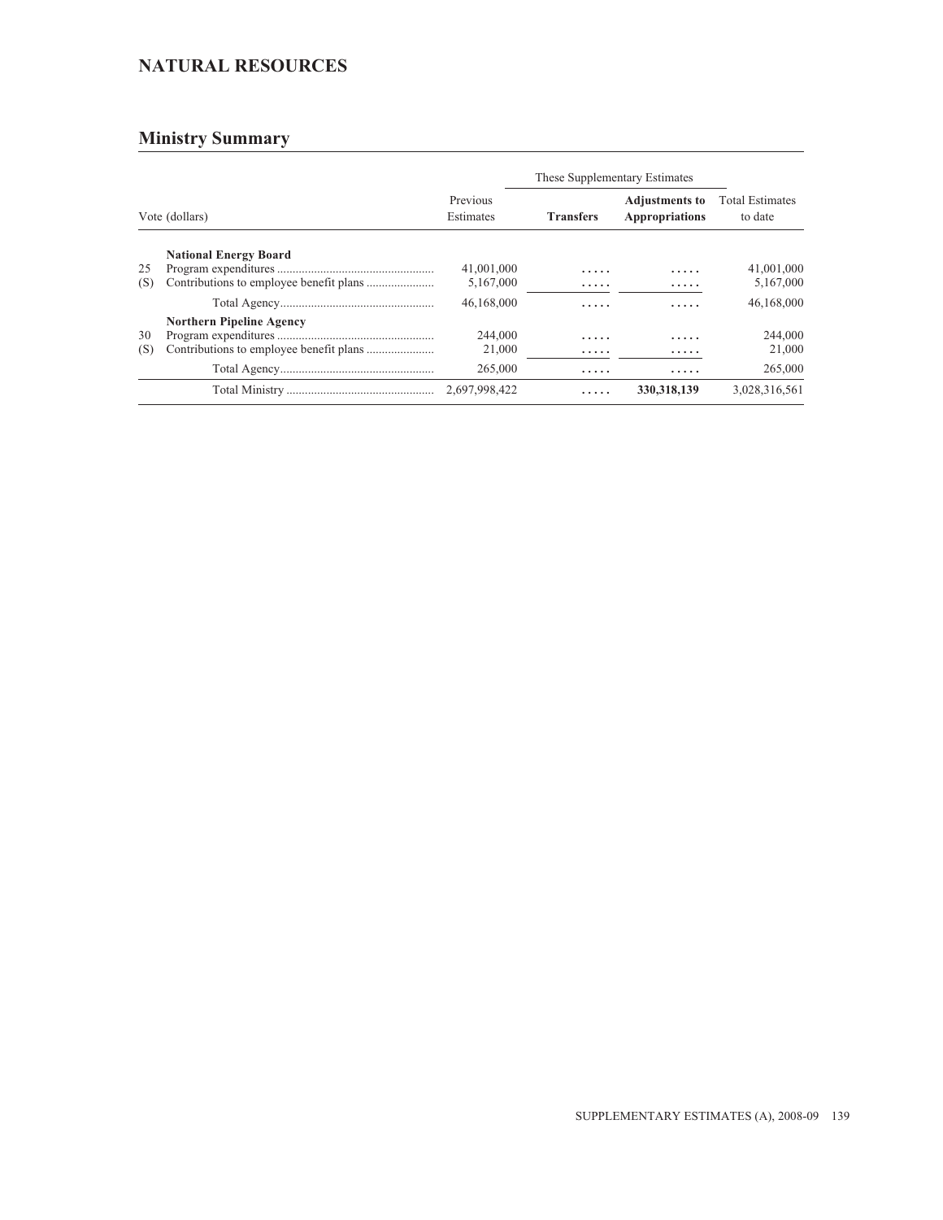## NATURAL RESOURCES

### Ministry Summary

| Vote (dollars) | | Previous Estimates | These Supplementary Estimates | | Total Estimates to date |
|---|---|---|---|---|---|
| | | | **Transfers** | **Adjustments to Appropriations** | |
| | **National Energy Board** | | | | |
| 25 | Program expenditures | 41,001,000 | ..... | ..... | 41,001,000 |
| (S) | Contributions to employee benefit plans | 5,167,000 | ..... | ..... | 5,167,000 |
| | Total Agency | 46,168,000 | ..... | ..... | 46,168,000 |
| | **Northern Pipeline Agency** | | | | |
| 30 | Program expenditures | 244,000 | ..... | ..... | 244,000 |
| (S) | Contributions to employee benefit plans | 21,000 | ..... | ..... | 21,000 |
| | Total Agency | 265,000 | ..... | ..... | 265,000 |
| | Total Ministry | 2,697,998,422 | ..... | **330,318,139** | 3,028,316,561 |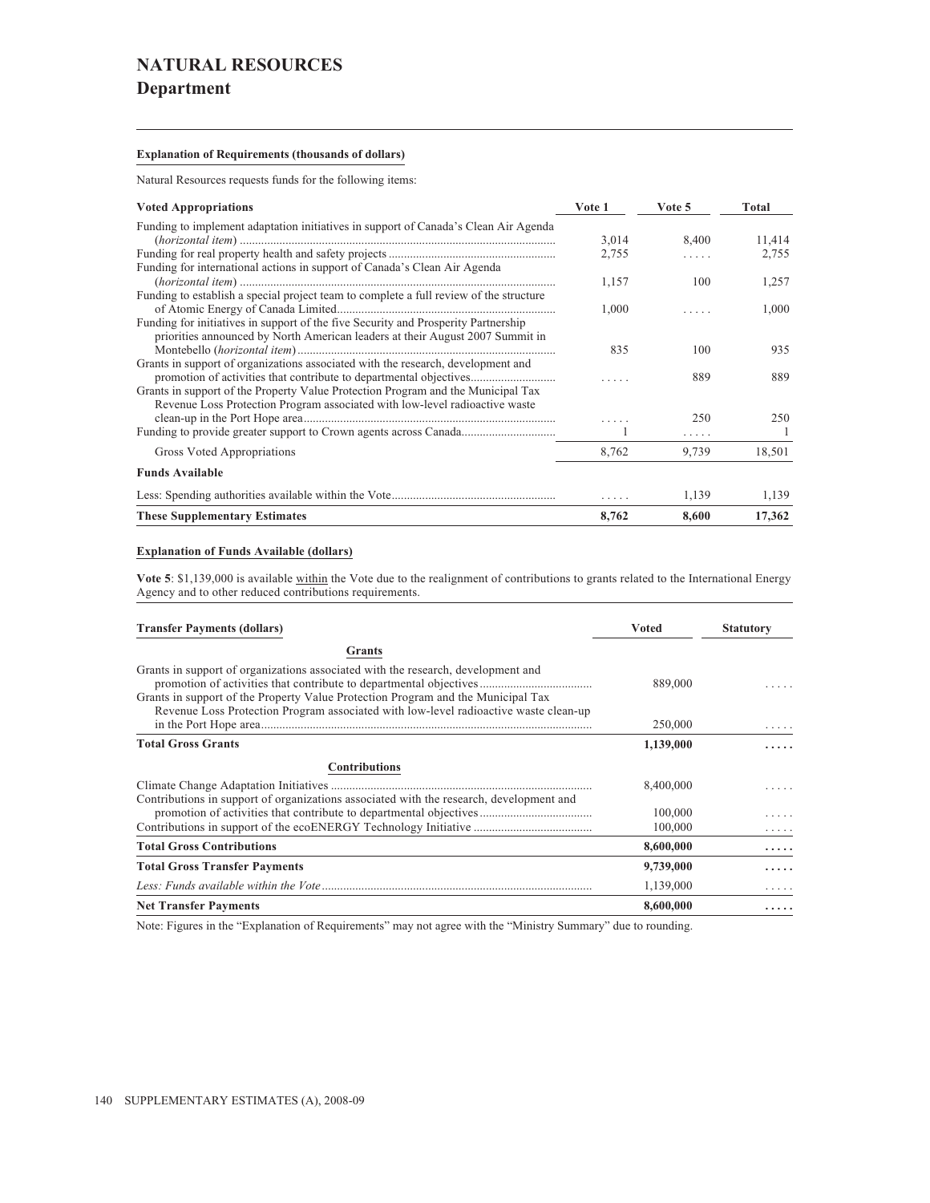# NATURAL RESOURCES
## Department

**Explanation of Requirements (thousands of dollars)**

Natural Resources requests funds for the following items:

| Voted Appropriations | Vote 1 | Vote 5 | Total |
|---|---|---|---|
| Funding to implement adaptation initiatives in support of Canada's Clean Air Agenda (*horizontal item*) | 3,014 | 8,400 | 11,414 |
| Funding for real property health and safety projects | 2,755 | ..... | 2,755 |
| Funding for international actions in support of Canada's Clean Air Agenda (*horizontal item*) | 1,157 | 100 | 1,257 |
| Funding to establish a special project team to complete a full review of the structure of Atomic Energy of Canada Limited | 1,000 | ..... | 1,000 |
| Funding for initiatives in support of the five Security and Prosperity Partnership priorities announced by North American leaders at their August 2007 Summit in Montebello (*horizontal item*) | 835 | 100 | 935 |
| Grants in support of organizations associated with the research, development and promotion of activities that contribute to departmental objectives | ..... | 889 | 889 |
| Grants in support of the Property Value Protection Program and the Municipal Tax Revenue Loss Protection Program associated with low-level radioactive waste clean-up in the Port Hope area | ..... | 250 | 250 |
| Funding to provide greater support to Crown agents across Canada | 1 | ..... | 1 |
| Gross Voted Appropriations | 8,762 | 9,739 | 18,501 |
| **Funds Available** | | | |
| Less: Spending authorities available within the Vote | ..... | 1,139 | 1,139 |
| **These Supplementary Estimates** | **8,762** | **8,600** | **17,362** |

**Explanation of Funds Available (dollars)**

**Vote 5**: $1,139,000 is available within the Vote due to the realignment of contributions to grants related to the International Energy Agency and to other reduced contributions requirements.

| Transfer Payments (dollars) | Voted | Statutory |
|---|---|---|
| **Grants** | | |
| Grants in support of organizations associated with the research, development and promotion of activities that contribute to departmental objectives | 889,000 | ..... |
| Grants in support of the Property Value Protection Program and the Municipal Tax Revenue Loss Protection Program associated with low-level radioactive waste clean-up in the Port Hope area | 250,000 | ..... |
| **Total Gross Grants** | **1,139,000** | **.....** |
| **Contributions** | | |
| Climate Change Adaptation Initiatives | 8,400,000 | ..... |
| Contributions in support of organizations associated with the research, development and promotion of activities that contribute to departmental objectives | 100,000 | ..... |
| Contributions in support of the ecoENERGY Technology Initiative | 100,000 | ..... |
| **Total Gross Contributions** | **8,600,000** | **.....** |
| **Total Gross Transfer Payments** | **9,739,000** | **.....** |
| *Less: Funds available within the Vote* | 1,139,000 | ..... |
| **Net Transfer Payments** | **8,600,000** | **.....** |

Note: Figures in the "Explanation of Requirements" may not agree with the "Ministry Summary" due to rounding.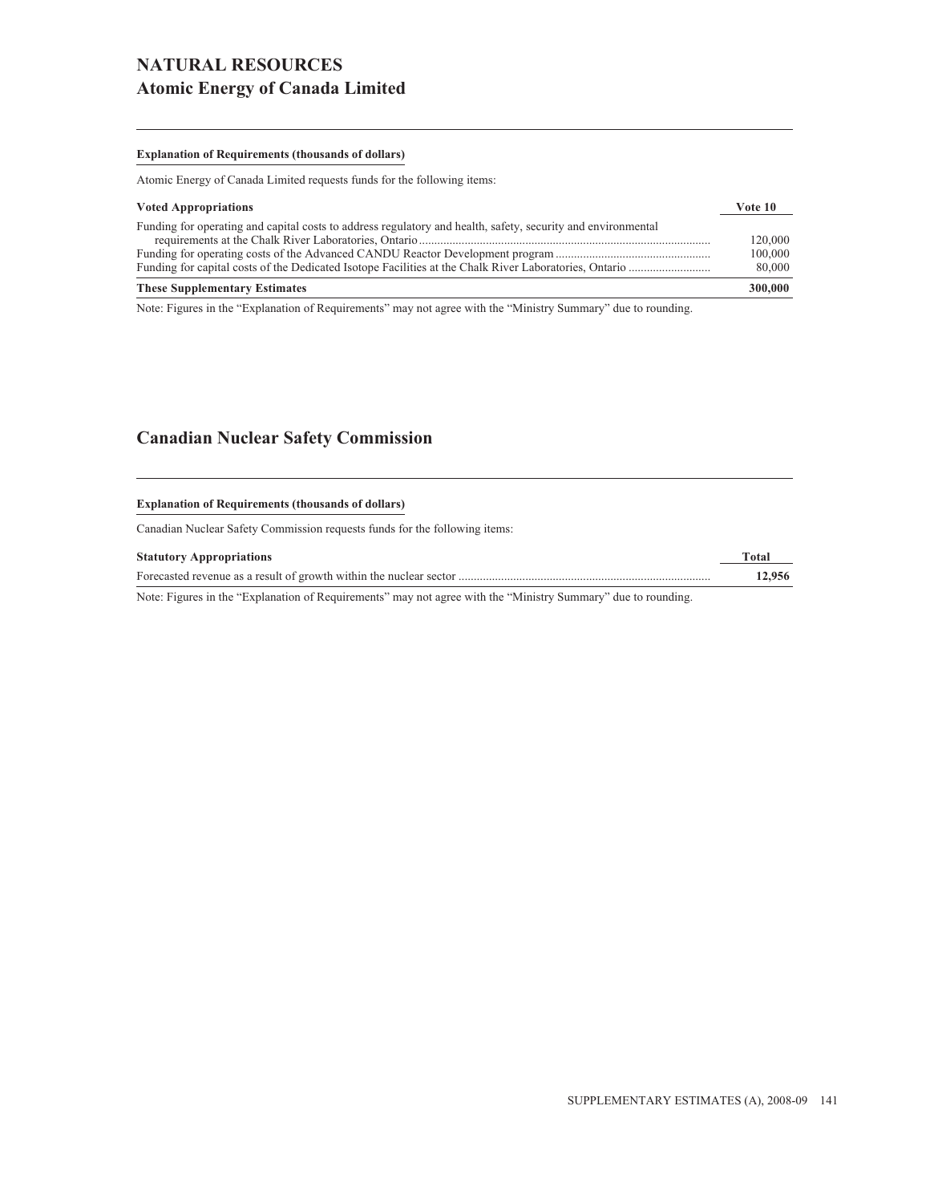# NATURAL RESOURCES

## Atomic Energy of Canada Limited

**Explanation of Requirements (thousands of dollars)**

Atomic Energy of Canada Limited requests funds for the following items:

| Voted Appropriations | Vote 10 |
|---|---|
| Funding for operating and capital costs to address regulatory and health, safety, security and environmental requirements at the Chalk River Laboratories, Ontario | 120,000 |
| Funding for operating costs of the Advanced CANDU Reactor Development program | 100,000 |
| Funding for capital costs of the Dedicated Isotope Facilities at the Chalk River Laboratories, Ontario | 80,000 |
| **These Supplementary Estimates** | **300,000** |

Note: Figures in the "Explanation of Requirements" may not agree with the "Ministry Summary" due to rounding.

## Canadian Nuclear Safety Commission

**Explanation of Requirements (thousands of dollars)**

Canadian Nuclear Safety Commission requests funds for the following items:

| Statutory Appropriations | Total |
|---|---|
| Forecasted revenue as a result of growth within the nuclear sector | **12,956** |

Note: Figures in the "Explanation of Requirements" may not agree with the "Ministry Summary" due to rounding.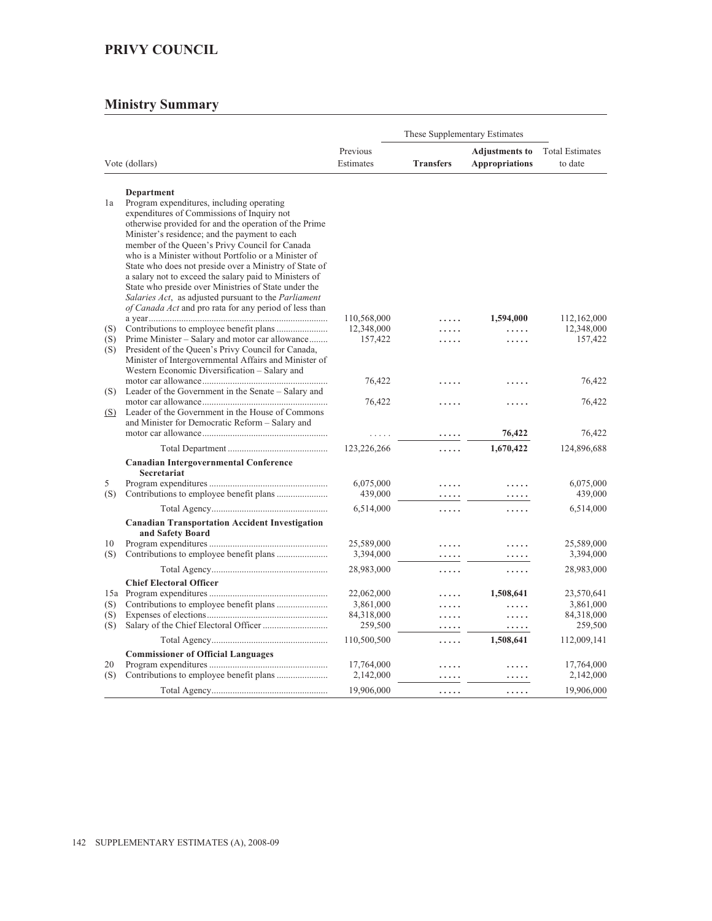## PRIVY COUNCIL

### Ministry Summary

| | Vote (dollars) | Previous Estimates | These Supplementary Estimates Transfers | These Supplementary Estimates Adjustments to Appropriations | Total Estimates to date |
|---|---|---|---|---|---|
| | **Department** | | | | |
| 1a | Program expenditures, including operating expenditures of Commissions of Inquiry not otherwise provided for and the operation of the Prime Minister's residence; and the payment to each member of the Queen's Privy Council for Canada who is a Minister without Portfolio or a Minister of State who does not preside over a Ministry of State of a salary not to exceed the salary paid to Ministers of State who preside over Ministries of State under the *Salaries Act*, as adjusted pursuant to the *Parliament of Canada Act* and pro rata for any period of less than a year | 110,568,000 | ..... | **1,594,000** | 112,162,000 |
| (S) | Contributions to employee benefit plans | 12,348,000 | ..... | ..... | 12,348,000 |
| (S) | Prime Minister – Salary and motor car allowance | 157,422 | ..... | ..... | 157,422 |
| (S) | President of the Queen's Privy Council for Canada, Minister of Intergovernmental Affairs and Minister of Western Economic Diversification – Salary and motor car allowance | 76,422 | ..... | ..... | 76,422 |
| (S) | Leader of the Government in the Senate – Salary and motor car allowance | 76,422 | ..... | ..... | 76,422 |
| (S) | Leader of the Government in the House of Commons and Minister for Democratic Reform – Salary and motor car allowance | ..... | ..... | **76,422** | 76,422 |
| | Total Department | 123,226,266 | ..... | **1,670,422** | 124,896,688 |
| | **Canadian Intergovernmental Conference Secretariat** | | | | |
| 5 | Program expenditures | 6,075,000 | ..... | ..... | 6,075,000 |
| (S) | Contributions to employee benefit plans | 439,000 | ..... | ..... | 439,000 |
| | Total Agency | 6,514,000 | ..... | ..... | 6,514,000 |
| | **Canadian Transportation Accident Investigation and Safety Board** | | | | |
| 10 | Program expenditures | 25,589,000 | ..... | ..... | 25,589,000 |
| (S) | Contributions to employee benefit plans | 3,394,000 | ..... | ..... | 3,394,000 |
| | Total Agency | 28,983,000 | ..... | ..... | 28,983,000 |
| | **Chief Electoral Officer** | | | | |
| 15a | Program expenditures | 22,062,000 | ..... | **1,508,641** | 23,570,641 |
| (S) | Contributions to employee benefit plans | 3,861,000 | ..... | ..... | 3,861,000 |
| (S) | Expenses of elections | 84,318,000 | ..... | ..... | 84,318,000 |
| (S) | Salary of the Chief Electoral Officer | 259,500 | ..... | ..... | 259,500 |
| | Total Agency | 110,500,500 | ..... | **1,508,641** | 112,009,141 |
| | **Commissioner of Official Languages** | | | | |
| 20 | Program expenditures | 17,764,000 | ..... | ..... | 17,764,000 |
| (S) | Contributions to employee benefit plans | 2,142,000 | ..... | ..... | 2,142,000 |
| | Total Agency | 19,906,000 | ..... | ..... | 19,906,000 |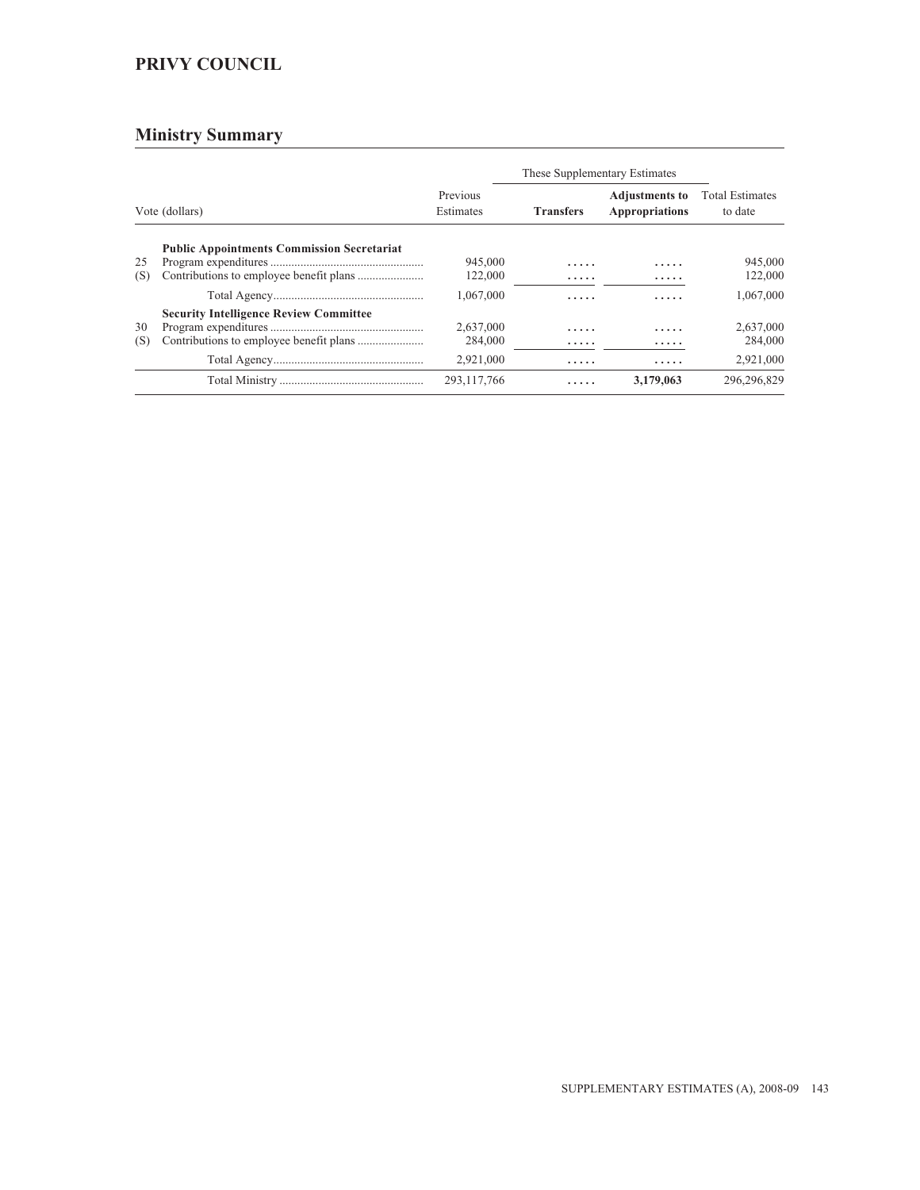## PRIVY COUNCIL

## Ministry Summary

| Vote (dollars) | | Previous Estimates | These Supplementary Estimates | | Total Estimates to date |
|---|---|---|---|---|---|
| | | | **Transfers** | **Adjustments to Appropriations** | |
| | **Public Appointments Commission Secretariat** | | | | |
| 25 | Program expenditures | 945,000 | ..... | ..... | 945,000 |
| (S) | Contributions to employee benefit plans | 122,000 | ..... | ..... | 122,000 |
| | Total Agency | 1,067,000 | ..... | ..... | 1,067,000 |
| | **Security Intelligence Review Committee** | | | | |
| 30 | Program expenditures | 2,637,000 | ..... | ..... | 2,637,000 |
| (S) | Contributions to employee benefit plans | 284,000 | ..... | ..... | 284,000 |
| | Total Agency | 2,921,000 | ..... | ..... | 2,921,000 |
| | Total Ministry | 293,117,766 | ..... | **3,179,063** | 296,296,829 |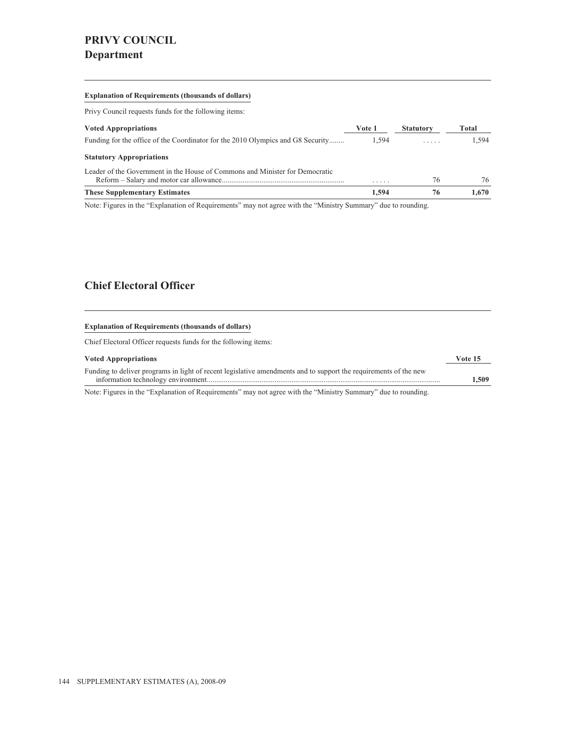# PRIVY COUNCIL
## Department

**Explanation of Requirements (thousands of dollars)**

Privy Council requests funds for the following items:

| **Voted Appropriations** | **Vote 1** | **Statutory** | **Total** |
|---|---|---|---|
| Funding for the office of the Coordinator for the 2010 Olympics and G8 Security........ | 1,594 | . . . . . | 1,594 |
| **Statutory Appropriations** | | | |
| Leader of the Government in the House of Commons and Minister for Democratic Reform – Salary and motor car allowance................................................................ | . . . . . | 76 | 76 |
| **These Supplementary Estimates** | **1,594** | **76** | **1,670** |

Note: Figures in the "Explanation of Requirements" may not agree with the "Ministry Summary" due to rounding.

## Chief Electoral Officer

**Explanation of Requirements (thousands of dollars)**

Chief Electoral Officer requests funds for the following items:

| **Voted Appropriations** | **Vote 15** |
|---|---|
| Funding to deliver programs in light of recent legislative amendments and to support the requirements of the new information technology environment.......................................................................................................................... | **1,509** |

Note: Figures in the "Explanation of Requirements" may not agree with the "Ministry Summary" due to rounding.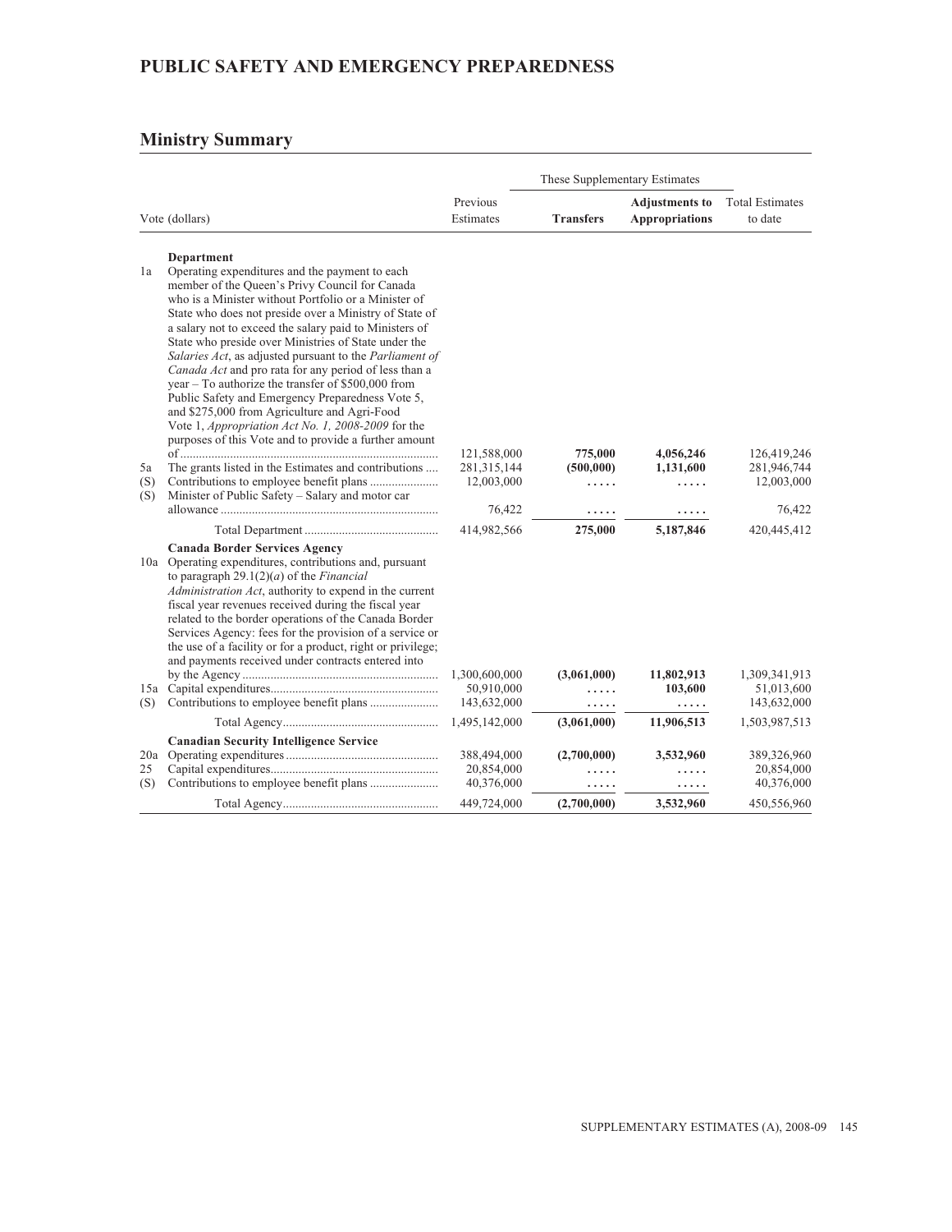## PUBLIC SAFETY AND EMERGENCY PREPAREDNESS

## Ministry Summary

| | Vote (dollars) | Previous Estimates | These Supplementary Estimates | | Total Estimates to date |
|---|---|---|---|---|---|
| | | | **Transfers** | **Adjustments to Appropriations** | |
| | **Department** | | | | |
| 1a | Operating expenditures and the payment to each member of the Queen's Privy Council for Canada who is a Minister without Portfolio or a Minister of State who does not preside over a Ministry of State of a salary not to exceed the salary paid to Ministers of State who preside over Ministries of State under the *Salaries Act*, as adjusted pursuant to the *Parliament of Canada Act* and pro rata for any period of less than a year – To authorize the transfer of $500,000 from Public Safety and Emergency Preparedness Vote 5, and $275,000 from Agriculture and Agri-Food Vote 1, *Appropriation Act No. 1, 2008-2009* for the purposes of this Vote and to provide a further amount of | 121,588,000 | **775,000** | **4,056,246** | 126,419,246 |
| 5a | The grants listed in the Estimates and contributions | 281,315,144 | **(500,000)** | **1,131,600** | 281,946,744 |
| (S) | Contributions to employee benefit plans | 12,003,000 | ..... | ..... | 12,003,000 |
| (S) | Minister of Public Safety – Salary and motor car allowance | 76,422 | ..... | ..... | 76,422 |
| | Total Department | 414,982,566 | **275,000** | **5,187,846** | 420,445,412 |
| | **Canada Border Services Agency** | | | | |
| 10a | Operating expenditures, contributions and, pursuant to paragraph 29.1(2)(*a*) of the *Financial Administration Act*, authority to expend in the current fiscal year revenues received during the fiscal year related to the border operations of the Canada Border Services Agency: fees for the provision of a service or the use of a facility or for a product, right or privilege; and payments received under contracts entered into by the Agency | 1,300,600,000 | **(3,061,000)** | **11,802,913** | 1,309,341,913 |
| 15a | Capital expenditures | 50,910,000 | ..... | **103,600** | 51,013,600 |
| (S) | Contributions to employee benefit plans | 143,632,000 | ..... | ..... | 143,632,000 |
| | Total Agency | 1,495,142,000 | **(3,061,000)** | **11,906,513** | 1,503,987,513 |
| | **Canadian Security Intelligence Service** | | | | |
| 20a | Operating expenditures | 388,494,000 | **(2,700,000)** | **3,532,960** | 389,326,960 |
| 25 | Capital expenditures | 20,854,000 | ..... | ..... | 20,854,000 |
| (S) | Contributions to employee benefit plans | 40,376,000 | ..... | ..... | 40,376,000 |
| | Total Agency | 449,724,000 | **(2,700,000)** | **3,532,960** | 450,556,960 |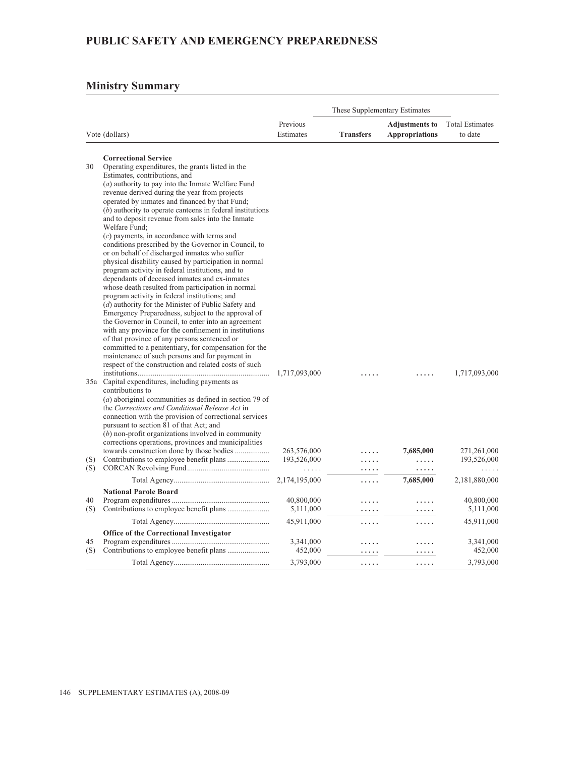# PUBLIC SAFETY AND EMERGENCY PREPAREDNESS

## Ministry Summary

| Vote (dollars) | | Previous Estimates | These Supplementary Estimates | | Total Estimates to date |
|---|---|---|---|---|---|
| | | | **Transfers** | **Adjustments to Appropriations** | |
| | **Correctional Service** | | | | |
| 30 | Operating expenditures, the grants listed in the Estimates, contributions, and (*a*) authority to pay into the Inmate Welfare Fund revenue derived during the year from projects operated by inmates and financed by that Fund; (*b*) authority to operate canteens in federal institutions and to deposit revenue from sales into the Inmate Welfare Fund; (*c*) payments, in accordance with terms and conditions prescribed by the Governor in Council, to or on behalf of discharged inmates who suffer physical disability caused by participation in normal program activity in federal institutions, and to dependants of deceased inmates and ex-inmates whose death resulted from participation in normal program activity in federal institutions; and (*d*) authority for the Minister of Public Safety and Emergency Preparedness, subject to the approval of the Governor in Council, to enter into an agreement with any province for the confinement in institutions of that province of any persons sentenced or committed to a penitentiary, for compensation for the maintenance of such persons and for payment in respect of the construction and related costs of such institutions | 1,717,093,000 | ..... | ..... | 1,717,093,000 |
| 35a | Capital expenditures, including payments as contributions to (*a*) aboriginal communities as defined in section 79 of the *Corrections and Conditional Release Act* in connection with the provision of correctional services pursuant to section 81 of that Act; and (*b*) non-profit organizations involved in community corrections operations, provinces and municipalities towards construction done by those bodies | 263,576,000 | ..... | **7,685,000** | 271,261,000 |
| (S) | Contributions to employee benefit plans | 193,526,000 | ..... | ..... | 193,526,000 |
| (S) | CORCAN Revolving Fund | ..... | ..... | ..... | ..... |
| | Total Agency | 2,174,195,000 | ..... | **7,685,000** | 2,181,880,000 |
| | **National Parole Board** | | | | |
| 40 | Program expenditures | 40,800,000 | ..... | ..... | 40,800,000 |
| (S) | Contributions to employee benefit plans | 5,111,000 | ..... | ..... | 5,111,000 |
| | Total Agency | 45,911,000 | ..... | ..... | 45,911,000 |
| | **Office of the Correctional Investigator** | | | | |
| 45 | Program expenditures | 3,341,000 | ..... | ..... | 3,341,000 |
| (S) | Contributions to employee benefit plans | 452,000 | ..... | ..... | 452,000 |
| | Total Agency | 3,793,000 | ..... | ..... | 3,793,000 |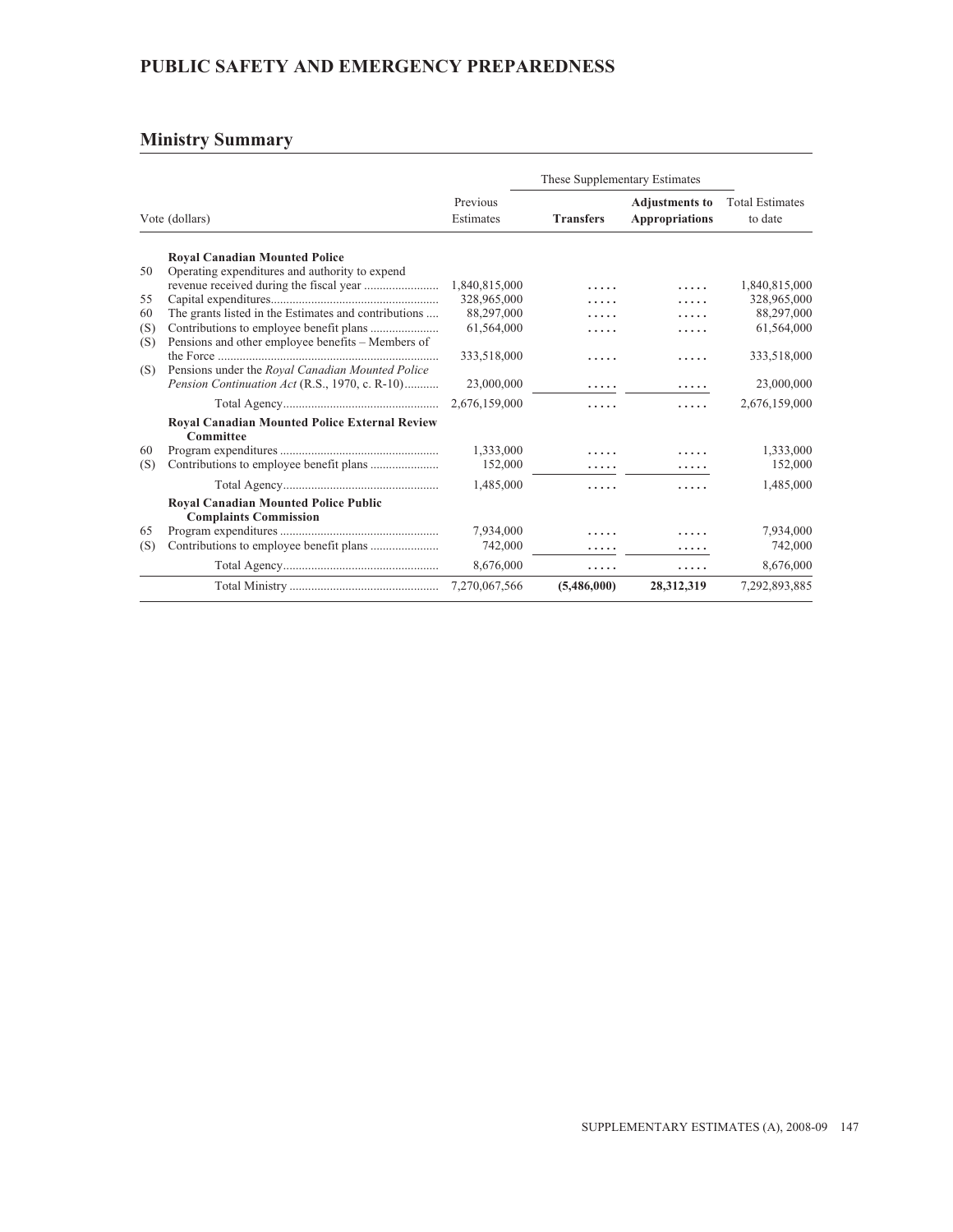## PUBLIC SAFETY AND EMERGENCY PREPAREDNESS

## Ministry Summary

| | Vote (dollars) | Previous Estimates | These Supplementary Estimates | | Total Estimates to date |
|---|---|---|---|---|---|
| | | | **Transfers** | **Adjustments to Appropriations** | |
| | **Royal Canadian Mounted Police** | | | | |
| 50 | Operating expenditures and authority to expend revenue received during the fiscal year | 1,840,815,000 | ..... | ..... | 1,840,815,000 |
| 55 | Capital expenditures | 328,965,000 | ..... | ..... | 328,965,000 |
| 60 | The grants listed in the Estimates and contributions | 88,297,000 | ..... | ..... | 88,297,000 |
| (S) | Contributions to employee benefit plans | 61,564,000 | ..... | ..... | 61,564,000 |
| (S) | Pensions and other employee benefits – Members of the Force | 333,518,000 | ..... | ..... | 333,518,000 |
| (S) | Pensions under the *Royal Canadian Mounted Police Pension Continuation Act* (R.S., 1970, c. R-10) | 23,000,000 | ..... | ..... | 23,000,000 |
| | Total Agency | 2,676,159,000 | ..... | ..... | 2,676,159,000 |
| | **Royal Canadian Mounted Police External Review Committee** | | | | |
| 60 | Program expenditures | 1,333,000 | ..... | ..... | 1,333,000 |
| (S) | Contributions to employee benefit plans | 152,000 | ..... | ..... | 152,000 |
| | Total Agency | 1,485,000 | ..... | ..... | 1,485,000 |
| | **Royal Canadian Mounted Police Public Complaints Commission** | | | | |
| 65 | Program expenditures | 7,934,000 | ..... | ..... | 7,934,000 |
| (S) | Contributions to employee benefit plans | 742,000 | ..... | ..... | 742,000 |
| | Total Agency | 8,676,000 | ..... | ..... | 8,676,000 |
| | Total Ministry | 7,270,067,566 | **(5,486,000)** | **28,312,319** | 7,292,893,885 |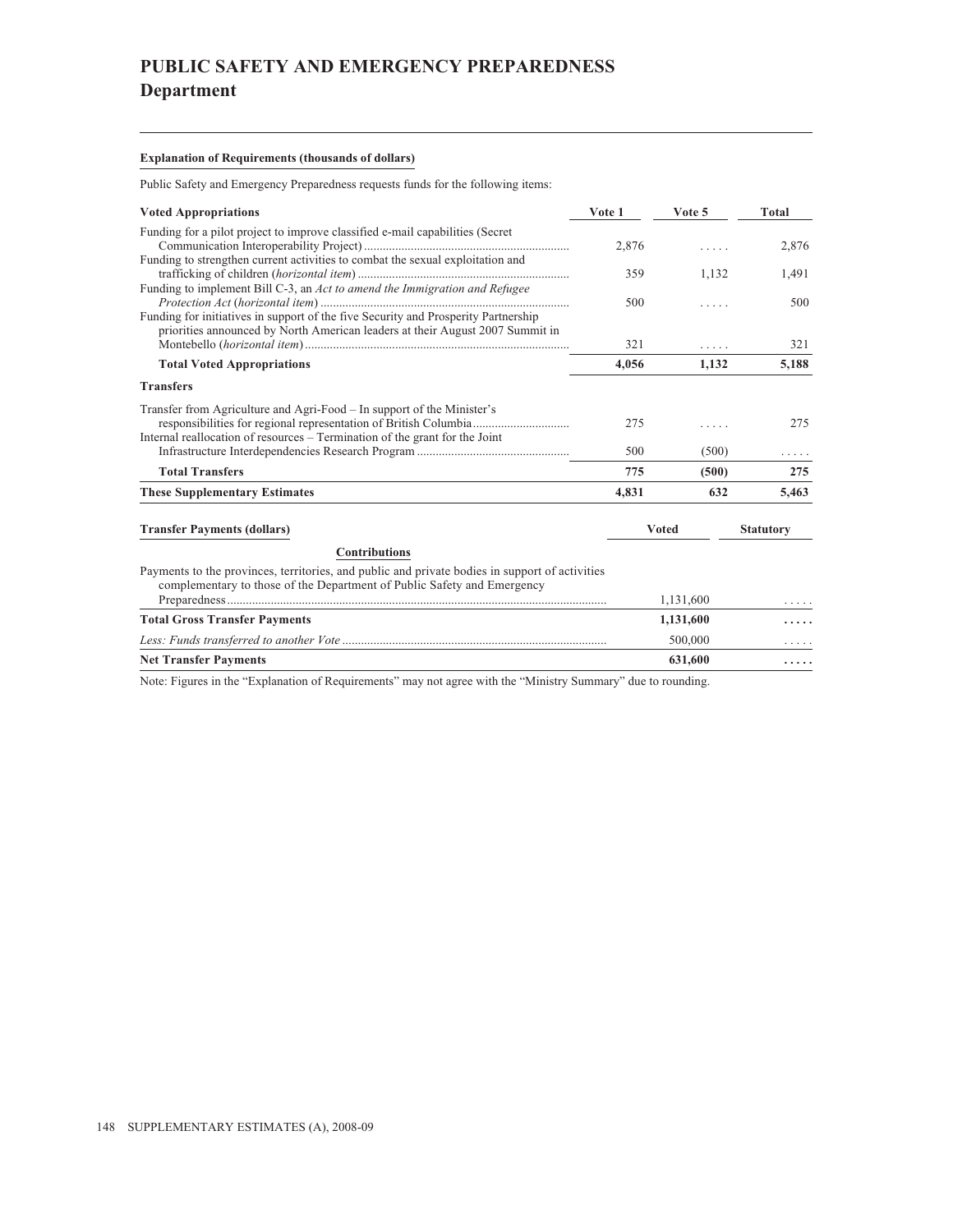# PUBLIC SAFETY AND EMERGENCY PREPAREDNESS
## Department

**Explanation of Requirements (thousands of dollars)**

Public Safety and Emergency Preparedness requests funds for the following items:

| Voted Appropriations | Vote 1 | Vote 5 | Total |
|---|---|---|---|
| Funding for a pilot project to improve classified e-mail capabilities (Secret Communication Interoperability Project) | 2,876 | ..... | 2,876 |
| Funding to strengthen current activities to combat the sexual exploitation and trafficking of children (*horizontal item*) | 359 | 1,132 | 1,491 |
| Funding to implement Bill C-3, an *Act to amend the Immigration and Refugee Protection Act* (*horizontal item*) | 500 | ..... | 500 |
| Funding for initiatives in support of the five Security and Prosperity Partnership priorities announced by North American leaders at their August 2007 Summit in Montebello (*horizontal item*) | 321 | ..... | 321 |
| **Total Voted Appropriations** | **4,056** | **1,132** | **5,188** |
| **Transfers** | | | |
| Transfer from Agriculture and Agri-Food – In support of the Minister's responsibilities for regional representation of British Columbia | 275 | ..... | 275 |
| Internal reallocation of resources – Termination of the grant for the Joint Infrastructure Interdependencies Research Program | 500 | (500) | ..... |
| **Total Transfers** | **775** | **(500)** | **275** |
| **These Supplementary Estimates** | **4,831** | **632** | **5,463** |

| Transfer Payments (dollars) | Voted | Statutory |
|---|---|---|
| **Contributions** | | |
| Payments to the provinces, territories, and public and private bodies in support of activities complementary to those of the Department of Public Safety and Emergency Preparedness | 1,131,600 | ..... |
| **Total Gross Transfer Payments** | **1,131,600** | **.....** |
| *Less: Funds transferred to another Vote* | 500,000 | ..... |
| **Net Transfer Payments** | **631,600** | **.....** |

Note: Figures in the "Explanation of Requirements" may not agree with the "Ministry Summary" due to rounding.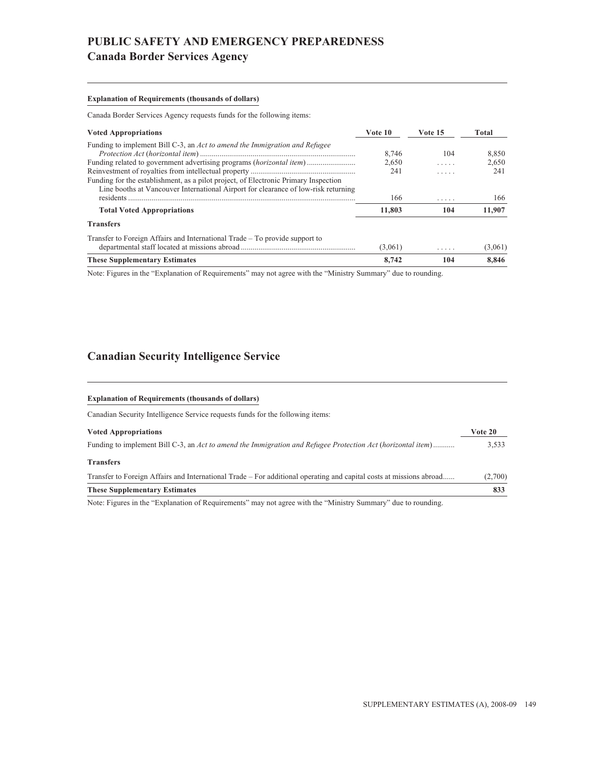# PUBLIC SAFETY AND EMERGENCY PREPAREDNESS

## Canada Border Services Agency

**Explanation of Requirements (thousands of dollars)**

Canada Border Services Agency requests funds for the following items:

| Voted Appropriations | Vote 10 | Vote 15 | Total |
|---|---|---|---|
| Funding to implement Bill C-3, an *Act to amend the Immigration and Refugee Protection Act* (*horizontal item*) | 8,746 | 104 | 8,850 |
| Funding related to government advertising programs (*horizontal item*) | 2,650 | ..... | 2,650 |
| Reinvestment of royalties from intellectual property | 241 | ..... | 241 |
| Funding for the establishment, as a pilot project, of Electronic Primary Inspection Line booths at Vancouver International Airport for clearance of low-risk returning residents | 166 | ..... | 166 |
| **Total Voted Appropriations** | **11,803** | **104** | **11,907** |
| **Transfers** | | | |
| Transfer to Foreign Affairs and International Trade – To provide support to departmental staff located at missions abroad | (3,061) | ..... | (3,061) |
| **These Supplementary Estimates** | **8,742** | **104** | **8,846** |

Note: Figures in the "Explanation of Requirements" may not agree with the "Ministry Summary" due to rounding.

## Canadian Security Intelligence Service

**Explanation of Requirements (thousands of dollars)**

Canadian Security Intelligence Service requests funds for the following items:

| Voted Appropriations | Vote 20 |
|---|---|
| Funding to implement Bill C-3, an *Act to amend the Immigration and Refugee Protection Act* (*horizontal item*) | 3,533 |
| **Transfers** | |
| Transfer to Foreign Affairs and International Trade – For additional operating and capital costs at missions abroad | (2,700) |
| **These Supplementary Estimates** | **833** |

Note: Figures in the "Explanation of Requirements" may not agree with the "Ministry Summary" due to rounding.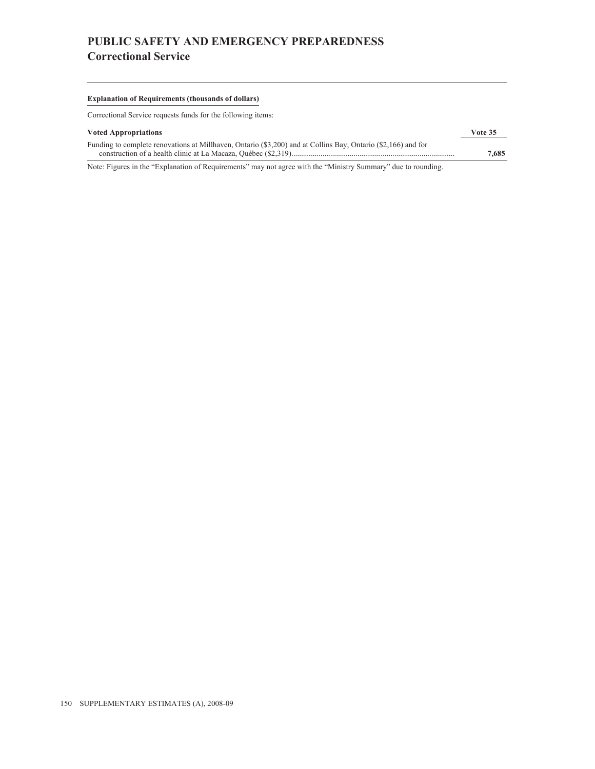# PUBLIC SAFETY AND EMERGENCY PREPAREDNESS
## Correctional Service

**Explanation of Requirements (thousands of dollars)**

Correctional Service requests funds for the following items:

| Voted Appropriations | Vote 35 |
|---|---|
| Funding to complete renovations at Millhaven, Ontario ($3,200) and at Collins Bay, Ontario ($2,166) and for construction of a health clinic at La Macaza, Québec ($2,319)................................................................................... | **7,685** |

Note: Figures in the "Explanation of Requirements" may not agree with the "Ministry Summary" due to rounding.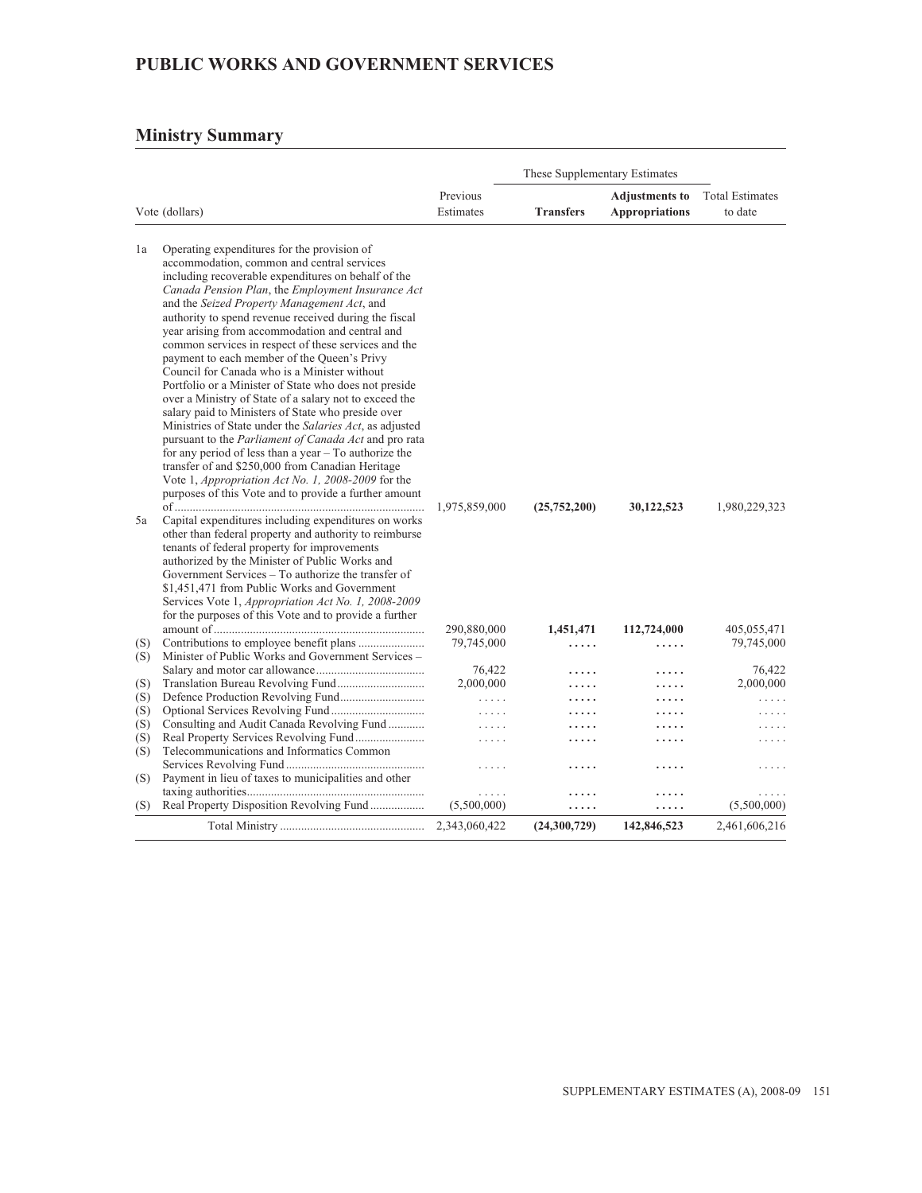## PUBLIC WORKS AND GOVERNMENT SERVICES

### Ministry Summary

| | Vote (dollars) | Previous Estimates | These Supplementary Estimates | | Total Estimates to date |
|---|---|---|---|---|---|
| | | | **Transfers** | **Adjustments to Appropriations** | |
| 1a | Operating expenditures for the provision of accommodation, common and central services including recoverable expenditures on behalf of the *Canada Pension Plan*, the *Employment Insurance Act* and the *Seized Property Management Act*, and authority to spend revenue received during the fiscal year arising from accommodation and central and common services in respect of these services and the payment to each member of the Queen's Privy Council for Canada who is a Minister without Portfolio or a Minister of State who does not preside over a Ministry of State of a salary not to exceed the salary paid to Ministers of State who preside over Ministries of State under the *Salaries Act*, as adjusted pursuant to the *Parliament of Canada Act* and pro rata for any period of less than a year – To authorize the transfer of and $250,000 from Canadian Heritage Vote 1, *Appropriation Act No. 1, 2008-2009* for the purposes of this Vote and to provide a further amount of | 1,975,859,000 | **(25,752,200)** | **30,122,523** | 1,980,229,323 |
| 5a | Capital expenditures including expenditures on works other than federal property and authority to reimburse tenants of federal property for improvements authorized by the Minister of Public Works and Government Services – To authorize the transfer of $1,451,471 from Public Works and Government Services Vote 1, *Appropriation Act No. 1, 2008-2009* for the purposes of this Vote and to provide a further amount of | 290,880,000 | **1,451,471** | **112,724,000** | 405,055,471 |
| (S) | Contributions to employee benefit plans | 79,745,000 | ..... | ..... | 79,745,000 |
| (S) | Minister of Public Works and Government Services – Salary and motor car allowance | 76,422 | ..... | ..... | 76,422 |
| (S) | Translation Bureau Revolving Fund | 2,000,000 | ..... | ..... | 2,000,000 |
| (S) | Defence Production Revolving Fund | ..... | ..... | ..... | ..... |
| (S) | Optional Services Revolving Fund | ..... | ..... | ..... | ..... |
| (S) | Consulting and Audit Canada Revolving Fund | ..... | ..... | ..... | ..... |
| (S) | Real Property Services Revolving Fund | ..... | ..... | ..... | ..... |
| (S) | Telecommunications and Informatics Common Services Revolving Fund | ..... | ..... | ..... | ..... |
| (S) | Payment in lieu of taxes to municipalities and other taxing authorities | ..... | ..... | ..... | ..... |
| (S) | Real Property Disposition Revolving Fund | (5,500,000) | ..... | ..... | (5,500,000) |
| | Total Ministry | 2,343,060,422 | **(24,300,729)** | **142,846,523** | 2,461,606,216 |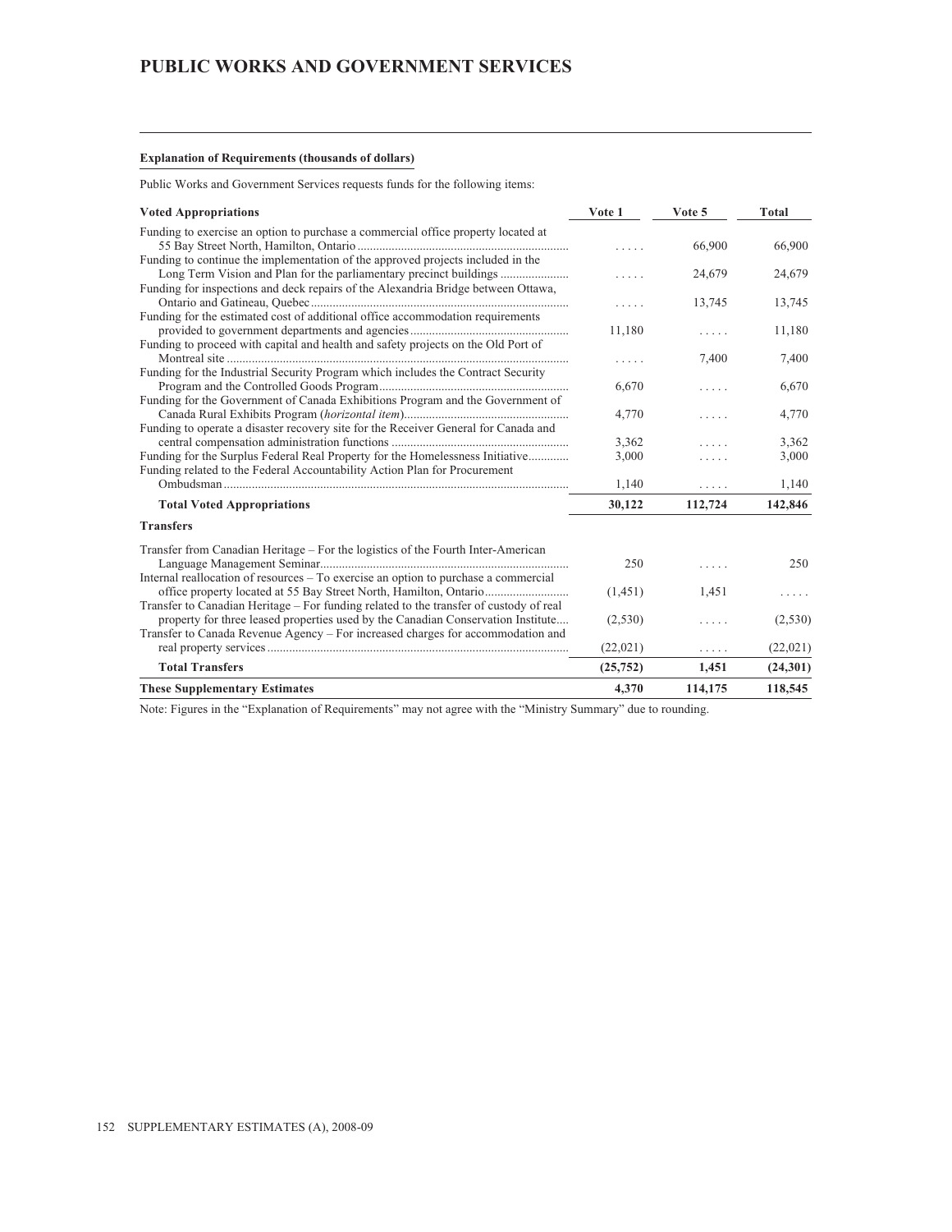# PUBLIC WORKS AND GOVERNMENT SERVICES

**Explanation of Requirements (thousands of dollars)**

Public Works and Government Services requests funds for the following items:

| Voted Appropriations | Vote 1 | Vote 5 | Total |
|---|---|---|---|
| Funding to exercise an option to purchase a commercial office property located at 55 Bay Street North, Hamilton, Ontario | ..... | 66,900 | 66,900 |
| Funding to continue the implementation of the approved projects included in the Long Term Vision and Plan for the parliamentary precinct buildings | ..... | 24,679 | 24,679 |
| Funding for inspections and deck repairs of the Alexandria Bridge between Ottawa, Ontario and Gatineau, Quebec | ..... | 13,745 | 13,745 |
| Funding for the estimated cost of additional office accommodation requirements provided to government departments and agencies | 11,180 | ..... | 11,180 |
| Funding to proceed with capital and health and safety projects on the Old Port of Montreal site | ..... | 7,400 | 7,400 |
| Funding for the Industrial Security Program which includes the Contract Security Program and the Controlled Goods Program | 6,670 | ..... | 6,670 |
| Funding for the Government of Canada Exhibitions Program and the Government of Canada Rural Exhibits Program (*horizontal item*) | 4,770 | ..... | 4,770 |
| Funding to operate a disaster recovery site for the Receiver General for Canada and central compensation administration functions | 3,362 | ..... | 3,362 |
| Funding for the Surplus Federal Real Property for the Homelessness Initiative | 3,000 | ..... | 3,000 |
| Funding related to the Federal Accountability Action Plan for Procurement Ombudsman | 1,140 | ..... | 1,140 |
| **Total Voted Appropriations** | **30,122** | **112,724** | **142,846** |
| **Transfers** | | | |
| Transfer from Canadian Heritage – For the logistics of the Fourth Inter-American Language Management Seminar | 250 | ..... | 250 |
| Internal reallocation of resources – To exercise an option to purchase a commercial office property located at 55 Bay Street North, Hamilton, Ontario | (1,451) | 1,451 | ..... |
| Transfer to Canadian Heritage – For funding related to the transfer of custody of real property for three leased properties used by the Canadian Conservation Institute | (2,530) | ..... | (2,530) |
| Transfer to Canada Revenue Agency – For increased charges for accommodation and real property services | (22,021) | ..... | (22,021) |
| **Total Transfers** | **(25,752)** | **1,451** | **(24,301)** |
| **These Supplementary Estimates** | **4,370** | **114,175** | **118,545** |

Note: Figures in the "Explanation of Requirements" may not agree with the "Ministry Summary" due to rounding.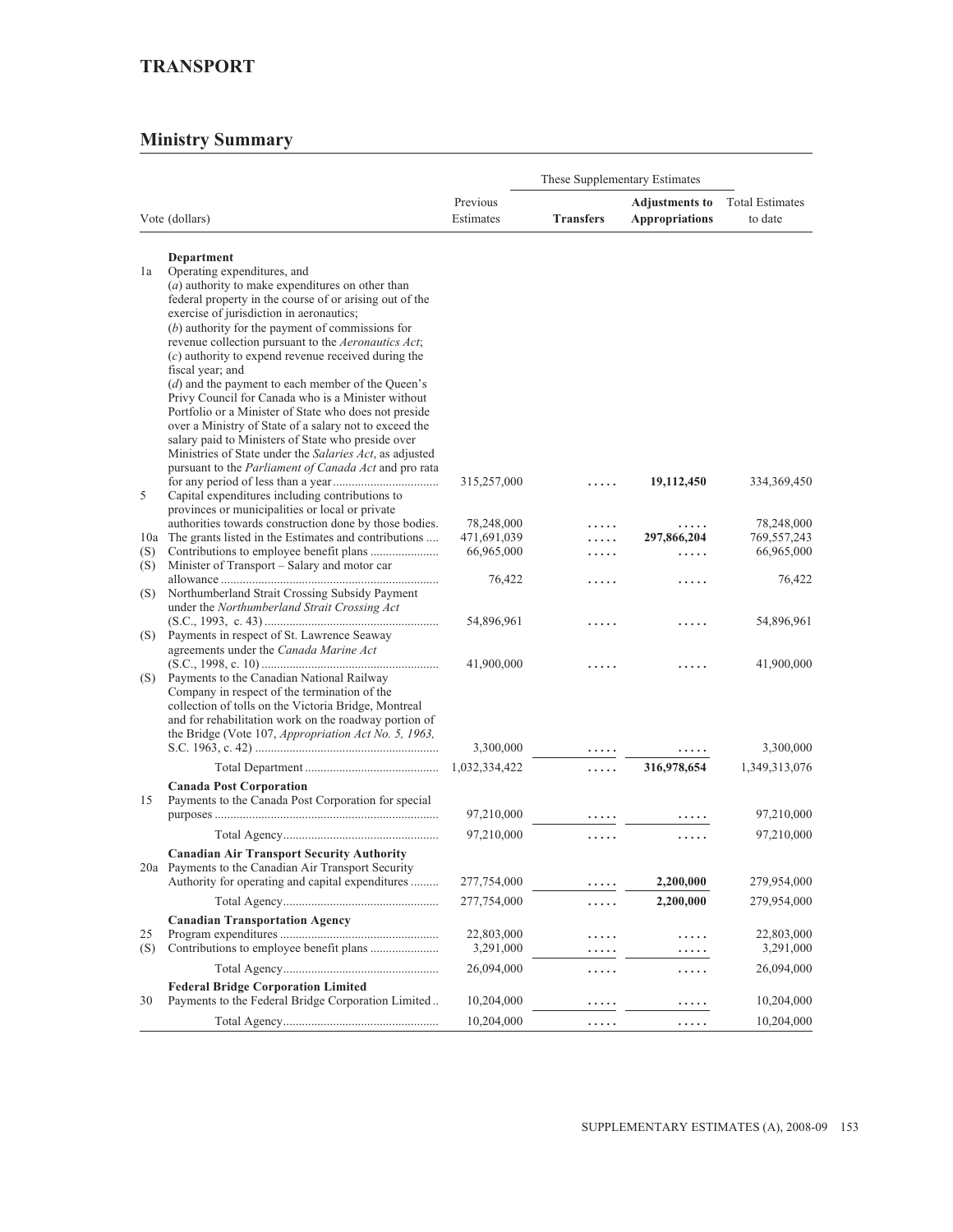# TRANSPORT

## Ministry Summary

| | Vote (dollars) | Previous Estimates | These Supplementary Estimates | | Total Estimates to date |
|---|---|---|---|---|---|
| | | | **Transfers** | **Adjustments to Appropriations** | |
| | **Department** | | | | |
| 1a | Operating expenditures, and (*a*) authority to make expenditures on other than federal property in the course of or arising out of the exercise of jurisdiction in aeronautics; (*b*) authority for the payment of commissions for revenue collection pursuant to the *Aeronautics Act*; (*c*) authority to expend revenue received during the fiscal year; and (*d*) and the payment to each member of the Queen's Privy Council for Canada who is a Minister without Portfolio or a Minister of State who does not preside over a Ministry of State of a salary not to exceed the salary paid to Ministers of State who preside over Ministries of State under the *Salaries Act*, as adjusted pursuant to the *Parliament of Canada Act* and pro rata for any period of less than a year | 315,257,000 | ..... | **19,112,450** | 334,369,450 |
| 5 | Capital expenditures including contributions to provinces or municipalities or local or private authorities towards construction done by those bodies. | 78,248,000 | ..... | ..... | 78,248,000 |
| 10a | The grants listed in the Estimates and contributions | 471,691,039 | ..... | **297,866,204** | 769,557,243 |
| (S) | Contributions to employee benefit plans | 66,965,000 | ..... | ..... | 66,965,000 |
| (S) | Minister of Transport – Salary and motor car allowance | 76,422 | ..... | ..... | 76,422 |
| (S) | Northumberland Strait Crossing Subsidy Payment under the *Northumberland Strait Crossing Act* (S.C., 1993, c. 43) | 54,896,961 | ..... | ..... | 54,896,961 |
| (S) | Payments in respect of St. Lawrence Seaway agreements under the *Canada Marine Act* (S.C., 1998, c. 10) | 41,900,000 | ..... | ..... | 41,900,000 |
| (S) | Payments to the Canadian National Railway Company in respect of the termination of the collection of tolls on the Victoria Bridge, Montreal and for rehabilitation work on the roadway portion of the Bridge (Vote 107, *Appropriation Act No. 5, 1963*, S.C. 1963, c. 42) | 3,300,000 | ..... | ..... | 3,300,000 |
| | Total Department | 1,032,334,422 | ..... | **316,978,654** | 1,349,313,076 |
| | **Canada Post Corporation** | | | | |
| 15 | Payments to the Canada Post Corporation for special purposes | 97,210,000 | ..... | ..... | 97,210,000 |
| | Total Agency | 97,210,000 | ..... | ..... | 97,210,000 |
| | **Canadian Air Transport Security Authority** | | | | |
| 20a | Payments to the Canadian Air Transport Security Authority for operating and capital expenditures | 277,754,000 | ..... | **2,200,000** | 279,954,000 |
| | Total Agency | 277,754,000 | ..... | **2,200,000** | 279,954,000 |
| | **Canadian Transportation Agency** | | | | |
| 25 | Program expenditures | 22,803,000 | ..... | ..... | 22,803,000 |
| (S) | Contributions to employee benefit plans | 3,291,000 | ..... | ..... | 3,291,000 |
| | Total Agency | 26,094,000 | ..... | ..... | 26,094,000 |
| | **Federal Bridge Corporation Limited** | | | | |
| 30 | Payments to the Federal Bridge Corporation Limited | 10,204,000 | ..... | ..... | 10,204,000 |
| | Total Agency | 10,204,000 | ..... | ..... | 10,204,000 |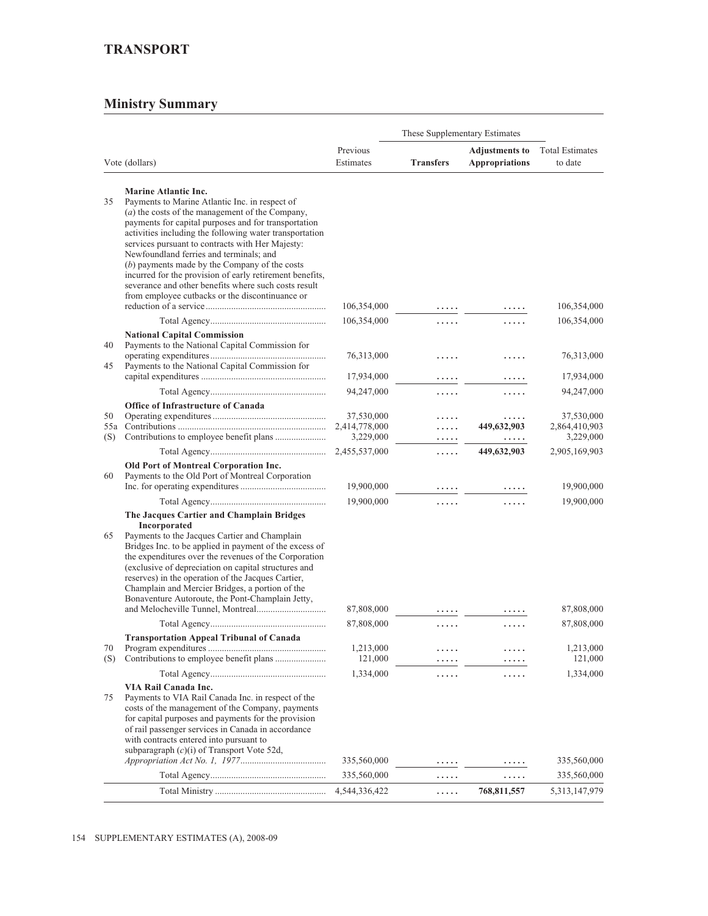# TRANSPORT

## Ministry Summary

| | Vote (dollars) | Previous Estimates | These Supplementary Estimates | | Total Estimates to date |
|---|---|---|---|---|---|
| | | | **Transfers** | **Adjustments to Appropriations** | |
| | **Marine Atlantic Inc.** | | | | |
| 35 | Payments to Marine Atlantic Inc. in respect of (*a*) the costs of the management of the Company, payments for capital purposes and for transportation activities including the following water transportation services pursuant to contracts with Her Majesty: Newfoundland ferries and terminals; and (*b*) payments made by the Company of the costs incurred for the provision of early retirement benefits, severance and other benefits where such costs result from employee cutbacks or the discontinuance or reduction of a service | 106,354,000 | ..... | ..... | 106,354,000 |
| | Total Agency | 106,354,000 | ..... | ..... | 106,354,000 |
| | **National Capital Commission** | | | | |
| 40 | Payments to the National Capital Commission for operating expenditures | 76,313,000 | ..... | ..... | 76,313,000 |
| 45 | Payments to the National Capital Commission for capital expenditures | 17,934,000 | ..... | ..... | 17,934,000 |
| | Total Agency | 94,247,000 | ..... | ..... | 94,247,000 |
| | **Office of Infrastructure of Canada** | | | | |
| 50 | Operating expenditures | 37,530,000 | ..... | ..... | 37,530,000 |
| 55a | Contributions | 2,414,778,000 | ..... | **449,632,903** | 2,864,410,903 |
| (S) | Contributions to employee benefit plans | 3,229,000 | ..... | ..... | 3,229,000 |
| | Total Agency | 2,455,537,000 | ..... | **449,632,903** | 2,905,169,903 |
| | **Old Port of Montreal Corporation Inc.** | | | | |
| 60 | Payments to the Old Port of Montreal Corporation Inc. for operating expenditures | 19,900,000 | ..... | ..... | 19,900,000 |
| | Total Agency | 19,900,000 | ..... | ..... | 19,900,000 |
| | **The Jacques Cartier and Champlain Bridges Incorporated** | | | | |
| 65 | Payments to the Jacques Cartier and Champlain Bridges Inc. to be applied in payment of the excess of the expenditures over the revenues of the Corporation (exclusive of depreciation on capital structures and reserves) in the operation of the Jacques Cartier, Champlain and Mercier Bridges, a portion of the Bonaventure Autoroute, the Pont-Champlain Jetty, and Melocheville Tunnel, Montreal | 87,808,000 | ..... | ..... | 87,808,000 |
| | Total Agency | 87,808,000 | ..... | ..... | 87,808,000 |
| | **Transportation Appeal Tribunal of Canada** | | | | |
| 70 | Program expenditures | 1,213,000 | ..... | ..... | 1,213,000 |
| (S) | Contributions to employee benefit plans | 121,000 | ..... | ..... | 121,000 |
| | Total Agency | 1,334,000 | ..... | ..... | 1,334,000 |
| | **VIA Rail Canada Inc.** | | | | |
| 75 | Payments to VIA Rail Canada Inc. in respect of the costs of the management of the Company, payments for capital purposes and payments for the provision of rail passenger services in Canada in accordance with contracts entered into pursuant to subparagraph (*c*)(i) of Transport Vote 52d, *Appropriation Act No. 1, 1977* | 335,560,000 | ..... | ..... | 335,560,000 |
| | Total Agency | 335,560,000 | ..... | ..... | 335,560,000 |
| | Total Ministry | 4,544,336,422 | ..... | **768,811,557** | 5,313,147,979 |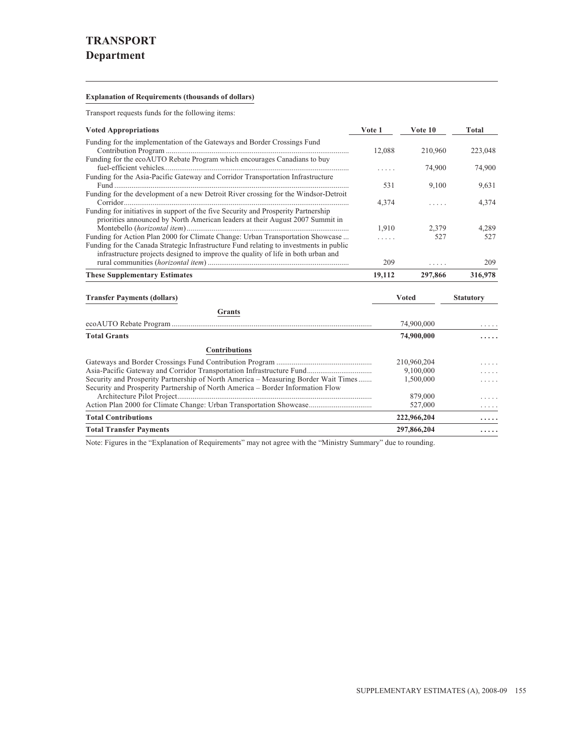# TRANSPORT
## Department

**Explanation of Requirements (thousands of dollars)**

Transport requests funds for the following items:

| Voted Appropriations | Vote 1 | Vote 10 | Total |
|---|---|---|---|
| Funding for the implementation of the Gateways and Border Crossings Fund Contribution Program | 12,088 | 210,960 | 223,048 |
| Funding for the ecoAUTO Rebate Program which encourages Canadians to buy fuel-efficient vehicles | ..... | 74,900 | 74,900 |
| Funding for the Asia-Pacific Gateway and Corridor Transportation Infrastructure Fund | 531 | 9,100 | 9,631 |
| Funding for the development of a new Detroit River crossing for the Windsor-Detroit Corridor | 4,374 | ..... | 4,374 |
| Funding for initiatives in support of the five Security and Prosperity Partnership priorities announced by North American leaders at their August 2007 Summit in Montebello (*horizontal item*) | 1,910 | 2,379 | 4,289 |
| Funding for Action Plan 2000 for Climate Change: Urban Transportation Showcase | ..... | 527 | 527 |
| Funding for the Canada Strategic Infrastructure Fund relating to investments in public infrastructure projects designed to improve the quality of life in both urban and rural communities (*horizontal item*) | 209 | ..... | 209 |
| **These Supplementary Estimates** | **19,112** | **297,866** | **316,978** |

| Transfer Payments (dollars) | Voted | Statutory |
|---|---|---|
| **Grants** | | |
| ecoAUTO Rebate Program | 74,900,000 | ..... |
| **Total Grants** | **74,900,000** | **.....** |
| **Contributions** | | |
| Gateways and Border Crossings Fund Contribution Program | 210,960,204 | ..... |
| Asia-Pacific Gateway and Corridor Transportation Infrastructure Fund | 9,100,000 | ..... |
| Security and Prosperity Partnership of North America – Measuring Border Wait Times | 1,500,000 | ..... |
| Security and Prosperity Partnership of North America – Border Information Flow Architecture Pilot Project | 879,000 | ..... |
| Action Plan 2000 for Climate Change: Urban Transportation Showcase | 527,000 | ..... |
| **Total Contributions** | **222,966,204** | **.....** |
| **Total Transfer Payments** | **297,866,204** | **.....** |

Note: Figures in the "Explanation of Requirements" may not agree with the "Ministry Summary" due to rounding.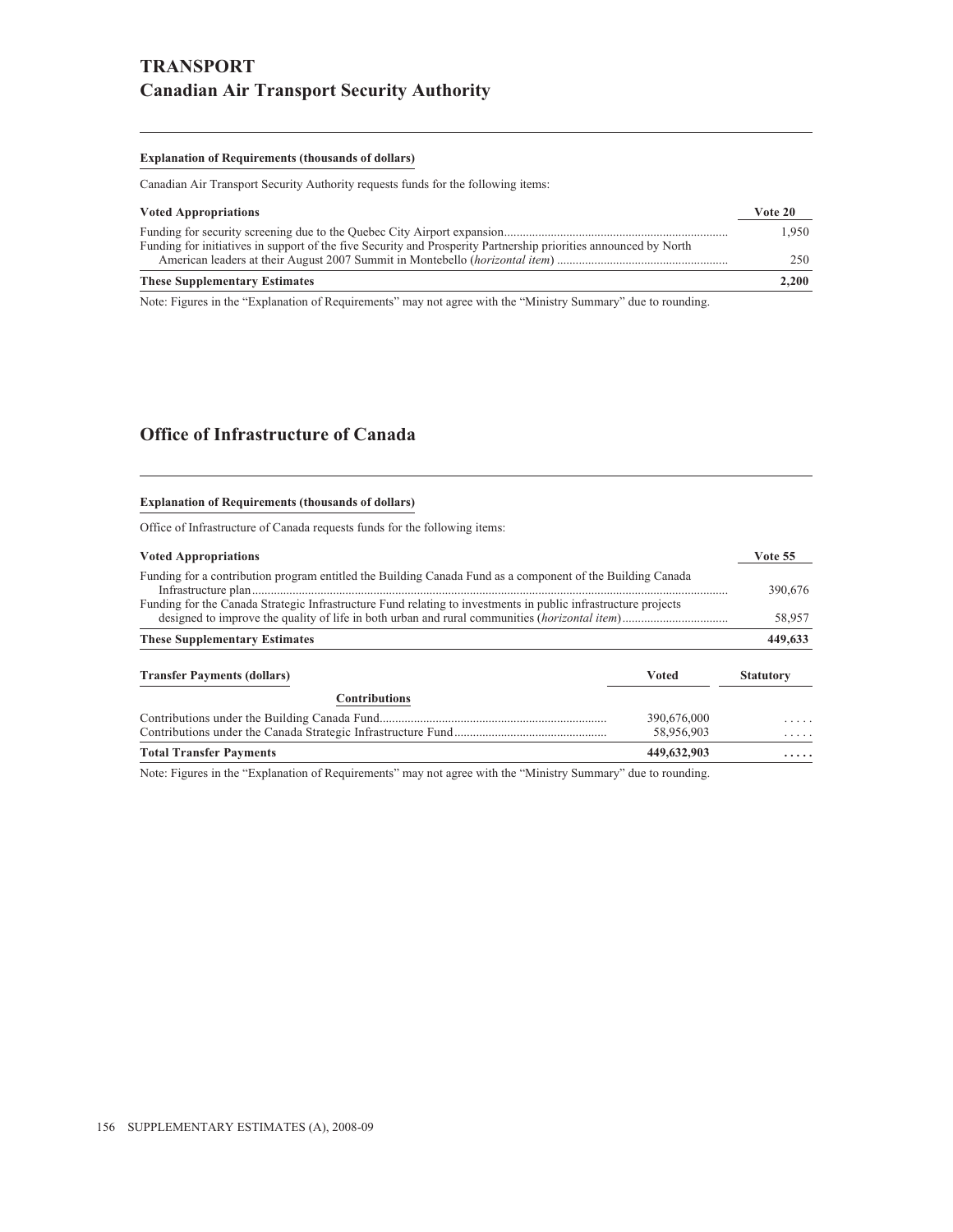# TRANSPORT

## Canadian Air Transport Security Authority

**Explanation of Requirements (thousands of dollars)**

Canadian Air Transport Security Authority requests funds for the following items:

| Voted Appropriations | Vote 20 |
|---|---|
| Funding for security screening due to the Quebec City Airport expansion | 1,950 |
| Funding for initiatives in support of the five Security and Prosperity Partnership priorities announced by North American leaders at their August 2007 Summit in Montebello (*horizontal item*) | 250 |
| **These Supplementary Estimates** | **2,200** |

Note: Figures in the "Explanation of Requirements" may not agree with the "Ministry Summary" due to rounding.

## Office of Infrastructure of Canada

**Explanation of Requirements (thousands of dollars)**

Office of Infrastructure of Canada requests funds for the following items:

| Voted Appropriations | Vote 55 |
|---|---|
| Funding for a contribution program entitled the Building Canada Fund as a component of the Building Canada Infrastructure plan | 390,676 |
| Funding for the Canada Strategic Infrastructure Fund relating to investments in public infrastructure projects designed to improve the quality of life in both urban and rural communities (*horizontal item*) | 58,957 |
| **These Supplementary Estimates** | **449,633** |

| Transfer Payments (dollars) | Voted | Statutory |
|---|---|---|
| **Contributions** | | |
| Contributions under the Building Canada Fund | 390,676,000 | ..... |
| Contributions under the Canada Strategic Infrastructure Fund | 58,956,903 | ..... |
| **Total Transfer Payments** | **449,632,903** | **.....** |

Note: Figures in the "Explanation of Requirements" may not agree with the "Ministry Summary" due to rounding.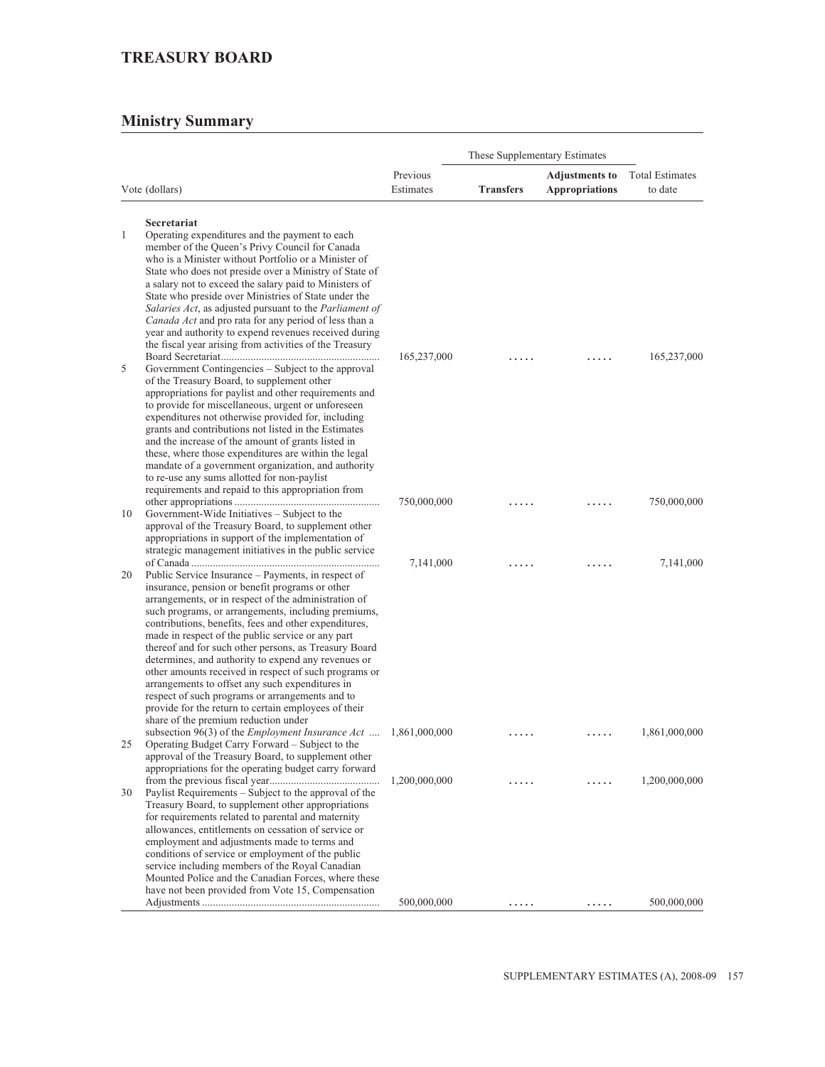## TREASURY BOARD

### Ministry Summary

| | Vote (dollars) | Previous Estimates | These Supplementary Estimates | | Total Estimates to date |
|---|---|---|---|---|---|
| | | | **Transfers** | **Adjustments to Appropriations** | |
| | **Secretariat** | | | | |
| 1 | Operating expenditures and the payment to each member of the Queen's Privy Council for Canada who is a Minister without Portfolio or a Minister of State who does not preside over a Ministry of State of a salary not to exceed the salary paid to Ministers of State who preside over Ministries of State under the *Salaries Act*, as adjusted pursuant to the *Parliament of Canada Act* and pro rata for any period of less than a year and authority to expend revenues received during the fiscal year arising from activities of the Treasury Board Secretariat | 165,237,000 | ..... | ..... | 165,237,000 |
| 5 | Government Contingencies – Subject to the approval of the Treasury Board, to supplement other appropriations for paylist and other requirements and to provide for miscellaneous, urgent or unforeseen expenditures not otherwise provided for, including grants and contributions not listed in the Estimates and the increase of the amount of grants listed in these, where those expenditures are within the legal mandate of a government organization, and authority to re-use any sums allotted for non-paylist requirements and repaid to this appropriation from other appropriations | 750,000,000 | ..... | ..... | 750,000,000 |
| 10 | Government-Wide Initiatives – Subject to the approval of the Treasury Board, to supplement other appropriations in support of the implementation of strategic management initiatives in the public service of Canada | 7,141,000 | ..... | ..... | 7,141,000 |
| 20 | Public Service Insurance – Payments, in respect of insurance, pension or benefit programs or other arrangements, or in respect of the administration of such programs, or arrangements, including premiums, contributions, benefits, fees and other expenditures, made in respect of the public service or any part thereof and for such other persons, as Treasury Board determines, and authority to expend any revenues or other amounts received in respect of such programs or arrangements to offset any such expenditures in respect of such programs or arrangements and to provide for the return to certain employees of their share of the premium reduction under subsection 96(3) of the *Employment Insurance Act* | 1,861,000,000 | ..... | ..... | 1,861,000,000 |
| 25 | Operating Budget Carry Forward – Subject to the approval of the Treasury Board, to supplement other appropriations for the operating budget carry forward from the previous fiscal year | 1,200,000,000 | ..... | ..... | 1,200,000,000 |
| 30 | Paylist Requirements – Subject to the approval of the Treasury Board, to supplement other appropriations for requirements related to parental and maternity allowances, entitlements on cessation of service or employment and adjustments made to terms and conditions of service or employment of the public service including members of the Royal Canadian Mounted Police and the Canadian Forces, where these have not been provided from Vote 15, Compensation Adjustments | 500,000,000 | ..... | ..... | 500,000,000 |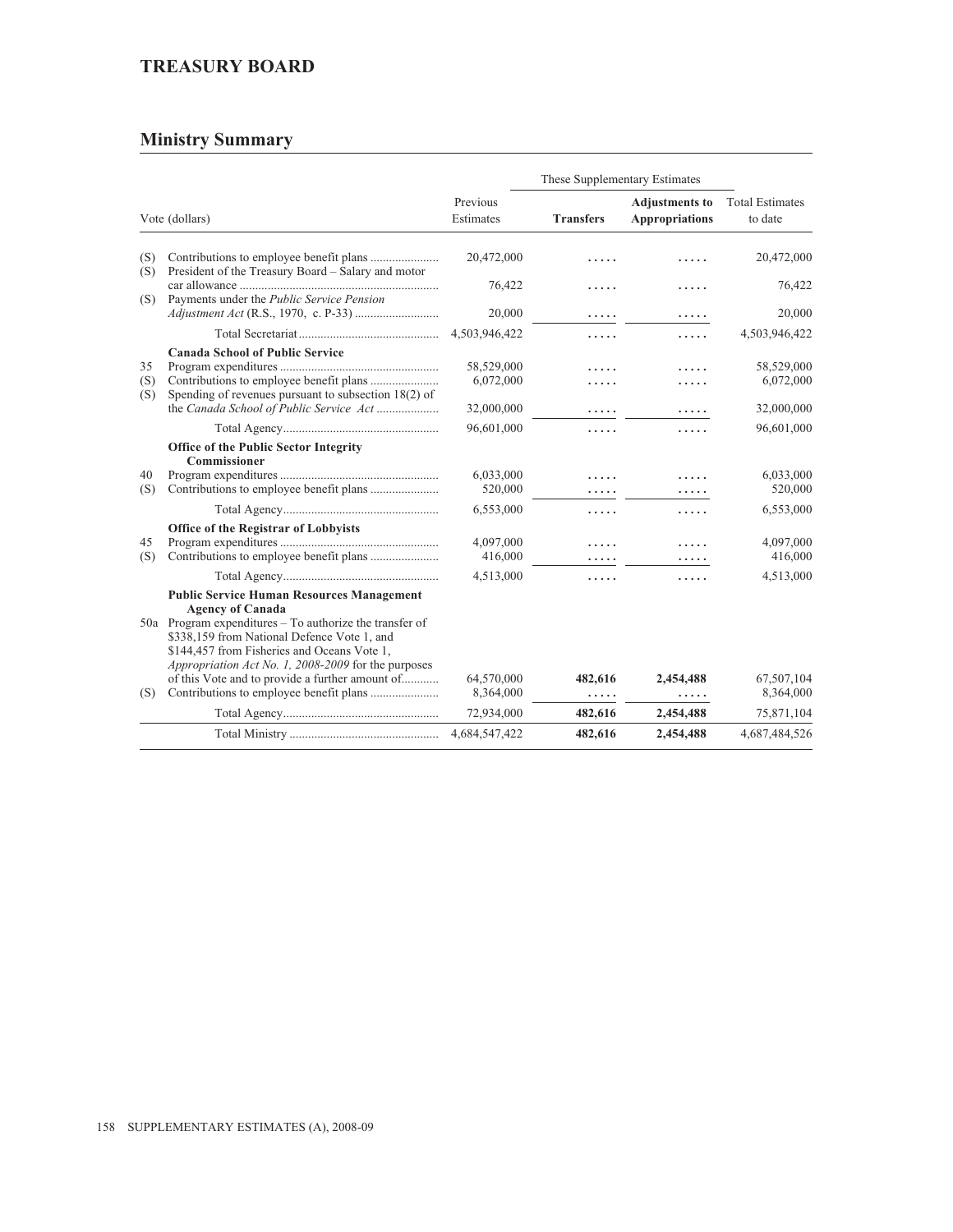## TREASURY BOARD

### Ministry Summary

| | Vote (dollars) | Previous Estimates | These Supplementary Estimates | | Total Estimates to date |
|---|---|---|---|---|---|
| | | | **Transfers** | **Adjustments to Appropriations** | |
| (S) | Contributions to employee benefit plans | 20,472,000 | ..... | ..... | 20,472,000 |
| (S) | President of the Treasury Board – Salary and motor car allowance | 76,422 | ..... | ..... | 76,422 |
| (S) | Payments under the *Public Service Pension Adjustment Act* (R.S., 1970, c. P-33) | 20,000 | ..... | ..... | 20,000 |
| | Total Secretariat | 4,503,946,422 | ..... | ..... | 4,503,946,422 |
| | **Canada School of Public Service** | | | | |
| 35 | Program expenditures | 58,529,000 | ..... | ..... | 58,529,000 |
| (S) | Contributions to employee benefit plans | 6,072,000 | ..... | ..... | 6,072,000 |
| (S) | Spending of revenues pursuant to subsection 18(2) of the *Canada School of Public Service Act* | 32,000,000 | ..... | ..... | 32,000,000 |
| | Total Agency | 96,601,000 | ..... | ..... | 96,601,000 |
| | **Office of the Public Sector Integrity Commissioner** | | | | |
| 40 | Program expenditures | 6,033,000 | ..... | ..... | 6,033,000 |
| (S) | Contributions to employee benefit plans | 520,000 | ..... | ..... | 520,000 |
| | Total Agency | 6,553,000 | ..... | ..... | 6,553,000 |
| | **Office of the Registrar of Lobbyists** | | | | |
| 45 | Program expenditures | 4,097,000 | ..... | ..... | 4,097,000 |
| (S) | Contributions to employee benefit plans | 416,000 | ..... | ..... | 416,000 |
| | Total Agency | 4,513,000 | ..... | ..... | 4,513,000 |
| | **Public Service Human Resources Management Agency of Canada** | | | | |
| 50a | Program expenditures – To authorize the transfer of $338,159 from National Defence Vote 1, and $144,457 from Fisheries and Oceans Vote 1, *Appropriation Act No. 1, 2008-2009* for the purposes of this Vote and to provide a further amount of | 64,570,000 | **482,616** | **2,454,488** | 67,507,104 |
| (S) | Contributions to employee benefit plans | 8,364,000 | ..... | ..... | 8,364,000 |
| | Total Agency | 72,934,000 | **482,616** | **2,454,488** | 75,871,104 |
| | Total Ministry | 4,684,547,422 | **482,616** | **2,454,488** | 4,687,484,526 |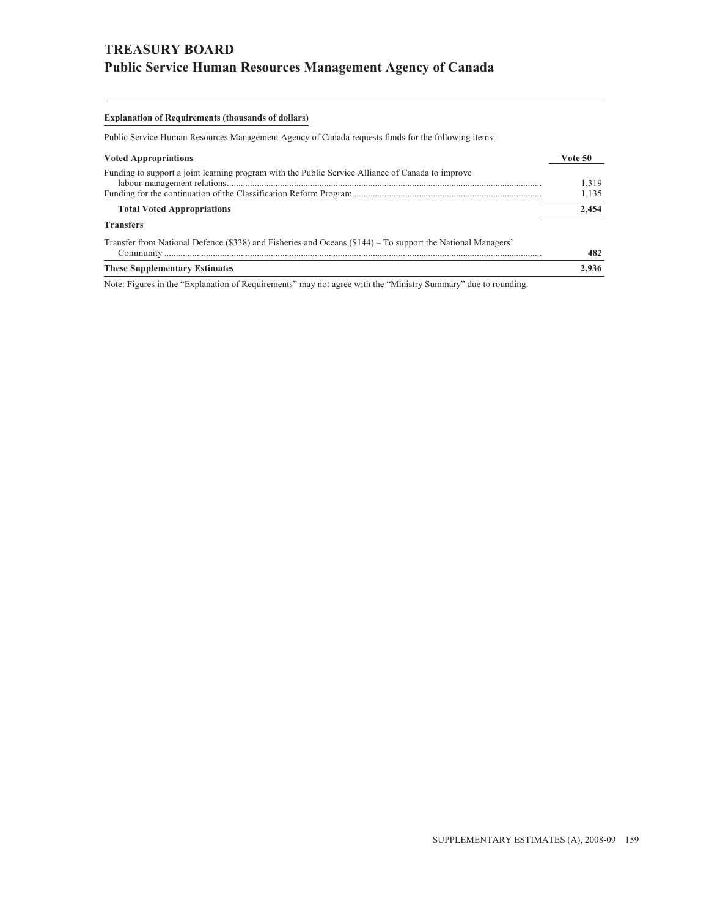# TREASURY BOARD
## Public Service Human Resources Management Agency of Canada

**Explanation of Requirements (thousands of dollars)**

Public Service Human Resources Management Agency of Canada requests funds for the following items:

| **Voted Appropriations** | **Vote 50** |
|---|---|
| Funding to support a joint learning program with the Public Service Alliance of Canada to improve labour-management relations | 1,319 |
| Funding for the continuation of the Classification Reform Program | 1,135 |
| **Total Voted Appropriations** | **2,454** |
| **Transfers** | |
| Transfer from National Defence ($338) and Fisheries and Oceans ($144) – To support the National Managers' Community | **482** |
| **These Supplementary Estimates** | **2,936** |

Note: Figures in the "Explanation of Requirements" may not agree with the "Ministry Summary" due to rounding.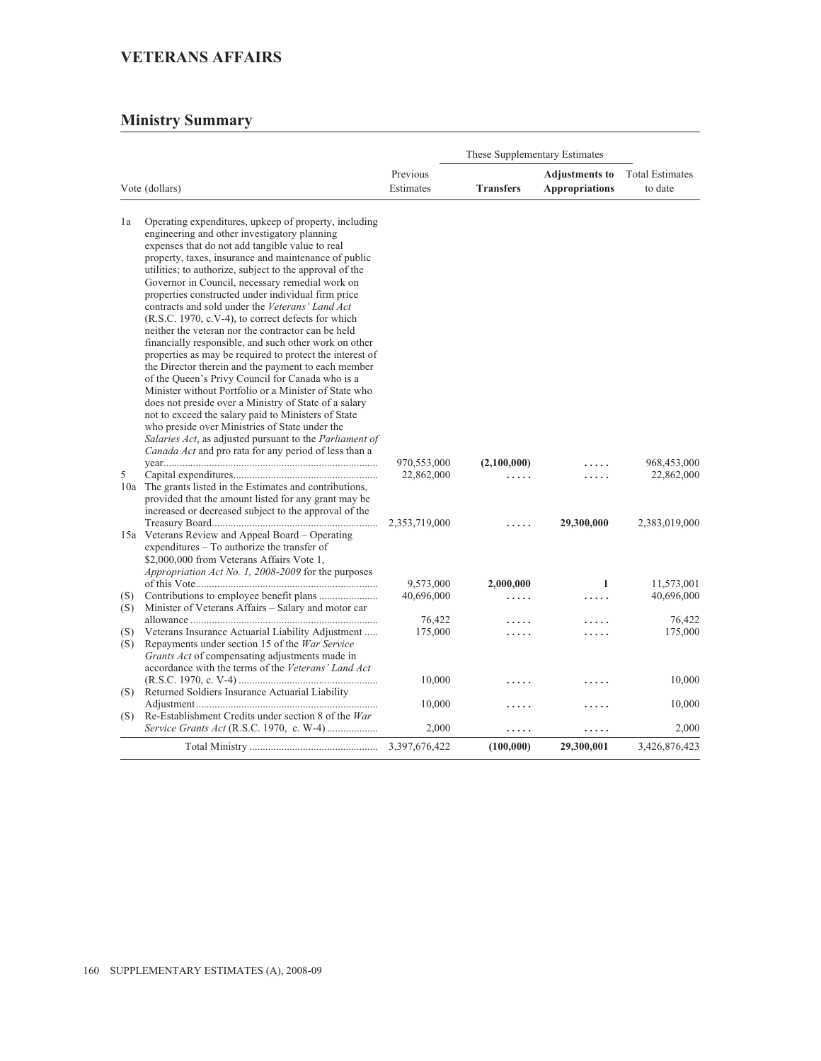# VETERANS AFFAIRS

## Ministry Summary

| | Vote (dollars) | Previous Estimates | These Supplementary Estimates | | Total Estimates to date |
|---|---|---|---|---|---|
| | | | **Transfers** | **Adjustments to Appropriations** | |
| 1a | Operating expenditures, upkeep of property, including engineering and other investigatory planning expenses that do not add tangible value to real property, taxes, insurance and maintenance of public utilities; to authorize, subject to the approval of the Governor in Council, necessary remedial work on properties constructed under individual firm price contracts and sold under the *Veterans' Land Act* (R.S.C. 1970, c.V-4), to correct defects for which neither the veteran nor the contractor can be held financially responsible, and such other work on other properties as may be required to protect the interest of the Director therein and the payment to each member of the Queen's Privy Council for Canada who is a Minister without Portfolio or a Minister of State who does not preside over a Ministry of State of a salary not to exceed the salary paid to Ministers of State who preside over Ministries of State under the *Salaries Act*, as adjusted pursuant to the *Parliament of Canada Act* and pro rata for any period of less than a year | 970,553,000 | **(2,100,000)** | ..... | 968,453,000 |
| 5 | Capital expenditures | 22,862,000 | ..... | ..... | 22,862,000 |
| 10a | The grants listed in the Estimates and contributions, provided that the amount listed for any grant may be increased or decreased subject to the approval of the Treasury Board | 2,353,719,000 | ..... | **29,300,000** | 2,383,019,000 |
| 15a | Veterans Review and Appeal Board – Operating expenditures – To authorize the transfer of $2,000,000 from Veterans Affairs Vote 1, *Appropriation Act No. 1, 2008-2009* for the purposes of this Vote | 9,573,000 | **2,000,000** | **1** | 11,573,001 |
| (S) | Contributions to employee benefit plans | 40,696,000 | ..... | ..... | 40,696,000 |
| (S) | Minister of Veterans Affairs – Salary and motor car allowance | 76,422 | ..... | ..... | 76,422 |
| (S) | Veterans Insurance Actuarial Liability Adjustment | 175,000 | ..... | ..... | 175,000 |
| (S) | Repayments under section 15 of the *War Service Grants Act* of compensating adjustments made in accordance with the terms of the *Veterans' Land Act* (R.S.C. 1970, c. V-4) | 10,000 | ..... | ..... | 10,000 |
| (S) | Returned Soldiers Insurance Actuarial Liability Adjustment | 10,000 | ..... | ..... | 10,000 |
| (S) | Re-Establishment Credits under section 8 of the *War Service Grants Act* (R.S.C. 1970, c. W-4) | 2,000 | ..... | ..... | 2,000 |
| | Total Ministry | 3,397,676,422 | **(100,000)** | **29,300,001** | 3,426,876,423 |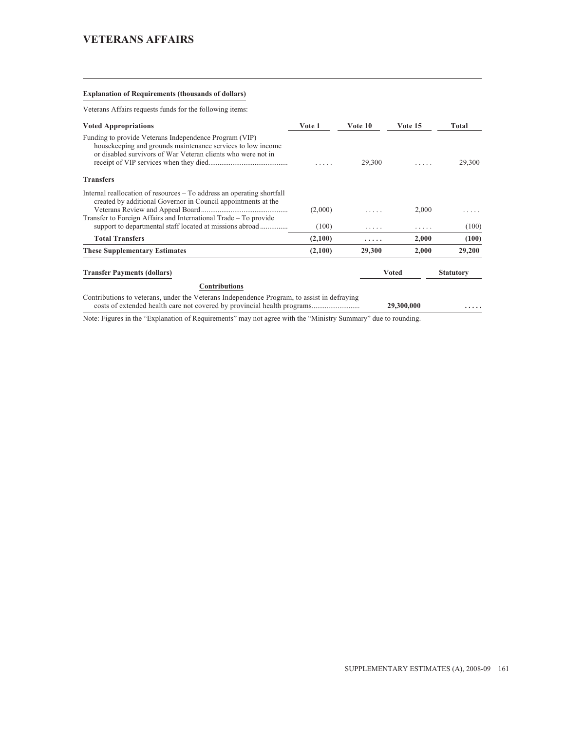# VETERANS AFFAIRS

**Explanation of Requirements (thousands of dollars)**

Veterans Affairs requests funds for the following items:

| Voted Appropriations | Vote 1 | Vote 10 | Vote 15 | Total |
|---|---|---|---|---|
| Funding to provide Veterans Independence Program (VIP) housekeeping and grounds maintenance services to low income or disabled survivors of War Veteran clients who were not in receipt of VIP services when they died | ..... | 29,300 | ..... | 29,300 |
| **Transfers** | | | | |
| Internal reallocation of resources – To address an operating shortfall created by additional Governor in Council appointments at the Veterans Review and Appeal Board | (2,000) | ..... | 2,000 | ..... |
| Transfer to Foreign Affairs and International Trade – To provide support to departmental staff located at missions abroad | (100) | ..... | ..... | (100) |
| **Total Transfers** | **(2,100)** | **.....** | **2,000** | **(100)** |
| **These Supplementary Estimates** | **(2,100)** | **29,300** | **2,000** | **29,200** |

| Transfer Payments (dollars) | Voted | Statutory |
|---|---|---|
| **Contributions** | | |
| Contributions to veterans, under the Veterans Independence Program, to assist in defraying costs of extended health care not covered by provincial health programs | **29,300,000** | **.....** |

Note: Figures in the "Explanation of Requirements" may not agree with the "Ministry Summary" due to rounding.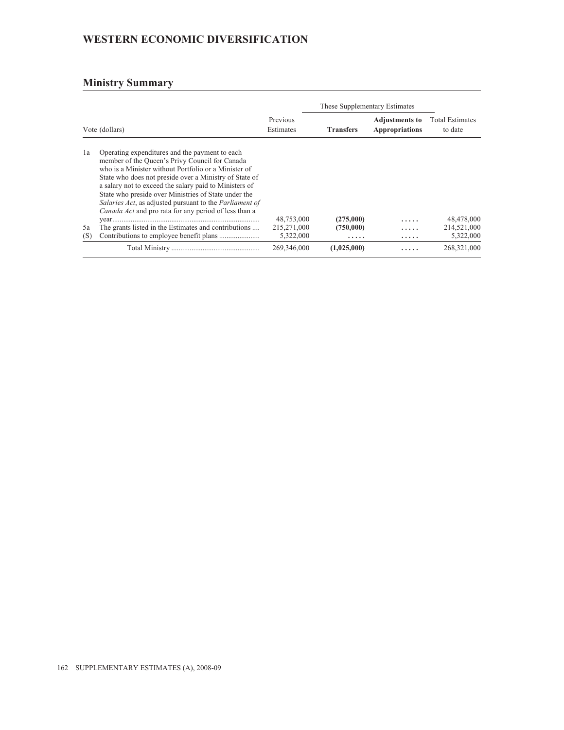# WESTERN ECONOMIC DIVERSIFICATION

## Ministry Summary

| Vote (dollars) | | Previous Estimates | These Supplementary Estimates | | Total Estimates to date |
|---|---|---|---|---|---|
| | | | **Transfers** | **Adjustments to Appropriations** | |
| 1a | Operating expenditures and the payment to each member of the Queen's Privy Council for Canada who is a Minister without Portfolio or a Minister of State who does not preside over a Ministry of State of a salary not to exceed the salary paid to Ministers of State who preside over Ministries of State under the *Salaries Act*, as adjusted pursuant to the *Parliament of Canada Act* and pro rata for any period of less than a year | 48,753,000 | **(275,000)** | ..... | 48,478,000 |
| 5a | The grants listed in the Estimates and contributions | 215,271,000 | **(750,000)** | ..... | 214,521,000 |
| (S) | Contributions to employee benefit plans | 5,322,000 | ..... | ..... | 5,322,000 |
| | Total Ministry | 269,346,000 | **(1,025,000)** | ..... | 268,321,000 |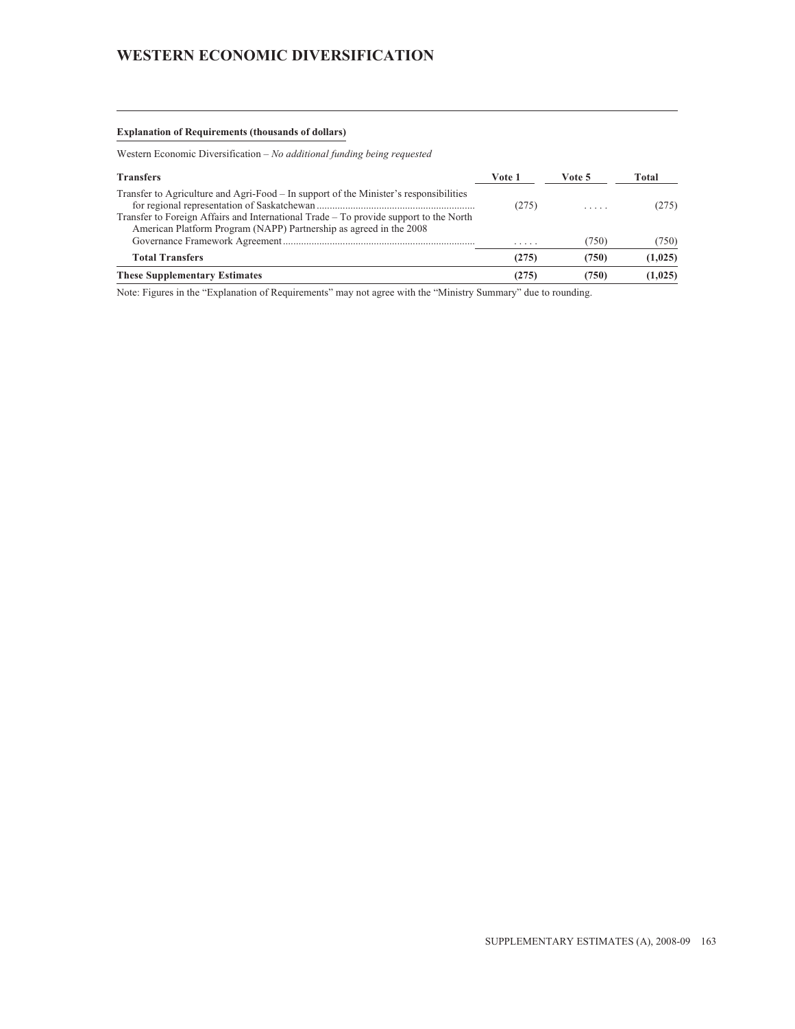# WESTERN ECONOMIC DIVERSIFICATION

**Explanation of Requirements (thousands of dollars)**

Western Economic Diversification – *No additional funding being requested*

| Transfers | Vote 1 | Vote 5 | Total |
|---|---|---|---|
| Transfer to Agriculture and Agri-Food – In support of the Minister's responsibilities for regional representation of Saskatchewan | (275) | ..... | (275) |
| Transfer to Foreign Affairs and International Trade – To provide support to the North American Platform Program (NAPP) Partnership as agreed in the 2008 Governance Framework Agreement | ..... | (750) | (750) |
| **Total Transfers** | **(275)** | **(750)** | **(1,025)** |
| **These Supplementary Estimates** | **(275)** | **(750)** | **(1,025)** |

Note: Figures in the "Explanation of Requirements" may not agree with the "Ministry Summary" due to rounding.